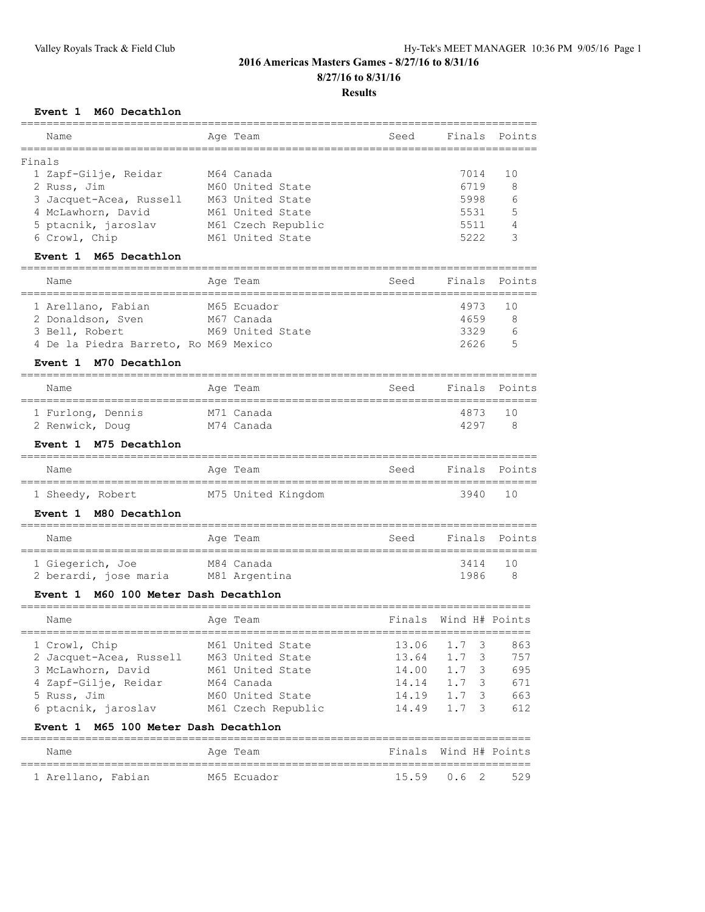## 2016 Americas Masters Games - 8/27/16 to 8/31/16

### 8/27/16 to 8/31/16

### Results

#### Event 1 M60 Decathlon

Finals

| Name | Age | Team | Seed | Finals | Points |
|---|---|---|---|---|---|
| 1 Zapf-Gilje, Reidar | M64 | Canada | | 7014 | 10 |
| 2 Russ, Jim | M60 | United State | | 6719 | 8 |
| 3 Jacquet-Acea, Russell | M63 | United State | | 5998 | 6 |
| 4 McLawhorn, David | M61 | United State | | 5531 | 5 |
| 5 ptacnik, jaroslav | M61 | Czech Republic | | 5511 | 4 |
| 6 Crowl, Chip | M61 | United State | | 5222 | 3 |

#### Event 1 M65 Decathlon

| Name | Age | Team | Seed | Finals | Points |
|---|---|---|---|---|---|
| 1 Arellano, Fabian | M65 | Ecuador | | 4973 | 10 |
| 2 Donaldson, Sven | M67 | Canada | | 4659 | 8 |
| 3 Bell, Robert | M69 | United State | | 3329 | 6 |
| 4 De la Piedra Barreto, Ro | M69 | Mexico | | 2626 | 5 |

#### Event 1 M70 Decathlon

| Name | Age | Team | Seed | Finals | Points |
|---|---|---|---|---|---|
| 1 Furlong, Dennis | M71 | Canada | | 4873 | 10 |
| 2 Renwick, Doug | M74 | Canada | | 4297 | 8 |

#### Event 1 M75 Decathlon

| Name | Age | Team | Seed | Finals | Points |
|---|---|---|---|---|---|
| 1 Sheedy, Robert | M75 | United Kingdom | | 3940 | 10 |

#### Event 1 M80 Decathlon

| Name | Age | Team | Seed | Finals | Points |
|---|---|---|---|---|---|
| 1 Giegerich, Joe | M84 | Canada | | 3414 | 10 |
| 2 berardi, jose maria | M81 | Argentina | | 1986 | 8 |

#### Event 1 M60 100 Meter Dash Decathlon

| Name | Age | Team | Finals | Wind | H# | Points |
|---|---|---|---|---|---|---|
| 1 Crowl, Chip | M61 | United State | 13.06 | 1.7 | 3 | 863 |
| 2 Jacquet-Acea, Russell | M63 | United State | 13.64 | 1.7 | 3 | 757 |
| 3 McLawhorn, David | M61 | United State | 14.00 | 1.7 | 3 | 695 |
| 4 Zapf-Gilje, Reidar | M64 | Canada | 14.14 | 1.7 | 3 | 671 |
| 5 Russ, Jim | M60 | United State | 14.19 | 1.7 | 3 | 663 |
| 6 ptacnik, jaroslav | M61 | Czech Republic | 14.49 | 1.7 | 3 | 612 |

#### Event 1 M65 100 Meter Dash Decathlon

| Name | Age | Team | Finals | Wind | H# | Points |
|---|---|---|---|---|---|---|
| 1 Arellano, Fabian | M65 | Ecuador | 15.59 | 0.6 | 2 | 529 |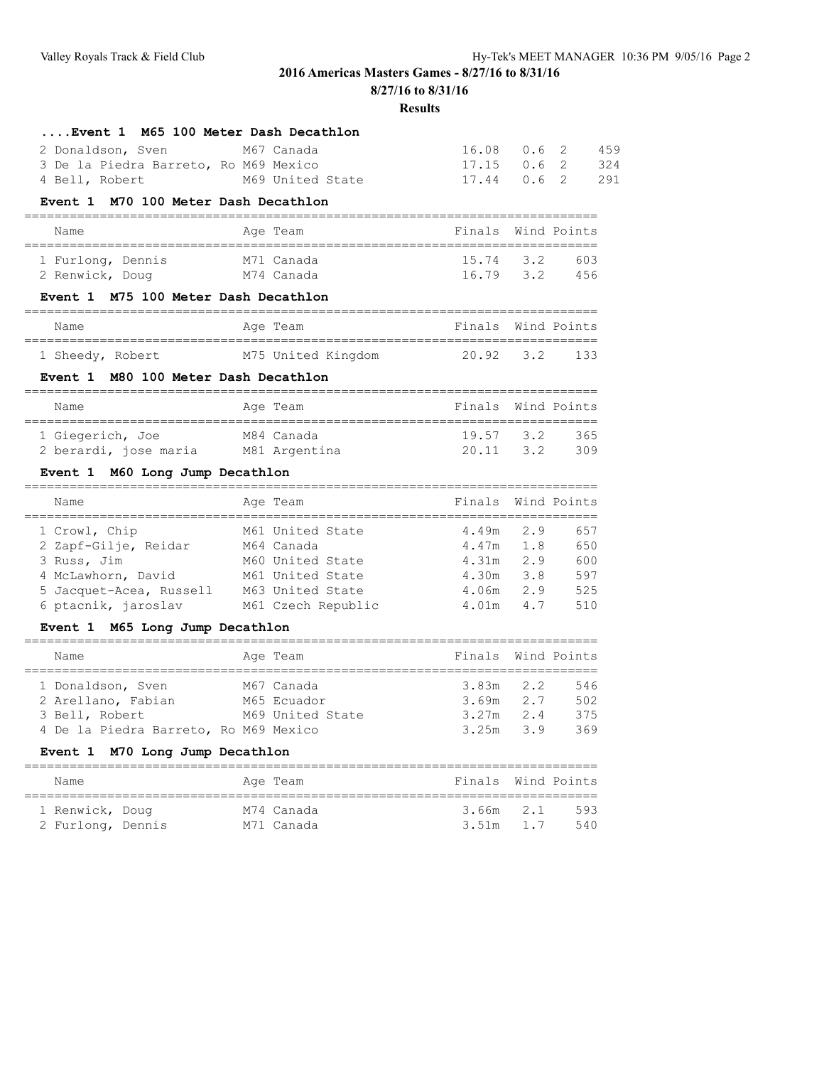## 2016 Americas Masters Games - 8/27/16 to 8/31/16

**8/27/16 to 8/31/16**

**Results**

### ....Event 1 M65 100 Meter Dash Decathlon

| Name | Age | Team | Finals | Wind | Heat | Points |
|---|---|---|---|---|---|---|
| 2 Donaldson, Sven | M67 | Canada | 16.08 | 0.6 | 2 | 459 |
| 3 De la Piedra Barreto, Ro | M69 | Mexico | 17.15 | 0.6 | 2 | 324 |
| 4 Bell, Robert | M69 | United State | 17.44 | 0.6 | 2 | 291 |

### Event 1 M70 100 Meter Dash Decathlon

| Name | Age | Team | Finals | Wind | Points |
|---|---|---|---|---|---|
| 1 Furlong, Dennis | M71 | Canada | 15.74 | 3.2 | 603 |
| 2 Renwick, Doug | M74 | Canada | 16.79 | 3.2 | 456 |

### Event 1 M75 100 Meter Dash Decathlon

| Name | Age | Team | Finals | Wind | Points |
|---|---|---|---|---|---|
| 1 Sheedy, Robert | M75 | United Kingdom | 20.92 | 3.2 | 133 |

### Event 1 M80 100 Meter Dash Decathlon

| Name | Age | Team | Finals | Wind | Points |
|---|---|---|---|---|---|
| 1 Giegerich, Joe | M84 | Canada | 19.57 | 3.2 | 365 |
| 2 berardi, jose maria | M81 | Argentina | 20.11 | 3.2 | 309 |

### Event 1 M60 Long Jump Decathlon

| Name | Age | Team | Finals | Wind | Points |
|---|---|---|---|---|---|
| 1 Crowl, Chip | M61 | United State | 4.49m | 2.9 | 657 |
| 2 Zapf-Gilje, Reidar | M64 | Canada | 4.47m | 1.8 | 650 |
| 3 Russ, Jim | M60 | United State | 4.31m | 2.9 | 600 |
| 4 McLawhorn, David | M61 | United State | 4.30m | 3.8 | 597 |
| 5 Jacquet-Acea, Russell | M63 | United State | 4.06m | 2.9 | 525 |
| 6 ptacnik, jaroslav | M61 | Czech Republic | 4.01m | 4.7 | 510 |

### Event 1 M65 Long Jump Decathlon

| Name | Age | Team | Finals | Wind | Points |
|---|---|---|---|---|---|
| 1 Donaldson, Sven | M67 | Canada | 3.83m | 2.2 | 546 |
| 2 Arellano, Fabian | M65 | Ecuador | 3.69m | 2.7 | 502 |
| 3 Bell, Robert | M69 | United State | 3.27m | 2.4 | 375 |
| 4 De la Piedra Barreto, Ro | M69 | Mexico | 3.25m | 3.9 | 369 |

### Event 1 M70 Long Jump Decathlon

| Name | Age | Team | Finals | Wind | Points |
|---|---|---|---|---|---|
| 1 Renwick, Doug | M74 | Canada | 3.66m | 2.1 | 593 |
| 2 Furlong, Dennis | M71 | Canada | 3.51m | 1.7 | 540 |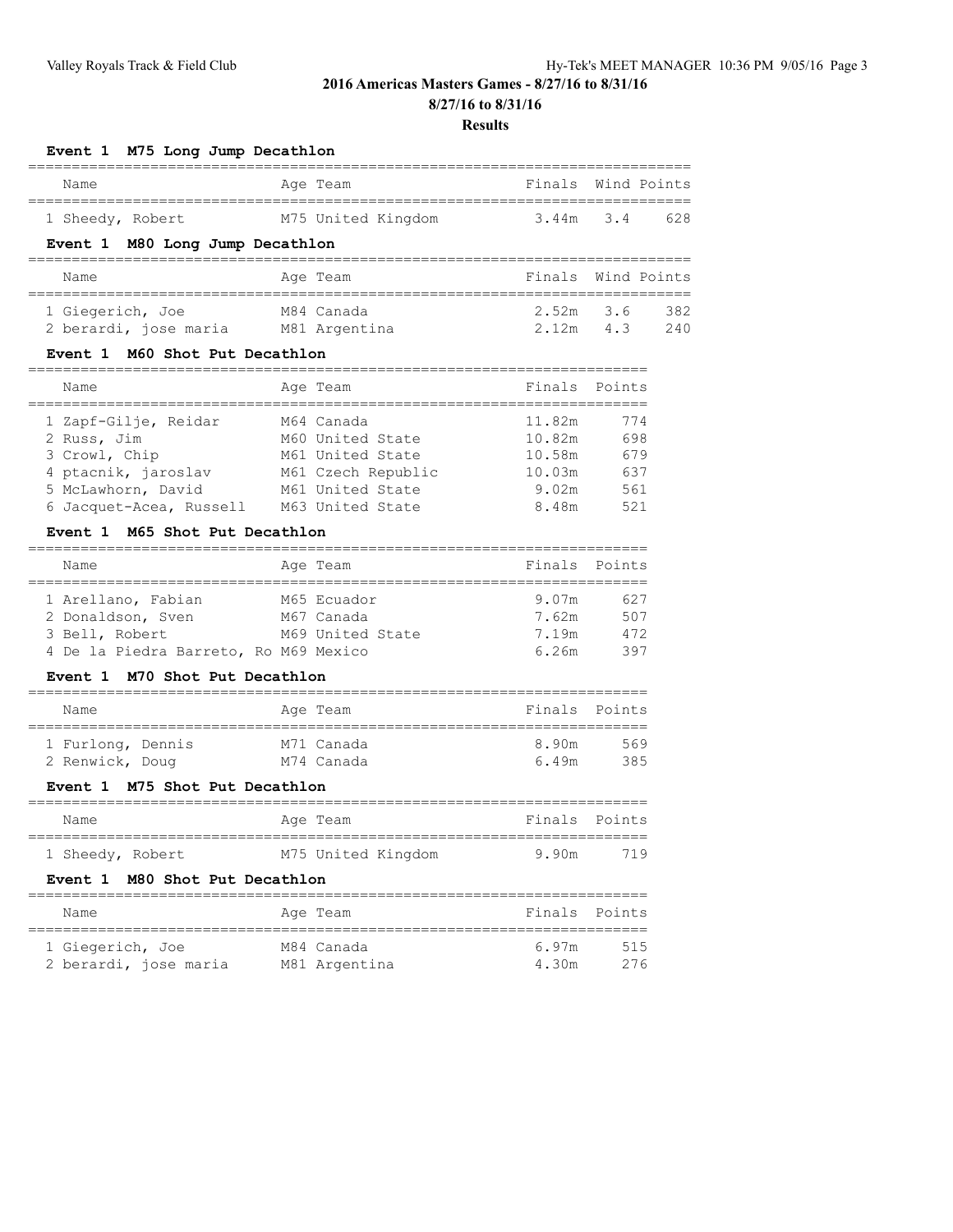## 2016 Americas Masters Games - 8/27/16 to 8/31/16

**8/27/16 to 8/31/16**

**Results**

### Event 1 M75 Long Jump Decathlon

| | Name | Age | Team | Finals | Wind | Points |
|---|---|---|---|---|---|---|
| 1 | Sheedy, Robert | M75 | United Kingdom | 3.44m | 3.4 | 628 |

### Event 1 M80 Long Jump Decathlon

| | Name | Age | Team | Finals | Wind | Points |
|---|---|---|---|---|---|---|
| 1 | Giegerich, Joe | M84 | Canada | 2.52m | 3.6 | 382 |
| 2 | berardi, jose maria | M81 | Argentina | 2.12m | 4.3 | 240 |

### Event 1 M60 Shot Put Decathlon

| | Name | Age | Team | Finals | Points |
|---|---|---|---|---|---|
| 1 | Zapf-Gilje, Reidar | M64 | Canada | 11.82m | 774 |
| 2 | Russ, Jim | M60 | United State | 10.82m | 698 |
| 3 | Crowl, Chip | M61 | United State | 10.58m | 679 |
| 4 | ptacnik, jaroslav | M61 | Czech Republic | 10.03m | 637 |
| 5 | McLawhorn, David | M61 | United State | 9.02m | 561 |
| 6 | Jacquet-Acea, Russell | M63 | United State | 8.48m | 521 |

### Event 1 M65 Shot Put Decathlon

| | Name | Age | Team | Finals | Points |
|---|---|---|---|---|---|
| 1 | Arellano, Fabian | M65 | Ecuador | 9.07m | 627 |
| 2 | Donaldson, Sven | M67 | Canada | 7.62m | 507 |
| 3 | Bell, Robert | M69 | United State | 7.19m | 472 |
| 4 | De la Piedra Barreto, Ro | M69 | Mexico | 6.26m | 397 |

### Event 1 M70 Shot Put Decathlon

| | Name | Age | Team | Finals | Points |
|---|---|---|---|---|---|
| 1 | Furlong, Dennis | M71 | Canada | 8.90m | 569 |
| 2 | Renwick, Doug | M74 | Canada | 6.49m | 385 |

### Event 1 M75 Shot Put Decathlon

| | Name | Age | Team | Finals | Points |
|---|---|---|---|---|---|
| 1 | Sheedy, Robert | M75 | United Kingdom | 9.90m | 719 |

### Event 1 M80 Shot Put Decathlon

| | Name | Age | Team | Finals | Points |
|---|---|---|---|---|---|
| 1 | Giegerich, Joe | M84 | Canada | 6.97m | 515 |
| 2 | berardi, jose maria | M81 | Argentina | 4.30m | 276 |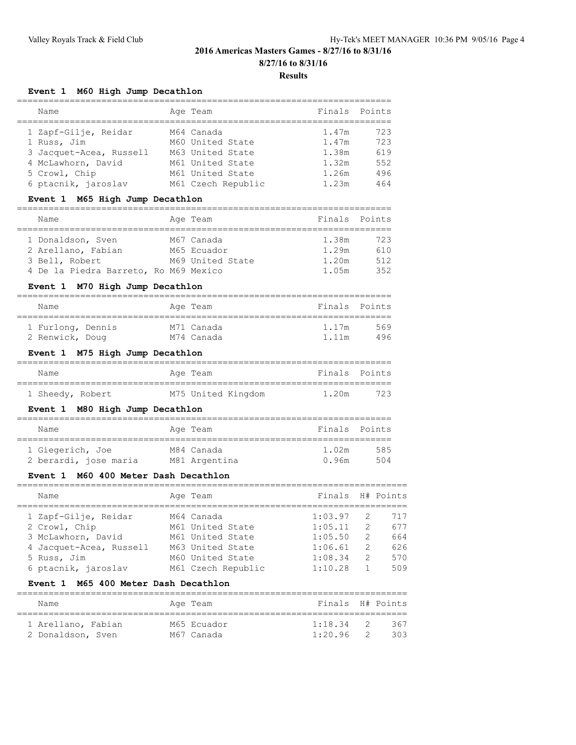## 2016 Americas Masters Games - 8/27/16 to 8/31/16

## 8/27/16 to 8/31/16

## Results

### Event 1 M60 High Jump Decathlon

| | Name | Age | Team | Finals | Points |
|---|---|---|---|---|---|
| 1 | Zapf-Gilje, Reidar | M64 | Canada | 1.47m | 723 |
| 1 | Russ, Jim | M60 | United State | 1.47m | 723 |
| 3 | Jacquet-Acea, Russell | M63 | United State | 1.38m | 619 |
| 4 | McLawhorn, David | M61 | United State | 1.32m | 552 |
| 5 | Crowl, Chip | M61 | United State | 1.26m | 496 |
| 6 | ptacnik, jaroslav | M61 | Czech Republic | 1.23m | 464 |

### Event 1 M65 High Jump Decathlon

| | Name | Age | Team | Finals | Points |
|---|---|---|---|---|---|
| 1 | Donaldson, Sven | M67 | Canada | 1.38m | 723 |
| 2 | Arellano, Fabian | M65 | Ecuador | 1.29m | 610 |
| 3 | Bell, Robert | M69 | United State | 1.20m | 512 |
| 4 | De la Piedra Barreto, Ro | M69 | Mexico | 1.05m | 352 |

### Event 1 M70 High Jump Decathlon

| | Name | Age | Team | Finals | Points |
|---|---|---|---|---|---|
| 1 | Furlong, Dennis | M71 | Canada | 1.17m | 569 |
| 2 | Renwick, Doug | M74 | Canada | 1.11m | 496 |

### Event 1 M75 High Jump Decathlon

| | Name | Age | Team | Finals | Points |
|---|---|---|---|---|---|
| 1 | Sheedy, Robert | M75 | United Kingdom | 1.20m | 723 |

### Event 1 M80 High Jump Decathlon

| | Name | Age | Team | Finals | Points |
|---|---|---|---|---|---|
| 1 | Giegerich, Joe | M84 | Canada | 1.02m | 585 |
| 2 | berardi, jose maria | M81 | Argentina | 0.96m | 504 |

### Event 1 M60 400 Meter Dash Decathlon

| | Name | Age | Team | Finals | H# | Points |
|---|---|---|---|---|---|---|
| 1 | Zapf-Gilje, Reidar | M64 | Canada | 1:03.97 | 2 | 717 |
| 2 | Crowl, Chip | M61 | United State | 1:05.11 | 2 | 677 |
| 3 | McLawhorn, David | M61 | United State | 1:05.50 | 2 | 664 |
| 4 | Jacquet-Acea, Russell | M63 | United State | 1:06.61 | 2 | 626 |
| 5 | Russ, Jim | M60 | United State | 1:08.34 | 2 | 570 |
| 6 | ptacnik, jaroslav | M61 | Czech Republic | 1:10.28 | 1 | 509 |

### Event 1 M65 400 Meter Dash Decathlon

| | Name | Age | Team | Finals | H# | Points |
|---|---|---|---|---|---|---|
| 1 | Arellano, Fabian | M65 | Ecuador | 1:18.34 | 2 | 367 |
| 2 | Donaldson, Sven | M67 | Canada | 1:20.96 | 2 | 303 |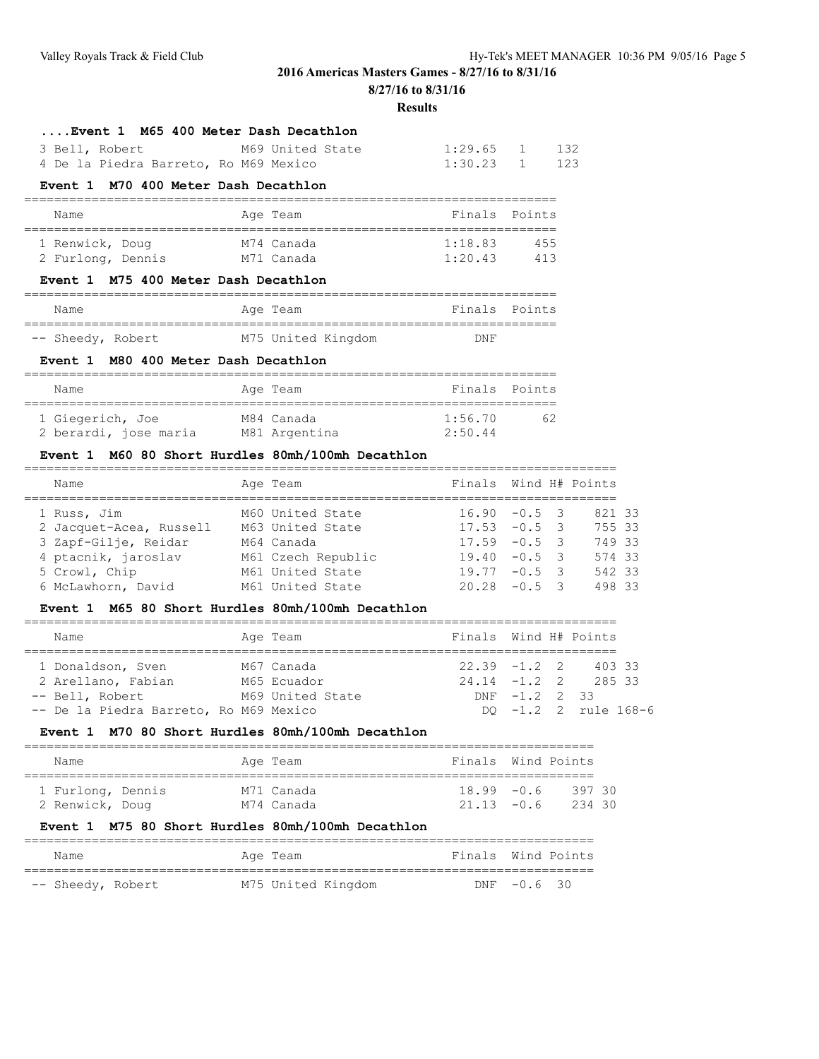## 2016 Americas Masters Games - 8/27/16 to 8/31/16

**8/27/16 to 8/31/16**

**Results**

### ....Event 1 M65 400 Meter Dash Decathlon

| Name | Age Team | Finals | H# | Points |
|---|---|---|---|---|
| 3 Bell, Robert | M69 United State | 1:29.65 | 1 | 132 |
| 4 De la Piedra Barreto, Ro | M69 Mexico | 1:30.23 | 1 | 123 |

### Event 1 M70 400 Meter Dash Decathlon

| Name | Age Team | Finals | Points |
|---|---|---|---|
| 1 Renwick, Doug | M74 Canada | 1:18.83 | 455 |
| 2 Furlong, Dennis | M71 Canada | 1:20.43 | 413 |

### Event 1 M75 400 Meter Dash Decathlon

| Name | Age Team | Finals | Points |
|---|---|---|---|
| -- Sheedy, Robert | M75 United Kingdom | DNF | |

### Event 1 M80 400 Meter Dash Decathlon

| Name | Age Team | Finals | Points |
|---|---|---|---|
| 1 Giegerich, Joe | M84 Canada | 1:56.70 | 62 |
| 2 berardi, jose maria | M81 Argentina | 2:50.44 | |

### Event 1 M60 80 Short Hurdles 80mh/100mh Decathlon

| Name | Age Team | Finals | Wind | H# | Points |
|---|---|---|---|---|---|
| 1 Russ, Jim | M60 United State | 16.90 | -0.5 | 3 | 821 33 |
| 2 Jacquet-Acea, Russell | M63 United State | 17.53 | -0.5 | 3 | 755 33 |
| 3 Zapf-Gilje, Reidar | M64 Canada | 17.59 | -0.5 | 3 | 749 33 |
| 4 ptacnik, jaroslav | M61 Czech Republic | 19.40 | -0.5 | 3 | 574 33 |
| 5 Crowl, Chip | M61 United State | 19.77 | -0.5 | 3 | 542 33 |
| 6 McLawhorn, David | M61 United State | 20.28 | -0.5 | 3 | 498 33 |

### Event 1 M65 80 Short Hurdles 80mh/100mh Decathlon

| Name | Age Team | Finals | Wind | H# | Points |
|---|---|---|---|---|---|
| 1 Donaldson, Sven | M67 Canada | 22.39 | -1.2 | 2 | 403 33 |
| 2 Arellano, Fabian | M65 Ecuador | 24.14 | -1.2 | 2 | 285 33 |
| -- Bell, Robert | M69 United State | DNF | -1.2 | 2 | 33 |
| -- De la Piedra Barreto, Ro | M69 Mexico | DQ | -1.2 | 2 | rule 168-6 |

### Event 1 M70 80 Short Hurdles 80mh/100mh Decathlon

| Name | Age Team | Finals | Wind | Points |
|---|---|---|---|---|
| 1 Furlong, Dennis | M71 Canada | 18.99 | -0.6 | 397 30 |
| 2 Renwick, Doug | M74 Canada | 21.13 | -0.6 | 234 30 |

### Event 1 M75 80 Short Hurdles 80mh/100mh Decathlon

| Name | Age Team | Finals | Wind | Points |
|---|---|---|---|---|
| -- Sheedy, Robert | M75 United Kingdom | DNF | -0.6 | 30 |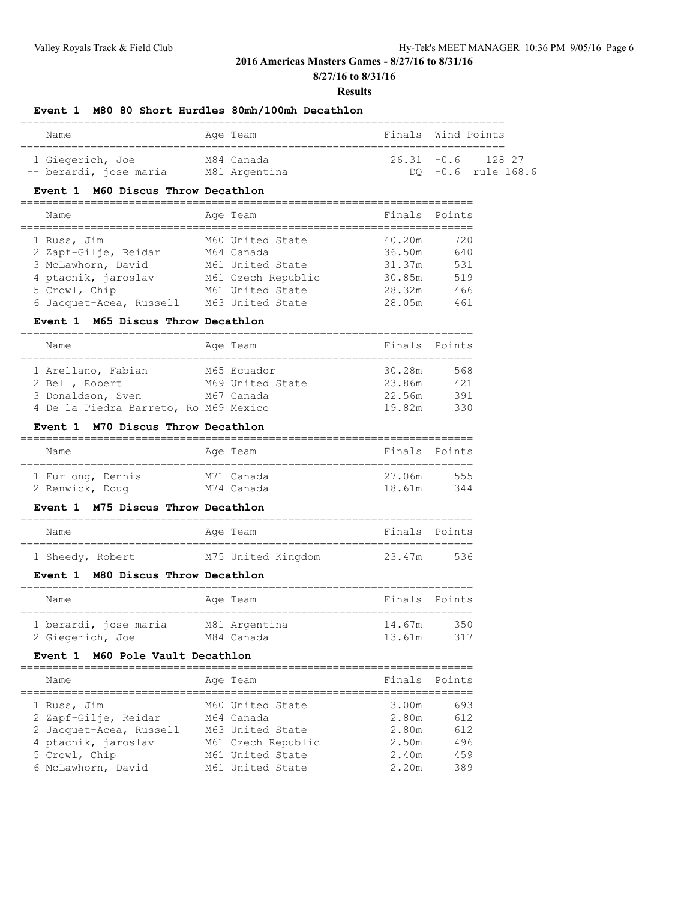## 2016 Americas Masters Games - 8/27/16 to 8/31/16

**8/27/16 to 8/31/16**

**Results**

### Event 1 M80 80 Short Hurdles 80mh/100mh Decathlon

| | Name | Age | Team | Finals | Wind | Points |
|---|---|---|---|---|---|---|
| 1 | Giegerich, Joe | M84 | Canada | 26.31 | -0.6 | 128 27 |
| -- | berardi, jose maria | M81 | Argentina | DQ | -0.6 | rule 168.6 |

### Event 1 M60 Discus Throw Decathlon

| | Name | Age | Team | Finals | Points |
|---|---|---|---|---|---|
| 1 | Russ, Jim | M60 | United State | 40.20m | 720 |
| 2 | Zapf-Gilje, Reidar | M64 | Canada | 36.50m | 640 |
| 3 | McLawhorn, David | M61 | United State | 31.37m | 531 |
| 4 | ptacnik, jaroslav | M61 | Czech Republic | 30.85m | 519 |
| 5 | Crowl, Chip | M61 | United State | 28.32m | 466 |
| 6 | Jacquet-Acea, Russell | M63 | United State | 28.05m | 461 |

### Event 1 M65 Discus Throw Decathlon

| | Name | Age | Team | Finals | Points |
|---|---|---|---|---|---|
| 1 | Arellano, Fabian | M65 | Ecuador | 30.28m | 568 |
| 2 | Bell, Robert | M69 | United State | 23.86m | 421 |
| 3 | Donaldson, Sven | M67 | Canada | 22.56m | 391 |
| 4 | De la Piedra Barreto, Ro | M69 | Mexico | 19.82m | 330 |

### Event 1 M70 Discus Throw Decathlon

| | Name | Age | Team | Finals | Points |
|---|---|---|---|---|---|
| 1 | Furlong, Dennis | M71 | Canada | 27.06m | 555 |
| 2 | Renwick, Doug | M74 | Canada | 18.61m | 344 |

### Event 1 M75 Discus Throw Decathlon

| | Name | Age | Team | Finals | Points |
|---|---|---|---|---|---|
| 1 | Sheedy, Robert | M75 | United Kingdom | 23.47m | 536 |

### Event 1 M80 Discus Throw Decathlon

| | Name | Age | Team | Finals | Points |
|---|---|---|---|---|---|
| 1 | berardi, jose maria | M81 | Argentina | 14.67m | 350 |
| 2 | Giegerich, Joe | M84 | Canada | 13.61m | 317 |

### Event 1 M60 Pole Vault Decathlon

| | Name | Age | Team | Finals | Points |
|---|---|---|---|---|---|
| 1 | Russ, Jim | M60 | United State | 3.00m | 693 |
| 2 | Zapf-Gilje, Reidar | M64 | Canada | 2.80m | 612 |
| 2 | Jacquet-Acea, Russell | M63 | United State | 2.80m | 612 |
| 4 | ptacnik, jaroslav | M61 | Czech Republic | 2.50m | 496 |
| 5 | Crowl, Chip | M61 | United State | 2.40m | 459 |
| 6 | McLawhorn, David | M61 | United State | 2.20m | 389 |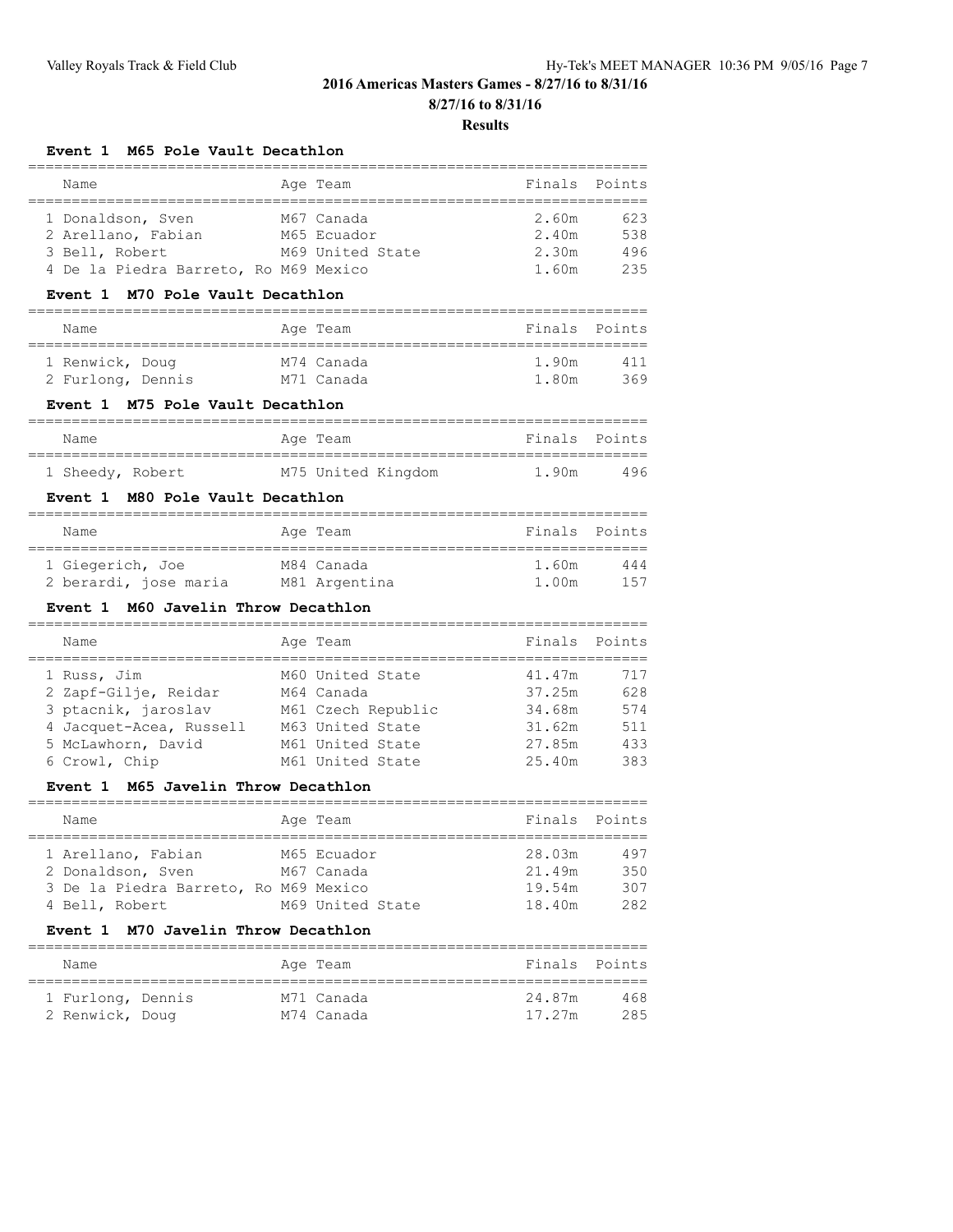## 2016 Americas Masters Games - 8/27/16 to 8/31/16

**8/27/16 to 8/31/16**

**Results**

### Event 1 M65 Pole Vault Decathlon

| Name | Age | Team | Finals | Points |
|---|---|---|---|---|
| 1 Donaldson, Sven | M67 | Canada | 2.60m | 623 |
| 2 Arellano, Fabian | M65 | Ecuador | 2.40m | 538 |
| 3 Bell, Robert | M69 | United State | 2.30m | 496 |
| 4 De la Piedra Barreto, Ro | M69 | Mexico | 1.60m | 235 |

### Event 1 M70 Pole Vault Decathlon

| Name | Age | Team | Finals | Points |
|---|---|---|---|---|
| 1 Renwick, Doug | M74 | Canada | 1.90m | 411 |
| 2 Furlong, Dennis | M71 | Canada | 1.80m | 369 |

### Event 1 M75 Pole Vault Decathlon

| Name | Age | Team | Finals | Points |
|---|---|---|---|---|
| 1 Sheedy, Robert | M75 | United Kingdom | 1.90m | 496 |

### Event 1 M80 Pole Vault Decathlon

| Name | Age | Team | Finals | Points |
|---|---|---|---|---|
| 1 Giegerich, Joe | M84 | Canada | 1.60m | 444 |
| 2 berardi, jose maria | M81 | Argentina | 1.00m | 157 |

### Event 1 M60 Javelin Throw Decathlon

| Name | Age | Team | Finals | Points |
|---|---|---|---|---|
| 1 Russ, Jim | M60 | United State | 41.47m | 717 |
| 2 Zapf-Gilje, Reidar | M64 | Canada | 37.25m | 628 |
| 3 ptacnik, jaroslav | M61 | Czech Republic | 34.68m | 574 |
| 4 Jacquet-Acea, Russell | M63 | United State | 31.62m | 511 |
| 5 McLawhorn, David | M61 | United State | 27.85m | 433 |
| 6 Crowl, Chip | M61 | United State | 25.40m | 383 |

### Event 1 M65 Javelin Throw Decathlon

| Name | Age | Team | Finals | Points |
|---|---|---|---|---|
| 1 Arellano, Fabian | M65 | Ecuador | 28.03m | 497 |
| 2 Donaldson, Sven | M67 | Canada | 21.49m | 350 |
| 3 De la Piedra Barreto, Ro | M69 | Mexico | 19.54m | 307 |
| 4 Bell, Robert | M69 | United State | 18.40m | 282 |

### Event 1 M70 Javelin Throw Decathlon

| Name | Age | Team | Finals | Points |
|---|---|---|---|---|
| 1 Furlong, Dennis | M71 | Canada | 24.87m | 468 |
| 2 Renwick, Doug | M74 | Canada | 17.27m | 285 |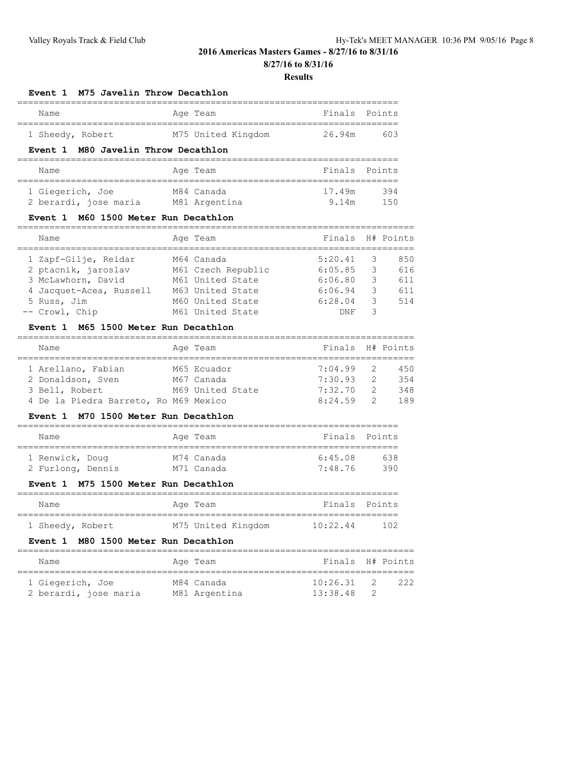## 2016 Americas Masters Games - 8/27/16 to 8/31/16

### 8/27/16 to 8/31/16

### Results

#### Event 1 M75 Javelin Throw Decathlon

| | Name | Age | Team | Finals | Points |
|---|---|---|---|---|---|
| 1 | Sheedy, Robert | M75 | United Kingdom | 26.94m | 603 |

#### Event 1 M80 Javelin Throw Decathlon

| | Name | Age | Team | Finals | Points |
|---|---|---|---|---|---|
| 1 | Giegerich, Joe | M84 | Canada | 17.49m | 394 |
| 2 | berardi, jose maria | M81 | Argentina | 9.14m | 150 |

#### Event 1 M60 1500 Meter Run Decathlon

| | Name | Age | Team | Finals | H# | Points |
|---|---|---|---|---|---|---|
| 1 | Zapf-Gilje, Reidar | M64 | Canada | 5:20.41 | 3 | 850 |
| 2 | ptacnik, jaroslav | M61 | Czech Republic | 6:05.85 | 3 | 616 |
| 3 | McLawhorn, David | M61 | United State | 6:06.80 | 3 | 611 |
| 4 | Jacquet-Acea, Russell | M63 | United State | 6:06.94 | 3 | 611 |
| 5 | Russ, Jim | M60 | United State | 6:28.04 | 3 | 514 |
| -- | Crowl, Chip | M61 | United State | DNF | 3 | |

#### Event 1 M65 1500 Meter Run Decathlon

| | Name | Age | Team | Finals | H# | Points |
|---|---|---|---|---|---|---|
| 1 | Arellano, Fabian | M65 | Ecuador | 7:04.99 | 2 | 450 |
| 2 | Donaldson, Sven | M67 | Canada | 7:30.93 | 2 | 354 |
| 3 | Bell, Robert | M69 | United State | 7:32.70 | 2 | 348 |
| 4 | De la Piedra Barreto, Ro | M69 | Mexico | 8:24.59 | 2 | 189 |

#### Event 1 M70 1500 Meter Run Decathlon

| | Name | Age | Team | Finals | Points |
|---|---|---|---|---|---|
| 1 | Renwick, Doug | M74 | Canada | 6:45.08 | 638 |
| 2 | Furlong, Dennis | M71 | Canada | 7:48.76 | 390 |

#### Event 1 M75 1500 Meter Run Decathlon

| | Name | Age | Team | Finals | Points |
|---|---|---|---|---|---|
| 1 | Sheedy, Robert | M75 | United Kingdom | 10:22.44 | 102 |

#### Event 1 M80 1500 Meter Run Decathlon

| | Name | Age | Team | Finals | H# | Points |
|---|---|---|---|---|---|---|
| 1 | Giegerich, Joe | M84 | Canada | 10:26.31 | 2 | 222 |
| 2 | berardi, jose maria | M81 | Argentina | 13:38.48 | 2 | |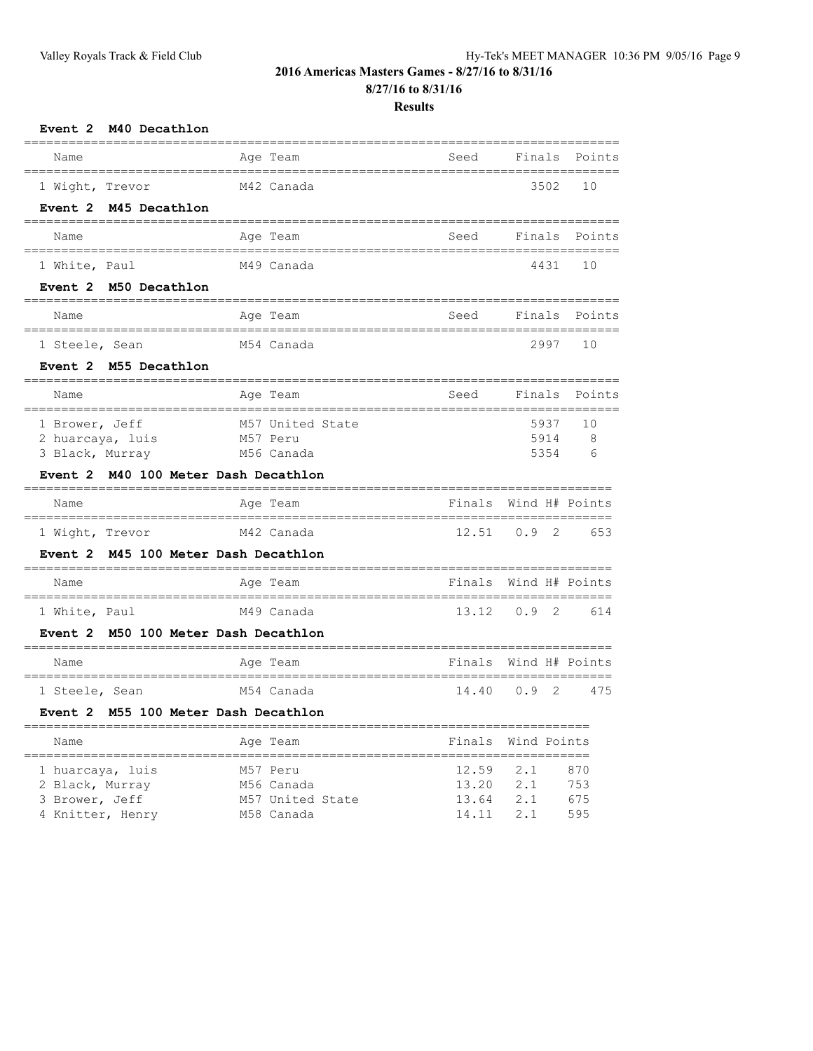## 2016 Americas Masters Games - 8/27/16 to 8/31/16

## 8/27/16 to 8/31/16

## Results

### Event 2 M40 Decathlon

| Name | Age | Team | Seed | Finals | Points |
|---|---|---|---|---|---|
| 1 Wight, Trevor | M42 | Canada | | 3502 | 10 |

### Event 2 M45 Decathlon

| Name | Age | Team | Seed | Finals | Points |
|---|---|---|---|---|---|
| 1 White, Paul | M49 | Canada | | 4431 | 10 |

### Event 2 M50 Decathlon

| Name | Age | Team | Seed | Finals | Points |
|---|---|---|---|---|---|
| 1 Steele, Sean | M54 | Canada | | 2997 | 10 |

### Event 2 M55 Decathlon

| Name | Age | Team | Seed | Finals | Points |
|---|---|---|---|---|---|
| 1 Brower, Jeff | M57 | United State | | 5937 | 10 |
| 2 huarcaya, luis | M57 | Peru | | 5914 | 8 |
| 3 Black, Murray | M56 | Canada | | 5354 | 6 |

### Event 2 M40 100 Meter Dash Decathlon

| Name | Age | Team | Finals | Wind | H# | Points |
|---|---|---|---|---|---|---|
| 1 Wight, Trevor | M42 | Canada | 12.51 | 0.9 | 2 | 653 |

### Event 2 M45 100 Meter Dash Decathlon

| Name | Age | Team | Finals | Wind | H# | Points |
|---|---|---|---|---|---|---|
| 1 White, Paul | M49 | Canada | 13.12 | 0.9 | 2 | 614 |

### Event 2 M50 100 Meter Dash Decathlon

| Name | Age | Team | Finals | Wind | H# | Points |
|---|---|---|---|---|---|---|
| 1 Steele, Sean | M54 | Canada | 14.40 | 0.9 | 2 | 475 |

### Event 2 M55 100 Meter Dash Decathlon

| Name | Age | Team | Finals | Wind | Points |
|---|---|---|---|---|---|
| 1 huarcaya, luis | M57 | Peru | 12.59 | 2.1 | 870 |
| 2 Black, Murray | M56 | Canada | 13.20 | 2.1 | 753 |
| 3 Brower, Jeff | M57 | United State | 13.64 | 2.1 | 675 |
| 4 Knitter, Henry | M58 | Canada | 14.11 | 2.1 | 595 |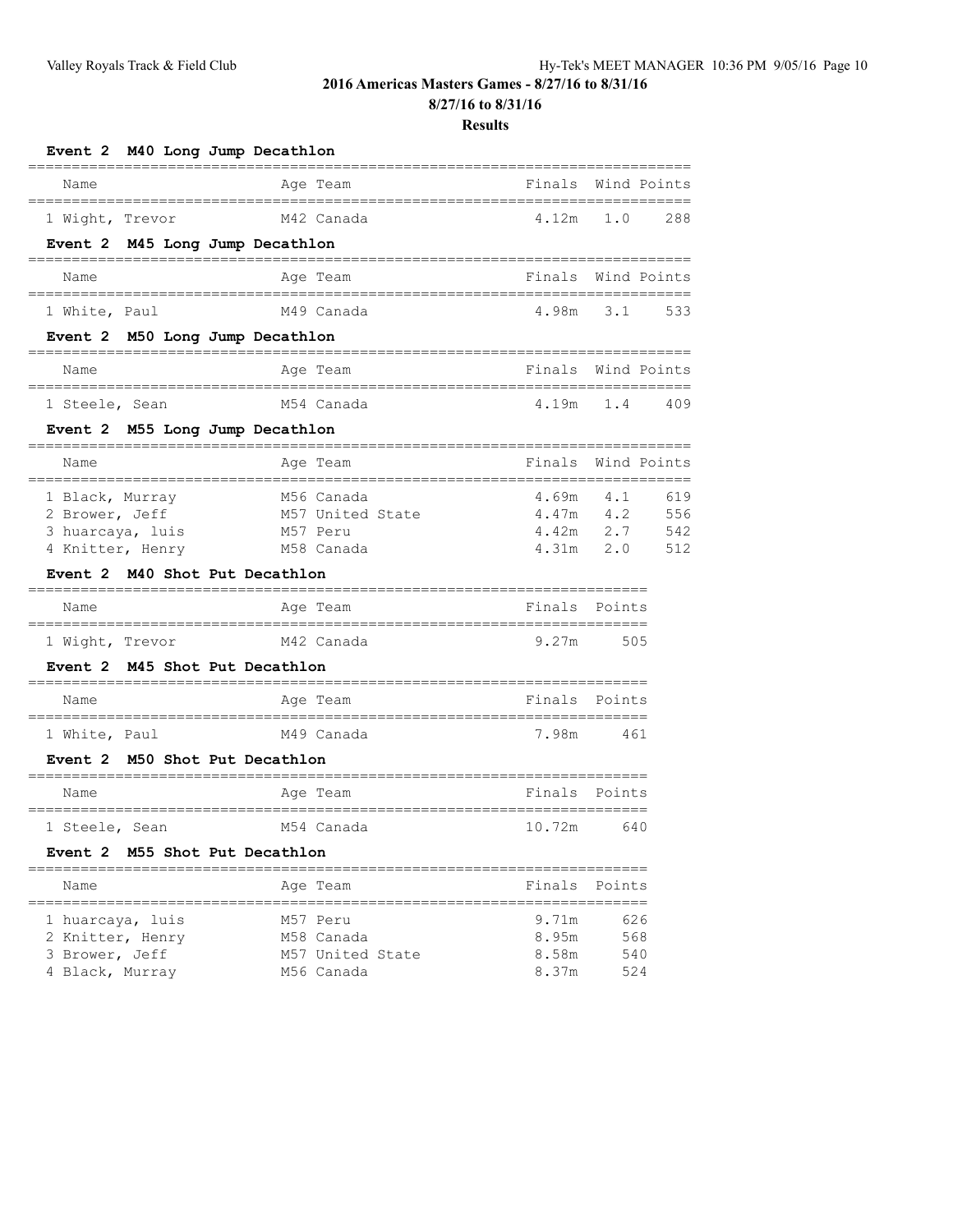## 2016 Americas Masters Games - 8/27/16 to 8/31/16

**8/27/16 to 8/31/16**

**Results**

### Event 2 M40 Long Jump Decathlon

| Name | Age | Team | Finals | Wind | Points |
|---|---|---|---|---|---|
| 1 Wight, Trevor | M42 | Canada | 4.12m | 1.0 | 288 |

### Event 2 M45 Long Jump Decathlon

| Name | Age | Team | Finals | Wind | Points |
|---|---|---|---|---|---|
| 1 White, Paul | M49 | Canada | 4.98m | 3.1 | 533 |

### Event 2 M50 Long Jump Decathlon

| Name | Age | Team | Finals | Wind | Points |
|---|---|---|---|---|---|
| 1 Steele, Sean | M54 | Canada | 4.19m | 1.4 | 409 |

### Event 2 M55 Long Jump Decathlon

| Name | Age | Team | Finals | Wind | Points |
|---|---|---|---|---|---|
| 1 Black, Murray | M56 | Canada | 4.69m | 4.1 | 619 |
| 2 Brower, Jeff | M57 | United State | 4.47m | 4.2 | 556 |
| 3 huarcaya, luis | M57 | Peru | 4.42m | 2.7 | 542 |
| 4 Knitter, Henry | M58 | Canada | 4.31m | 2.0 | 512 |

### Event 2 M40 Shot Put Decathlon

| Name | Age | Team | Finals | Points |
|---|---|---|---|---|
| 1 Wight, Trevor | M42 | Canada | 9.27m | 505 |

### Event 2 M45 Shot Put Decathlon

| Name | Age | Team | Finals | Points |
|---|---|---|---|---|
| 1 White, Paul | M49 | Canada | 7.98m | 461 |

### Event 2 M50 Shot Put Decathlon

| Name | Age | Team | Finals | Points |
|---|---|---|---|---|
| 1 Steele, Sean | M54 | Canada | 10.72m | 640 |

### Event 2 M55 Shot Put Decathlon

| Name | Age | Team | Finals | Points |
|---|---|---|---|---|
| 1 huarcaya, luis | M57 | Peru | 9.71m | 626 |
| 2 Knitter, Henry | M58 | Canada | 8.95m | 568 |
| 3 Brower, Jeff | M57 | United State | 8.58m | 540 |
| 4 Black, Murray | M56 | Canada | 8.37m | 524 |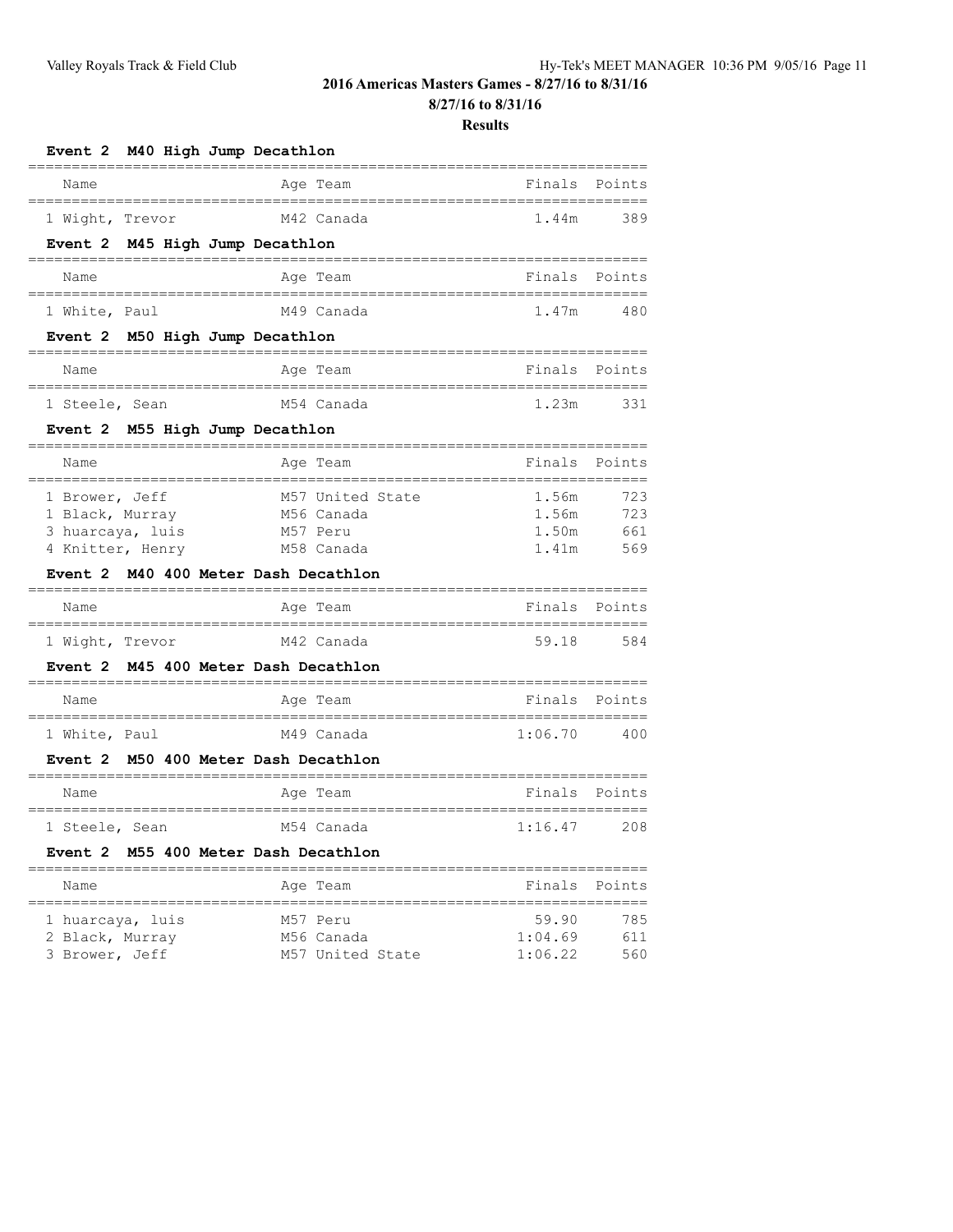**2016 Americas Masters Games - 8/27/16 to 8/31/16**

**8/27/16 to 8/31/16**

**Results**

### Event 2 M40 High Jump Decathlon

| Name | Age | Team | Finals | Points |
|---|---|---|---|---|
| 1 Wight, Trevor | M42 | Canada | 1.44m | 389 |

### Event 2 M45 High Jump Decathlon

| Name | Age | Team | Finals | Points |
|---|---|---|---|---|
| 1 White, Paul | M49 | Canada | 1.47m | 480 |

### Event 2 M50 High Jump Decathlon

| Name | Age | Team | Finals | Points |
|---|---|---|---|---|
| 1 Steele, Sean | M54 | Canada | 1.23m | 331 |

### Event 2 M55 High Jump Decathlon

| Name | Age | Team | Finals | Points |
|---|---|---|---|---|
| 1 Brower, Jeff | M57 | United State | 1.56m | 723 |
| 1 Black, Murray | M56 | Canada | 1.56m | 723 |
| 3 huarcaya, luis | M57 | Peru | 1.50m | 661 |
| 4 Knitter, Henry | M58 | Canada | 1.41m | 569 |

### Event 2 M40 400 Meter Dash Decathlon

| Name | Age | Team | Finals | Points |
|---|---|---|---|---|
| 1 Wight, Trevor | M42 | Canada | 59.18 | 584 |

### Event 2 M45 400 Meter Dash Decathlon

| Name | Age | Team | Finals | Points |
|---|---|---|---|---|
| 1 White, Paul | M49 | Canada | 1:06.70 | 400 |

### Event 2 M50 400 Meter Dash Decathlon

| Name | Age | Team | Finals | Points |
|---|---|---|---|---|
| 1 Steele, Sean | M54 | Canada | 1:16.47 | 208 |

### Event 2 M55 400 Meter Dash Decathlon

| Name | Age | Team | Finals | Points |
|---|---|---|---|---|
| 1 huarcaya, luis | M57 | Peru | 59.90 | 785 |
| 2 Black, Murray | M56 | Canada | 1:04.69 | 611 |
| 3 Brower, Jeff | M57 | United State | 1:06.22 | 560 |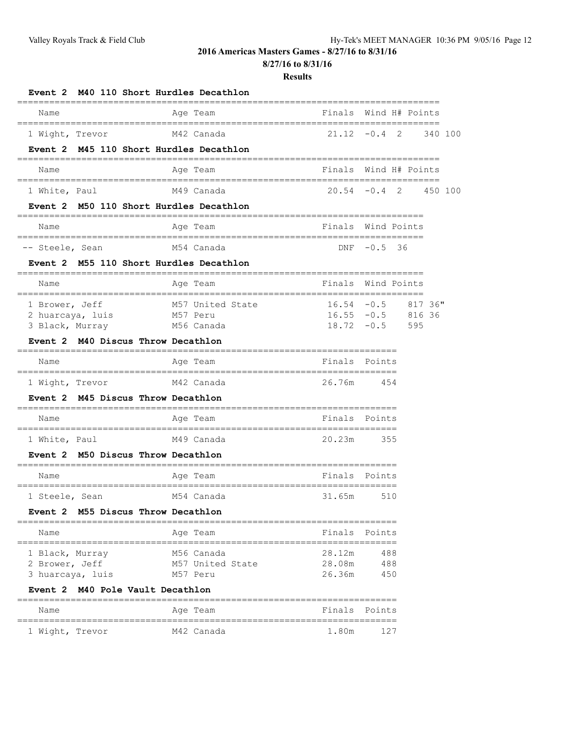# 2016 Americas Masters Games - 8/27/16 to 8/31/16

## 8/27/16 to 8/31/16

## Results

### Event 2 M40 110 Short Hurdles Decathlon

| Name | Age | Team | Finals | Wind | H# | Points | |
|---|---|---|---|---|---|---|---|
| 1 Wight, Trevor | M42 | Canada | 21.12 | -0.4 | 2 | 340 | 100 |

### Event 2 M45 110 Short Hurdles Decathlon

| Name | Age | Team | Finals | Wind | H# | Points | |
|---|---|---|---|---|---|---|---|
| 1 White, Paul | M49 | Canada | 20.54 | -0.4 | 2 | 450 | 100 |

### Event 2 M50 110 Short Hurdles Decathlon

| Name | Age | Team | Finals | Wind | Points |
|---|---|---|---|---|---|
| -- Steele, Sean | M54 | Canada | DNF | -0.5 | 36 |

### Event 2 M55 110 Short Hurdles Decathlon

| Name | Age | Team | Finals | Wind | Points | |
|---|---|---|---|---|---|---|
| 1 Brower, Jeff | M57 | United State | 16.54 | -0.5 | 817 | 36" |
| 2 huarcaya, luis | M57 | Peru | 16.55 | -0.5 | 816 | 36 |
| 3 Black, Murray | M56 | Canada | 18.72 | -0.5 | 595 | |

### Event 2 M40 Discus Throw Decathlon

| Name | Age | Team | Finals | Points |
|---|---|---|---|---|
| 1 Wight, Trevor | M42 | Canada | 26.76m | 454 |

### Event 2 M45 Discus Throw Decathlon

| Name | Age | Team | Finals | Points |
|---|---|---|---|---|
| 1 White, Paul | M49 | Canada | 20.23m | 355 |

### Event 2 M50 Discus Throw Decathlon

| Name | Age | Team | Finals | Points |
|---|---|---|---|---|
| 1 Steele, Sean | M54 | Canada | 31.65m | 510 |

### Event 2 M55 Discus Throw Decathlon

| Name | Age | Team | Finals | Points |
|---|---|---|---|---|
| 1 Black, Murray | M56 | Canada | 28.12m | 488 |
| 2 Brower, Jeff | M57 | United State | 28.08m | 488 |
| 3 huarcaya, luis | M57 | Peru | 26.36m | 450 |

### Event 2 M40 Pole Vault Decathlon

| Name | Age | Team | Finals | Points |
|---|---|---|---|---|
| 1 Wight, Trevor | M42 | Canada | 1.80m | 127 |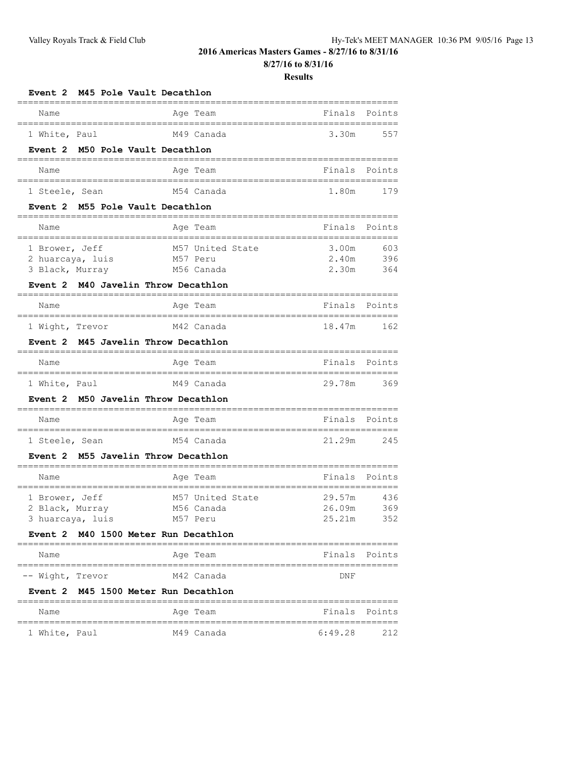## 2016 Americas Masters Games - 8/27/16 to 8/31/16

**8/27/16 to 8/31/16**

**Results**

### Event 2 M45 Pole Vault Decathlon

| Name | Age | Team | Finals | Points |
|---|---|---|---|---|
| 1 White, Paul | M49 | Canada | 3.30m | 557 |

### Event 2 M50 Pole Vault Decathlon

| Name | Age | Team | Finals | Points |
|---|---|---|---|---|
| 1 Steele, Sean | M54 | Canada | 1.80m | 179 |

### Event 2 M55 Pole Vault Decathlon

| Name | Age | Team | Finals | Points |
|---|---|---|---|---|
| 1 Brower, Jeff | M57 | United State | 3.00m | 603 |
| 2 huarcaya, luis | M57 | Peru | 2.40m | 396 |
| 3 Black, Murray | M56 | Canada | 2.30m | 364 |

### Event 2 M40 Javelin Throw Decathlon

| Name | Age | Team | Finals | Points |
|---|---|---|---|---|
| 1 Wight, Trevor | M42 | Canada | 18.47m | 162 |

### Event 2 M45 Javelin Throw Decathlon

| Name | Age | Team | Finals | Points |
|---|---|---|---|---|
| 1 White, Paul | M49 | Canada | 29.78m | 369 |

### Event 2 M50 Javelin Throw Decathlon

| Name | Age | Team | Finals | Points |
|---|---|---|---|---|
| 1 Steele, Sean | M54 | Canada | 21.29m | 245 |

### Event 2 M55 Javelin Throw Decathlon

| Name | Age | Team | Finals | Points |
|---|---|---|---|---|
| 1 Brower, Jeff | M57 | United State | 29.57m | 436 |
| 2 Black, Murray | M56 | Canada | 26.09m | 369 |
| 3 huarcaya, luis | M57 | Peru | 25.21m | 352 |

### Event 2 M40 1500 Meter Run Decathlon

| Name | Age | Team | Finals | Points |
|---|---|---|---|---|
| -- Wight, Trevor | M42 | Canada | DNF | |

### Event 2 M45 1500 Meter Run Decathlon

| Name | Age | Team | Finals | Points |
|---|---|---|---|---|
| 1 White, Paul | M49 | Canada | 6:49.28 | 212 |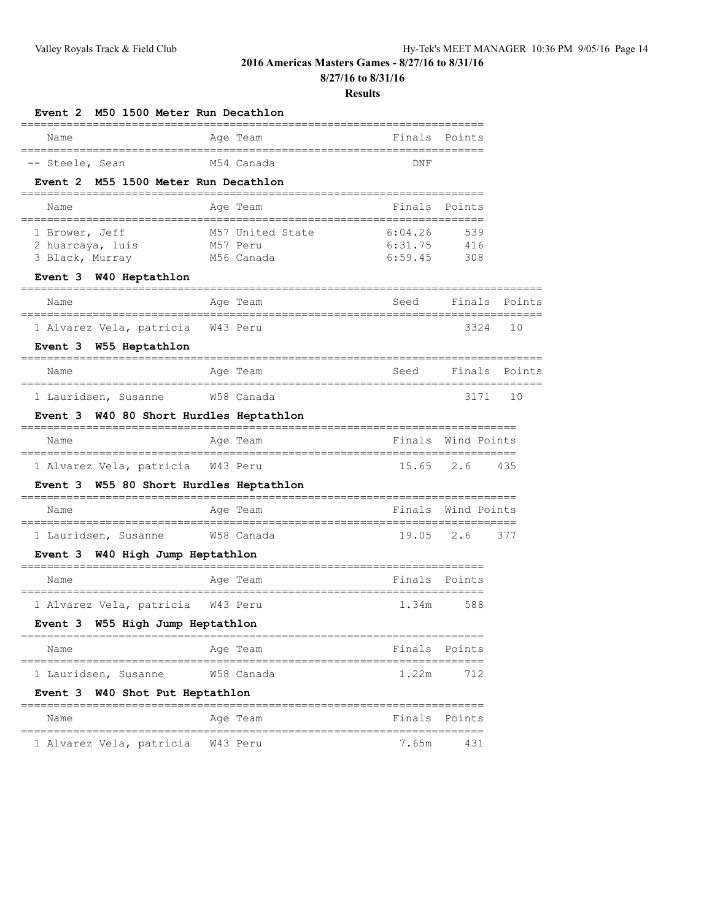## 2016 Americas Masters Games - 8/27/16 to 8/31/16

**8/27/16 to 8/31/16**

**Results**

### Event 2 M50 1500 Meter Run Decathlon

| Name | Age | Team | Finals | Points |
|---|---|---|---|---|
| -- Steele, Sean | M54 | Canada | DNF | |

### Event 2 M55 1500 Meter Run Decathlon

| Name | Age | Team | Finals | Points |
|---|---|---|---|---|
| 1 Brower, Jeff | M57 | United State | 6:04.26 | 539 |
| 2 huarcaya, luis | M57 | Peru | 6:31.75 | 416 |
| 3 Black, Murray | M56 | Canada | 6:59.45 | 308 |

### Event 3 W40 Heptathlon

| Name | Age | Team | Seed | Finals | Points |
|---|---|---|---|---|---|
| 1 Alvarez Vela, patricia | W43 | Peru | | 3324 | 10 |

### Event 3 W55 Heptathlon

| Name | Age | Team | Seed | Finals | Points |
|---|---|---|---|---|---|
| 1 Lauridsen, Susanne | W58 | Canada | | 3171 | 10 |

### Event 3 W40 80 Short Hurdles Heptathlon

| Name | Age | Team | Finals | Wind | Points |
|---|---|---|---|---|---|
| 1 Alvarez Vela, patricia | W43 | Peru | 15.65 | 2.6 | 435 |

### Event 3 W55 80 Short Hurdles Heptathlon

| Name | Age | Team | Finals | Wind | Points |
|---|---|---|---|---|---|
| 1 Lauridsen, Susanne | W58 | Canada | 19.05 | 2.6 | 377 |

### Event 3 W40 High Jump Heptathlon

| Name | Age | Team | Finals | Points |
|---|---|---|---|---|
| 1 Alvarez Vela, patricia | W43 | Peru | 1.34m | 588 |

### Event 3 W55 High Jump Heptathlon

| Name | Age | Team | Finals | Points |
|---|---|---|---|---|
| 1 Lauridsen, Susanne | W58 | Canada | 1.22m | 712 |

### Event 3 W40 Shot Put Heptathlon

| Name | Age | Team | Finals | Points |
|---|---|---|---|---|
| 1 Alvarez Vela, patricia | W43 | Peru | 7.65m | 431 |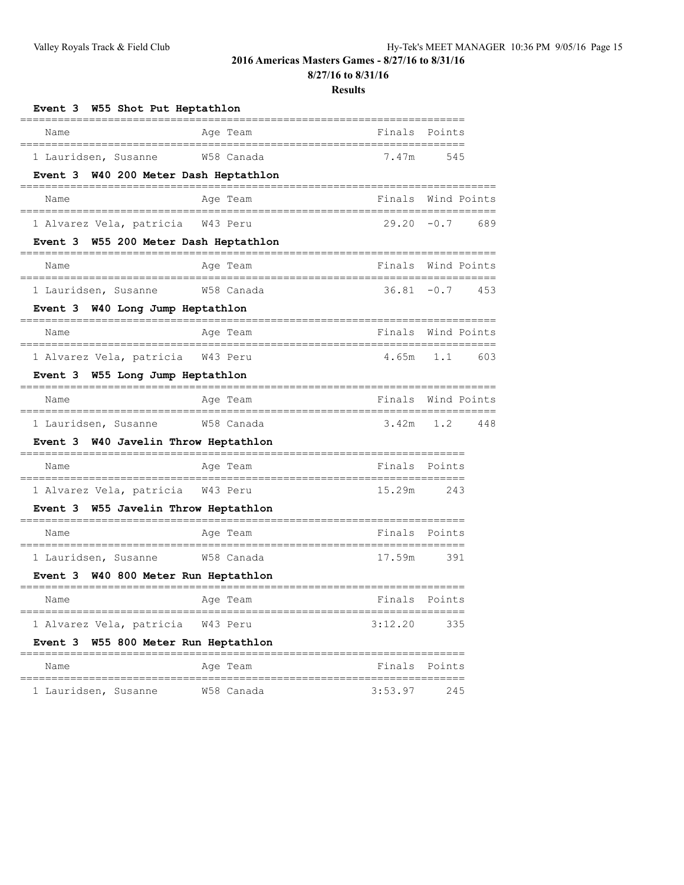## 2016 Americas Masters Games - 8/27/16 to 8/31/16

**8/27/16 to 8/31/16**

**Results**

### Event 3 W55 Shot Put Heptathlon

| Name | Age | Team | Finals | Points |
|---|---|---|---|---|
| 1 Lauridsen, Susanne | W58 | Canada | 7.47m | 545 |

### Event 3 W40 200 Meter Dash Heptathlon

| Name | Age | Team | Finals | Wind | Points |
|---|---|---|---|---|---|
| 1 Alvarez Vela, patricia | W43 | Peru | 29.20 | -0.7 | 689 |

### Event 3 W55 200 Meter Dash Heptathlon

| Name | Age | Team | Finals | Wind | Points |
|---|---|---|---|---|---|
| 1 Lauridsen, Susanne | W58 | Canada | 36.81 | -0.7 | 453 |

### Event 3 W40 Long Jump Heptathlon

| Name | Age | Team | Finals | Wind | Points |
|---|---|---|---|---|---|
| 1 Alvarez Vela, patricia | W43 | Peru | 4.65m | 1.1 | 603 |

### Event 3 W55 Long Jump Heptathlon

| Name | Age | Team | Finals | Wind | Points |
|---|---|---|---|---|---|
| 1 Lauridsen, Susanne | W58 | Canada | 3.42m | 1.2 | 448 |

### Event 3 W40 Javelin Throw Heptathlon

| Name | Age | Team | Finals | Points |
|---|---|---|---|---|
| 1 Alvarez Vela, patricia | W43 | Peru | 15.29m | 243 |

### Event 3 W55 Javelin Throw Heptathlon

| Name | Age | Team | Finals | Points |
|---|---|---|---|---|
| 1 Lauridsen, Susanne | W58 | Canada | 17.59m | 391 |

### Event 3 W40 800 Meter Run Heptathlon

| Name | Age | Team | Finals | Points |
|---|---|---|---|---|
| 1 Alvarez Vela, patricia | W43 | Peru | 3:12.20 | 335 |

### Event 3 W55 800 Meter Run Heptathlon

| Name | Age | Team | Finals | Points |
|---|---|---|---|---|
| 1 Lauridsen, Susanne | W58 | Canada | 3:53.97 | 245 |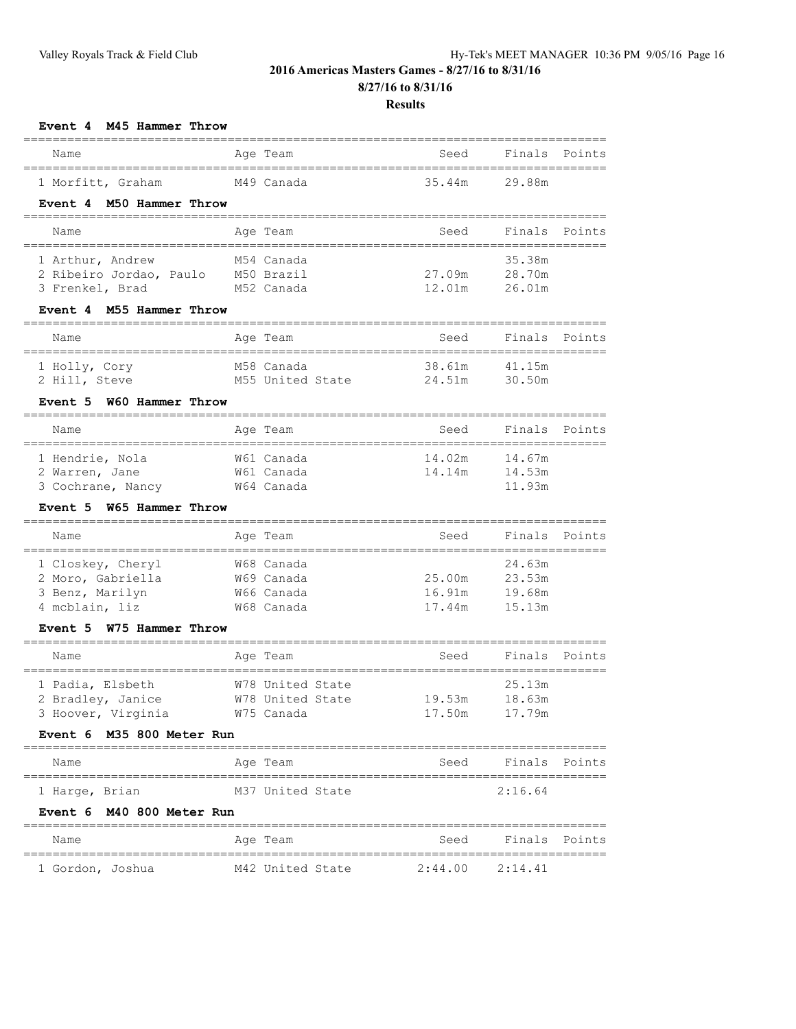## 2016 Americas Masters Games - 8/27/16 to 8/31/16

### 8/27/16 to 8/31/16

### Results

#### Event 4 M45 Hammer Throw

| Name | Age | Team | Seed | Finals | Points |
|---|---|---|---|---|---|
| 1 Morfitt, Graham | M49 | Canada | 35.44m | 29.88m | |

#### Event 4 M50 Hammer Throw

| Name | Age | Team | Seed | Finals | Points |
|---|---|---|---|---|---|
| 1 Arthur, Andrew | M54 | Canada | | 35.38m | |
| 2 Ribeiro Jordao, Paulo | M50 | Brazil | 27.09m | 28.70m | |
| 3 Frenkel, Brad | M52 | Canada | 12.01m | 26.01m | |

#### Event 4 M55 Hammer Throw

| Name | Age | Team | Seed | Finals | Points |
|---|---|---|---|---|---|
| 1 Holly, Cory | M58 | Canada | 38.61m | 41.15m | |
| 2 Hill, Steve | M55 | United State | 24.51m | 30.50m | |

#### Event 5 W60 Hammer Throw

| Name | Age | Team | Seed | Finals | Points |
|---|---|---|---|---|---|
| 1 Hendrie, Nola | W61 | Canada | 14.02m | 14.67m | |
| 2 Warren, Jane | W61 | Canada | 14.14m | 14.53m | |
| 3 Cochrane, Nancy | W64 | Canada | | 11.93m | |

#### Event 5 W65 Hammer Throw

| Name | Age | Team | Seed | Finals | Points |
|---|---|---|---|---|---|
| 1 Closkey, Cheryl | W68 | Canada | | 24.63m | |
| 2 Moro, Gabriella | W69 | Canada | 25.00m | 23.53m | |
| 3 Benz, Marilyn | W66 | Canada | 16.91m | 19.68m | |
| 4 mcblain, liz | W68 | Canada | 17.44m | 15.13m | |

#### Event 5 W75 Hammer Throw

| Name | Age | Team | Seed | Finals | Points |
|---|---|---|---|---|---|
| 1 Padia, Elsbeth | W78 | United State | | 25.13m | |
| 2 Bradley, Janice | W78 | United State | 19.53m | 18.63m | |
| 3 Hoover, Virginia | W75 | Canada | 17.50m | 17.79m | |

#### Event 6 M35 800 Meter Run

| Name | Age | Team | Seed | Finals | Points |
|---|---|---|---|---|---|
| 1 Harge, Brian | M37 | United State | | 2:16.64 | |

#### Event 6 M40 800 Meter Run

| Name | Age | Team | Seed | Finals | Points |
|---|---|---|---|---|---|
| 1 Gordon, Joshua | M42 | United State | 2:44.00 | 2:14.41 | |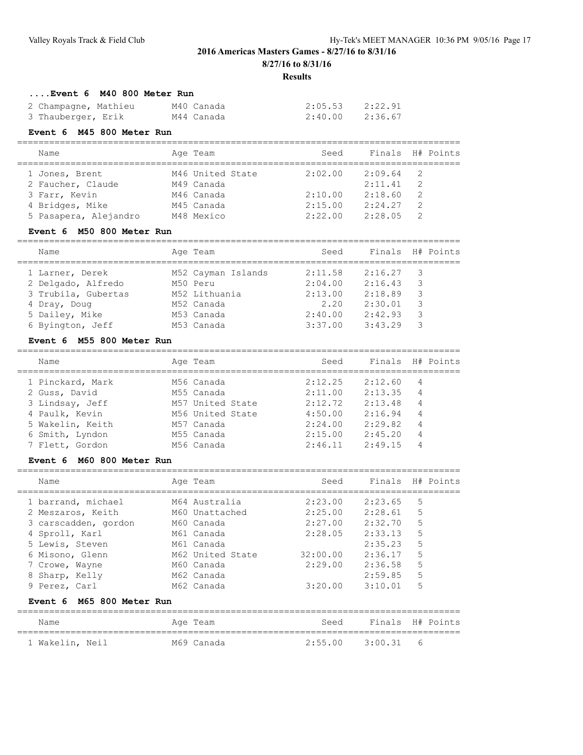## 2016 Americas Masters Games - 8/27/16 to 8/31/16

**8/27/16 to 8/31/16**

**Results**

### ....Event 6 M40 800 Meter Run

| Name | Age | Team | Seed | Finals | H# | Points |
|---|---|---|---|---|---|---|
| 2 Champagne, Mathieu | M40 | Canada | 2:05.53 | 2:22.91 | | |
| 3 Thauberger, Erik | M44 | Canada | 2:40.00 | 2:36.67 | | |

### Event 6 M45 800 Meter Run

| Name | Age | Team | Seed | Finals | H# | Points |
|---|---|---|---|---|---|---|
| 1 Jones, Brent | M46 | United State | 2:02.00 | 2:09.64 | 2 | |
| 2 Faucher, Claude | M49 | Canada | | 2:11.41 | 2 | |
| 3 Farr, Kevin | M46 | Canada | 2:10.00 | 2:18.60 | 2 | |
| 4 Bridges, Mike | M45 | Canada | 2:15.00 | 2:24.27 | 2 | |
| 5 Pasapera, Alejandro | M48 | Mexico | 2:22.00 | 2:28.05 | 2 | |

### Event 6 M50 800 Meter Run

| Name | Age | Team | Seed | Finals | H# | Points |
|---|---|---|---|---|---|---|
| 1 Larner, Derek | M52 | Cayman Islands | 2:11.58 | 2:16.27 | 3 | |
| 2 Delgado, Alfredo | M50 | Peru | 2:04.00 | 2:16.43 | 3 | |
| 3 Trubila, Gubertas | M52 | Lithuania | 2:13.00 | 2:18.89 | 3 | |
| 4 Dray, Doug | M52 | Canada | 2.20 | 2:30.01 | 3 | |
| 5 Dailey, Mike | M53 | Canada | 2:40.00 | 2:42.93 | 3 | |
| 6 Byington, Jeff | M53 | Canada | 3:37.00 | 3:43.29 | 3 | |

### Event 6 M55 800 Meter Run

| Name | Age | Team | Seed | Finals | H# | Points |
|---|---|---|---|---|---|---|
| 1 Pinckard, Mark | M56 | Canada | 2:12.25 | 2:12.60 | 4 | |
| 2 Guss, David | M55 | Canada | 2:11.00 | 2:13.35 | 4 | |
| 3 Lindsay, Jeff | M57 | United State | 2:12.72 | 2:13.48 | 4 | |
| 4 Paulk, Kevin | M56 | United State | 4:50.00 | 2:16.94 | 4 | |
| 5 Wakelin, Keith | M57 | Canada | 2:24.00 | 2:29.82 | 4 | |
| 6 Smith, Lyndon | M55 | Canada | 2:15.00 | 2:45.20 | 4 | |
| 7 Flett, Gordon | M56 | Canada | 2:46.11 | 2:49.15 | 4 | |

### Event 6 M60 800 Meter Run

| Name | Age | Team | Seed | Finals | H# | Points |
|---|---|---|---|---|---|---|
| 1 barrand, michael | M64 | Australia | 2:23.00 | 2:23.65 | 5 | |
| 2 Meszaros, Keith | M60 | Unattached | 2:25.00 | 2:28.61 | 5 | |
| 3 carscadden, gordon | M60 | Canada | 2:27.00 | 2:32.70 | 5 | |
| 4 Sproll, Karl | M61 | Canada | 2:28.05 | 2:33.13 | 5 | |
| 5 Lewis, Steven | M61 | Canada | | 2:35.23 | 5 | |
| 6 Misono, Glenn | M62 | United State | 32:00.00 | 2:36.17 | 5 | |
| 7 Crowe, Wayne | M60 | Canada | 2:29.00 | 2:36.58 | 5 | |
| 8 Sharp, Kelly | M62 | Canada | | 2:59.85 | 5 | |
| 9 Perez, Carl | M62 | Canada | 3:20.00 | 3:10.01 | 5 | |

### Event 6 M65 800 Meter Run

| Name | Age | Team | Seed | Finals | H# | Points |
|---|---|---|---|---|---|---|
| 1 Wakelin, Neil | M69 | Canada | 2:55.00 | 3:00.31 | 6 | |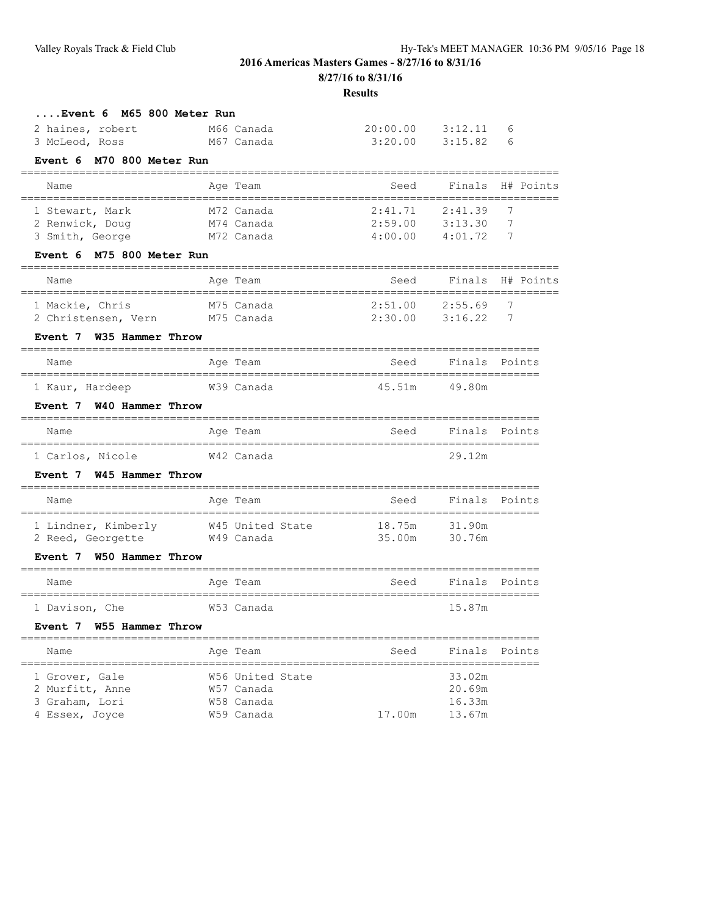# 2016 Americas Masters Games - 8/27/16 to 8/31/16

**8/27/16 to 8/31/16**

**Results**

### ....Event 6 M65 800 Meter Run

| Name | Age | Team | Seed | Finals | H# | Points |
|---|---|---|---|---|---|---|
| 2 haines, robert | M66 | Canada | 20:00.00 | 3:12.11 | 6 | |
| 3 McLeod, Ross | M67 | Canada | 3:20.00 | 3:15.82 | 6 | |

### Event 6 M70 800 Meter Run

| Name | Age | Team | Seed | Finals | H# | Points |
|---|---|---|---|---|---|---|
| 1 Stewart, Mark | M72 | Canada | 2:41.71 | 2:41.39 | 7 | |
| 2 Renwick, Doug | M74 | Canada | 2:59.00 | 3:13.30 | 7 | |
| 3 Smith, George | M72 | Canada | 4:00.00 | 4:01.72 | 7 | |

### Event 6 M75 800 Meter Run

| Name | Age | Team | Seed | Finals | H# | Points |
|---|---|---|---|---|---|---|
| 1 Mackie, Chris | M75 | Canada | 2:51.00 | 2:55.69 | 7 | |
| 2 Christensen, Vern | M75 | Canada | 2:30.00 | 3:16.22 | 7 | |

### Event 7 W35 Hammer Throw

| Name | Age | Team | Seed | Finals | Points |
|---|---|---|---|---|---|
| 1 Kaur, Hardeep | W39 | Canada | 45.51m | 49.80m | |

### Event 7 W40 Hammer Throw

| Name | Age | Team | Seed | Finals | Points |
|---|---|---|---|---|---|
| 1 Carlos, Nicole | W42 | Canada | | 29.12m | |

### Event 7 W45 Hammer Throw

| Name | Age | Team | Seed | Finals | Points |
|---|---|---|---|---|---|
| 1 Lindner, Kimberly | W45 | United State | 18.75m | 31.90m | |
| 2 Reed, Georgette | W49 | Canada | 35.00m | 30.76m | |

### Event 7 W50 Hammer Throw

| Name | Age | Team | Seed | Finals | Points |
|---|---|---|---|---|---|
| 1 Davison, Che | W53 | Canada | | 15.87m | |

### Event 7 W55 Hammer Throw

| Name | Age | Team | Seed | Finals | Points |
|---|---|---|---|---|---|
| 1 Grover, Gale | W56 | United State | | 33.02m | |
| 2 Murfitt, Anne | W57 | Canada | | 20.69m | |
| 3 Graham, Lori | W58 | Canada | | 16.33m | |
| 4 Essex, Joyce | W59 | Canada | 17.00m | 13.67m | |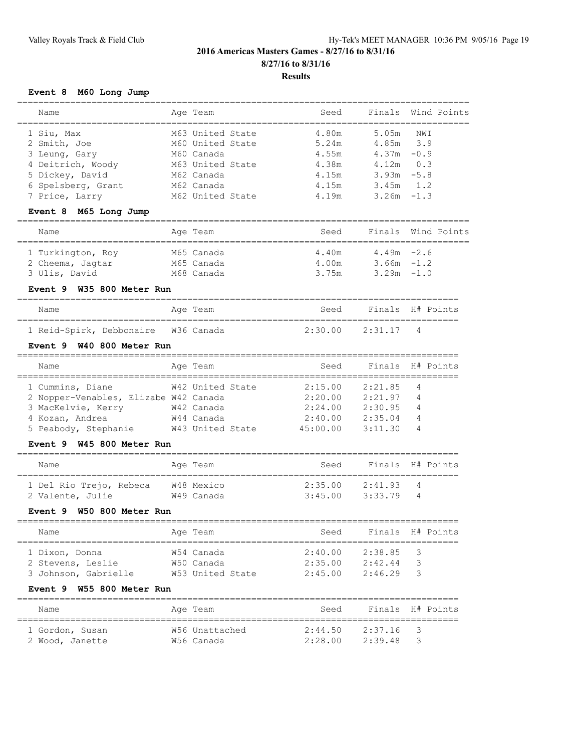## 2016 Americas Masters Games - 8/27/16 to 8/31/16

**8/27/16 to 8/31/16**

**Results**

### Event 8 M60 Long Jump

| Name | Age | Team | Seed | Finals | Wind | Points |
|---|---|---|---|---|---|---|
| 1 Siu, Max | M63 | United State | 4.80m | 5.05m | NWI | |
| 2 Smith, Joe | M60 | United State | 5.24m | 4.85m | 3.9 | |
| 3 Leung, Gary | M60 | Canada | 4.55m | 4.37m | -0.9 | |
| 4 Deitrich, Woody | M63 | United State | 4.38m | 4.12m | 0.3 | |
| 5 Dickey, David | M62 | Canada | 4.15m | 3.93m | -5.8 | |
| 6 Spelsberg, Grant | M62 | Canada | 4.15m | 3.45m | 1.2 | |
| 7 Price, Larry | M62 | United State | 4.19m | 3.26m | -1.3 | |

### Event 8 M65 Long Jump

| Name | Age | Team | Seed | Finals | Wind | Points |
|---|---|---|---|---|---|---|
| 1 Turkington, Roy | M65 | Canada | 4.40m | 4.49m | -2.6 | |
| 2 Cheema, Jagtar | M65 | Canada | 4.00m | 3.66m | -1.2 | |
| 3 Ulis, David | M68 | Canada | 3.75m | 3.29m | -1.0 | |

### Event 9 W35 800 Meter Run

| Name | Age | Team | Seed | Finals | H# | Points |
|---|---|---|---|---|---|---|
| 1 Reid-Spirk, Debbonaire | W36 | Canada | 2:30.00 | 2:31.17 | 4 | |

### Event 9 W40 800 Meter Run

| Name | Age | Team | Seed | Finals | H# | Points |
|---|---|---|---|---|---|---|
| 1 Cummins, Diane | W42 | United State | 2:15.00 | 2:21.85 | 4 | |
| 2 Nopper-Venables, Elizabe | W42 | Canada | 2:20.00 | 2:21.97 | 4 | |
| 3 MacKelvie, Kerry | W42 | Canada | 2:24.00 | 2:30.95 | 4 | |
| 4 Kozan, Andrea | W44 | Canada | 2:40.00 | 2:35.04 | 4 | |
| 5 Peabody, Stephanie | W43 | United State | 45:00.00 | 3:11.30 | 4 | |

### Event 9 W45 800 Meter Run

| Name | Age | Team | Seed | Finals | H# | Points |
|---|---|---|---|---|---|---|
| 1 Del Rio Trejo, Rebeca | W48 | Mexico | 2:35.00 | 2:41.93 | 4 | |
| 2 Valente, Julie | W49 | Canada | 3:45.00 | 3:33.79 | 4 | |

### Event 9 W50 800 Meter Run

| Name | Age | Team | Seed | Finals | H# | Points |
|---|---|---|---|---|---|---|
| 1 Dixon, Donna | W54 | Canada | 2:40.00 | 2:38.85 | 3 | |
| 2 Stevens, Leslie | W50 | Canada | 2:35.00 | 2:42.44 | 3 | |
| 3 Johnson, Gabrielle | W53 | United State | 2:45.00 | 2:46.29 | 3 | |

### Event 9 W55 800 Meter Run

| Name | Age | Team | Seed | Finals | H# | Points |
|---|---|---|---|---|---|---|
| 1 Gordon, Susan | W56 | Unattached | 2:44.50 | 2:37.16 | 3 | |
| 2 Wood, Janette | W56 | Canada | 2:28.00 | 2:39.48 | 3 | |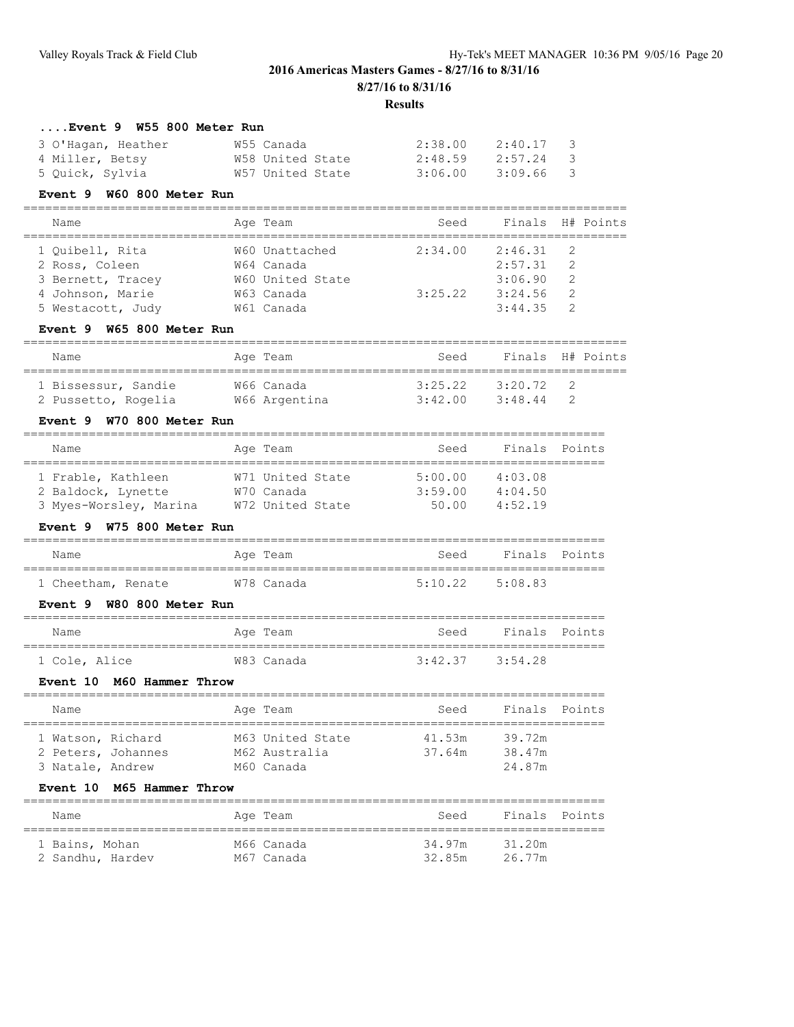## 2016 Americas Masters Games - 8/27/16 to 8/31/16

**8/27/16 to 8/31/16**

**Results**

### ....Event 9 W55 800 Meter Run

| Name | Age | Team | Seed | Finals | H# | Points |
|---|---|---|---|---|---|---|
| 3 O'Hagan, Heather | W55 | Canada | 2:38.00 | 2:40.17 | 3 | |
| 4 Miller, Betsy | W58 | United State | 2:48.59 | 2:57.24 | 3 | |
| 5 Quick, Sylvia | W57 | United State | 3:06.00 | 3:09.66 | 3 | |

### Event 9 W60 800 Meter Run

| Name | Age | Team | Seed | Finals | H# | Points |
|---|---|---|---|---|---|---|
| 1 Quibell, Rita | W60 | Unattached | 2:34.00 | 2:46.31 | 2 | |
| 2 Ross, Coleen | W64 | Canada | | 2:57.31 | 2 | |
| 3 Bernett, Tracey | W60 | United State | | 3:06.90 | 2 | |
| 4 Johnson, Marie | W63 | Canada | 3:25.22 | 3:24.56 | 2 | |
| 5 Westacott, Judy | W61 | Canada | | 3:44.35 | 2 | |

### Event 9 W65 800 Meter Run

| Name | Age | Team | Seed | Finals | H# | Points |
|---|---|---|---|---|---|---|
| 1 Bissessur, Sandie | W66 | Canada | 3:25.22 | 3:20.72 | 2 | |
| 2 Pussetto, Rogelia | W66 | Argentina | 3:42.00 | 3:48.44 | 2 | |

### Event 9 W70 800 Meter Run

| Name | Age | Team | Seed | Finals | Points |
|---|---|---|---|---|---|
| 1 Frable, Kathleen | W71 | United State | 5:00.00 | 4:03.08 | |
| 2 Baldock, Lynette | W70 | Canada | 3:59.00 | 4:04.50 | |
| 3 Myes-Worsley, Marina | W72 | United State | 50.00 | 4:52.19 | |

### Event 9 W75 800 Meter Run

| Name | Age | Team | Seed | Finals | Points |
|---|---|---|---|---|---|
| 1 Cheetham, Renate | W78 | Canada | 5:10.22 | 5:08.83 | |

### Event 9 W80 800 Meter Run

| Name | Age | Team | Seed | Finals | Points |
|---|---|---|---|---|---|
| 1 Cole, Alice | W83 | Canada | 3:42.37 | 3:54.28 | |

### Event 10 M60 Hammer Throw

| Name | Age | Team | Seed | Finals | Points |
|---|---|---|---|---|---|
| 1 Watson, Richard | M63 | United State | 41.53m | 39.72m | |
| 2 Peters, Johannes | M62 | Australia | 37.64m | 38.47m | |
| 3 Natale, Andrew | M60 | Canada | | 24.87m | |

### Event 10 M65 Hammer Throw

| Name | Age | Team | Seed | Finals | Points |
|---|---|---|---|---|---|
| 1 Bains, Mohan | M66 | Canada | 34.97m | 31.20m | |
| 2 Sandhu, Hardev | M67 | Canada | 32.85m | 26.77m | |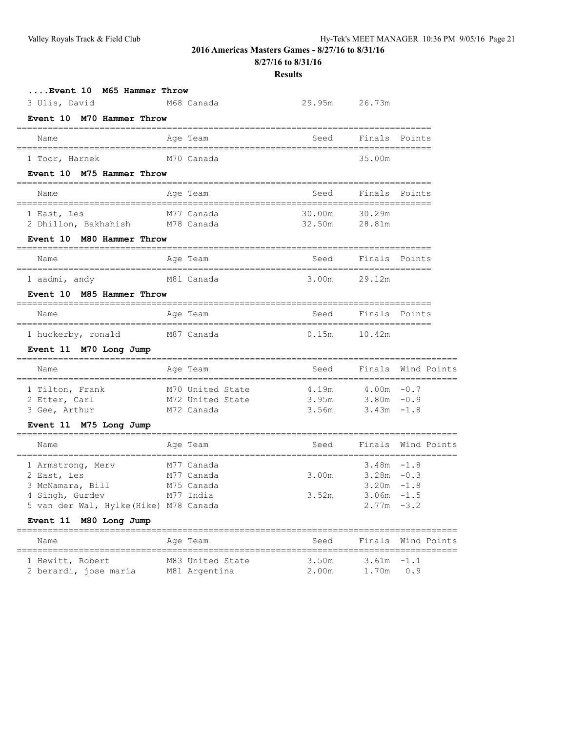## 2016 Americas Masters Games - 8/27/16 to 8/31/16

**8/27/16 to 8/31/16**

**Results**

### ....Event 10 M65 Hammer Throw

| Name | Age Team | Seed | Finals | Points |
|---|---|---|---|---|
| 3 Ulis, David | M68 Canada | 29.95m | 26.73m | |

### Event 10 M70 Hammer Throw

| Name | Age Team | Seed | Finals | Points |
|---|---|---|---|---|
| 1 Toor, Harnek | M70 Canada | | 35.00m | |

### Event 10 M75 Hammer Throw

| Name | Age Team | Seed | Finals | Points |
|---|---|---|---|---|
| 1 East, Les | M77 Canada | 30.00m | 30.29m | |
| 2 Dhillon, Bakhshish | M78 Canada | 32.50m | 28.81m | |

### Event 10 M80 Hammer Throw

| Name | Age Team | Seed | Finals | Points |
|---|---|---|---|---|
| 1 aadmi, andy | M81 Canada | 3.00m | 29.12m | |

### Event 10 M85 Hammer Throw

| Name | Age Team | Seed | Finals | Points |
|---|---|---|---|---|
| 1 huckerby, ronald | M87 Canada | 0.15m | 10.42m | |

### Event 11 M70 Long Jump

| Name | Age Team | Seed | Finals | Wind | Points |
|---|---|---|---|---|---|
| 1 Tilton, Frank | M70 United State | 4.19m | 4.00m | -0.7 | |
| 2 Etter, Carl | M72 United State | 3.95m | 3.80m | -0.9 | |
| 3 Gee, Arthur | M72 Canada | 3.56m | 3.43m | -1.8 | |

### Event 11 M75 Long Jump

| Name | Age Team | Seed | Finals | Wind | Points |
|---|---|---|---|---|---|
| 1 Armstrong, Merv | M77 Canada | | 3.48m | -1.8 | |
| 2 East, Les | M77 Canada | 3.00m | 3.28m | -0.3 | |
| 3 McNamara, Bill | M75 Canada | | 3.20m | -1.8 | |
| 4 Singh, Gurdev | M77 India | 3.52m | 3.06m | -1.5 | |
| 5 van der Wal, Hylke(Hike) | M78 Canada | | 2.77m | -3.2 | |

### Event 11 M80 Long Jump

| Name | Age Team | Seed | Finals | Wind | Points |
|---|---|---|---|---|---|
| 1 Hewitt, Robert | M83 United State | 3.50m | 3.61m | -1.1 | |
| 2 berardi, jose maria | M81 Argentina | 2.00m | 1.70m | 0.9 | |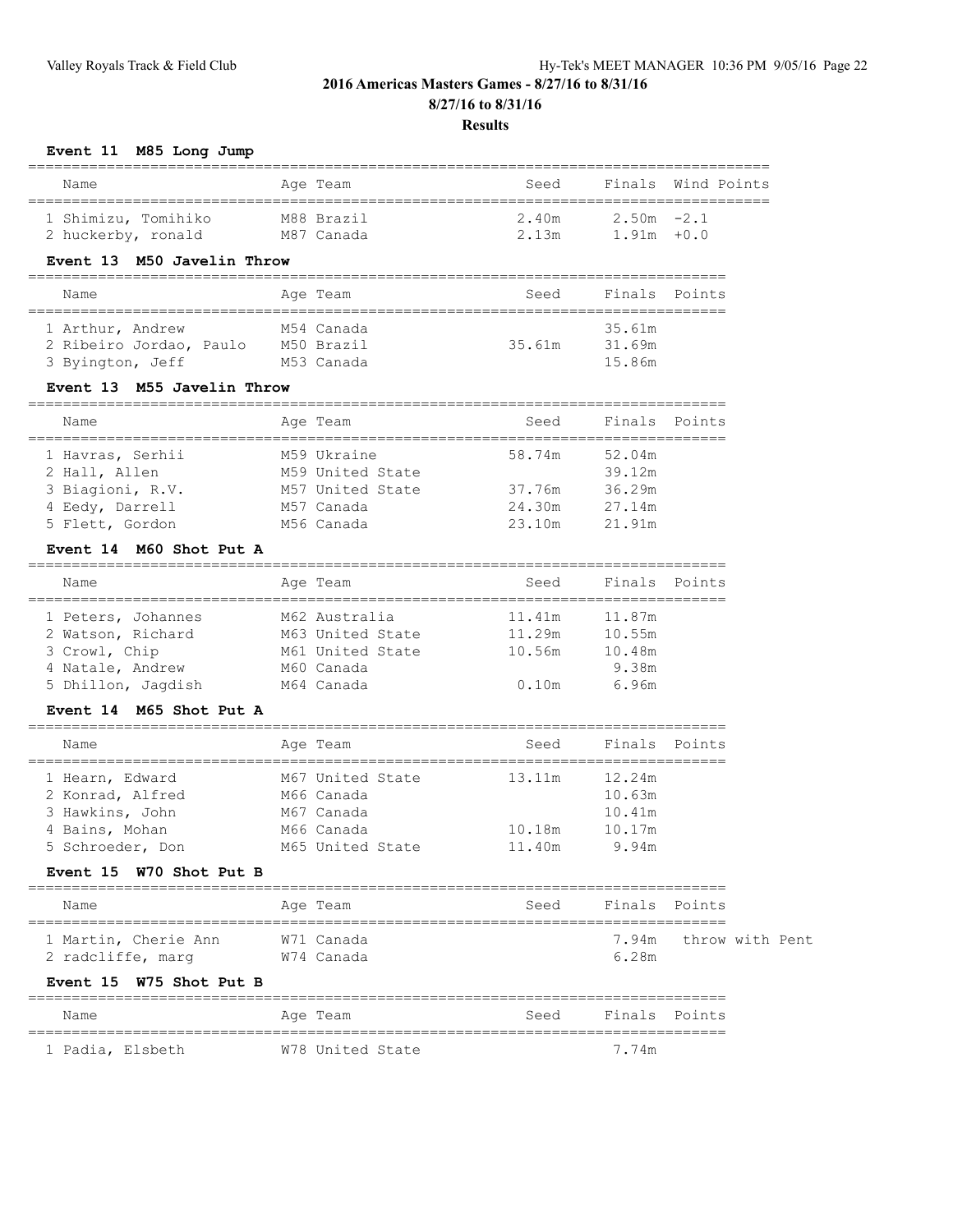## 2016 Americas Masters Games - 8/27/16 to 8/31/16

**8/27/16 to 8/31/16**

**Results**

### Event 11 M85 Long Jump

| Name | Age | Team | Seed | Finals | Wind | Points |
|---|---|---|---|---|---|---|
| 1 Shimizu, Tomihiko | M88 | Brazil | 2.40m | 2.50m | -2.1 | |
| 2 huckerby, ronald | M87 | Canada | 2.13m | 1.91m | +0.0 | |

### Event 13 M50 Javelin Throw

| Name | Age | Team | Seed | Finals | Points |
|---|---|---|---|---|---|
| 1 Arthur, Andrew | M54 | Canada | | 35.61m | |
| 2 Ribeiro Jordao, Paulo | M50 | Brazil | 35.61m | 31.69m | |
| 3 Byington, Jeff | M53 | Canada | | 15.86m | |

### Event 13 M55 Javelin Throw

| Name | Age | Team | Seed | Finals | Points |
|---|---|---|---|---|---|
| 1 Havras, Serhii | M59 | Ukraine | 58.74m | 52.04m | |
| 2 Hall, Allen | M59 | United State | | 39.12m | |
| 3 Biagioni, R.V. | M57 | United State | 37.76m | 36.29m | |
| 4 Eedy, Darrell | M57 | Canada | 24.30m | 27.14m | |
| 5 Flett, Gordon | M56 | Canada | 23.10m | 21.91m | |

### Event 14 M60 Shot Put A

| Name | Age | Team | Seed | Finals | Points |
|---|---|---|---|---|---|
| 1 Peters, Johannes | M62 | Australia | 11.41m | 11.87m | |
| 2 Watson, Richard | M63 | United State | 11.29m | 10.55m | |
| 3 Crowl, Chip | M61 | United State | 10.56m | 10.48m | |
| 4 Natale, Andrew | M60 | Canada | | 9.38m | |
| 5 Dhillon, Jagdish | M64 | Canada | 0.10m | 6.96m | |

### Event 14 M65 Shot Put A

| Name | Age | Team | Seed | Finals | Points |
|---|---|---|---|---|---|
| 1 Hearn, Edward | M67 | United State | 13.11m | 12.24m | |
| 2 Konrad, Alfred | M66 | Canada | | 10.63m | |
| 3 Hawkins, John | M67 | Canada | | 10.41m | |
| 4 Bains, Mohan | M66 | Canada | 10.18m | 10.17m | |
| 5 Schroeder, Don | M65 | United State | 11.40m | 9.94m | |

### Event 15 W70 Shot Put B

| Name | Age | Team | Seed | Finals | Points |
|---|---|---|---|---|---|
| 1 Martin, Cherie Ann | W71 | Canada | | 7.94m | throw with Pent |
| 2 radcliffe, marg | W74 | Canada | | 6.28m | |

### Event 15 W75 Shot Put B

| Name | Age | Team | Seed | Finals | Points |
|---|---|---|---|---|---|
| 1 Padia, Elsbeth | W78 | United State | | 7.74m | |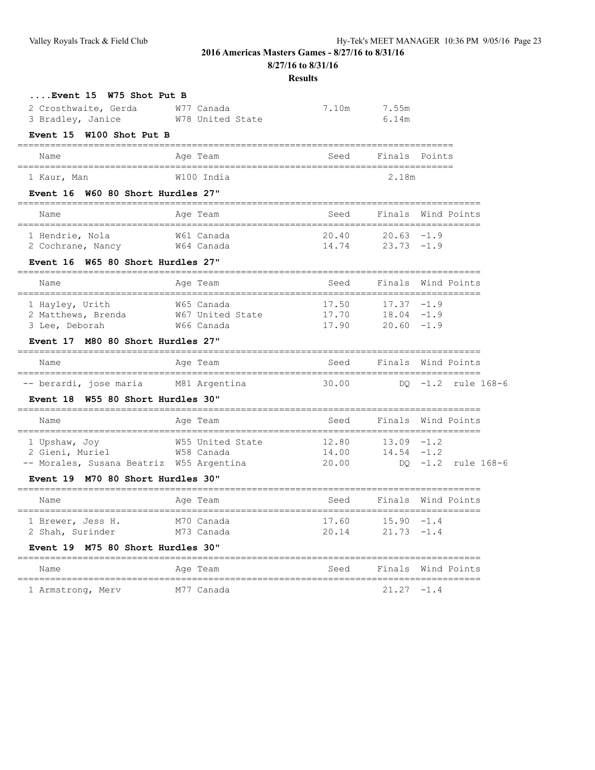## 2016 Americas Masters Games - 8/27/16 to 8/31/16

**8/27/16 to 8/31/16**

**Results**

### ....Event 15 W75 Shot Put B

| Name | Age | Team | Seed | Finals | Points |
|---|---|---|---|---|---|
| 2 Crosthwaite, Gerda | W77 | Canada | 7.10m | 7.55m | |
| 3 Bradley, Janice | W78 | United State | | 6.14m | |

### Event 15 W100 Shot Put B

| Name | Age | Team | Seed | Finals | Points |
|---|---|---|---|---|---|
| 1 Kaur, Man | W100 | India | | 2.18m | |

### Event 16 W60 80 Short Hurdles 27"

| Name | Age | Team | Seed | Finals | Wind | Points |
|---|---|---|---|---|---|---|
| 1 Hendrie, Nola | W61 | Canada | 20.40 | 20.63 | -1.9 | |
| 2 Cochrane, Nancy | W64 | Canada | 14.74 | 23.73 | -1.9 | |

### Event 16 W65 80 Short Hurdles 27"

| Name | Age | Team | Seed | Finals | Wind | Points |
|---|---|---|---|---|---|---|
| 1 Hayley, Urith | W65 | Canada | 17.50 | 17.37 | -1.9 | |
| 2 Matthews, Brenda | W67 | United State | 17.70 | 18.04 | -1.9 | |
| 3 Lee, Deborah | W66 | Canada | 17.90 | 20.60 | -1.9 | |

### Event 17 M80 80 Short Hurdles 27"

| Name | Age | Team | Seed | Finals | Wind | Points |
|---|---|---|---|---|---|---|
| -- berardi, jose maria | M81 | Argentina | 30.00 | DQ | -1.2 | rule 168-6 |

### Event 18 W55 80 Short Hurdles 30"

| Name | Age | Team | Seed | Finals | Wind | Points |
|---|---|---|---|---|---|---|
| 1 Upshaw, Joy | W55 | United State | 12.80 | 13.09 | -1.2 | |
| 2 Gieni, Muriel | W58 | Canada | 14.00 | 14.54 | -1.2 | |
| -- Morales, Susana Beatriz | W55 | Argentina | 20.00 | DQ | -1.2 | rule 168-6 |

### Event 19 M70 80 Short Hurdles 30"

| Name | Age | Team | Seed | Finals | Wind | Points |
|---|---|---|---|---|---|---|
| 1 Brewer, Jess H. | M70 | Canada | 17.60 | 15.90 | -1.4 | |
| 2 Shah, Surinder | M73 | Canada | 20.14 | 21.73 | -1.4 | |

### Event 19 M75 80 Short Hurdles 30"

| Name | Age | Team | Seed | Finals | Wind | Points |
|---|---|---|---|---|---|---|
| 1 Armstrong, Merv | M77 | Canada | | 21.27 | -1.4 | |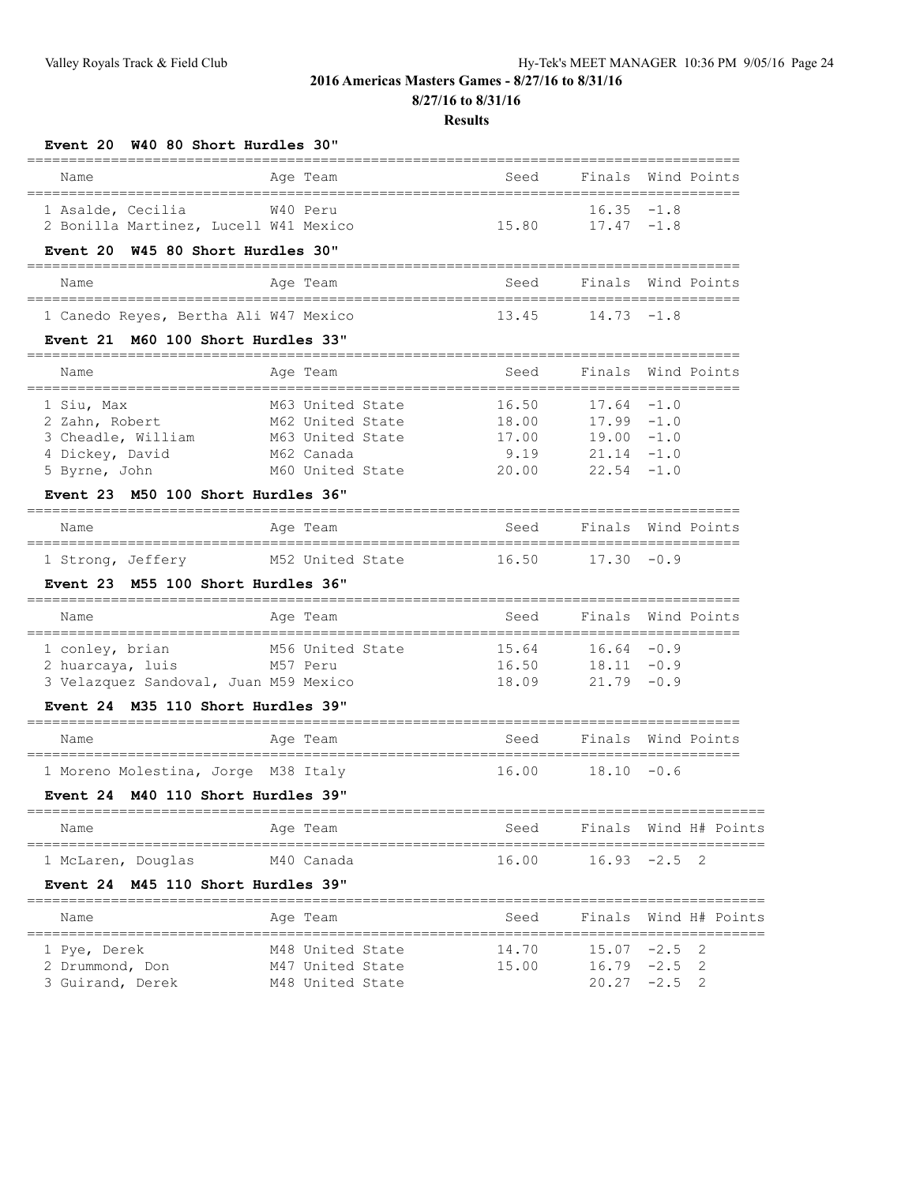## 2016 Americas Masters Games - 8/27/16 to 8/31/16

**8/27/16 to 8/31/16**

**Results**

### Event 20 W40 80 Short Hurdles 30"

| Name | Age | Team | Seed | Finals | Wind | Points |
|---|---|---|---|---|---|---|
| 1 Asalde, Cecilia | W40 | Peru | | 16.35 | -1.8 | |
| 2 Bonilla Martinez, Lucell | W41 | Mexico | 15.80 | 17.47 | -1.8 | |

### Event 20 W45 80 Short Hurdles 30"

| Name | Age | Team | Seed | Finals | Wind | Points |
|---|---|---|---|---|---|---|
| 1 Canedo Reyes, Bertha Ali | W47 | Mexico | 13.45 | 14.73 | -1.8 | |

### Event 21 M60 100 Short Hurdles 33"

| Name | Age | Team | Seed | Finals | Wind | Points |
|---|---|---|---|---|---|---|
| 1 Siu, Max | M63 | United State | 16.50 | 17.64 | -1.0 | |
| 2 Zahn, Robert | M62 | United State | 18.00 | 17.99 | -1.0 | |
| 3 Cheadle, William | M63 | United State | 17.00 | 19.00 | -1.0 | |
| 4 Dickey, David | M62 | Canada | 9.19 | 21.14 | -1.0 | |
| 5 Byrne, John | M60 | United State | 20.00 | 22.54 | -1.0 | |

### Event 23 M50 100 Short Hurdles 36"

| Name | Age | Team | Seed | Finals | Wind | Points |
|---|---|---|---|---|---|---|
| 1 Strong, Jeffery | M52 | United State | 16.50 | 17.30 | -0.9 | |

### Event 23 M55 100 Short Hurdles 36"

| Name | Age | Team | Seed | Finals | Wind | Points |
|---|---|---|---|---|---|---|
| 1 conley, brian | M56 | United State | 15.64 | 16.64 | -0.9 | |
| 2 huarcaya, luis | M57 | Peru | 16.50 | 18.11 | -0.9 | |
| 3 Velazquez Sandoval, Juan | M59 | Mexico | 18.09 | 21.79 | -0.9 | |

### Event 24 M35 110 Short Hurdles 39"

| Name | Age | Team | Seed | Finals | Wind | Points |
|---|---|---|---|---|---|---|
| 1 Moreno Molestina, Jorge | M38 | Italy | 16.00 | 18.10 | -0.6 | |

### Event 24 M40 110 Short Hurdles 39"

| Name | Age | Team | Seed | Finals | Wind | H# | Points |
|---|---|---|---|---|---|---|---|
| 1 McLaren, Douglas | M40 | Canada | 16.00 | 16.93 | -2.5 | 2 | |

### Event 24 M45 110 Short Hurdles 39"

| Name | Age | Team | Seed | Finals | Wind | H# | Points |
|---|---|---|---|---|---|---|---|
| 1 Pye, Derek | M48 | United State | 14.70 | 15.07 | -2.5 | 2 | |
| 2 Drummond, Don | M47 | United State | 15.00 | 16.79 | -2.5 | 2 | |
| 3 Guirand, Derek | M48 | United State | | 20.27 | -2.5 | 2 | |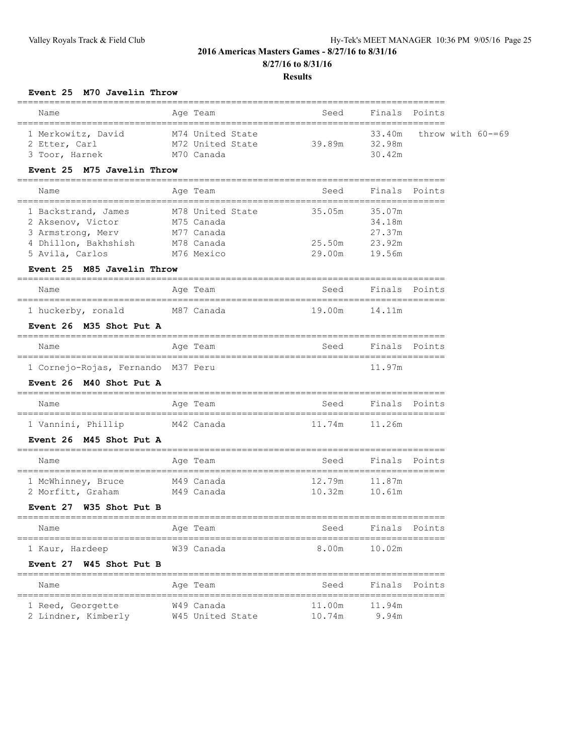## 2016 Americas Masters Games - 8/27/16 to 8/31/16

**8/27/16 to 8/31/16**

**Results**

### Event 25 M70 Javelin Throw

| Name | Age | Team | Seed | Finals | Points |
|---|---|---|---|---|---|
| 1 Merkowitz, David | M74 | United State | | 33.40m | throw with 60-=69 |
| 2 Etter, Carl | M72 | United State | 39.89m | 32.98m | |
| 3 Toor, Harnek | M70 | Canada | | 30.42m | |

### Event 25 M75 Javelin Throw

| Name | Age | Team | Seed | Finals | Points |
|---|---|---|---|---|---|
| 1 Backstrand, James | M78 | United State | 35.05m | 35.07m | |
| 2 Aksenov, Victor | M75 | Canada | | 34.18m | |
| 3 Armstrong, Merv | M77 | Canada | | 27.37m | |
| 4 Dhillon, Bakhshish | M78 | Canada | 25.50m | 23.92m | |
| 5 Avila, Carlos | M76 | Mexico | 29.00m | 19.56m | |

### Event 25 M85 Javelin Throw

| Name | Age | Team | Seed | Finals | Points |
|---|---|---|---|---|---|
| 1 huckerby, ronald | M87 | Canada | 19.00m | 14.11m | |

### Event 26 M35 Shot Put A

| Name | Age | Team | Seed | Finals | Points |
|---|---|---|---|---|---|
| 1 Cornejo-Rojas, Fernando | M37 | Peru | | 11.97m | |

### Event 26 M40 Shot Put A

| Name | Age | Team | Seed | Finals | Points |
|---|---|---|---|---|---|
| 1 Vannini, Phillip | M42 | Canada | 11.74m | 11.26m | |

### Event 26 M45 Shot Put A

| Name | Age | Team | Seed | Finals | Points |
|---|---|---|---|---|---|
| 1 McWhinney, Bruce | M49 | Canada | 12.79m | 11.87m | |
| 2 Morfitt, Graham | M49 | Canada | 10.32m | 10.61m | |

### Event 27 W35 Shot Put B

| Name | Age | Team | Seed | Finals | Points |
|---|---|---|---|---|---|
| 1 Kaur, Hardeep | W39 | Canada | 8.00m | 10.02m | |

### Event 27 W45 Shot Put B

| Name | Age | Team | Seed | Finals | Points |
|---|---|---|---|---|---|
| 1 Reed, Georgette | W49 | Canada | 11.00m | 11.94m | |
| 2 Lindner, Kimberly | W45 | United State | 10.74m | 9.94m | |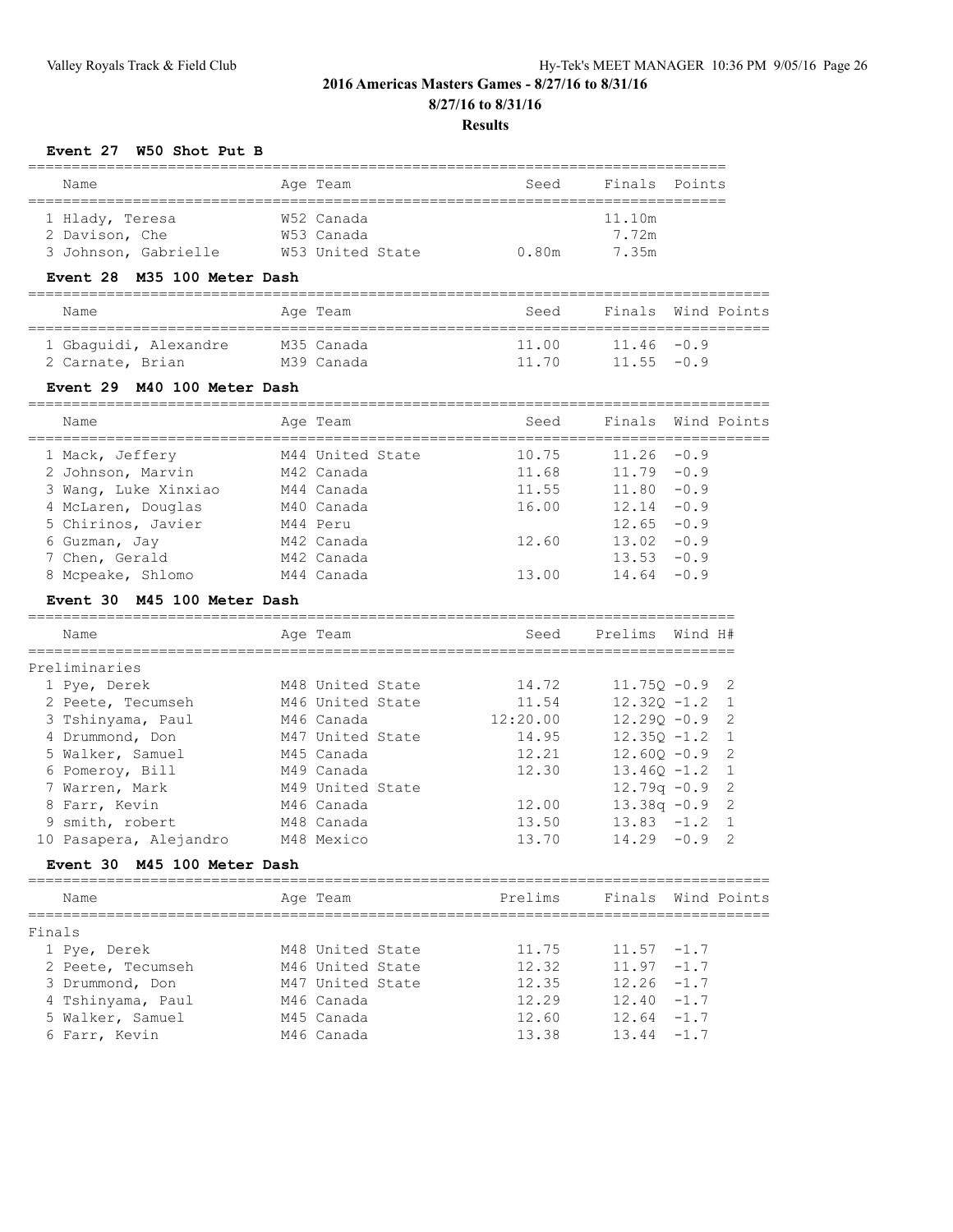## 2016 Americas Masters Games - 8/27/16 to 8/31/16

**8/27/16 to 8/31/16**

**Results**

### Event 27 W50 Shot Put B

| Name | Age | Team | Seed | Finals | Points |
|---|---|---|---|---|---|
| 1 Hlady, Teresa | W52 | Canada | | 11.10m | |
| 2 Davison, Che | W53 | Canada | | 7.72m | |
| 3 Johnson, Gabrielle | W53 | United State | 0.80m | 7.35m | |

### Event 28 M35 100 Meter Dash

| Name | Age | Team | Seed | Finals | Wind | Points |
|---|---|---|---|---|---|---|
| 1 Gbaguidi, Alexandre | M35 | Canada | 11.00 | 11.46 | -0.9 | |
| 2 Carnate, Brian | M39 | Canada | 11.70 | 11.55 | -0.9 | |

### Event 29 M40 100 Meter Dash

| Name | Age | Team | Seed | Finals | Wind | Points |
|---|---|---|---|---|---|---|
| 1 Mack, Jeffery | M44 | United State | 10.75 | 11.26 | -0.9 | |
| 2 Johnson, Marvin | M42 | Canada | 11.68 | 11.79 | -0.9 | |
| 3 Wang, Luke Xinxiao | M44 | Canada | 11.55 | 11.80 | -0.9 | |
| 4 McLaren, Douglas | M40 | Canada | 16.00 | 12.14 | -0.9 | |
| 5 Chirinos, Javier | M44 | Peru | | 12.65 | -0.9 | |
| 6 Guzman, Jay | M42 | Canada | 12.60 | 13.02 | -0.9 | |
| 7 Chen, Gerald | M42 | Canada | | 13.53 | -0.9 | |
| 8 Mcpeake, Shlomo | M44 | Canada | 13.00 | 14.64 | -0.9 | |

### Event 30 M45 100 Meter Dash

| Name | Age | Team | Seed | Prelims | Wind | H# |
|---|---|---|---|---|---|---|
| **Preliminaries** | | | | | | |
| 1 Pye, Derek | M48 | United State | 14.72 | 11.75Q | -0.9 | 2 |
| 2 Peete, Tecumseh | M46 | United State | 11.54 | 12.32Q | -1.2 | 1 |
| 3 Tshinyama, Paul | M46 | Canada | 12:20.00 | 12.29Q | -0.9 | 2 |
| 4 Drummond, Don | M47 | United State | 14.95 | 12.35Q | -1.2 | 1 |
| 5 Walker, Samuel | M45 | Canada | 12.21 | 12.60Q | -0.9 | 2 |
| 6 Pomeroy, Bill | M49 | Canada | 12.30 | 13.46Q | -1.2 | 1 |
| 7 Warren, Mark | M49 | United State | | 12.79q | -0.9 | 2 |
| 8 Farr, Kevin | M46 | Canada | 12.00 | 13.38q | -0.9 | 2 |
| 9 smith, robert | M48 | Canada | 13.50 | 13.83 | -1.2 | 1 |
| 10 Pasapera, Alejandro | M48 | Mexico | 13.70 | 14.29 | -0.9 | 2 |

### Event 30 M45 100 Meter Dash

| Name | Age | Team | Prelims | Finals | Wind | Points |
|---|---|---|---|---|---|---|
| **Finals** | | | | | | |
| 1 Pye, Derek | M48 | United State | 11.75 | 11.57 | -1.7 | |
| 2 Peete, Tecumseh | M46 | United State | 12.32 | 11.97 | -1.7 | |
| 3 Drummond, Don | M47 | United State | 12.35 | 12.26 | -1.7 | |
| 4 Tshinyama, Paul | M46 | Canada | 12.29 | 12.40 | -1.7 | |
| 5 Walker, Samuel | M45 | Canada | 12.60 | 12.64 | -1.7 | |
| 6 Farr, Kevin | M46 | Canada | 13.38 | 13.44 | -1.7 | |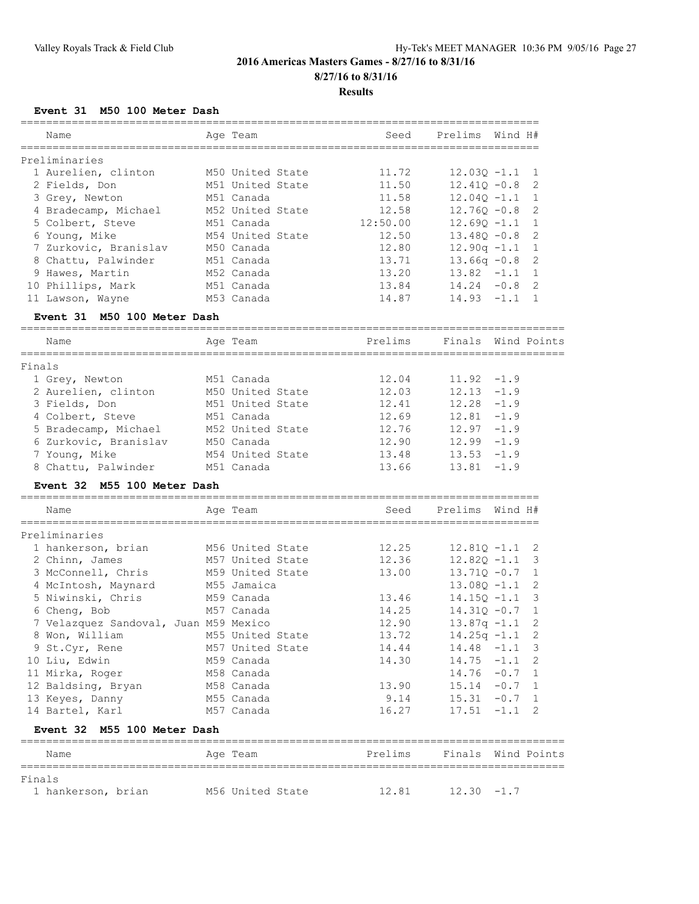## 2016 Americas Masters Games - 8/27/16 to 8/31/16

### 8/27/16 to 8/31/16

### Results

#### Event 31 M50 100 Meter Dash

| Name | Age | Team | Seed | Prelims | Wind | H# |
|---|---|---|---|---|---|---|
| **Preliminaries** | | | | | | |
| 1 Aurelien, clinton | M50 | United State | 11.72 | 12.03Q | -1.1 | 1 |
| 2 Fields, Don | M51 | United State | 11.50 | 12.41Q | -0.8 | 2 |
| 3 Grey, Newton | M51 | Canada | 11.58 | 12.04Q | -1.1 | 1 |
| 4 Bradecamp, Michael | M52 | United State | 12.58 | 12.76Q | -0.8 | 2 |
| 5 Colbert, Steve | M51 | Canada | 12:50.00 | 12.69Q | -1.1 | 1 |
| 6 Young, Mike | M54 | United State | 12.50 | 13.48Q | -0.8 | 2 |
| 7 Zurkovic, Branislav | M50 | Canada | 12.80 | 12.90q | -1.1 | 1 |
| 8 Chattu, Palwinder | M51 | Canada | 13.71 | 13.66q | -0.8 | 2 |
| 9 Hawes, Martin | M52 | Canada | 13.20 | 13.82 | -1.1 | 1 |
| 10 Phillips, Mark | M51 | Canada | 13.84 | 14.24 | -0.8 | 2 |
| 11 Lawson, Wayne | M53 | Canada | 14.87 | 14.93 | -1.1 | 1 |

#### Event 31 M50 100 Meter Dash

| Name | Age | Team | Prelims | Finals | Wind | Points |
|---|---|---|---|---|---|---|
| **Finals** | | | | | | |
| 1 Grey, Newton | M51 | Canada | 12.04 | 11.92 | -1.9 | |
| 2 Aurelien, clinton | M50 | United State | 12.03 | 12.13 | -1.9 | |
| 3 Fields, Don | M51 | United State | 12.41 | 12.28 | -1.9 | |
| 4 Colbert, Steve | M51 | Canada | 12.69 | 12.81 | -1.9 | |
| 5 Bradecamp, Michael | M52 | United State | 12.76 | 12.97 | -1.9 | |
| 6 Zurkovic, Branislav | M50 | Canada | 12.90 | 12.99 | -1.9 | |
| 7 Young, Mike | M54 | United State | 13.48 | 13.53 | -1.9 | |
| 8 Chattu, Palwinder | M51 | Canada | 13.66 | 13.81 | -1.9 | |

#### Event 32 M55 100 Meter Dash

| Name | Age | Team | Seed | Prelims | Wind | H# |
|---|---|---|---|---|---|---|
| **Preliminaries** | | | | | | |
| 1 hankerson, brian | M56 | United State | 12.25 | 12.81Q | -1.1 | 2 |
| 2 Chinn, James | M57 | United State | 12.36 | 12.82Q | -1.1 | 3 |
| 3 McConnell, Chris | M59 | United State | 13.00 | 13.71Q | -0.7 | 1 |
| 4 McIntosh, Maynard | M55 | Jamaica | | 13.08Q | -1.1 | 2 |
| 5 Niwinski, Chris | M59 | Canada | 13.46 | 14.15Q | -1.1 | 3 |
| 6 Cheng, Bob | M57 | Canada | 14.25 | 14.31Q | -0.7 | 1 |
| 7 Velazquez Sandoval, Juan | M59 | Mexico | 12.90 | 13.87q | -1.1 | 2 |
| 8 Won, William | M55 | United State | 13.72 | 14.25q | -1.1 | 2 |
| 9 St.Cyr, Rene | M57 | United State | 14.44 | 14.48 | -1.1 | 3 |
| 10 Liu, Edwin | M59 | Canada | 14.30 | 14.75 | -1.1 | 2 |
| 11 Mirka, Roger | M58 | Canada | | 14.76 | -0.7 | 1 |
| 12 Baldsing, Bryan | M58 | Canada | 13.90 | 15.14 | -0.7 | 1 |
| 13 Keyes, Danny | M55 | Canada | 9.14 | 15.31 | -0.7 | 1 |
| 14 Bartel, Karl | M57 | Canada | 16.27 | 17.51 | -1.1 | 2 |

#### Event 32 M55 100 Meter Dash

| Name | Age | Team | Prelims | Finals | Wind | Points |
|---|---|---|---|---|---|---|
| **Finals** | | | | | | |
| 1 hankerson, brian | M56 | United State | 12.81 | 12.30 | -1.7 | |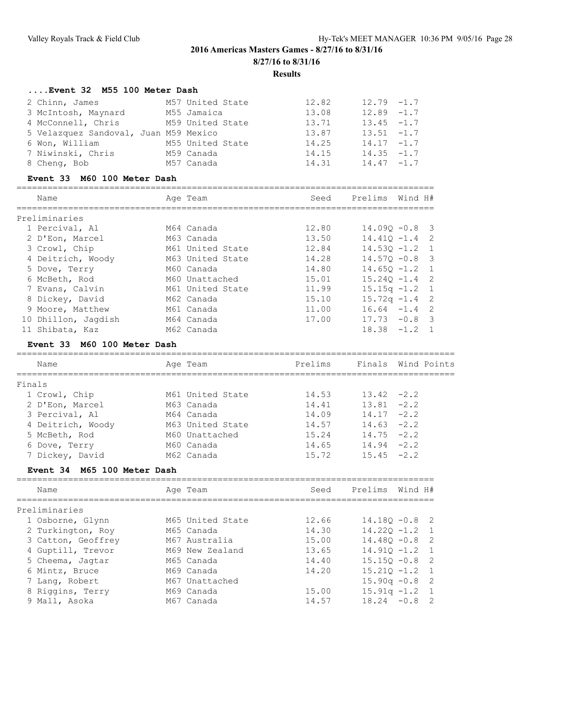2016 Americas Masters Games - 8/27/16 to 8/31/16

8/27/16 to 8/31/16

**Results**

### ....Event 32 M55 100 Meter Dash

| Place | Name | Age | Team | Seed | Finals | Wind |
|---|---|---|---|---|---|---|
| 2 | Chinn, James | M57 | United State | 12.82 | 12.79 | -1.7 |
| 3 | McIntosh, Maynard | M55 | Jamaica | 13.08 | 12.89 | -1.7 |
| 4 | McConnell, Chris | M59 | United State | 13.71 | 13.45 | -1.7 |
| 5 | Velazquez Sandoval, Juan | M59 | Mexico | 13.87 | 13.51 | -1.7 |
| 6 | Won, William | M55 | United State | 14.25 | 14.17 | -1.7 |
| 7 | Niwinski, Chris | M59 | Canada | 14.15 | 14.35 | -1.7 |
| 8 | Cheng, Bob | M57 | Canada | 14.31 | 14.47 | -1.7 |

### Event 33 M60 100 Meter Dash

Preliminaries

| Place | Name | Age | Team | Seed | Prelims | Wind | H# |
|---|---|---|---|---|---|---|---|
| 1 | Percival, Al | M64 | Canada | 12.80 | 14.09Q | -0.8 | 3 |
| 2 | D'Eon, Marcel | M63 | Canada | 13.50 | 14.41Q | -1.4 | 2 |
| 3 | Crowl, Chip | M61 | United State | 12.84 | 14.53Q | -1.2 | 1 |
| 4 | Deitrich, Woody | M63 | United State | 14.28 | 14.57Q | -0.8 | 3 |
| 5 | Dove, Terry | M60 | Canada | 14.80 | 14.65Q | -1.2 | 1 |
| 6 | McBeth, Rod | M60 | Unattached | 15.01 | 15.24Q | -1.4 | 2 |
| 7 | Evans, Calvin | M61 | United State | 11.99 | 15.15q | -1.2 | 1 |
| 8 | Dickey, David | M62 | Canada | 15.10 | 15.72q | -1.4 | 2 |
| 9 | Moore, Matthew | M61 | Canada | 11.00 | 16.64 | -1.4 | 2 |
| 10 | Dhillon, Jagdish | M64 | Canada | 17.00 | 17.73 | -0.8 | 3 |
| 11 | Shibata, Kaz | M62 | Canada | | 18.38 | -1.2 | 1 |

### Event 33 M60 100 Meter Dash

Finals

| Place | Name | Age | Team | Prelims | Finals | Wind | Points |
|---|---|---|---|---|---|---|---|
| 1 | Crowl, Chip | M61 | United State | 14.53 | 13.42 | -2.2 | |
| 2 | D'Eon, Marcel | M63 | Canada | 14.41 | 13.81 | -2.2 | |
| 3 | Percival, Al | M64 | Canada | 14.09 | 14.17 | -2.2 | |
| 4 | Deitrich, Woody | M63 | United State | 14.57 | 14.63 | -2.2 | |
| 5 | McBeth, Rod | M60 | Unattached | 15.24 | 14.75 | -2.2 | |
| 6 | Dove, Terry | M60 | Canada | 14.65 | 14.94 | -2.2 | |
| 7 | Dickey, David | M62 | Canada | 15.72 | 15.45 | -2.2 | |

### Event 34 M65 100 Meter Dash

Preliminaries

| Place | Name | Age | Team | Seed | Prelims | Wind | H# |
|---|---|---|---|---|---|---|---|
| 1 | Osborne, Glynn | M65 | United State | 12.66 | 14.18Q | -0.8 | 2 |
| 2 | Turkington, Roy | M65 | Canada | 14.30 | 14.22Q | -1.2 | 1 |
| 3 | Catton, Geoffrey | M67 | Australia | 15.00 | 14.48Q | -0.8 | 2 |
| 4 | Guptill, Trevor | M69 | New Zealand | 13.65 | 14.91Q | -1.2 | 1 |
| 5 | Cheema, Jagtar | M65 | Canada | 14.40 | 15.15Q | -0.8 | 2 |
| 6 | Mintz, Bruce | M69 | Canada | 14.20 | 15.21Q | -1.2 | 1 |
| 7 | Lang, Robert | M67 | Unattached | | 15.90q | -0.8 | 2 |
| 8 | Riggins, Terry | M69 | Canada | 15.00 | 15.91q | -1.2 | 1 |
| 9 | Mall, Asoka | M67 | Canada | 14.57 | 18.24 | -0.8 | 2 |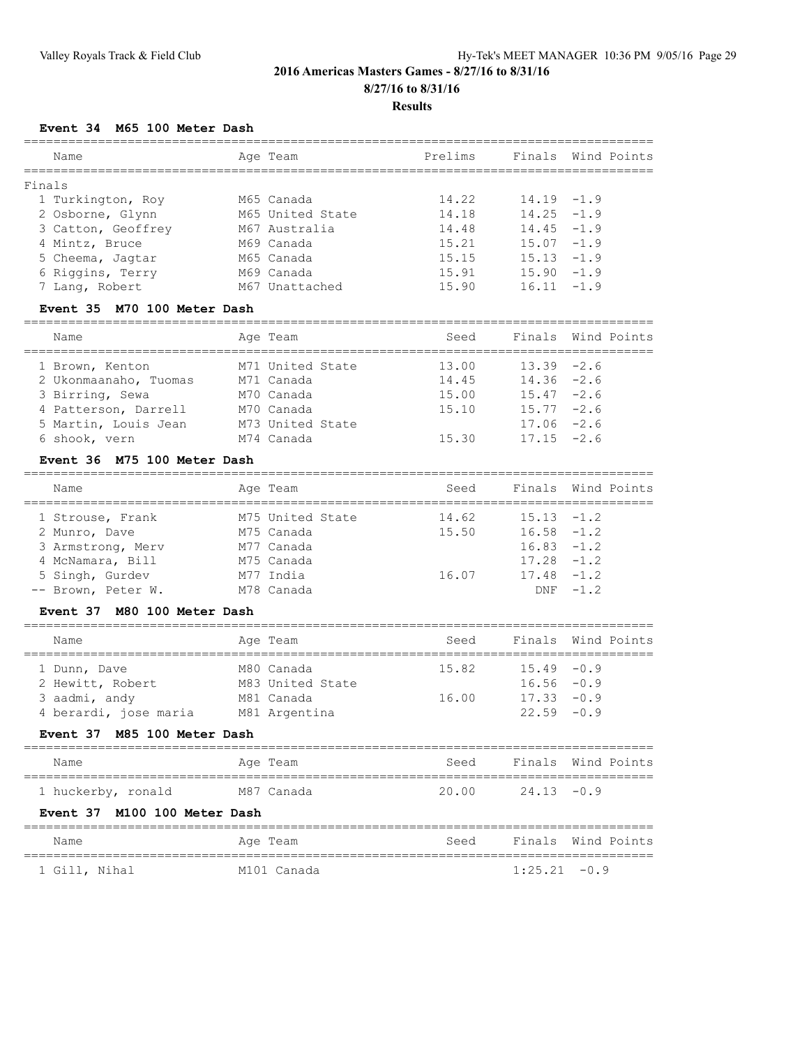## 2016 Americas Masters Games - 8/27/16 to 8/31/16

**8/27/16 to 8/31/16**

**Results**

### Event 34 M65 100 Meter Dash

| Name | Age | Team | Prelims | Finals | Wind | Points |
|---|---|---|---|---|---|---|
| **Finals** | | | | | | |
| 1 Turkington, Roy | M65 | Canada | 14.22 | 14.19 | -1.9 | |
| 2 Osborne, Glynn | M65 | United State | 14.18 | 14.25 | -1.9 | |
| 3 Catton, Geoffrey | M67 | Australia | 14.48 | 14.45 | -1.9 | |
| 4 Mintz, Bruce | M69 | Canada | 15.21 | 15.07 | -1.9 | |
| 5 Cheema, Jagtar | M65 | Canada | 15.15 | 15.13 | -1.9 | |
| 6 Riggins, Terry | M69 | Canada | 15.91 | 15.90 | -1.9 | |
| 7 Lang, Robert | M67 | Unattached | 15.90 | 16.11 | -1.9 | |

### Event 35 M70 100 Meter Dash

| Name | Age | Team | Seed | Finals | Wind | Points |
|---|---|---|---|---|---|---|
| 1 Brown, Kenton | M71 | United State | 13.00 | 13.39 | -2.6 | |
| 2 Ukonmaanaho, Tuomas | M71 | Canada | 14.45 | 14.36 | -2.6 | |
| 3 Birring, Sewa | M70 | Canada | 15.00 | 15.47 | -2.6 | |
| 4 Patterson, Darrell | M70 | Canada | 15.10 | 15.77 | -2.6 | |
| 5 Martin, Louis Jean | M73 | United State | | 17.06 | -2.6 | |
| 6 shook, vern | M74 | Canada | 15.30 | 17.15 | -2.6 | |

### Event 36 M75 100 Meter Dash

| Name | Age | Team | Seed | Finals | Wind | Points |
|---|---|---|---|---|---|---|
| 1 Strouse, Frank | M75 | United State | 14.62 | 15.13 | -1.2 | |
| 2 Munro, Dave | M75 | Canada | 15.50 | 16.58 | -1.2 | |
| 3 Armstrong, Merv | M77 | Canada | | 16.83 | -1.2 | |
| 4 McNamara, Bill | M75 | Canada | | 17.28 | -1.2 | |
| 5 Singh, Gurdev | M77 | India | 16.07 | 17.48 | -1.2 | |
| -- Brown, Peter W. | M78 | Canada | | DNF | -1.2 | |

### Event 37 M80 100 Meter Dash

| Name | Age | Team | Seed | Finals | Wind | Points |
|---|---|---|---|---|---|---|
| 1 Dunn, Dave | M80 | Canada | 15.82 | 15.49 | -0.9 | |
| 2 Hewitt, Robert | M83 | United State | | 16.56 | -0.9 | |
| 3 aadmi, andy | M81 | Canada | 16.00 | 17.33 | -0.9 | |
| 4 berardi, jose maria | M81 | Argentina | | 22.59 | -0.9 | |

### Event 37 M85 100 Meter Dash

| Name | Age | Team | Seed | Finals | Wind | Points |
|---|---|---|---|---|---|---|
| 1 huckerby, ronald | M87 | Canada | 20.00 | 24.13 | -0.9 | |

### Event 37 M100 100 Meter Dash

| Name | Age | Team | Seed | Finals | Wind | Points |
|---|---|---|---|---|---|---|
| 1 Gill, Nihal | M101 | Canada | | 1:25.21 | -0.9 | |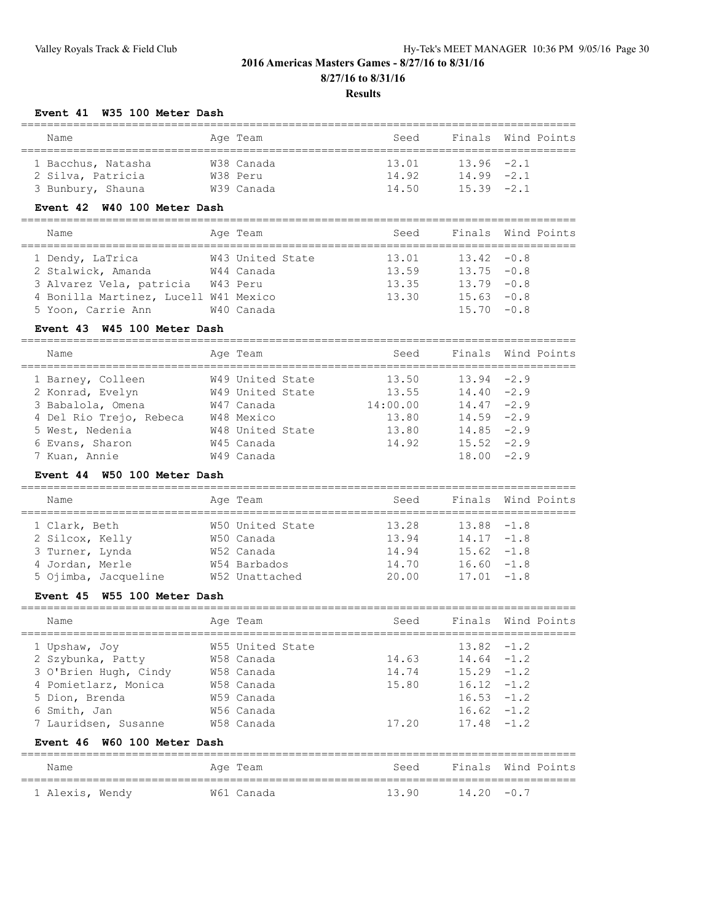## 2016 Americas Masters Games - 8/27/16 to 8/31/16

**8/27/16 to 8/31/16**

**Results**

### Event 41 W35 100 Meter Dash

| Name | Age | Team | Seed | Finals | Wind | Points |
|---|---|---|---|---|---|---|
| 1 Bacchus, Natasha | W38 | Canada | 13.01 | 13.96 | -2.1 | |
| 2 Silva, Patricia | W38 | Peru | 14.92 | 14.99 | -2.1 | |
| 3 Bunbury, Shauna | W39 | Canada | 14.50 | 15.39 | -2.1 | |

### Event 42 W40 100 Meter Dash

| Name | Age | Team | Seed | Finals | Wind | Points |
|---|---|---|---|---|---|---|
| 1 Dendy, LaTrica | W43 | United State | 13.01 | 13.42 | -0.8 | |
| 2 Stalwick, Amanda | W44 | Canada | 13.59 | 13.75 | -0.8 | |
| 3 Alvarez Vela, patricia | W43 | Peru | 13.35 | 13.79 | -0.8 | |
| 4 Bonilla Martinez, Lucell | W41 | Mexico | 13.30 | 15.63 | -0.8 | |
| 5 Yoon, Carrie Ann | W40 | Canada | | 15.70 | -0.8 | |

### Event 43 W45 100 Meter Dash

| Name | Age | Team | Seed | Finals | Wind | Points |
|---|---|---|---|---|---|---|
| 1 Barney, Colleen | W49 | United State | 13.50 | 13.94 | -2.9 | |
| 2 Konrad, Evelyn | W49 | United State | 13.55 | 14.40 | -2.9 | |
| 3 Babalola, Omena | W47 | Canada | 14:00.00 | 14.47 | -2.9 | |
| 4 Del Rio Trejo, Rebeca | W48 | Mexico | 13.80 | 14.59 | -2.9 | |
| 5 West, Nedenia | W48 | United State | 13.80 | 14.85 | -2.9 | |
| 6 Evans, Sharon | W45 | Canada | 14.92 | 15.52 | -2.9 | |
| 7 Kuan, Annie | W49 | Canada | | 18.00 | -2.9 | |

### Event 44 W50 100 Meter Dash

| Name | Age | Team | Seed | Finals | Wind | Points |
|---|---|---|---|---|---|---|
| 1 Clark, Beth | W50 | United State | 13.28 | 13.88 | -1.8 | |
| 2 Silcox, Kelly | W50 | Canada | 13.94 | 14.17 | -1.8 | |
| 3 Turner, Lynda | W52 | Canada | 14.94 | 15.62 | -1.8 | |
| 4 Jordan, Merle | W54 | Barbados | 14.70 | 16.60 | -1.8 | |
| 5 Ojimba, Jacqueline | W52 | Unattached | 20.00 | 17.01 | -1.8 | |

### Event 45 W55 100 Meter Dash

| Name | Age | Team | Seed | Finals | Wind | Points |
|---|---|---|---|---|---|---|
| 1 Upshaw, Joy | W55 | United State | | 13.82 | -1.2 | |
| 2 Szybunka, Patty | W58 | Canada | 14.63 | 14.64 | -1.2 | |
| 3 O'Brien Hugh, Cindy | W58 | Canada | 14.74 | 15.29 | -1.2 | |
| 4 Pomietlarz, Monica | W58 | Canada | 15.80 | 16.12 | -1.2 | |
| 5 Dion, Brenda | W59 | Canada | | 16.53 | -1.2 | |
| 6 Smith, Jan | W56 | Canada | | 16.62 | -1.2 | |
| 7 Lauridsen, Susanne | W58 | Canada | 17.20 | 17.48 | -1.2 | |

### Event 46 W60 100 Meter Dash

| Name | Age | Team | Seed | Finals | Wind | Points |
|---|---|---|---|---|---|---|
| 1 Alexis, Wendy | W61 | Canada | 13.90 | 14.20 | -0.7 | |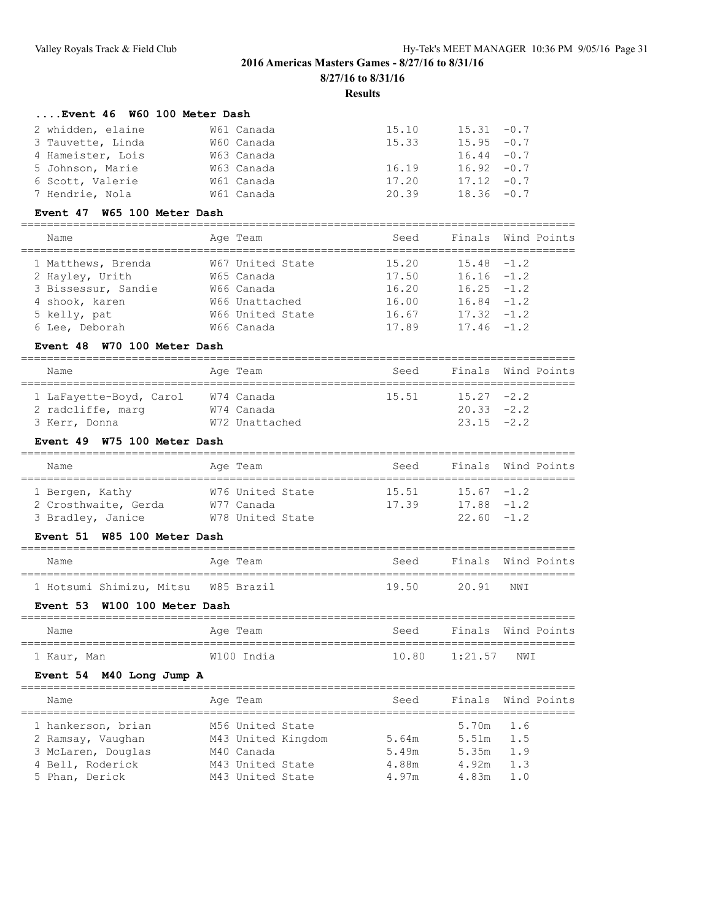## 2016 Americas Masters Games - 8/27/16 to 8/31/16

**8/27/16 to 8/31/16**

**Results**

### ....Event 46 W60 100 Meter Dash

| Name | Age Team | Seed | Finals | Wind Points |
|---|---|---|---|---|
| 2 whidden, elaine | W61 Canada | 15.10 | 15.31 | -0.7 |
| 3 Tauvette, Linda | W60 Canada | 15.33 | 15.95 | -0.7 |
| 4 Hameister, Lois | W63 Canada | | 16.44 | -0.7 |
| 5 Johnson, Marie | W63 Canada | 16.19 | 16.92 | -0.7 |
| 6 Scott, Valerie | W61 Canada | 17.20 | 17.12 | -0.7 |
| 7 Hendrie, Nola | W61 Canada | 20.39 | 18.36 | -0.7 |

### Event 47 W65 100 Meter Dash

| Name | Age Team | Seed | Finals | Wind Points |
|---|---|---|---|---|
| 1 Matthews, Brenda | W67 United State | 15.20 | 15.48 | -1.2 |
| 2 Hayley, Urith | W65 Canada | 17.50 | 16.16 | -1.2 |
| 3 Bissessur, Sandie | W66 Canada | 16.20 | 16.25 | -1.2 |
| 4 shook, karen | W66 Unattached | 16.00 | 16.84 | -1.2 |
| 5 kelly, pat | W66 United State | 16.67 | 17.32 | -1.2 |
| 6 Lee, Deborah | W66 Canada | 17.89 | 17.46 | -1.2 |

### Event 48 W70 100 Meter Dash

| Name | Age Team | Seed | Finals | Wind Points |
|---|---|---|---|---|
| 1 LaFayette-Boyd, Carol | W74 Canada | 15.51 | 15.27 | -2.2 |
| 2 radcliffe, marg | W74 Canada | | 20.33 | -2.2 |
| 3 Kerr, Donna | W72 Unattached | | 23.15 | -2.2 |

### Event 49 W75 100 Meter Dash

| Name | Age Team | Seed | Finals | Wind Points |
|---|---|---|---|---|
| 1 Bergen, Kathy | W76 United State | 15.51 | 15.67 | -1.2 |
| 2 Crosthwaite, Gerda | W77 Canada | 17.39 | 17.88 | -1.2 |
| 3 Bradley, Janice | W78 United State | | 22.60 | -1.2 |

### Event 51 W85 100 Meter Dash

| Name | Age Team | Seed | Finals | Wind Points |
|---|---|---|---|---|
| 1 Hotsumi Shimizu, Mitsu | W85 Brazil | 19.50 | 20.91 | NWI |

### Event 53 W100 100 Meter Dash

| Name | Age Team | Seed | Finals | Wind Points |
|---|---|---|---|---|
| 1 Kaur, Man | W100 India | 10.80 | 1:21.57 | NWI |

### Event 54 M40 Long Jump A

| Name | Age Team | Seed | Finals | Wind Points |
|---|---|---|---|---|
| 1 hankerson, brian | M56 United State | | 5.70m | 1.6 |
| 2 Ramsay, Vaughan | M43 United Kingdom | 5.64m | 5.51m | 1.5 |
| 3 McLaren, Douglas | M40 Canada | 5.49m | 5.35m | 1.9 |
| 4 Bell, Roderick | M43 United State | 4.88m | 4.92m | 1.3 |
| 5 Phan, Derick | M43 United State | 4.97m | 4.83m | 1.0 |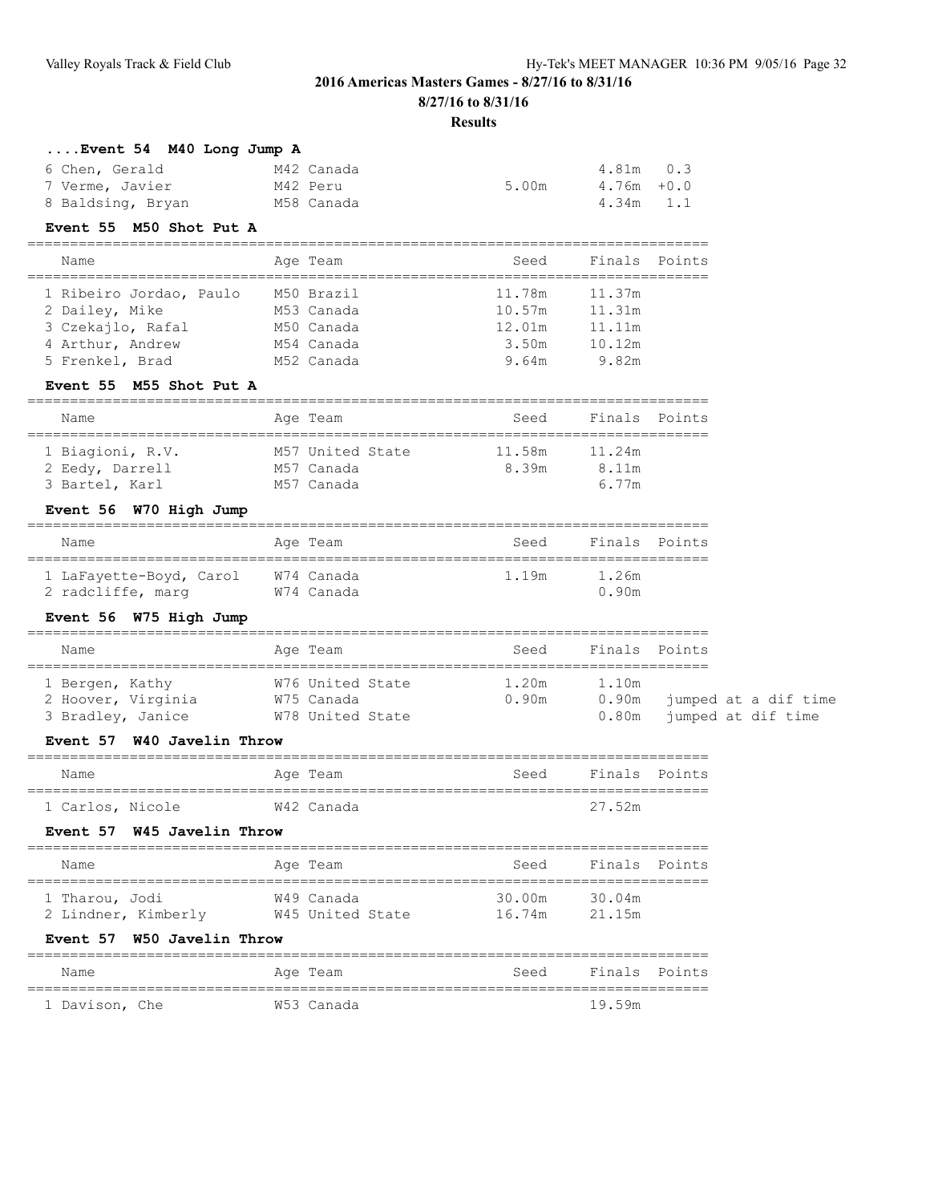**2016 Americas Masters Games - 8/27/16 to 8/31/16**

**8/27/16 to 8/31/16**

**Results**

### ....Event 54 M40 Long Jump A

| Name | Age | Team | Seed | Finals | Wind |
|---|---|---|---|---|---|
| 6 Chen, Gerald | M42 | Canada | | 4.81m | 0.3 |
| 7 Verme, Javier | M42 | Peru | 5.00m | 4.76m | +0.0 |
| 8 Baldsing, Bryan | M58 | Canada | | 4.34m | 1.1 |

### Event 55 M50 Shot Put A

| Name | Age | Team | Seed | Finals | Points |
|---|---|---|---|---|---|
| 1 Ribeiro Jordao, Paulo | M50 | Brazil | 11.78m | 11.37m | |
| 2 Dailey, Mike | M53 | Canada | 10.57m | 11.31m | |
| 3 Czekajlo, Rafal | M50 | Canada | 12.01m | 11.11m | |
| 4 Arthur, Andrew | M54 | Canada | 3.50m | 10.12m | |
| 5 Frenkel, Brad | M52 | Canada | 9.64m | 9.82m | |

### Event 55 M55 Shot Put A

| Name | Age | Team | Seed | Finals | Points |
|---|---|---|---|---|---|
| 1 Biagioni, R.V. | M57 | United State | 11.58m | 11.24m | |
| 2 Eedy, Darrell | M57 | Canada | 8.39m | 8.11m | |
| 3 Bartel, Karl | M57 | Canada | | 6.77m | |

### Event 56 W70 High Jump

| Name | Age | Team | Seed | Finals | Points |
|---|---|---|---|---|---|
| 1 LaFayette-Boyd, Carol | W74 | Canada | 1.19m | 1.26m | |
| 2 radcliffe, marg | W74 | Canada | | 0.90m | |

### Event 56 W75 High Jump

| Name | Age | Team | Seed | Finals | Points |
|---|---|---|---|---|---|
| 1 Bergen, Kathy | W76 | United State | 1.20m | 1.10m | |
| 2 Hoover, Virginia | W75 | Canada | 0.90m | 0.90m | jumped at a dif time |
| 3 Bradley, Janice | W78 | United State | | 0.80m | jumped at dif time |

### Event 57 W40 Javelin Throw

| Name | Age | Team | Seed | Finals | Points |
|---|---|---|---|---|---|
| 1 Carlos, Nicole | W42 | Canada | | 27.52m | |

### Event 57 W45 Javelin Throw

| Name | Age | Team | Seed | Finals | Points |
|---|---|---|---|---|---|
| 1 Tharou, Jodi | W49 | Canada | 30.00m | 30.04m | |
| 2 Lindner, Kimberly | W45 | United State | 16.74m | 21.15m | |

### Event 57 W50 Javelin Throw

| Name | Age | Team | Seed | Finals | Points |
|---|---|---|---|---|---|
| 1 Davison, Che | W53 | Canada | | 19.59m | |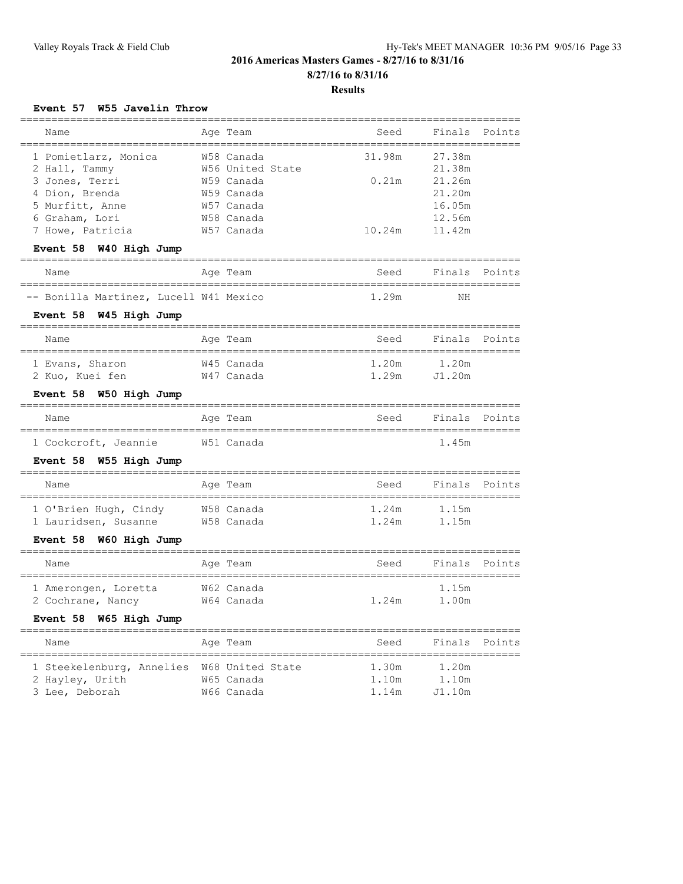# 2016 Americas Masters Games - 8/27/16 to 8/31/16

## 8/27/16 to 8/31/16

## Results

### Event 57 W55 Javelin Throw

| Name | Age | Team | Seed | Finals | Points |
|---|---|---|---|---|---|
| 1 Pomietlarz, Monica | W58 | Canada | 31.98m | 27.38m | |
| 2 Hall, Tammy | W56 | United State | | 21.38m | |
| 3 Jones, Terri | W59 | Canada | 0.21m | 21.26m | |
| 4 Dion, Brenda | W59 | Canada | | 21.20m | |
| 5 Murfitt, Anne | W57 | Canada | | 16.05m | |
| 6 Graham, Lori | W58 | Canada | | 12.56m | |
| 7 Howe, Patricia | W57 | Canada | 10.24m | 11.42m | |

### Event 58 W40 High Jump

| Name | Age | Team | Seed | Finals | Points |
|---|---|---|---|---|---|
| -- Bonilla Martinez, Lucell | W41 | Mexico | 1.29m | NH | |

### Event 58 W45 High Jump

| Name | Age | Team | Seed | Finals | Points |
|---|---|---|---|---|---|
| 1 Evans, Sharon | W45 | Canada | 1.20m | 1.20m | |
| 2 Kuo, Kuei fen | W47 | Canada | 1.29m | J1.20m | |

### Event 58 W50 High Jump

| Name | Age | Team | Seed | Finals | Points |
|---|---|---|---|---|---|
| 1 Cockcroft, Jeannie | W51 | Canada | | 1.45m | |

### Event 58 W55 High Jump

| Name | Age | Team | Seed | Finals | Points |
|---|---|---|---|---|---|
| 1 O'Brien Hugh, Cindy | W58 | Canada | 1.24m | 1.15m | |
| 1 Lauridsen, Susanne | W58 | Canada | 1.24m | 1.15m | |

### Event 58 W60 High Jump

| Name | Age | Team | Seed | Finals | Points |
|---|---|---|---|---|---|
| 1 Amerongen, Loretta | W62 | Canada | | 1.15m | |
| 2 Cochrane, Nancy | W64 | Canada | 1.24m | 1.00m | |

### Event 58 W65 High Jump

| Name | Age | Team | Seed | Finals | Points |
|---|---|---|---|---|---|
| 1 Steekelenburg, Annelies | W68 | United State | 1.30m | 1.20m | |
| 2 Hayley, Urith | W65 | Canada | 1.10m | 1.10m | |
| 3 Lee, Deborah | W66 | Canada | 1.14m | J1.10m | |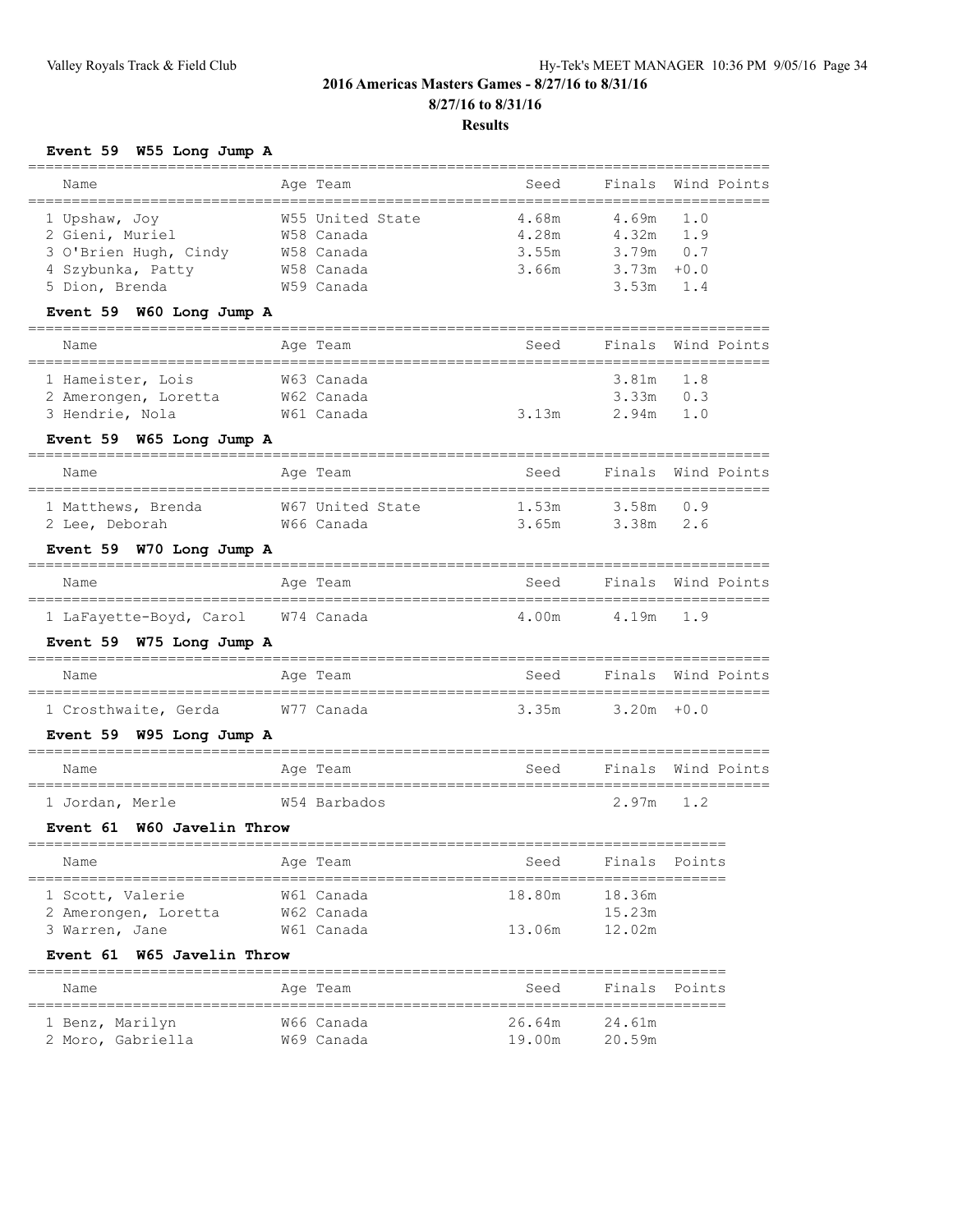# 2016 Americas Masters Games - 8/27/16 to 8/31/16

**8/27/16 to 8/31/16**

**Results**

### Event 59 W55 Long Jump A

| Name | Age | Team | Seed | Finals | Wind | Points |
|---|---|---|---|---|---|---|
| 1 Upshaw, Joy | W55 | United State | 4.68m | 4.69m | 1.0 | |
| 2 Gieni, Muriel | W58 | Canada | 4.28m | 4.32m | 1.9 | |
| 3 O'Brien Hugh, Cindy | W58 | Canada | 3.55m | 3.79m | 0.7 | |
| 4 Szybunka, Patty | W58 | Canada | 3.66m | 3.73m | +0.0 | |
| 5 Dion, Brenda | W59 | Canada | | 3.53m | 1.4 | |

### Event 59 W60 Long Jump A

| Name | Age | Team | Seed | Finals | Wind | Points |
|---|---|---|---|---|---|---|
| 1 Hameister, Lois | W63 | Canada | | 3.81m | 1.8 | |
| 2 Amerongen, Loretta | W62 | Canada | | 3.33m | 0.3 | |
| 3 Hendrie, Nola | W61 | Canada | 3.13m | 2.94m | 1.0 | |

### Event 59 W65 Long Jump A

| Name | Age | Team | Seed | Finals | Wind | Points |
|---|---|---|---|---|---|---|
| 1 Matthews, Brenda | W67 | United State | 1.53m | 3.58m | 0.9 | |
| 2 Lee, Deborah | W66 | Canada | 3.65m | 3.38m | 2.6 | |

### Event 59 W70 Long Jump A

| Name | Age | Team | Seed | Finals | Wind | Points |
|---|---|---|---|---|---|---|
| 1 LaFayette-Boyd, Carol | W74 | Canada | 4.00m | 4.19m | 1.9 | |

### Event 59 W75 Long Jump A

| Name | Age | Team | Seed | Finals | Wind | Points |
|---|---|---|---|---|---|---|
| 1 Crosthwaite, Gerda | W77 | Canada | 3.35m | 3.20m | +0.0 | |

### Event 59 W95 Long Jump A

| Name | Age | Team | Seed | Finals | Wind | Points |
|---|---|---|---|---|---|---|
| 1 Jordan, Merle | W54 | Barbados | | 2.97m | 1.2 | |

### Event 61 W60 Javelin Throw

| Name | Age | Team | Seed | Finals | Points |
|---|---|---|---|---|---|
| 1 Scott, Valerie | W61 | Canada | 18.80m | 18.36m | |
| 2 Amerongen, Loretta | W62 | Canada | | 15.23m | |
| 3 Warren, Jane | W61 | Canada | 13.06m | 12.02m | |

### Event 61 W65 Javelin Throw

| Name | Age | Team | Seed | Finals | Points |
|---|---|---|---|---|---|
| 1 Benz, Marilyn | W66 | Canada | 26.64m | 24.61m | |
| 2 Moro, Gabriella | W69 | Canada | 19.00m | 20.59m | |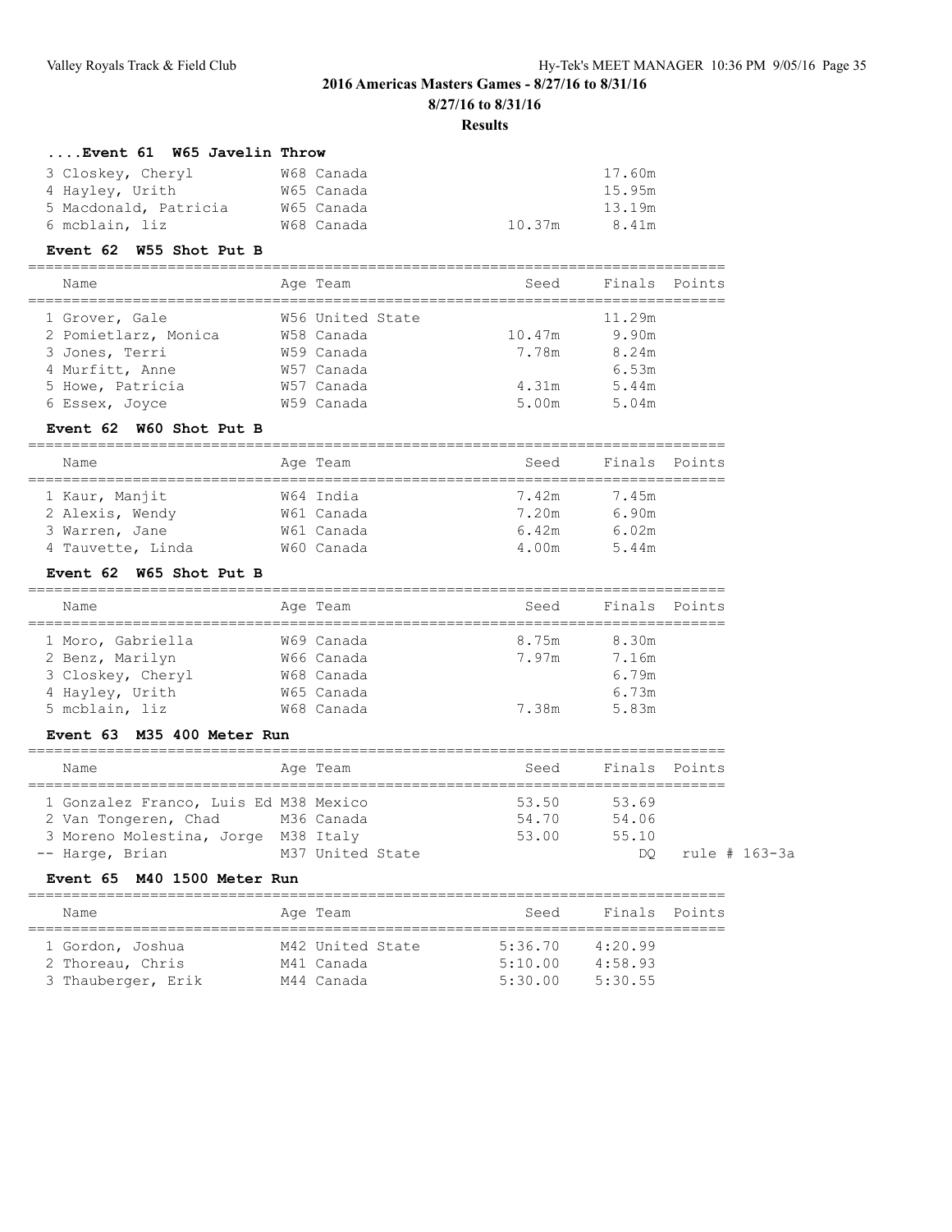## 2016 Americas Masters Games - 8/27/16 to 8/31/16

**8/27/16 to 8/31/16**

**Results**

### ....Event 61 W65 Javelin Throw

| Name | Age | Team | Seed | Finals | Points |
|---|---|---|---|---|---|
| 3 Closkey, Cheryl | W68 | Canada | | 17.60m | |
| 4 Hayley, Urith | W65 | Canada | | 15.95m | |
| 5 Macdonald, Patricia | W65 | Canada | | 13.19m | |
| 6 mcblain, liz | W68 | Canada | 10.37m | 8.41m | |

### Event 62 W55 Shot Put B

| Name | Age | Team | Seed | Finals | Points |
|---|---|---|---|---|---|
| 1 Grover, Gale | W56 | United State | | 11.29m | |
| 2 Pomietlarz, Monica | W58 | Canada | 10.47m | 9.90m | |
| 3 Jones, Terri | W59 | Canada | 7.78m | 8.24m | |
| 4 Murfitt, Anne | W57 | Canada | | 6.53m | |
| 5 Howe, Patricia | W57 | Canada | 4.31m | 5.44m | |
| 6 Essex, Joyce | W59 | Canada | 5.00m | 5.04m | |

### Event 62 W60 Shot Put B

| Name | Age | Team | Seed | Finals | Points |
|---|---|---|---|---|---|
| 1 Kaur, Manjit | W64 | India | 7.42m | 7.45m | |
| 2 Alexis, Wendy | W61 | Canada | 7.20m | 6.90m | |
| 3 Warren, Jane | W61 | Canada | 6.42m | 6.02m | |
| 4 Tauvette, Linda | W60 | Canada | 4.00m | 5.44m | |

### Event 62 W65 Shot Put B

| Name | Age | Team | Seed | Finals | Points |
|---|---|---|---|---|---|
| 1 Moro, Gabriella | W69 | Canada | 8.75m | 8.30m | |
| 2 Benz, Marilyn | W66 | Canada | 7.97m | 7.16m | |
| 3 Closkey, Cheryl | W68 | Canada | | 6.79m | |
| 4 Hayley, Urith | W65 | Canada | | 6.73m | |
| 5 mcblain, liz | W68 | Canada | 7.38m | 5.83m | |

### Event 63 M35 400 Meter Run

| Name | Age | Team | Seed | Finals | Points |
|---|---|---|---|---|---|
| 1 Gonzalez Franco, Luis Ed | M38 | Mexico | 53.50 | 53.69 | |
| 2 Van Tongeren, Chad | M36 | Canada | 54.70 | 54.06 | |
| 3 Moreno Molestina, Jorge | M38 | Italy | 53.00 | 55.10 | |
| -- Harge, Brian | M37 | United State | | DQ | rule # 163-3a |

### Event 65 M40 1500 Meter Run

| Name | Age | Team | Seed | Finals | Points |
|---|---|---|---|---|---|
| 1 Gordon, Joshua | M42 | United State | 5:36.70 | 4:20.99 | |
| 2 Thoreau, Chris | M41 | Canada | 5:10.00 | 4:58.93 | |
| 3 Thauberger, Erik | M44 | Canada | 5:30.00 | 5:30.55 | |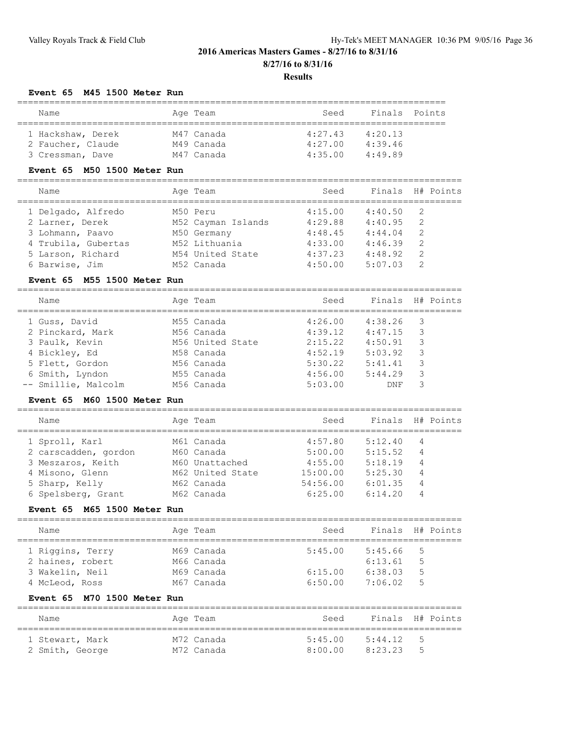## 2016 Americas Masters Games - 8/27/16 to 8/31/16

### 8/27/16 to 8/31/16

### Results

**Event 65 M45 1500 Meter Run**

| Name | Age | Team | Seed | Finals | Points |
|---|---|---|---|---|---|
| 1 Hackshaw, Derek | M47 | Canada | 4:27.43 | 4:20.13 | |
| 2 Faucher, Claude | M49 | Canada | 4:27.00 | 4:39.46 | |
| 3 Cressman, Dave | M47 | Canada | 4:35.00 | 4:49.89 | |

**Event 65 M50 1500 Meter Run**

| Name | Age | Team | Seed | Finals | H# | Points |
|---|---|---|---|---|---|---|
| 1 Delgado, Alfredo | M50 | Peru | 4:15.00 | 4:40.50 | 2 | |
| 2 Larner, Derek | M52 | Cayman Islands | 4:29.88 | 4:40.95 | 2 | |
| 3 Lohmann, Paavo | M50 | Germany | 4:48.45 | 4:44.04 | 2 | |
| 4 Trubila, Gubertas | M52 | Lithuania | 4:33.00 | 4:46.39 | 2 | |
| 5 Larson, Richard | M54 | United State | 4:37.23 | 4:48.92 | 2 | |
| 6 Barwise, Jim | M52 | Canada | 4:50.00 | 5:07.03 | 2 | |

**Event 65 M55 1500 Meter Run**

| Name | Age | Team | Seed | Finals | H# | Points |
|---|---|---|---|---|---|---|
| 1 Guss, David | M55 | Canada | 4:26.00 | 4:38.26 | 3 | |
| 2 Pinckard, Mark | M56 | Canada | 4:39.12 | 4:47.15 | 3 | |
| 3 Paulk, Kevin | M56 | United State | 2:15.22 | 4:50.91 | 3 | |
| 4 Bickley, Ed | M58 | Canada | 4:52.19 | 5:03.92 | 3 | |
| 5 Flett, Gordon | M56 | Canada | 5:30.22 | 5:41.41 | 3 | |
| 6 Smith, Lyndon | M55 | Canada | 4:56.00 | 5:44.29 | 3 | |
| -- Smillie, Malcolm | M56 | Canada | 5:03.00 | DNF | 3 | |

**Event 65 M60 1500 Meter Run**

| Name | Age | Team | Seed | Finals | H# | Points |
|---|---|---|---|---|---|---|
| 1 Sproll, Karl | M61 | Canada | 4:57.80 | 5:12.40 | 4 | |
| 2 carscadden, gordon | M60 | Canada | 5:00.00 | 5:15.52 | 4 | |
| 3 Meszaros, Keith | M60 | Unattached | 4:55.00 | 5:18.19 | 4 | |
| 4 Misono, Glenn | M62 | United State | 15:00.00 | 5:25.30 | 4 | |
| 5 Sharp, Kelly | M62 | Canada | 54:56.00 | 6:01.35 | 4 | |
| 6 Spelsberg, Grant | M62 | Canada | 6:25.00 | 6:14.20 | 4 | |

**Event 65 M65 1500 Meter Run**

| Name | Age | Team | Seed | Finals | H# | Points |
|---|---|---|---|---|---|---|
| 1 Riggins, Terry | M69 | Canada | 5:45.00 | 5:45.66 | 5 | |
| 2 haines, robert | M66 | Canada | | 6:13.61 | 5 | |
| 3 Wakelin, Neil | M69 | Canada | 6:15.00 | 6:38.03 | 5 | |
| 4 McLeod, Ross | M67 | Canada | 6:50.00 | 7:06.02 | 5 | |

**Event 65 M70 1500 Meter Run**

| Name | Age | Team | Seed | Finals | H# | Points |
|---|---|---|---|---|---|---|
| 1 Stewart, Mark | M72 | Canada | 5:45.00 | 5:44.12 | 5 | |
| 2 Smith, George | M72 | Canada | 8:00.00 | 8:23.23 | 5 | |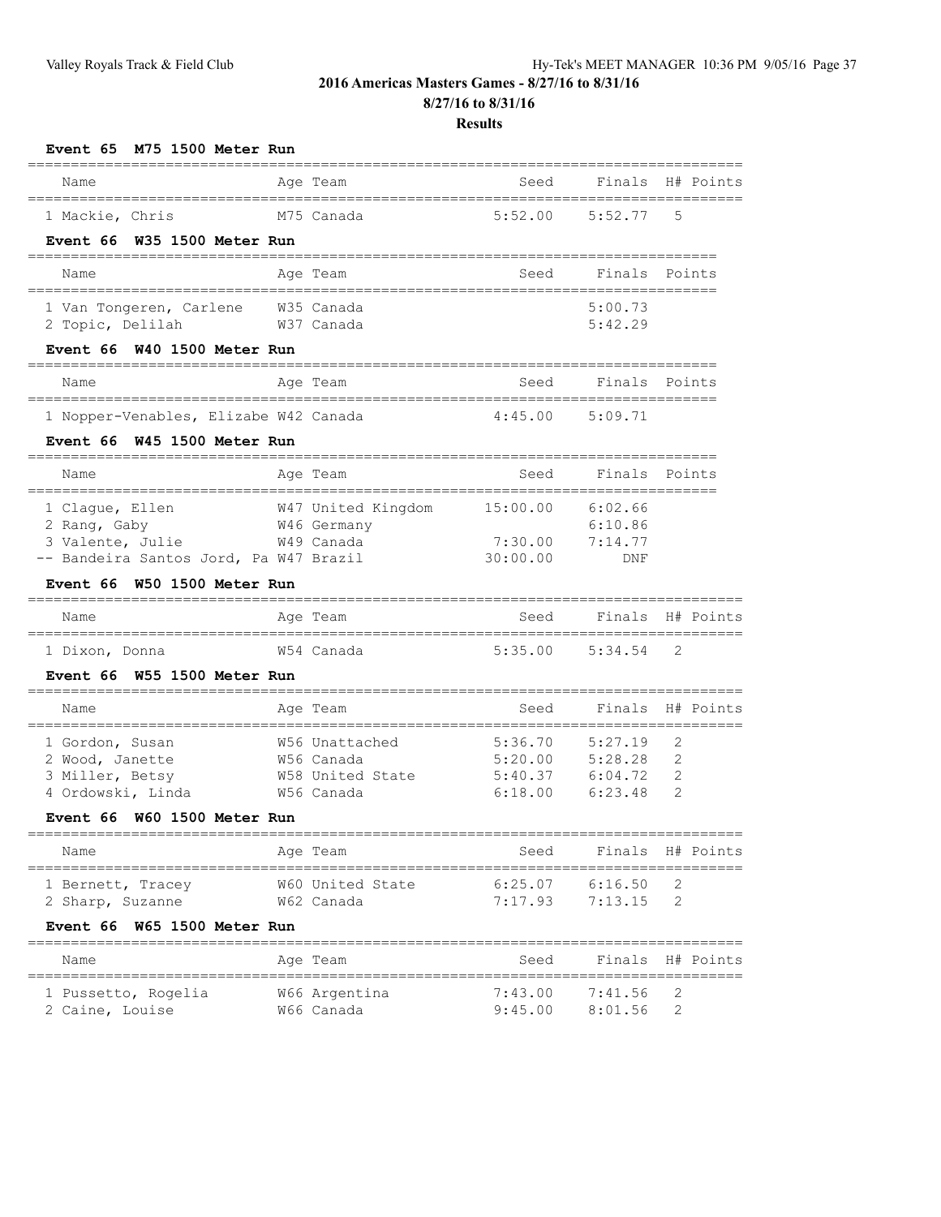## 2016 Americas Masters Games - 8/27/16 to 8/31/16

**8/27/16 to 8/31/16**

**Results**

### Event 65 M75 1500 Meter Run

| Name | Age | Team | Seed | Finals | H# | Points |
|---|---|---|---|---|---|---|
| 1 Mackie, Chris | M75 | Canada | 5:52.00 | 5:52.77 | 5 | |

### Event 66 W35 1500 Meter Run

| Name | Age | Team | Seed | Finals | Points |
|---|---|---|---|---|---|
| 1 Van Tongeren, Carlene | W35 | Canada | | 5:00.73 | |
| 2 Topic, Delilah | W37 | Canada | | 5:42.29 | |

### Event 66 W40 1500 Meter Run

| Name | Age | Team | Seed | Finals | Points |
|---|---|---|---|---|---|
| 1 Nopper-Venables, Elizabe | W42 | Canada | 4:45.00 | 5:09.71 | |

### Event 66 W45 1500 Meter Run

| Name | Age | Team | Seed | Finals | Points |
|---|---|---|---|---|---|
| 1 Clague, Ellen | W47 | United Kingdom | 15:00.00 | 6:02.66 | |
| 2 Rang, Gaby | W46 | Germany | | 6:10.86 | |
| 3 Valente, Julie | W49 | Canada | 7:30.00 | 7:14.77 | |
| -- Bandeira Santos Jord, Pa | W47 | Brazil | 30:00.00 | DNF | |

### Event 66 W50 1500 Meter Run

| Name | Age | Team | Seed | Finals | H# | Points |
|---|---|---|---|---|---|---|
| 1 Dixon, Donna | W54 | Canada | 5:35.00 | 5:34.54 | 2 | |

### Event 66 W55 1500 Meter Run

| Name | Age | Team | Seed | Finals | H# | Points |
|---|---|---|---|---|---|---|
| 1 Gordon, Susan | W56 | Unattached | 5:36.70 | 5:27.19 | 2 | |
| 2 Wood, Janette | W56 | Canada | 5:20.00 | 5:28.28 | 2 | |
| 3 Miller, Betsy | W58 | United State | 5:40.37 | 6:04.72 | 2 | |
| 4 Ordowski, Linda | W56 | Canada | 6:18.00 | 6:23.48 | 2 | |

### Event 66 W60 1500 Meter Run

| Name | Age | Team | Seed | Finals | H# | Points |
|---|---|---|---|---|---|---|
| 1 Bernett, Tracey | W60 | United State | 6:25.07 | 6:16.50 | 2 | |
| 2 Sharp, Suzanne | W62 | Canada | 7:17.93 | 7:13.15 | 2 | |

### Event 66 W65 1500 Meter Run

| Name | Age | Team | Seed | Finals | H# | Points |
|---|---|---|---|---|---|---|
| 1 Pussetto, Rogelia | W66 | Argentina | 7:43.00 | 7:41.56 | 2 | |
| 2 Caine, Louise | W66 | Canada | 9:45.00 | 8:01.56 | 2 | |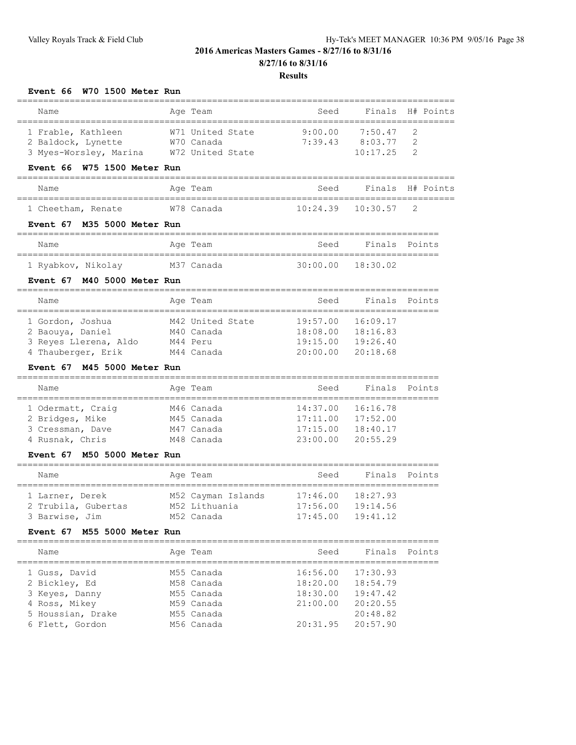## 2016 Americas Masters Games - 8/27/16 to 8/31/16

**8/27/16 to 8/31/16**

**Results**

### Event 66 W70 1500 Meter Run

| Name | Age | Team | Seed | Finals | H# | Points |
|---|---|---|---|---|---|---|
| 1 Frable, Kathleen | W71 | United State | 9:00.00 | 7:50.47 | 2 | |
| 2 Baldock, Lynette | W70 | Canada | 7:39.43 | 8:03.77 | 2 | |
| 3 Myes-Worsley, Marina | W72 | United State | | 10:17.25 | 2 | |

### Event 66 W75 1500 Meter Run

| Name | Age | Team | Seed | Finals | H# | Points |
|---|---|---|---|---|---|---|
| 1 Cheetham, Renate | W78 | Canada | 10:24.39 | 10:30.57 | 2 | |

### Event 67 M35 5000 Meter Run

| Name | Age | Team | Seed | Finals | Points |
|---|---|---|---|---|---|
| 1 Ryabkov, Nikolay | M37 | Canada | 30:00.00 | 18:30.02 | |

### Event 67 M40 5000 Meter Run

| Name | Age | Team | Seed | Finals | Points |
|---|---|---|---|---|---|
| 1 Gordon, Joshua | M42 | United State | 19:57.00 | 16:09.17 | |
| 2 Baouya, Daniel | M40 | Canada | 18:08.00 | 18:16.83 | |
| 3 Reyes Llerena, Aldo | M44 | Peru | 19:15.00 | 19:26.40 | |
| 4 Thauberger, Erik | M44 | Canada | 20:00.00 | 20:18.68 | |

### Event 67 M45 5000 Meter Run

| Name | Age | Team | Seed | Finals | Points |
|---|---|---|---|---|---|
| 1 Odermatt, Craig | M46 | Canada | 14:37.00 | 16:16.78 | |
| 2 Bridges, Mike | M45 | Canada | 17:11.00 | 17:52.00 | |
| 3 Cressman, Dave | M47 | Canada | 17:15.00 | 18:40.17 | |
| 4 Rusnak, Chris | M48 | Canada | 23:00.00 | 20:55.29 | |

### Event 67 M50 5000 Meter Run

| Name | Age | Team | Seed | Finals | Points |
|---|---|---|---|---|---|
| 1 Larner, Derek | M52 | Cayman Islands | 17:46.00 | 18:27.93 | |
| 2 Trubila, Gubertas | M52 | Lithuania | 17:56.00 | 19:14.56 | |
| 3 Barwise, Jim | M52 | Canada | 17:45.00 | 19:41.12 | |

### Event 67 M55 5000 Meter Run

| Name | Age | Team | Seed | Finals | Points |
|---|---|---|---|---|---|
| 1 Guss, David | M55 | Canada | 16:56.00 | 17:30.93 | |
| 2 Bickley, Ed | M58 | Canada | 18:20.00 | 18:54.79 | |
| 3 Keyes, Danny | M55 | Canada | 18:30.00 | 19:47.42 | |
| 4 Ross, Mikey | M59 | Canada | 21:00.00 | 20:20.55 | |
| 5 Houssian, Drake | M55 | Canada | | 20:48.82 | |
| 6 Flett, Gordon | M56 | Canada | 20:31.95 | 20:57.90 | |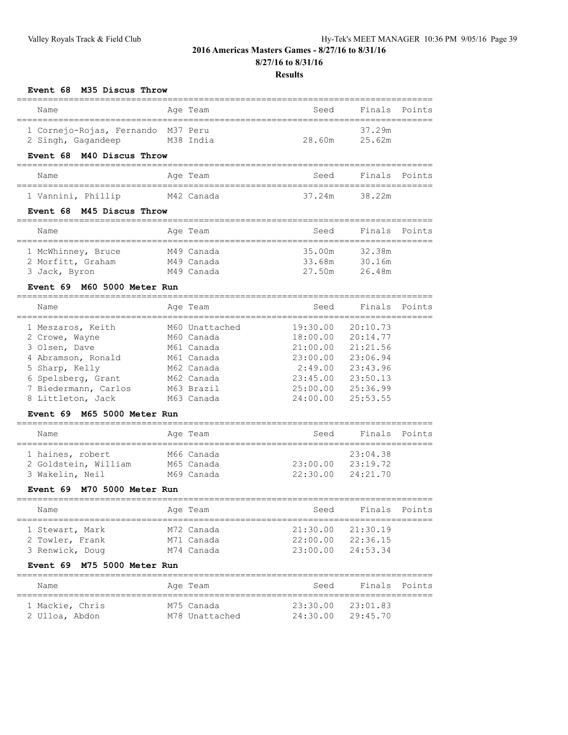## 2016 Americas Masters Games - 8/27/16 to 8/31/16

**8/27/16 to 8/31/16**

**Results**

### Event 68 M35 Discus Throw

| Name | Age | Team | Seed | Finals | Points |
|---|---|---|---|---|---|
| 1 Cornejo-Rojas, Fernando | M37 | Peru | | 37.29m | |
| 2 Singh, Gagandeep | M38 | India | 28.60m | 25.62m | |

### Event 68 M40 Discus Throw

| Name | Age | Team | Seed | Finals | Points |
|---|---|---|---|---|---|
| 1 Vannini, Phillip | M42 | Canada | 37.24m | 38.22m | |

### Event 68 M45 Discus Throw

| Name | Age | Team | Seed | Finals | Points |
|---|---|---|---|---|---|
| 1 McWhinney, Bruce | M49 | Canada | 35.00m | 32.38m | |
| 2 Morfitt, Graham | M49 | Canada | 33.68m | 30.16m | |
| 3 Jack, Byron | M49 | Canada | 27.50m | 26.48m | |

### Event 69 M60 5000 Meter Run

| Name | Age | Team | Seed | Finals | Points |
|---|---|---|---|---|---|
| 1 Meszaros, Keith | M60 | Unattached | 19:30.00 | 20:10.73 | |
| 2 Crowe, Wayne | M60 | Canada | 18:00.00 | 20:14.77 | |
| 3 Olsen, Dave | M61 | Canada | 21:00.00 | 21:21.56 | |
| 4 Abramson, Ronald | M61 | Canada | 23:00.00 | 23:06.94 | |
| 5 Sharp, Kelly | M62 | Canada | 2:49.00 | 23:43.96 | |
| 6 Spelsberg, Grant | M62 | Canada | 23:45.00 | 23:50.13 | |
| 7 Biedermann, Carlos | M63 | Brazil | 25:00.00 | 25:36.99 | |
| 8 Littleton, Jack | M63 | Canada | 24:00.00 | 25:53.55 | |

### Event 69 M65 5000 Meter Run

| Name | Age | Team | Seed | Finals | Points |
|---|---|---|---|---|---|
| 1 haines, robert | M66 | Canada | | 23:04.38 | |
| 2 Goldstein, William | M65 | Canada | 23:00.00 | 23:19.72 | |
| 3 Wakelin, Neil | M69 | Canada | 22:30.00 | 24:21.70 | |

### Event 69 M70 5000 Meter Run

| Name | Age | Team | Seed | Finals | Points |
|---|---|---|---|---|---|
| 1 Stewart, Mark | M72 | Canada | 21:30.00 | 21:30.19 | |
| 2 Towler, Frank | M71 | Canada | 22:00.00 | 22:36.15 | |
| 3 Renwick, Doug | M74 | Canada | 23:00.00 | 24:53.34 | |

### Event 69 M75 5000 Meter Run

| Name | Age | Team | Seed | Finals | Points |
|---|---|---|---|---|---|
| 1 Mackie, Chris | M75 | Canada | 23:30.00 | 23:01.83 | |
| 2 Ulloa, Abdon | M78 | Unattached | 24:30.00 | 29:45.70 | |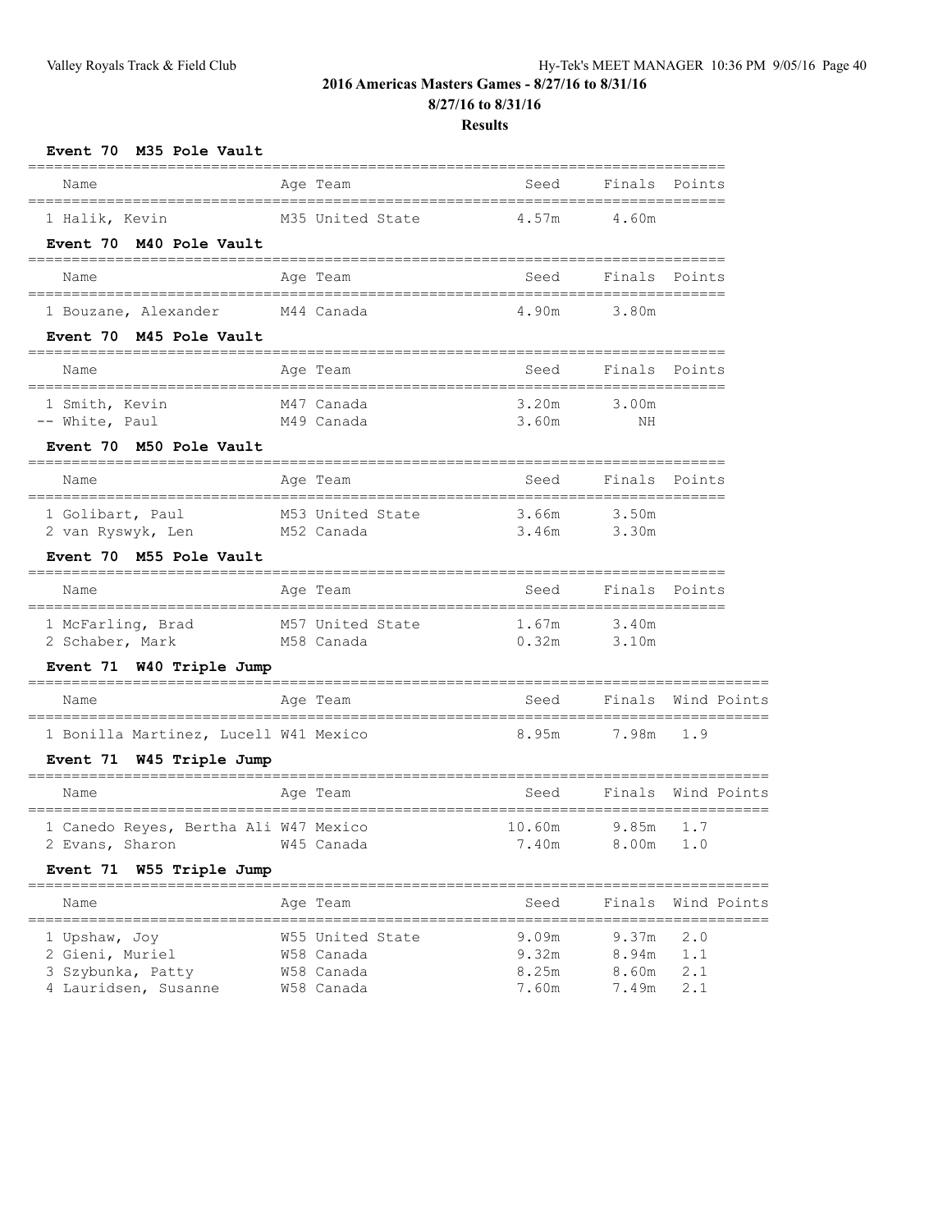## 2016 Americas Masters Games - 8/27/16 to 8/31/16

**8/27/16 to 8/31/16**

**Results**

### Event 70 M35 Pole Vault

| | Name | Age | Team | Seed | Finals | Points |
|---|---|---|---|---|---|---|
| 1 | Halik, Kevin | M35 | United State | 4.57m | 4.60m | |

### Event 70 M40 Pole Vault

| | Name | Age | Team | Seed | Finals | Points |
|---|---|---|---|---|---|---|
| 1 | Bouzane, Alexander | M44 | Canada | 4.90m | 3.80m | |

### Event 70 M45 Pole Vault

| | Name | Age | Team | Seed | Finals | Points |
|---|---|---|---|---|---|---|
| 1 | Smith, Kevin | M47 | Canada | 3.20m | 3.00m | |
| -- | White, Paul | M49 | Canada | 3.60m | NH | |

### Event 70 M50 Pole Vault

| | Name | Age | Team | Seed | Finals | Points |
|---|---|---|---|---|---|---|
| 1 | Golibart, Paul | M53 | United State | 3.66m | 3.50m | |
| 2 | van Ryswyk, Len | M52 | Canada | 3.46m | 3.30m | |

### Event 70 M55 Pole Vault

| | Name | Age | Team | Seed | Finals | Points |
|---|---|---|---|---|---|---|
| 1 | McFarling, Brad | M57 | United State | 1.67m | 3.40m | |
| 2 | Schaber, Mark | M58 | Canada | 0.32m | 3.10m | |

### Event 71 W40 Triple Jump

| | Name | Age | Team | Seed | Finals | Wind | Points |
|---|---|---|---|---|---|---|---|
| 1 | Bonilla Martinez, Lucell | W41 | Mexico | 8.95m | 7.98m | 1.9 | |

### Event 71 W45 Triple Jump

| | Name | Age | Team | Seed | Finals | Wind | Points |
|---|---|---|---|---|---|---|---|
| 1 | Canedo Reyes, Bertha Ali | W47 | Mexico | 10.60m | 9.85m | 1.7 | |
| 2 | Evans, Sharon | W45 | Canada | 7.40m | 8.00m | 1.0 | |

### Event 71 W55 Triple Jump

| | Name | Age | Team | Seed | Finals | Wind | Points |
|---|---|---|---|---|---|---|---|
| 1 | Upshaw, Joy | W55 | United State | 9.09m | 9.37m | 2.0 | |
| 2 | Gieni, Muriel | W58 | Canada | 9.32m | 8.94m | 1.1 | |
| 3 | Szybunka, Patty | W58 | Canada | 8.25m | 8.60m | 2.1 | |
| 4 | Lauridsen, Susanne | W58 | Canada | 7.60m | 7.49m | 2.1 | |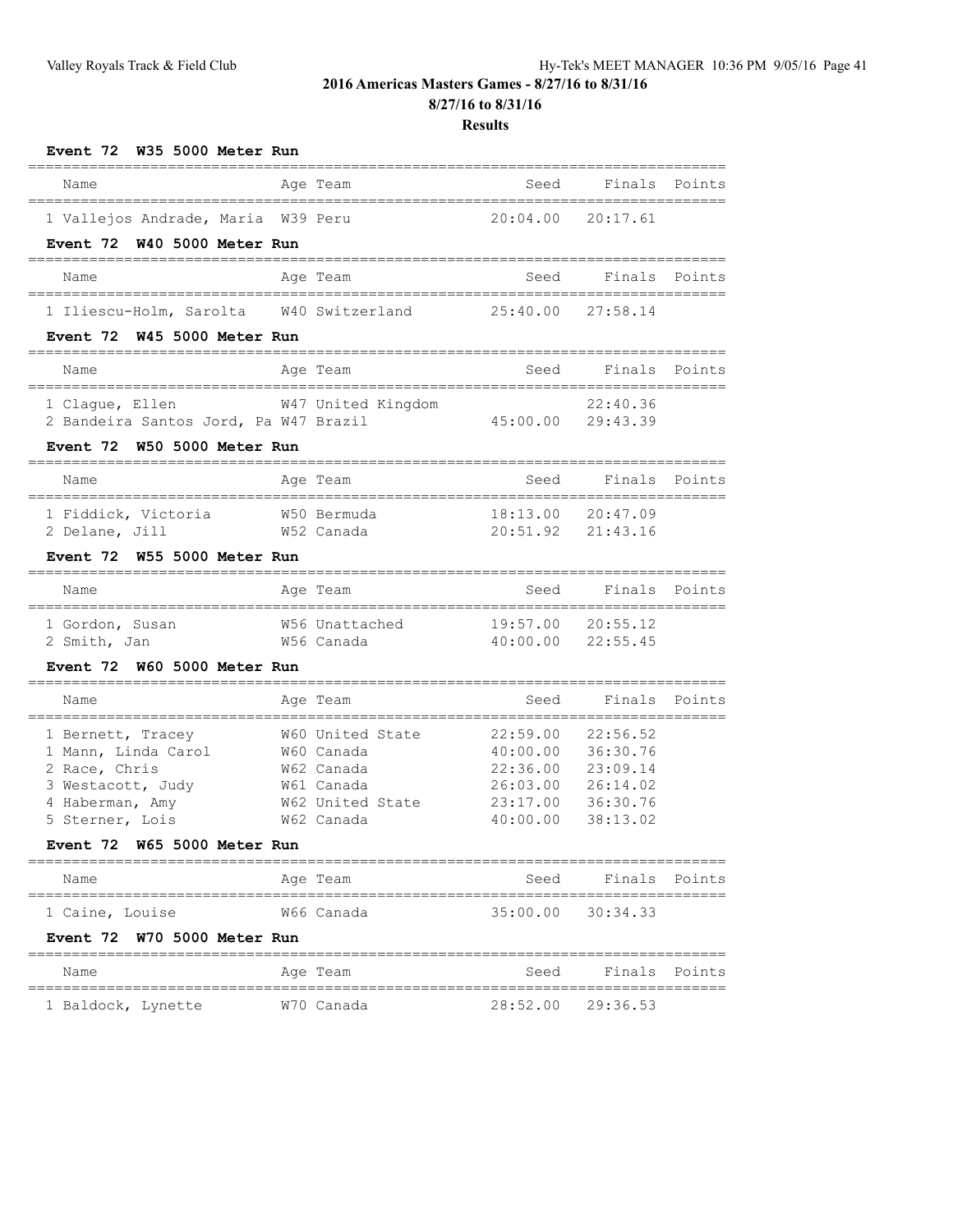# 2016 Americas Masters Games - 8/27/16 to 8/31/16

**8/27/16 to 8/31/16**

**Results**

### Event 72 W35 5000 Meter Run

| Name | Age | Team | Seed | Finals | Points |
|---|---|---|---|---|---|
| 1 Vallejos Andrade, Maria | W39 | Peru | 20:04.00 | 20:17.61 | |

### Event 72 W40 5000 Meter Run

| Name | Age | Team | Seed | Finals | Points |
|---|---|---|---|---|---|
| 1 Iliescu-Holm, Sarolta | W40 | Switzerland | 25:40.00 | 27:58.14 | |

### Event 72 W45 5000 Meter Run

| Name | Age | Team | Seed | Finals | Points |
|---|---|---|---|---|---|
| 1 Clague, Ellen | W47 | United Kingdom | | 22:40.36 | |
| 2 Bandeira Santos Jord, Pa | W47 | Brazil | 45:00.00 | 29:43.39 | |

### Event 72 W50 5000 Meter Run

| Name | Age | Team | Seed | Finals | Points |
|---|---|---|---|---|---|
| 1 Fiddick, Victoria | W50 | Bermuda | 18:13.00 | 20:47.09 | |
| 2 Delane, Jill | W52 | Canada | 20:51.92 | 21:43.16 | |

### Event 72 W55 5000 Meter Run

| Name | Age | Team | Seed | Finals | Points |
|---|---|---|---|---|---|
| 1 Gordon, Susan | W56 | Unattached | 19:57.00 | 20:55.12 | |
| 2 Smith, Jan | W56 | Canada | 40:00.00 | 22:55.45 | |

### Event 72 W60 5000 Meter Run

| Name | Age | Team | Seed | Finals | Points |
|---|---|---|---|---|---|
| 1 Bernett, Tracey | W60 | United State | 22:59.00 | 22:56.52 | |
| 1 Mann, Linda Carol | W60 | Canada | 40:00.00 | 36:30.76 | |
| 2 Race, Chris | W62 | Canada | 22:36.00 | 23:09.14 | |
| 3 Westacott, Judy | W61 | Canada | 26:03.00 | 26:14.02 | |
| 4 Haberman, Amy | W62 | United State | 23:17.00 | 36:30.76 | |
| 5 Sterner, Lois | W62 | Canada | 40:00.00 | 38:13.02 | |

### Event 72 W65 5000 Meter Run

| Name | Age | Team | Seed | Finals | Points |
|---|---|---|---|---|---|
| 1 Caine, Louise | W66 | Canada | 35:00.00 | 30:34.33 | |

### Event 72 W70 5000 Meter Run

| Name | Age | Team | Seed | Finals | Points |
|---|---|---|---|---|---|
| 1 Baldock, Lynette | W70 | Canada | 28:52.00 | 29:36.53 | |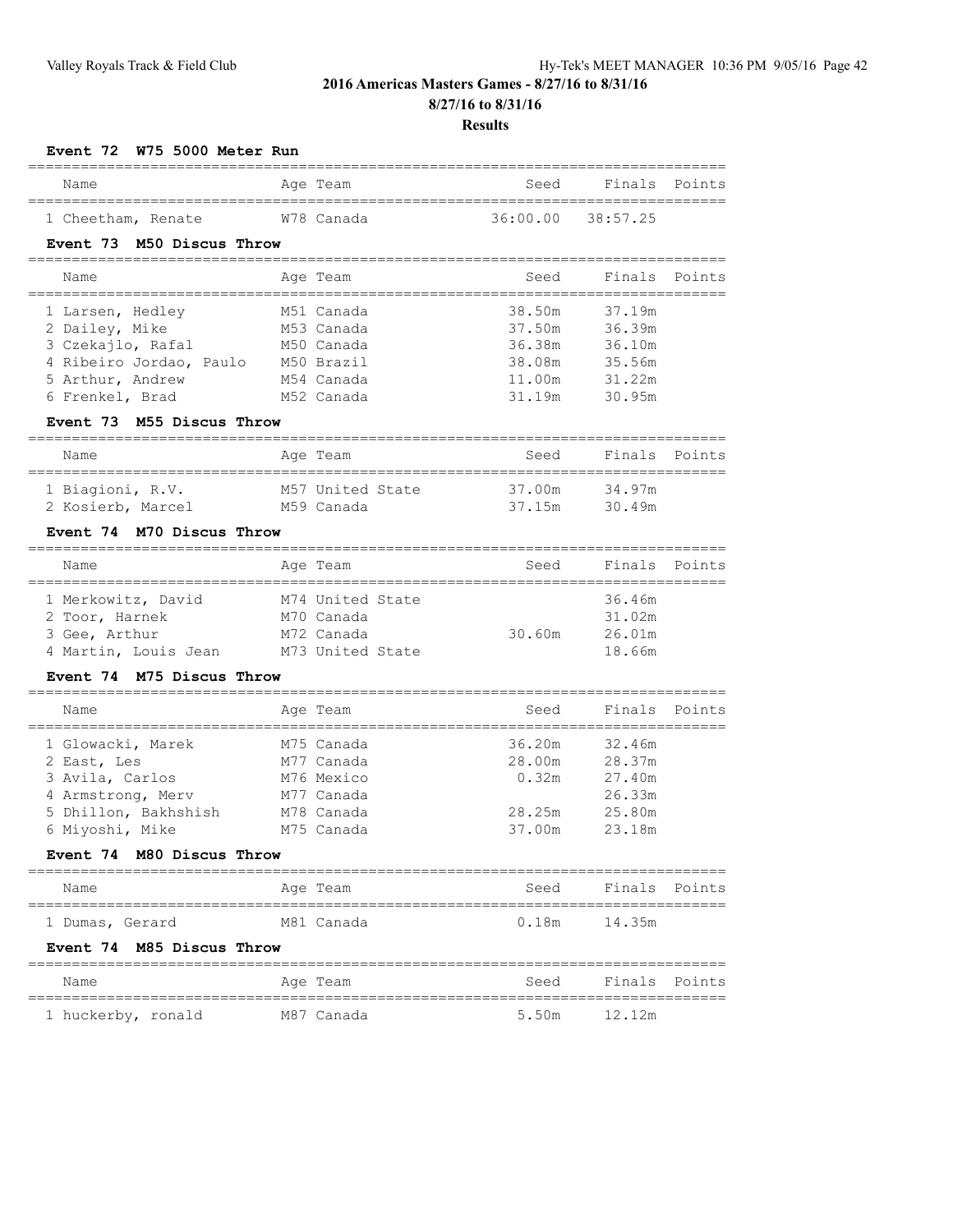## 2016 Americas Masters Games - 8/27/16 to 8/31/16

**8/27/16 to 8/31/16**

**Results**

### Event 72 W75 5000 Meter Run

| Name | Age | Team | Seed | Finals | Points |
|---|---|---|---|---|---|
| 1 Cheetham, Renate | W78 | Canada | 36:00.00 | 38:57.25 | |

### Event 73 M50 Discus Throw

| Name | Age | Team | Seed | Finals | Points |
|---|---|---|---|---|---|
| 1 Larsen, Hedley | M51 | Canada | 38.50m | 37.19m | |
| 2 Dailey, Mike | M53 | Canada | 37.50m | 36.39m | |
| 3 Czekajlo, Rafal | M50 | Canada | 36.38m | 36.10m | |
| 4 Ribeiro Jordao, Paulo | M50 | Brazil | 38.08m | 35.56m | |
| 5 Arthur, Andrew | M54 | Canada | 11.00m | 31.22m | |
| 6 Frenkel, Brad | M52 | Canada | 31.19m | 30.95m | |

### Event 73 M55 Discus Throw

| Name | Age | Team | Seed | Finals | Points |
|---|---|---|---|---|---|
| 1 Biagioni, R.V. | M57 | United State | 37.00m | 34.97m | |
| 2 Kosierb, Marcel | M59 | Canada | 37.15m | 30.49m | |

### Event 74 M70 Discus Throw

| Name | Age | Team | Seed | Finals | Points |
|---|---|---|---|---|---|
| 1 Merkowitz, David | M74 | United State | | 36.46m | |
| 2 Toor, Harnek | M70 | Canada | | 31.02m | |
| 3 Gee, Arthur | M72 | Canada | 30.60m | 26.01m | |
| 4 Martin, Louis Jean | M73 | United State | | 18.66m | |

### Event 74 M75 Discus Throw

| Name | Age | Team | Seed | Finals | Points |
|---|---|---|---|---|---|
| 1 Glowacki, Marek | M75 | Canada | 36.20m | 32.46m | |
| 2 East, Les | M77 | Canada | 28.00m | 28.37m | |
| 3 Avila, Carlos | M76 | Mexico | 0.32m | 27.40m | |
| 4 Armstrong, Merv | M77 | Canada | | 26.33m | |
| 5 Dhillon, Bakhshish | M78 | Canada | 28.25m | 25.80m | |
| 6 Miyoshi, Mike | M75 | Canada | 37.00m | 23.18m | |

### Event 74 M80 Discus Throw

| Name | Age | Team | Seed | Finals | Points |
|---|---|---|---|---|---|
| 1 Dumas, Gerard | M81 | Canada | 0.18m | 14.35m | |

### Event 74 M85 Discus Throw

| Name | Age | Team | Seed | Finals | Points |
|---|---|---|---|---|---|
| 1 huckerby, ronald | M87 | Canada | 5.50m | 12.12m | |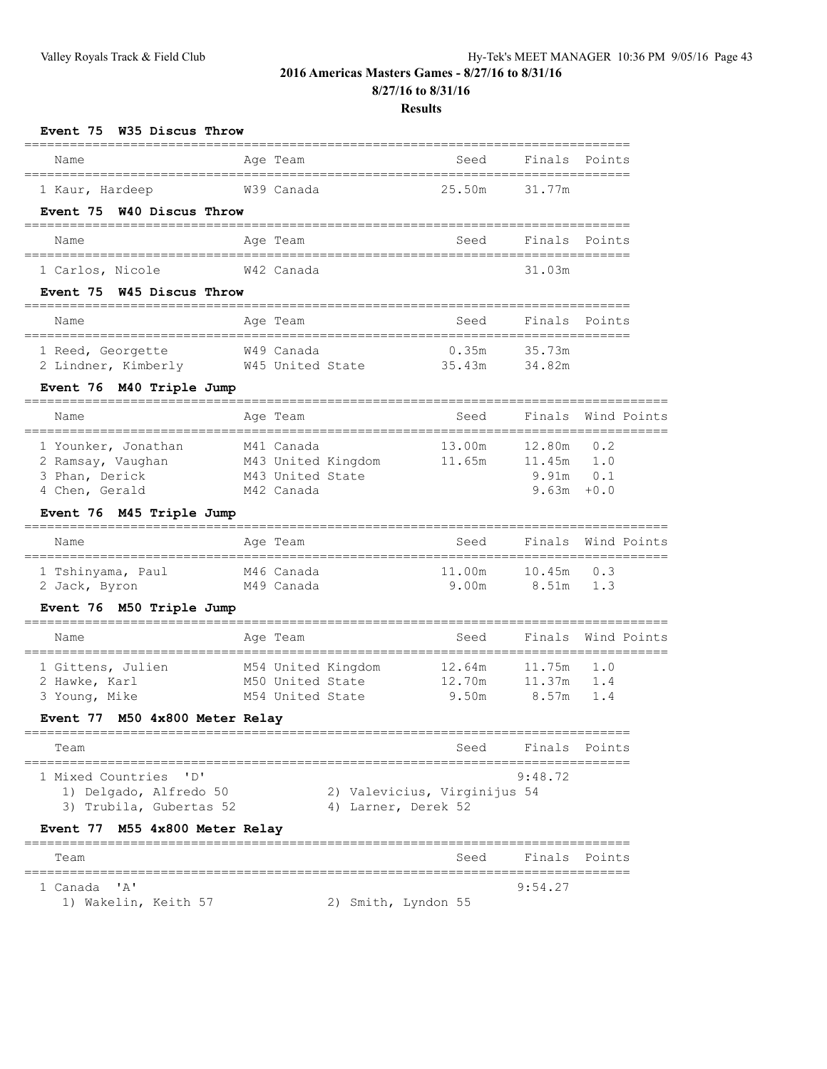## 2016 Americas Masters Games - 8/27/16 to 8/31/16

### 8/27/16 to 8/31/16

### Results

#### Event 75 W35 Discus Throw

| Name | Age | Team | Seed | Finals | Points |
|---|---|---|---|---|---|
| 1 Kaur, Hardeep | W39 | Canada | 25.50m | 31.77m | |

#### Event 75 W40 Discus Throw

| Name | Age | Team | Seed | Finals | Points |
|---|---|---|---|---|---|
| 1 Carlos, Nicole | W42 | Canada | | 31.03m | |

#### Event 75 W45 Discus Throw

| Name | Age | Team | Seed | Finals | Points |
|---|---|---|---|---|---|
| 1 Reed, Georgette | W49 | Canada | 0.35m | 35.73m | |
| 2 Lindner, Kimberly | W45 | United State | 35.43m | 34.82m | |

#### Event 76 M40 Triple Jump

| Name | Age | Team | Seed | Finals | Wind | Points |
|---|---|---|---|---|---|---|
| 1 Younker, Jonathan | M41 | Canada | 13.00m | 12.80m | 0.2 | |
| 2 Ramsay, Vaughan | M43 | United Kingdom | 11.65m | 11.45m | 1.0 | |
| 3 Phan, Derick | M43 | United State | | 9.91m | 0.1 | |
| 4 Chen, Gerald | M42 | Canada | | 9.63m | +0.0 | |

#### Event 76 M45 Triple Jump

| Name | Age | Team | Seed | Finals | Wind | Points |
|---|---|---|---|---|---|---|
| 1 Tshinyama, Paul | M46 | Canada | 11.00m | 10.45m | 0.3 | |
| 2 Jack, Byron | M49 | Canada | 9.00m | 8.51m | 1.3 | |

#### Event 76 M50 Triple Jump

| Name | Age | Team | Seed | Finals | Wind | Points |
|---|---|---|---|---|---|---|
| 1 Gittens, Julien | M54 | United Kingdom | 12.64m | 11.75m | 1.0 | |
| 2 Hawke, Karl | M50 | United State | 12.70m | 11.37m | 1.4 | |
| 3 Young, Mike | M54 | United State | 9.50m | 8.57m | 1.4 | |

#### Event 77 M50 4x800 Meter Relay

| Team | Seed | Finals | Points |
|---|---|---|---|
| 1 Mixed Countries 'D' | | 9:48.72 | |

1) Delgado, Alfredo 50 2) Valevicius, Virginijus 54
3) Trubila, Gubertas 52 4) Larner, Derek 52

#### Event 77 M55 4x800 Meter Relay

| Team | Seed | Finals | Points |
|---|---|---|---|
| 1 Canada 'A' | | 9:54.27 | |

1) Wakelin, Keith 57 2) Smith, Lyndon 55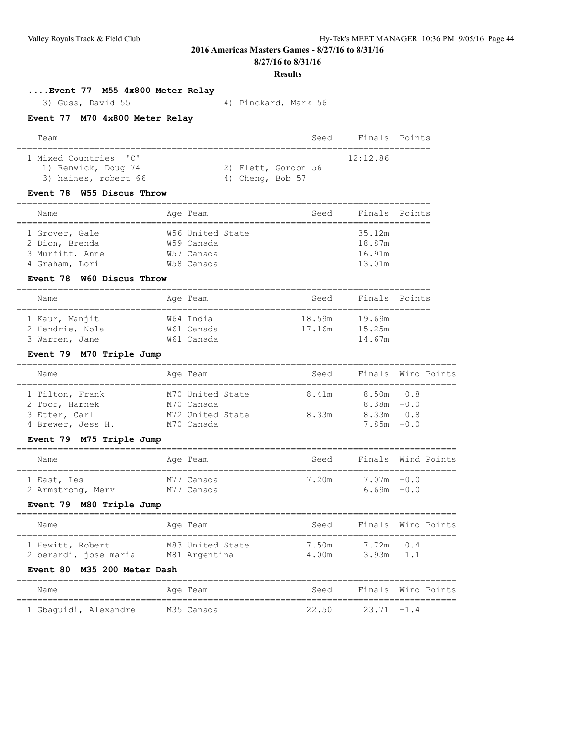**2016 Americas Masters Games - 8/27/16 to 8/31/16**

**8/27/16 to 8/31/16**

**Results**

### ....Event 77 M55 4x800 Meter Relay

3) Guss, David 55 | 4) Pinckard, Mark 56

### Event 77 M70 4x800 Meter Relay

| Team | Seed | Finals | Points |
|---|---|---|---|
| 1 Mixed Countries 'C' | | 12:12.86 | |

1) Renwick, Doug 74 | 2) Flett, Gordon 56
3) haines, robert 66 | 4) Cheng, Bob 57

### Event 78 W55 Discus Throw

| Name | Age | Team | Seed | Finals | Points |
|---|---|---|---|---|---|
| 1 Grover, Gale | W56 | United State | | 35.12m | |
| 2 Dion, Brenda | W59 | Canada | | 18.87m | |
| 3 Murfitt, Anne | W57 | Canada | | 16.91m | |
| 4 Graham, Lori | W58 | Canada | | 13.01m | |

### Event 78 W60 Discus Throw

| Name | Age | Team | Seed | Finals | Points |
|---|---|---|---|---|---|
| 1 Kaur, Manjit | W64 | India | 18.59m | 19.69m | |
| 2 Hendrie, Nola | W61 | Canada | 17.16m | 15.25m | |
| 3 Warren, Jane | W61 | Canada | | 14.67m | |

### Event 79 M70 Triple Jump

| Name | Age | Team | Seed | Finals | Wind | Points |
|---|---|---|---|---|---|---|
| 1 Tilton, Frank | M70 | United State | 8.41m | 8.50m | 0.8 | |
| 2 Toor, Harnek | M70 | Canada | | 8.38m | +0.0 | |
| 3 Etter, Carl | M72 | United State | 8.33m | 8.33m | 0.8 | |
| 4 Brewer, Jess H. | M70 | Canada | | 7.85m | +0.0 | |

### Event 79 M75 Triple Jump

| Name | Age | Team | Seed | Finals | Wind | Points |
|---|---|---|---|---|---|---|
| 1 East, Les | M77 | Canada | 7.20m | 7.07m | +0.0 | |
| 2 Armstrong, Merv | M77 | Canada | | 6.69m | +0.0 | |

### Event 79 M80 Triple Jump

| Name | Age | Team | Seed | Finals | Wind | Points |
|---|---|---|---|---|---|---|
| 1 Hewitt, Robert | M83 | United State | 7.50m | 7.72m | 0.4 | |
| 2 berardi, jose maria | M81 | Argentina | 4.00m | 3.93m | 1.1 | |

### Event 80 M35 200 Meter Dash

| Name | Age | Team | Seed | Finals | Wind | Points |
|---|---|---|---|---|---|---|
| 1 Gbaguidi, Alexandre | M35 | Canada | 22.50 | 23.71 | -1.4 | |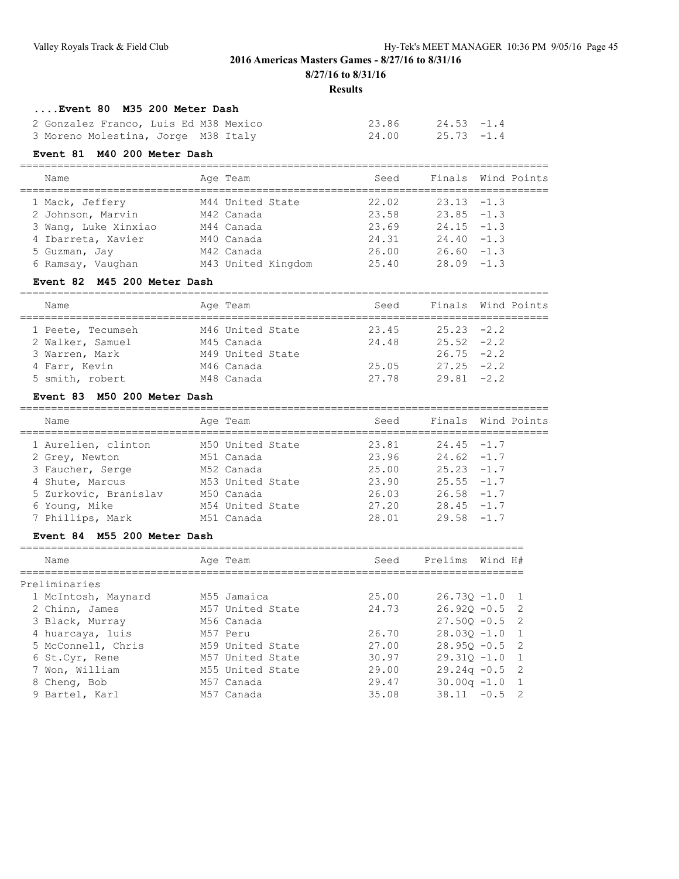## 2016 Americas Masters Games - 8/27/16 to 8/31/16

**8/27/16 to 8/31/16**

**Results**

### ....Event 80 M35 200 Meter Dash

| Name | Age | Team | Seed | Finals | Wind | Points |
|---|---|---|---|---|---|---|
| 2 Gonzalez Franco, Luis Ed | M38 | Mexico | 23.86 | 24.53 | -1.4 | |
| 3 Moreno Molestina, Jorge | M38 | Italy | 24.00 | 25.73 | -1.4 | |

### Event 81 M40 200 Meter Dash

| Name | Age | Team | Seed | Finals | Wind | Points |
|---|---|---|---|---|---|---|
| 1 Mack, Jeffery | M44 | United State | 22.02 | 23.13 | -1.3 | |
| 2 Johnson, Marvin | M42 | Canada | 23.58 | 23.85 | -1.3 | |
| 3 Wang, Luke Xinxiao | M44 | Canada | 23.69 | 24.15 | -1.3 | |
| 4 Ibarreta, Xavier | M40 | Canada | 24.31 | 24.40 | -1.3 | |
| 5 Guzman, Jay | M42 | Canada | 26.00 | 26.60 | -1.3 | |
| 6 Ramsay, Vaughan | M43 | United Kingdom | 25.40 | 28.09 | -1.3 | |

### Event 82 M45 200 Meter Dash

| Name | Age | Team | Seed | Finals | Wind | Points |
|---|---|---|---|---|---|---|
| 1 Peete, Tecumseh | M46 | United State | 23.45 | 25.23 | -2.2 | |
| 2 Walker, Samuel | M45 | Canada | 24.48 | 25.52 | -2.2 | |
| 3 Warren, Mark | M49 | United State | | 26.75 | -2.2 | |
| 4 Farr, Kevin | M46 | Canada | 25.05 | 27.25 | -2.2 | |
| 5 smith, robert | M48 | Canada | 27.78 | 29.81 | -2.2 | |

### Event 83 M50 200 Meter Dash

| Name | Age | Team | Seed | Finals | Wind | Points |
|---|---|---|---|---|---|---|
| 1 Aurelien, clinton | M50 | United State | 23.81 | 24.45 | -1.7 | |
| 2 Grey, Newton | M51 | Canada | 23.96 | 24.62 | -1.7 | |
| 3 Faucher, Serge | M52 | Canada | 25.00 | 25.23 | -1.7 | |
| 4 Shute, Marcus | M53 | United State | 23.90 | 25.55 | -1.7 | |
| 5 Zurkovic, Branislav | M50 | Canada | 26.03 | 26.58 | -1.7 | |
| 6 Young, Mike | M54 | United State | 27.20 | 28.45 | -1.7 | |
| 7 Phillips, Mark | M51 | Canada | 28.01 | 29.58 | -1.7 | |

### Event 84 M55 200 Meter Dash

| Name | Age | Team | Seed | Prelims | Wind | H# |
|---|---|---|---|---|---|---|
| **Preliminaries** | | | | | | |
| 1 McIntosh, Maynard | M55 | Jamaica | 25.00 | 26.73Q | -1.0 | 1 |
| 2 Chinn, James | M57 | United State | 24.73 | 26.92Q | -0.5 | 2 |
| 3 Black, Murray | M56 | Canada | | 27.50Q | -0.5 | 2 |
| 4 huarcaya, luis | M57 | Peru | 26.70 | 28.03Q | -1.0 | 1 |
| 5 McConnell, Chris | M59 | United State | 27.00 | 28.95Q | -0.5 | 2 |
| 6 St.Cyr, Rene | M57 | United State | 30.97 | 29.31Q | -1.0 | 1 |
| 7 Won, William | M55 | United State | 29.00 | 29.24q | -0.5 | 2 |
| 8 Cheng, Bob | M57 | Canada | 29.47 | 30.00q | -1.0 | 1 |
| 9 Bartel, Karl | M57 | Canada | 35.08 | 38.11 | -0.5 | 2 |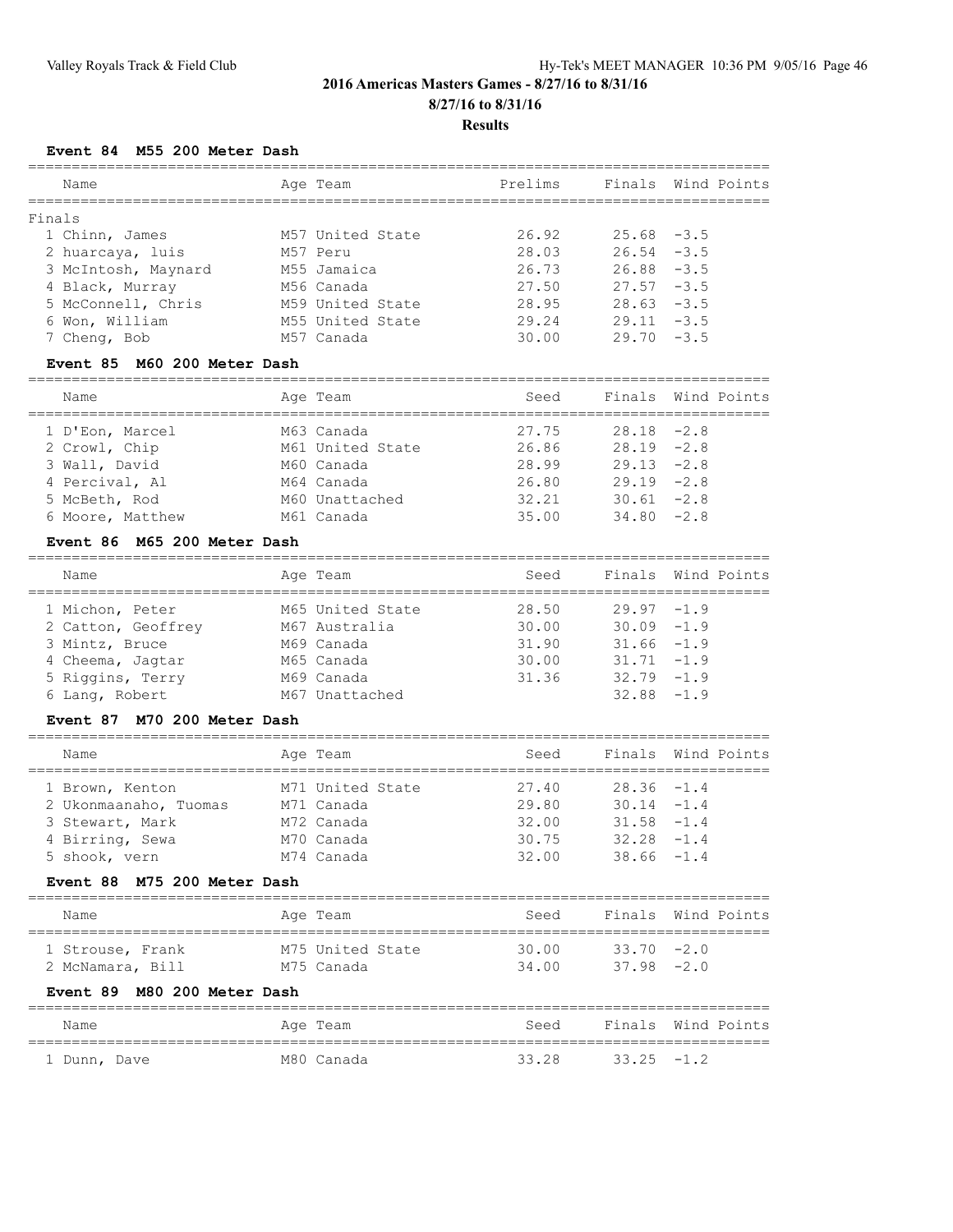## 2016 Americas Masters Games - 8/27/16 to 8/31/16

**8/27/16 to 8/31/16**

**Results**

### Event 84 M55 200 Meter Dash

Finals

| Name | Age | Team | Prelims | Finals | Wind | Points |
|---|---|---|---|---|---|---|
| 1 Chinn, James | M57 | United State | 26.92 | 25.68 | -3.5 | |
| 2 huarcaya, luis | M57 | Peru | 28.03 | 26.54 | -3.5 | |
| 3 McIntosh, Maynard | M55 | Jamaica | 26.73 | 26.88 | -3.5 | |
| 4 Black, Murray | M56 | Canada | 27.50 | 27.57 | -3.5 | |
| 5 McConnell, Chris | M59 | United State | 28.95 | 28.63 | -3.5 | |
| 6 Won, William | M55 | United State | 29.24 | 29.11 | -3.5 | |
| 7 Cheng, Bob | M57 | Canada | 30.00 | 29.70 | -3.5 | |

### Event 85 M60 200 Meter Dash

| Name | Age | Team | Seed | Finals | Wind | Points |
|---|---|---|---|---|---|---|
| 1 D'Eon, Marcel | M63 | Canada | 27.75 | 28.18 | -2.8 | |
| 2 Crowl, Chip | M61 | United State | 26.86 | 28.19 | -2.8 | |
| 3 Wall, David | M60 | Canada | 28.99 | 29.13 | -2.8 | |
| 4 Percival, Al | M64 | Canada | 26.80 | 29.19 | -2.8 | |
| 5 McBeth, Rod | M60 | Unattached | 32.21 | 30.61 | -2.8 | |
| 6 Moore, Matthew | M61 | Canada | 35.00 | 34.80 | -2.8 | |

### Event 86 M65 200 Meter Dash

| Name | Age | Team | Seed | Finals | Wind | Points |
|---|---|---|---|---|---|---|
| 1 Michon, Peter | M65 | United State | 28.50 | 29.97 | -1.9 | |
| 2 Catton, Geoffrey | M67 | Australia | 30.00 | 30.09 | -1.9 | |
| 3 Mintz, Bruce | M69 | Canada | 31.90 | 31.66 | -1.9 | |
| 4 Cheema, Jagtar | M65 | Canada | 30.00 | 31.71 | -1.9 | |
| 5 Riggins, Terry | M69 | Canada | 31.36 | 32.79 | -1.9 | |
| 6 Lang, Robert | M67 | Unattached | | 32.88 | -1.9 | |

### Event 87 M70 200 Meter Dash

| Name | Age | Team | Seed | Finals | Wind | Points |
|---|---|---|---|---|---|---|
| 1 Brown, Kenton | M71 | United State | 27.40 | 28.36 | -1.4 | |
| 2 Ukonmaanaho, Tuomas | M71 | Canada | 29.80 | 30.14 | -1.4 | |
| 3 Stewart, Mark | M72 | Canada | 32.00 | 31.58 | -1.4 | |
| 4 Birring, Sewa | M70 | Canada | 30.75 | 32.28 | -1.4 | |
| 5 shook, vern | M74 | Canada | 32.00 | 38.66 | -1.4 | |

### Event 88 M75 200 Meter Dash

| Name | Age | Team | Seed | Finals | Wind | Points |
|---|---|---|---|---|---|---|
| 1 Strouse, Frank | M75 | United State | 30.00 | 33.70 | -2.0 | |
| 2 McNamara, Bill | M75 | Canada | 34.00 | 37.98 | -2.0 | |

### Event 89 M80 200 Meter Dash

| Name | Age | Team | Seed | Finals | Wind | Points |
|---|---|---|---|---|---|---|
| 1 Dunn, Dave | M80 | Canada | 33.28 | 33.25 | -1.2 | |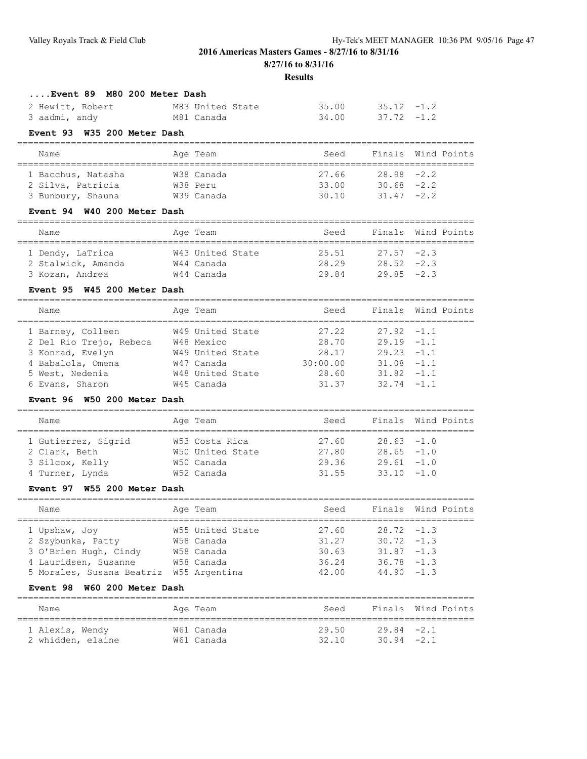## ....Event 89 M80 200 Meter Dash

| Name | Age | Team | Seed | Finals | Wind | Points |
|---|---|---|---|---|---|---|
| 2 Hewitt, Robert | M83 | United State | 35.00 | 35.12 | -1.2 | |
| 3 aadmi, andy | M81 | Canada | 34.00 | 37.72 | -1.2 | |

## Event 93 W35 200 Meter Dash

| Name | Age | Team | Seed | Finals | Wind | Points |
|---|---|---|---|---|---|---|
| 1 Bacchus, Natasha | W38 | Canada | 27.66 | 28.98 | -2.2 | |
| 2 Silva, Patricia | W38 | Peru | 33.00 | 30.68 | -2.2 | |
| 3 Bunbury, Shauna | W39 | Canada | 30.10 | 31.47 | -2.2 | |

## Event 94 W40 200 Meter Dash

| Name | Age | Team | Seed | Finals | Wind | Points |
|---|---|---|---|---|---|---|
| 1 Dendy, LaTrica | W43 | United State | 25.51 | 27.57 | -2.3 | |
| 2 Stalwick, Amanda | W44 | Canada | 28.29 | 28.52 | -2.3 | |
| 3 Kozan, Andrea | W44 | Canada | 29.84 | 29.85 | -2.3 | |

## Event 95 W45 200 Meter Dash

| Name | Age | Team | Seed | Finals | Wind | Points |
|---|---|---|---|---|---|---|
| 1 Barney, Colleen | W49 | United State | 27.22 | 27.92 | -1.1 | |
| 2 Del Rio Trejo, Rebeca | W48 | Mexico | 28.70 | 29.19 | -1.1 | |
| 3 Konrad, Evelyn | W49 | United State | 28.17 | 29.23 | -1.1 | |
| 4 Babalola, Omena | W47 | Canada | 30:00.00 | 31.08 | -1.1 | |
| 5 West, Nedenia | W48 | United State | 28.60 | 31.82 | -1.1 | |
| 6 Evans, Sharon | W45 | Canada | 31.37 | 32.74 | -1.1 | |

## Event 96 W50 200 Meter Dash

| Name | Age | Team | Seed | Finals | Wind | Points |
|---|---|---|---|---|---|---|
| 1 Gutierrez, Sigrid | W53 | Costa Rica | 27.60 | 28.63 | -1.0 | |
| 2 Clark, Beth | W50 | United State | 27.80 | 28.65 | -1.0 | |
| 3 Silcox, Kelly | W50 | Canada | 29.36 | 29.61 | -1.0 | |
| 4 Turner, Lynda | W52 | Canada | 31.55 | 33.10 | -1.0 | |

## Event 97 W55 200 Meter Dash

| Name | Age | Team | Seed | Finals | Wind | Points |
|---|---|---|---|---|---|---|
| 1 Upshaw, Joy | W55 | United State | 27.60 | 28.72 | -1.3 | |
| 2 Szybunka, Patty | W58 | Canada | 31.27 | 30.72 | -1.3 | |
| 3 O'Brien Hugh, Cindy | W58 | Canada | 30.63 | 31.87 | -1.3 | |
| 4 Lauridsen, Susanne | W58 | Canada | 36.24 | 36.78 | -1.3 | |
| 5 Morales, Susana Beatriz | W55 | Argentina | 42.00 | 44.90 | -1.3 | |

## Event 98 W60 200 Meter Dash

| Name | Age | Team | Seed | Finals | Wind | Points |
|---|---|---|---|---|---|---|
| 1 Alexis, Wendy | W61 | Canada | 29.50 | 29.84 | -2.1 | |
| 2 whidden, elaine | W61 | Canada | 32.10 | 30.94 | -2.1 | |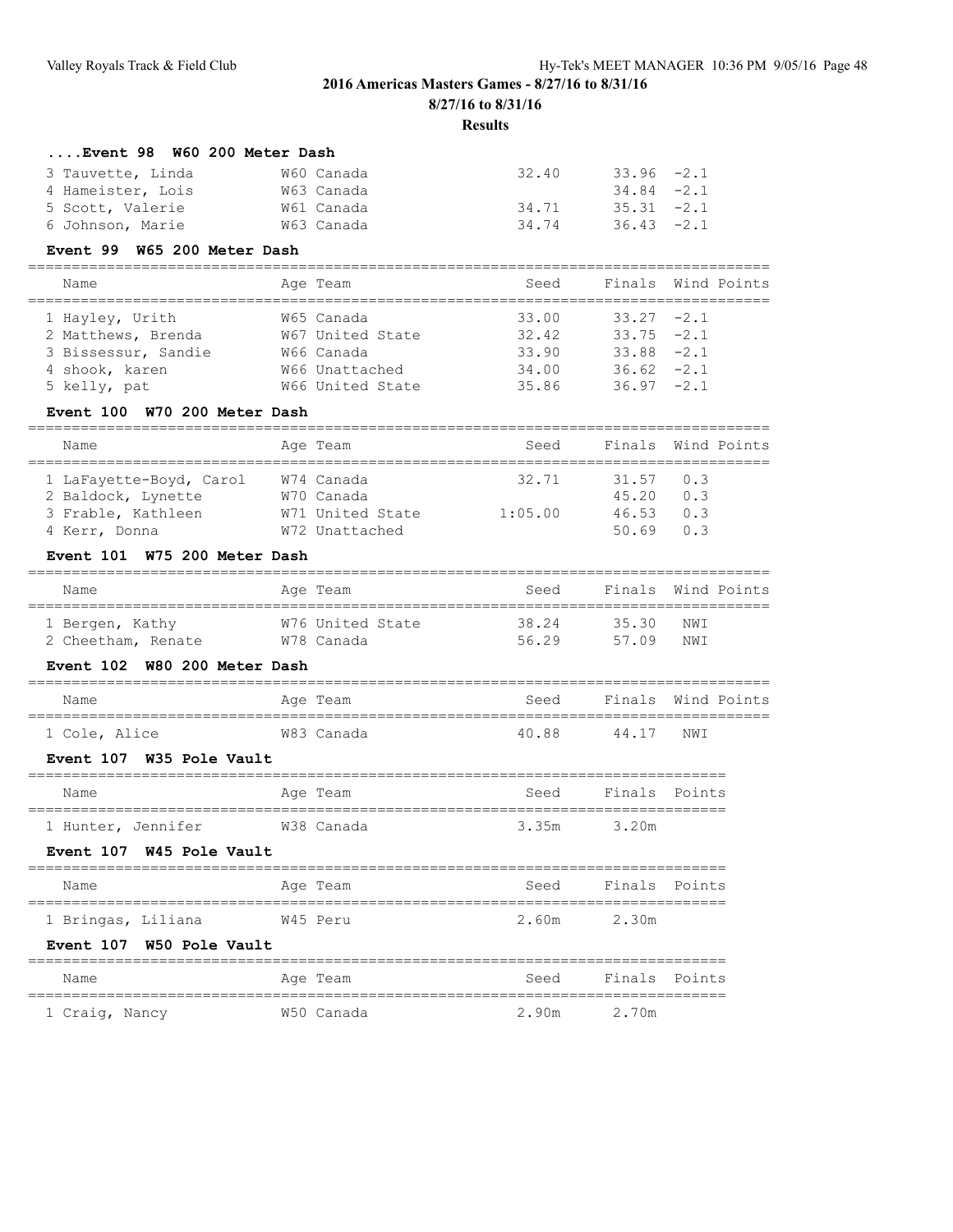## 2016 Americas Masters Games - 8/27/16 to 8/31/16

**8/27/16 to 8/31/16**

**Results**

### ....Event 98 W60 200 Meter Dash

| Name | Age | Team | Seed | Finals | Wind | Points |
|---|---|---|---|---|---|---|
| 3 Tauvette, Linda | W60 | Canada | 32.40 | 33.96 | -2.1 | |
| 4 Hameister, Lois | W63 | Canada | | 34.84 | -2.1 | |
| 5 Scott, Valerie | W61 | Canada | 34.71 | 35.31 | -2.1 | |
| 6 Johnson, Marie | W63 | Canada | 34.74 | 36.43 | -2.1 | |

### Event 99 W65 200 Meter Dash

| Name | Age | Team | Seed | Finals | Wind | Points |
|---|---|---|---|---|---|---|
| 1 Hayley, Urith | W65 | Canada | 33.00 | 33.27 | -2.1 | |
| 2 Matthews, Brenda | W67 | United State | 32.42 | 33.75 | -2.1 | |
| 3 Bissessur, Sandie | W66 | Canada | 33.90 | 33.88 | -2.1 | |
| 4 shook, karen | W66 | Unattached | 34.00 | 36.62 | -2.1 | |
| 5 kelly, pat | W66 | United State | 35.86 | 36.97 | -2.1 | |

### Event 100 W70 200 Meter Dash

| Name | Age | Team | Seed | Finals | Wind | Points |
|---|---|---|---|---|---|---|
| 1 LaFayette-Boyd, Carol | W74 | Canada | 32.71 | 31.57 | 0.3 | |
| 2 Baldock, Lynette | W70 | Canada | | 45.20 | 0.3 | |
| 3 Frable, Kathleen | W71 | United State | 1:05.00 | 46.53 | 0.3 | |
| 4 Kerr, Donna | W72 | Unattached | | 50.69 | 0.3 | |

### Event 101 W75 200 Meter Dash

| Name | Age | Team | Seed | Finals | Wind | Points |
|---|---|---|---|---|---|---|
| 1 Bergen, Kathy | W76 | United State | 38.24 | 35.30 | NWI | |
| 2 Cheetham, Renate | W78 | Canada | 56.29 | 57.09 | NWI | |

### Event 102 W80 200 Meter Dash

| Name | Age | Team | Seed | Finals | Wind | Points |
|---|---|---|---|---|---|---|
| 1 Cole, Alice | W83 | Canada | 40.88 | 44.17 | NWI | |

### Event 107 W35 Pole Vault

| Name | Age | Team | Seed | Finals | Points |
|---|---|---|---|---|---|
| 1 Hunter, Jennifer | W38 | Canada | 3.35m | 3.20m | |

### Event 107 W45 Pole Vault

| Name | Age | Team | Seed | Finals | Points |
|---|---|---|---|---|---|
| 1 Bringas, Liliana | W45 | Peru | 2.60m | 2.30m | |

### Event 107 W50 Pole Vault

| Name | Age | Team | Seed | Finals | Points |
|---|---|---|---|---|---|
| 1 Craig, Nancy | W50 | Canada | 2.90m | 2.70m | |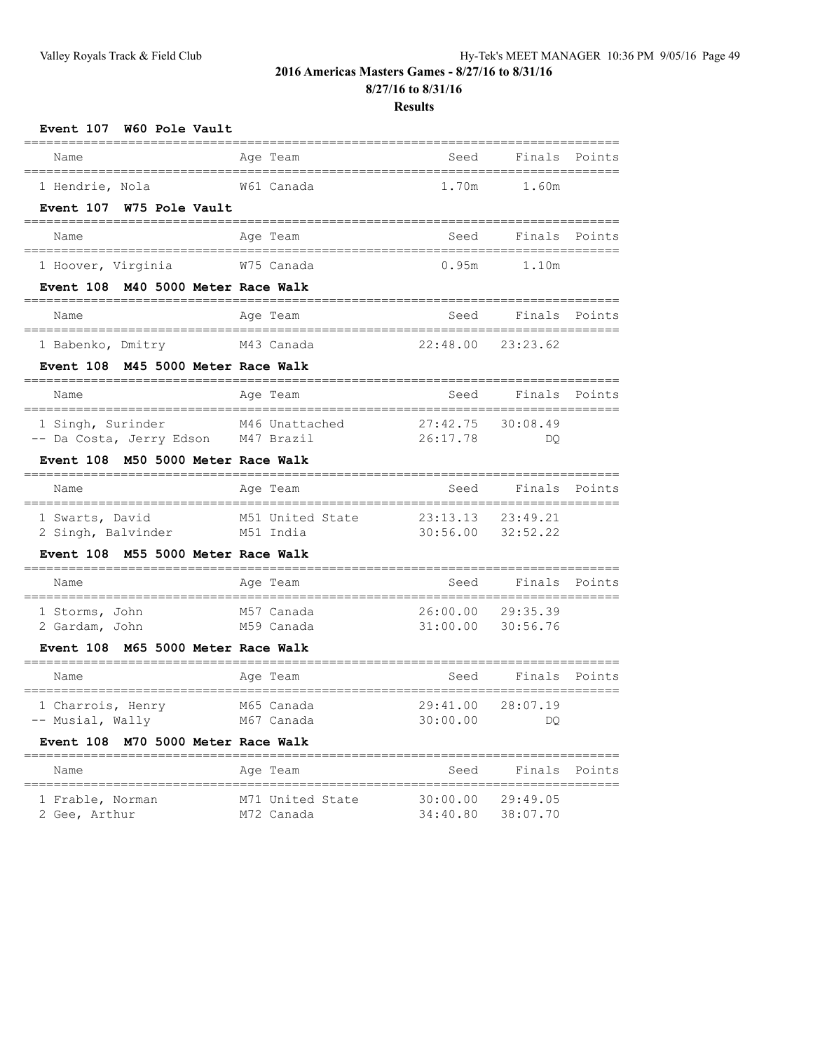## 2016 Americas Masters Games - 8/27/16 to 8/31/16

**8/27/16 to 8/31/16**

**Results**

### Event 107 W60 Pole Vault

| Name | Age | Team | Seed | Finals | Points |
|---|---|---|---|---|---|
| 1 Hendrie, Nola | W61 | Canada | 1.70m | 1.60m | |

### Event 107 W75 Pole Vault

| Name | Age | Team | Seed | Finals | Points |
|---|---|---|---|---|---|
| 1 Hoover, Virginia | W75 | Canada | 0.95m | 1.10m | |

### Event 108 M40 5000 Meter Race Walk

| Name | Age | Team | Seed | Finals | Points |
|---|---|---|---|---|---|
| 1 Babenko, Dmitry | M43 | Canada | 22:48.00 | 23:23.62 | |

### Event 108 M45 5000 Meter Race Walk

| Name | Age | Team | Seed | Finals | Points |
|---|---|---|---|---|---|
| 1 Singh, Surinder | M46 | Unattached | 27:42.75 | 30:08.49 | |
| -- Da Costa, Jerry Edson | M47 | Brazil | 26:17.78 | DQ | |

### Event 108 M50 5000 Meter Race Walk

| Name | Age | Team | Seed | Finals | Points |
|---|---|---|---|---|---|
| 1 Swarts, David | M51 | United State | 23:13.13 | 23:49.21 | |
| 2 Singh, Balvinder | M51 | India | 30:56.00 | 32:52.22 | |

### Event 108 M55 5000 Meter Race Walk

| Name | Age | Team | Seed | Finals | Points |
|---|---|---|---|---|---|
| 1 Storms, John | M57 | Canada | 26:00.00 | 29:35.39 | |
| 2 Gardam, John | M59 | Canada | 31:00.00 | 30:56.76 | |

### Event 108 M65 5000 Meter Race Walk

| Name | Age | Team | Seed | Finals | Points |
|---|---|---|---|---|---|
| 1 Charrois, Henry | M65 | Canada | 29:41.00 | 28:07.19 | |
| -- Musial, Wally | M67 | Canada | 30:00.00 | DQ | |

### Event 108 M70 5000 Meter Race Walk

| Name | Age | Team | Seed | Finals | Points |
|---|---|---|---|---|---|
| 1 Frable, Norman | M71 | United State | 30:00.00 | 29:49.05 | |
| 2 Gee, Arthur | M72 | Canada | 34:40.80 | 38:07.70 | |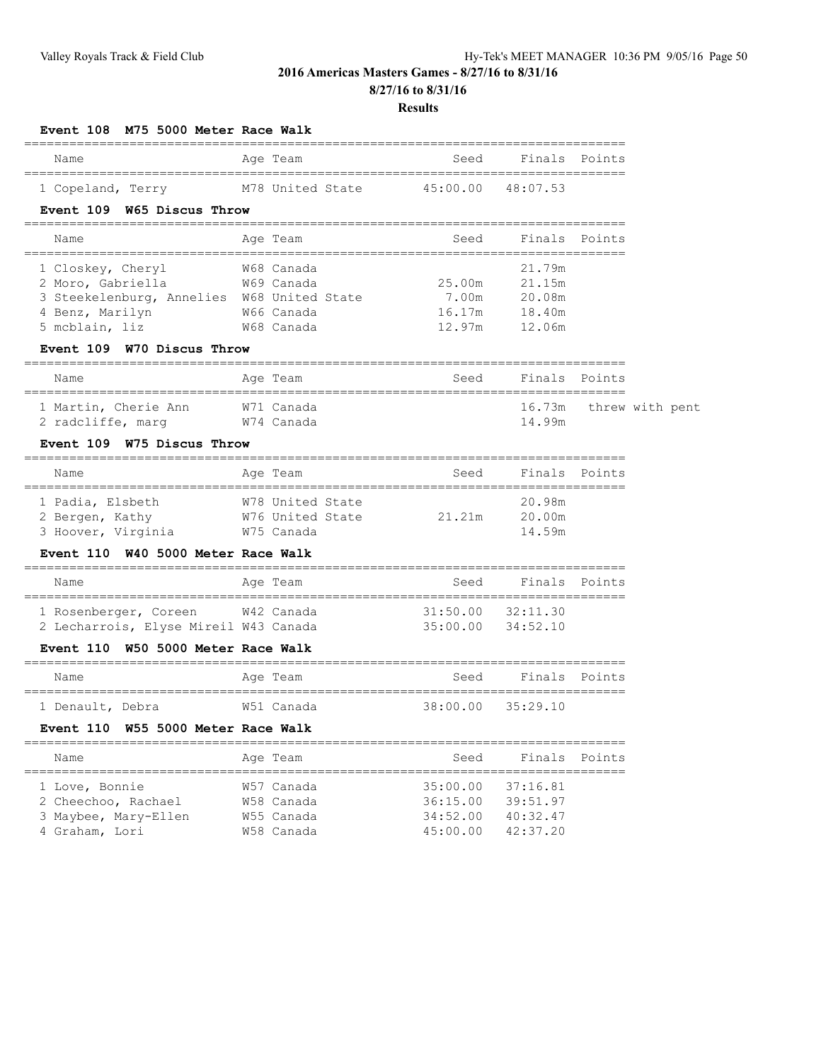## 2016 Americas Masters Games - 8/27/16 to 8/31/16

**8/27/16 to 8/31/16**

**Results**

### Event 108 M75 5000 Meter Race Walk

| Name | Age | Team | Seed | Finals | Points |
|---|---|---|---|---|---|
| 1 Copeland, Terry | M78 | United State | 45:00.00 | 48:07.53 | |

### Event 109 W65 Discus Throw

| Name | Age | Team | Seed | Finals | Points |
|---|---|---|---|---|---|
| 1 Closkey, Cheryl | W68 | Canada | | 21.79m | |
| 2 Moro, Gabriella | W69 | Canada | 25.00m | 21.15m | |
| 3 Steekelenburg, Annelies | W68 | United State | 7.00m | 20.08m | |
| 4 Benz, Marilyn | W66 | Canada | 16.17m | 18.40m | |
| 5 mcblain, liz | W68 | Canada | 12.97m | 12.06m | |

### Event 109 W70 Discus Throw

| Name | Age | Team | Seed | Finals | Points |
|---|---|---|---|---|---|
| 1 Martin, Cherie Ann | W71 | Canada | | 16.73m | threw with pent |
| 2 radcliffe, marg | W74 | Canada | | 14.99m | |

### Event 109 W75 Discus Throw

| Name | Age | Team | Seed | Finals | Points |
|---|---|---|---|---|---|
| 1 Padia, Elsbeth | W78 | United State | | 20.98m | |
| 2 Bergen, Kathy | W76 | United State | 21.21m | 20.00m | |
| 3 Hoover, Virginia | W75 | Canada | | 14.59m | |

### Event 110 W40 5000 Meter Race Walk

| Name | Age | Team | Seed | Finals | Points |
|---|---|---|---|---|---|
| 1 Rosenberger, Coreen | W42 | Canada | 31:50.00 | 32:11.30 | |
| 2 Lecharrois, Elyse Mireil | W43 | Canada | 35:00.00 | 34:52.10 | |

### Event 110 W50 5000 Meter Race Walk

| Name | Age | Team | Seed | Finals | Points |
|---|---|---|---|---|---|
| 1 Denault, Debra | W51 | Canada | 38:00.00 | 35:29.10 | |

### Event 110 W55 5000 Meter Race Walk

| Name | Age | Team | Seed | Finals | Points |
|---|---|---|---|---|---|
| 1 Love, Bonnie | W57 | Canada | 35:00.00 | 37:16.81 | |
| 2 Cheechoo, Rachael | W58 | Canada | 36:15.00 | 39:51.97 | |
| 3 Maybee, Mary-Ellen | W55 | Canada | 34:52.00 | 40:32.47 | |
| 4 Graham, Lori | W58 | Canada | 45:00.00 | 42:37.20 | |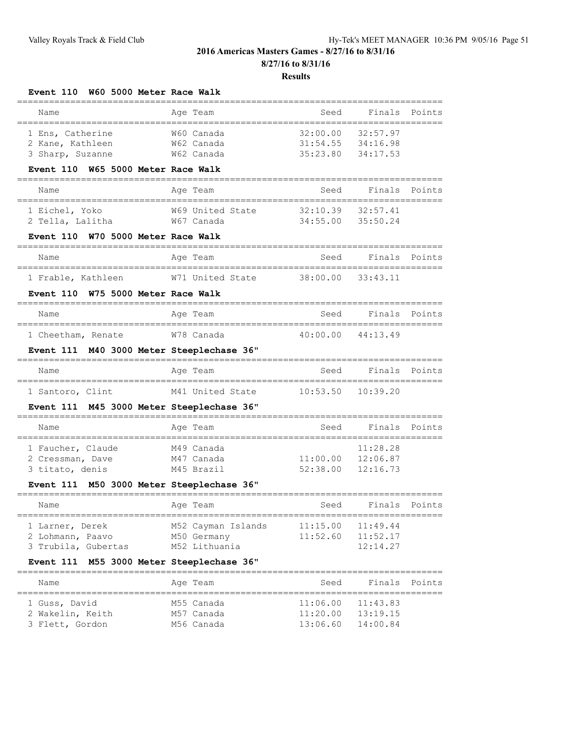## 2016 Americas Masters Games - 8/27/16 to 8/31/16

**8/27/16 to 8/31/16**

**Results**

### Event 110 W60 5000 Meter Race Walk

| Name | Age | Team | Seed | Finals | Points |
|---|---|---|---|---|---|
| 1 Ens, Catherine | W60 | Canada | 32:00.00 | 32:57.97 | |
| 2 Kane, Kathleen | W62 | Canada | 31:54.55 | 34:16.98 | |
| 3 Sharp, Suzanne | W62 | Canada | 35:23.80 | 34:17.53 | |

### Event 110 W65 5000 Meter Race Walk

| Name | Age | Team | Seed | Finals | Points |
|---|---|---|---|---|---|
| 1 Eichel, Yoko | W69 | United State | 32:10.39 | 32:57.41 | |
| 2 Tella, Lalitha | W67 | Canada | 34:55.00 | 35:50.24 | |

### Event 110 W70 5000 Meter Race Walk

| Name | Age | Team | Seed | Finals | Points |
|---|---|---|---|---|---|
| 1 Frable, Kathleen | W71 | United State | 38:00.00 | 33:43.11 | |

### Event 110 W75 5000 Meter Race Walk

| Name | Age | Team | Seed | Finals | Points |
|---|---|---|---|---|---|
| 1 Cheetham, Renate | W78 | Canada | 40:00.00 | 44:13.49 | |

### Event 111 M40 3000 Meter Steeplechase 36"

| Name | Age | Team | Seed | Finals | Points |
|---|---|---|---|---|---|
| 1 Santoro, Clint | M41 | United State | 10:53.50 | 10:39.20 | |

### Event 111 M45 3000 Meter Steeplechase 36"

| Name | Age | Team | Seed | Finals | Points |
|---|---|---|---|---|---|
| 1 Faucher, Claude | M49 | Canada | | 11:28.28 | |
| 2 Cressman, Dave | M47 | Canada | 11:00.00 | 12:06.87 | |
| 3 titato, denis | M45 | Brazil | 52:38.00 | 12:16.73 | |

### Event 111 M50 3000 Meter Steeplechase 36"

| Name | Age | Team | Seed | Finals | Points |
|---|---|---|---|---|---|
| 1 Larner, Derek | M52 | Cayman Islands | 11:15.00 | 11:49.44 | |
| 2 Lohmann, Paavo | M50 | Germany | 11:52.60 | 11:52.17 | |
| 3 Trubila, Gubertas | M52 | Lithuania | | 12:14.27 | |

### Event 111 M55 3000 Meter Steeplechase 36"

| Name | Age | Team | Seed | Finals | Points |
|---|---|---|---|---|---|
| 1 Guss, David | M55 | Canada | 11:06.00 | 11:43.83 | |
| 2 Wakelin, Keith | M57 | Canada | 11:20.00 | 13:19.15 | |
| 3 Flett, Gordon | M56 | Canada | 13:06.60 | 14:00.84 | |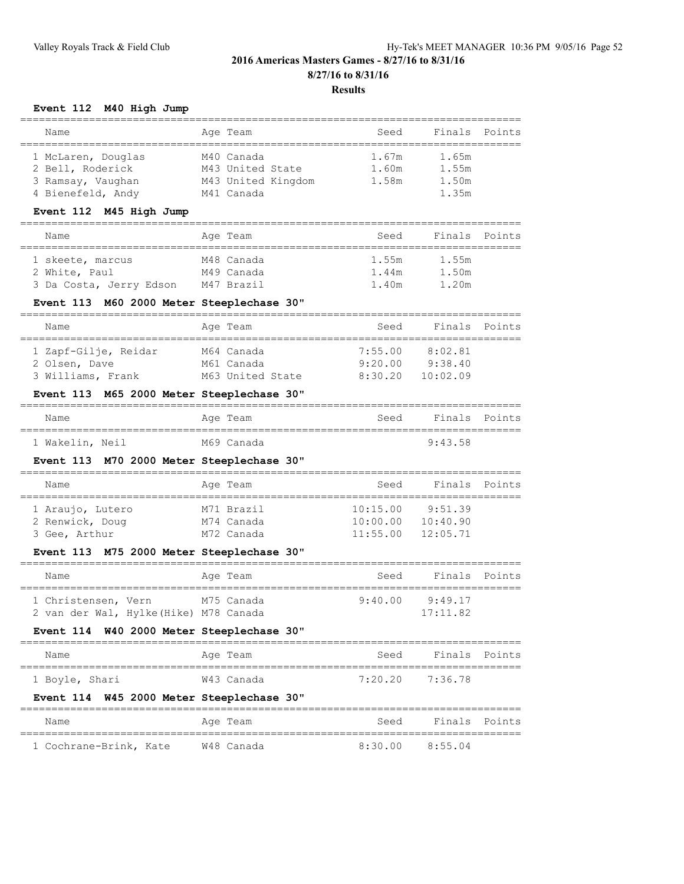## 2016 Americas Masters Games - 8/27/16 to 8/31/16

**8/27/16 to 8/31/16**

**Results**

### Event 112 M40 High Jump

| Name | Age | Team | Seed | Finals | Points |
|---|---|---|---|---|---|
| 1 McLaren, Douglas | M40 | Canada | 1.67m | 1.65m | |
| 2 Bell, Roderick | M43 | United State | 1.60m | 1.55m | |
| 3 Ramsay, Vaughan | M43 | United Kingdom | 1.58m | 1.50m | |
| 4 Bienefeld, Andy | M41 | Canada | | 1.35m | |

### Event 112 M45 High Jump

| Name | Age | Team | Seed | Finals | Points |
|---|---|---|---|---|---|
| 1 skeete, marcus | M48 | Canada | 1.55m | 1.55m | |
| 2 White, Paul | M49 | Canada | 1.44m | 1.50m | |
| 3 Da Costa, Jerry Edson | M47 | Brazil | 1.40m | 1.20m | |

### Event 113 M60 2000 Meter Steeplechase 30"

| Name | Age | Team | Seed | Finals | Points |
|---|---|---|---|---|---|
| 1 Zapf-Gilje, Reidar | M64 | Canada | 7:55.00 | 8:02.81 | |
| 2 Olsen, Dave | M61 | Canada | 9:20.00 | 9:38.40 | |
| 3 Williams, Frank | M63 | United State | 8:30.20 | 10:02.09 | |

### Event 113 M65 2000 Meter Steeplechase 30"

| Name | Age | Team | Seed | Finals | Points |
|---|---|---|---|---|---|
| 1 Wakelin, Neil | M69 | Canada | | 9:43.58 | |

### Event 113 M70 2000 Meter Steeplechase 30"

| Name | Age | Team | Seed | Finals | Points |
|---|---|---|---|---|---|
| 1 Araujo, Lutero | M71 | Brazil | 10:15.00 | 9:51.39 | |
| 2 Renwick, Doug | M74 | Canada | 10:00.00 | 10:40.90 | |
| 3 Gee, Arthur | M72 | Canada | 11:55.00 | 12:05.71 | |

### Event 113 M75 2000 Meter Steeplechase 30"

| Name | Age | Team | Seed | Finals | Points |
|---|---|---|---|---|---|
| 1 Christensen, Vern | M75 | Canada | 9:40.00 | 9:49.17 | |
| 2 van der Wal, Hylke(Hike) | M78 | Canada | | 17:11.82 | |

### Event 114 W40 2000 Meter Steeplechase 30"

| Name | Age | Team | Seed | Finals | Points |
|---|---|---|---|---|---|
| 1 Boyle, Shari | W43 | Canada | 7:20.20 | 7:36.78 | |

### Event 114 W45 2000 Meter Steeplechase 30"

| Name | Age | Team | Seed | Finals | Points |
|---|---|---|---|---|---|
| 1 Cochrane-Brink, Kate | W48 | Canada | 8:30.00 | 8:55.04 | |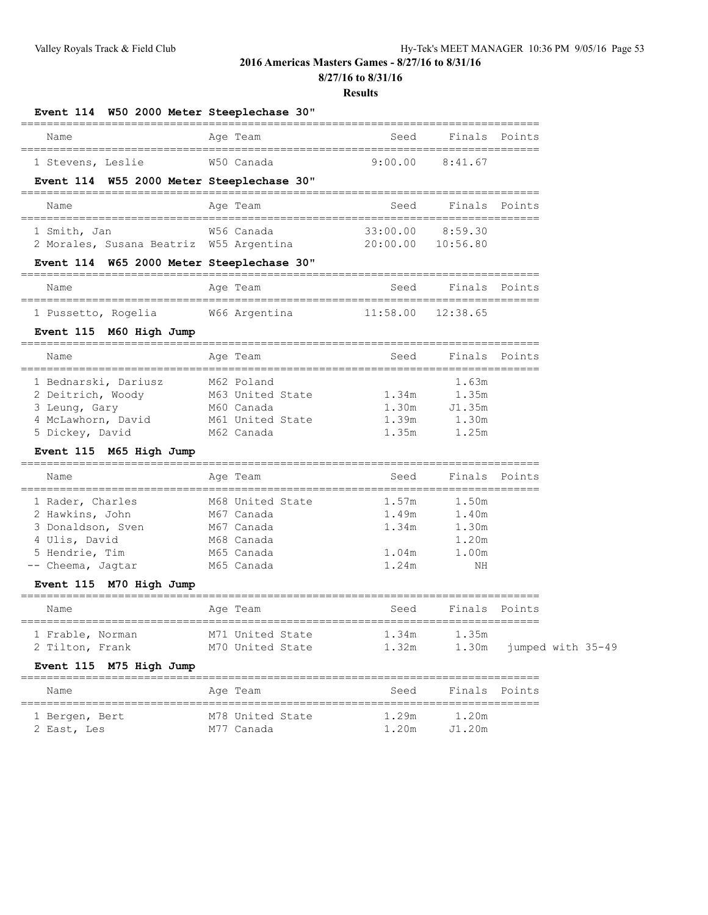## 2016 Americas Masters Games - 8/27/16 to 8/31/16

**8/27/16 to 8/31/16**

**Results**

### Event 114 W50 2000 Meter Steeplechase 30"

| | Name | Age | Team | Seed | Finals | Points |
|---|---|---|---|---|---|---|
| 1 | Stevens, Leslie | W50 | Canada | 9:00.00 | 8:41.67 | |

### Event 114 W55 2000 Meter Steeplechase 30"

| | Name | Age | Team | Seed | Finals | Points |
|---|---|---|---|---|---|---|
| 1 | Smith, Jan | W56 | Canada | 33:00.00 | 8:59.30 | |
| 2 | Morales, Susana Beatriz | W55 | Argentina | 20:00.00 | 10:56.80 | |

### Event 114 W65 2000 Meter Steeplechase 30"

| | Name | Age | Team | Seed | Finals | Points |
|---|---|---|---|---|---|---|
| 1 | Pussetto, Rogelia | W66 | Argentina | 11:58.00 | 12:38.65 | |

### Event 115 M60 High Jump

| | Name | Age | Team | Seed | Finals | Points |
|---|---|---|---|---|---|---|
| 1 | Bednarski, Dariusz | M62 | Poland | | 1.63m | |
| 2 | Deitrich, Woody | M63 | United State | 1.34m | 1.35m | |
| 3 | Leung, Gary | M60 | Canada | 1.30m | J1.35m | |
| 4 | McLawhorn, David | M61 | United State | 1.39m | 1.30m | |
| 5 | Dickey, David | M62 | Canada | 1.35m | 1.25m | |

### Event 115 M65 High Jump

| | Name | Age | Team | Seed | Finals | Points |
|---|---|---|---|---|---|---|
| 1 | Rader, Charles | M68 | United State | 1.57m | 1.50m | |
| 2 | Hawkins, John | M67 | Canada | 1.49m | 1.40m | |
| 3 | Donaldson, Sven | M67 | Canada | 1.34m | 1.30m | |
| 4 | Ulis, David | M68 | Canada | | 1.20m | |
| 5 | Hendrie, Tim | M65 | Canada | 1.04m | 1.00m | |
| -- | Cheema, Jagtar | M65 | Canada | 1.24m | NH | |

### Event 115 M70 High Jump

| | Name | Age | Team | Seed | Finals | Points |
|---|---|---|---|---|---|---|
| 1 | Frable, Norman | M71 | United State | 1.34m | 1.35m | |
| 2 | Tilton, Frank | M70 | United State | 1.32m | 1.30m | jumped with 35-49 |

### Event 115 M75 High Jump

| | Name | Age | Team | Seed | Finals | Points |
|---|---|---|---|---|---|---|
| 1 | Bergen, Bert | M78 | United State | 1.29m | 1.20m | |
| 2 | East, Les | M77 | Canada | 1.20m | J1.20m | |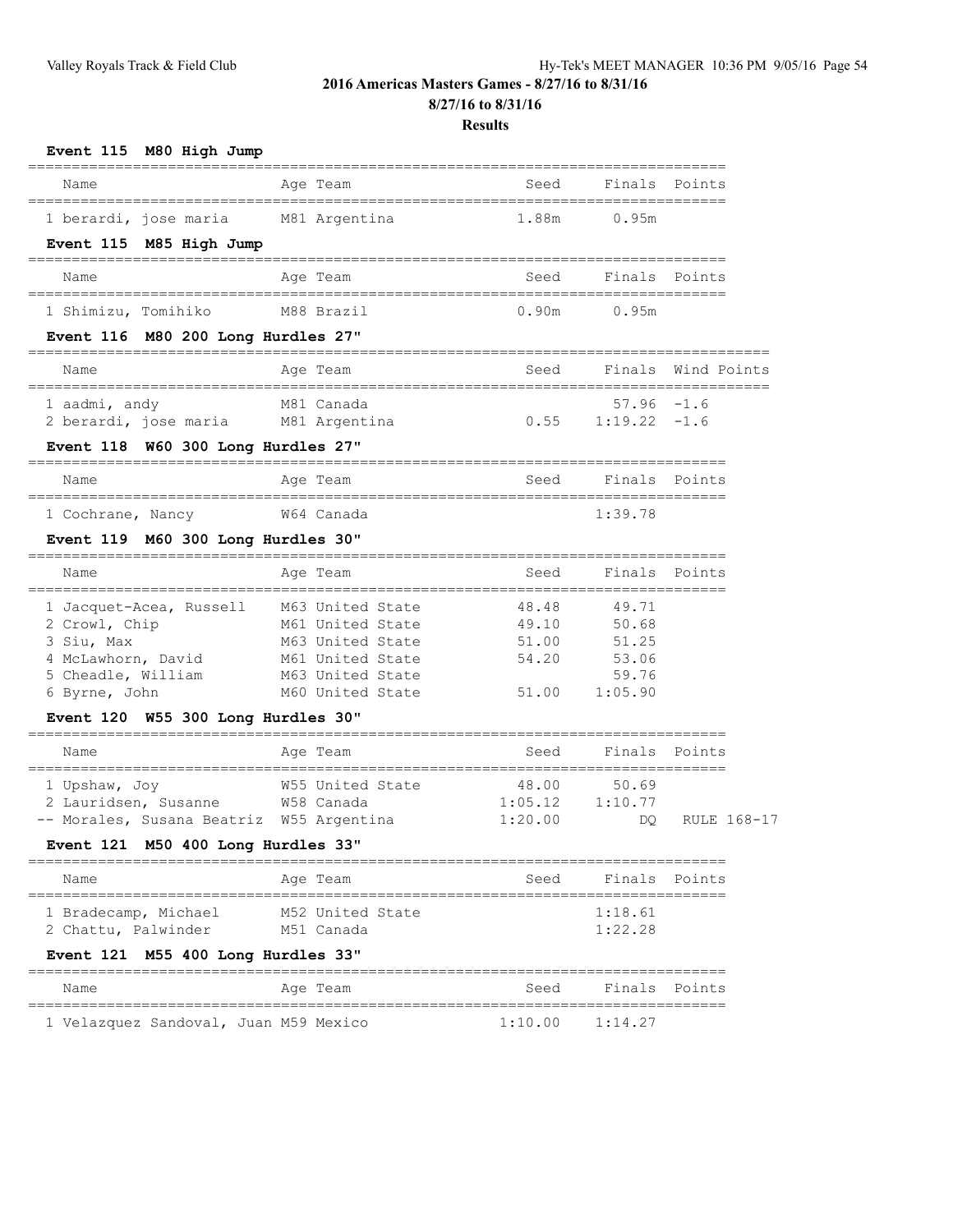## 2016 Americas Masters Games - 8/27/16 to 8/31/16

**8/27/16 to 8/31/16**

**Results**

### Event 115 M80 High Jump

| Name | Age | Team | Seed | Finals | Points |
|---|---|---|---|---|---|
| 1 berardi, jose maria | M81 | Argentina | 1.88m | 0.95m | |

### Event 115 M85 High Jump

| Name | Age | Team | Seed | Finals | Points |
|---|---|---|---|---|---|
| 1 Shimizu, Tomihiko | M88 | Brazil | 0.90m | 0.95m | |

### Event 116 M80 200 Long Hurdles 27"

| Name | Age | Team | Seed | Finals | Wind | Points |
|---|---|---|---|---|---|---|
| 1 aadmi, andy | M81 | Canada | | 57.96 | -1.6 | |
| 2 berardi, jose maria | M81 | Argentina | 0.55 | 1:19.22 | -1.6 | |

### Event 118 W60 300 Long Hurdles 27"

| Name | Age | Team | Seed | Finals | Points |
|---|---|---|---|---|---|
| 1 Cochrane, Nancy | W64 | Canada | | 1:39.78 | |

### Event 119 M60 300 Long Hurdles 30"

| Name | Age | Team | Seed | Finals | Points |
|---|---|---|---|---|---|
| 1 Jacquet-Acea, Russell | M63 | United State | 48.48 | 49.71 | |
| 2 Crowl, Chip | M61 | United State | 49.10 | 50.68 | |
| 3 Siu, Max | M63 | United State | 51.00 | 51.25 | |
| 4 McLawhorn, David | M61 | United State | 54.20 | 53.06 | |
| 5 Cheadle, William | M63 | United State | | 59.76 | |
| 6 Byrne, John | M60 | United State | 51.00 | 1:05.90 | |

### Event 120 W55 300 Long Hurdles 30"

| Name | Age | Team | Seed | Finals | Points |
|---|---|---|---|---|---|
| 1 Upshaw, Joy | W55 | United State | 48.00 | 50.69 | |
| 2 Lauridsen, Susanne | W58 | Canada | 1:05.12 | 1:10.77 | |
| -- Morales, Susana Beatriz | W55 | Argentina | 1:20.00 | DQ | RULE 168-17 |

### Event 121 M50 400 Long Hurdles 33"

| Name | Age | Team | Seed | Finals | Points |
|---|---|---|---|---|---|
| 1 Bradecamp, Michael | M52 | United State | | 1:18.61 | |
| 2 Chattu, Palwinder | M51 | Canada | | 1:22.28 | |

### Event 121 M55 400 Long Hurdles 33"

| Name | Age | Team | Seed | Finals | Points |
|---|---|---|---|---|---|
| 1 Velazquez Sandoval, Juan | M59 | Mexico | 1:10.00 | 1:14.27 | |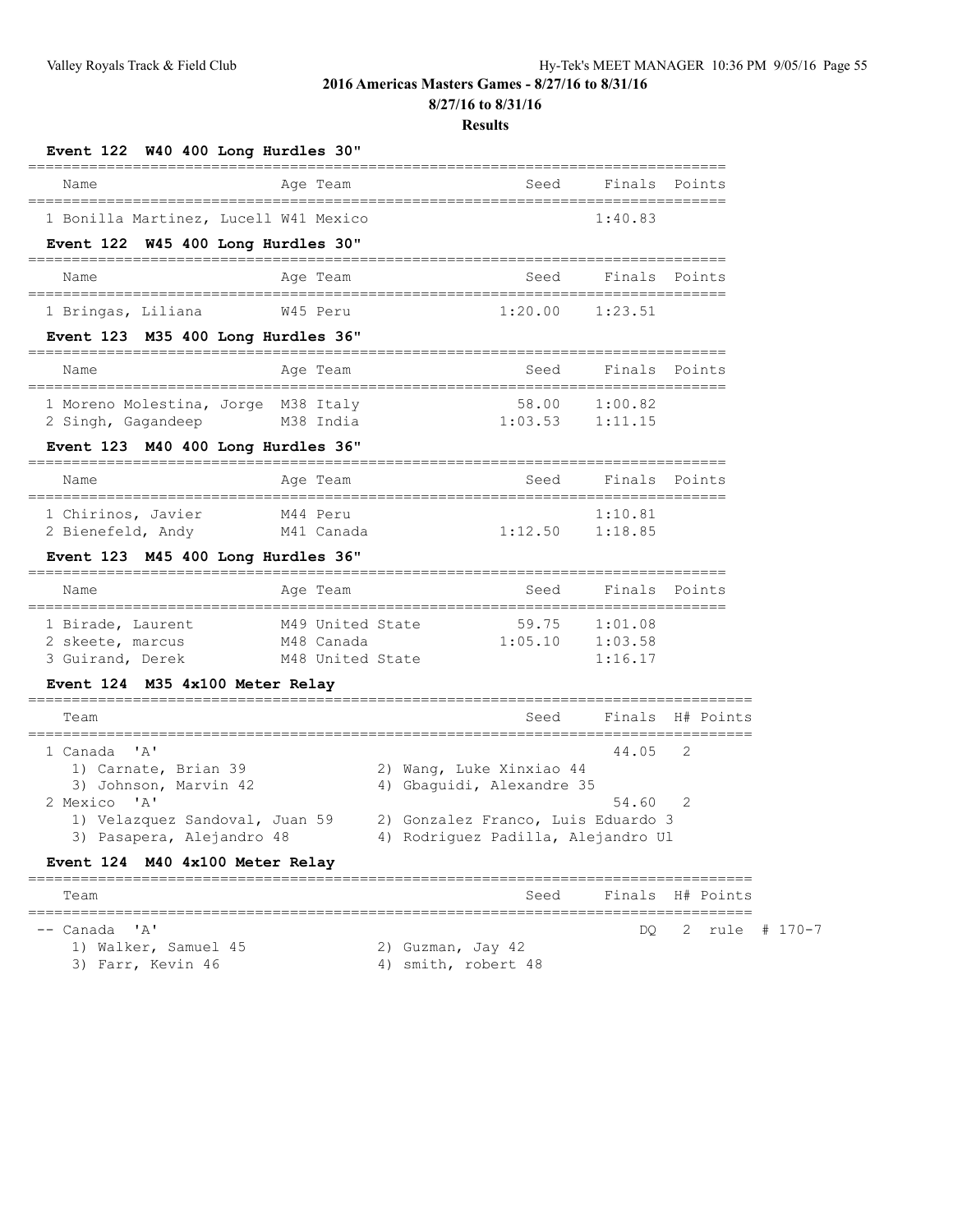## 2016 Americas Masters Games - 8/27/16 to 8/31/16

**8/27/16 to 8/31/16**

**Results**

### Event 122 W40 400 Long Hurdles 30"

| Name | Age | Team | Seed | Finals | Points |
|---|---|---|---|---|---|
| 1 Bonilla Martinez, Lucell | W41 | Mexico | | 1:40.83 | |

### Event 122 W45 400 Long Hurdles 30"

| Name | Age | Team | Seed | Finals | Points |
|---|---|---|---|---|---|
| 1 Bringas, Liliana | W45 | Peru | 1:20.00 | 1:23.51 | |

### Event 123 M35 400 Long Hurdles 36"

| Name | Age | Team | Seed | Finals | Points |
|---|---|---|---|---|---|
| 1 Moreno Molestina, Jorge | M38 | Italy | 58.00 | 1:00.82 | |
| 2 Singh, Gagandeep | M38 | India | 1:03.53 | 1:11.15 | |

### Event 123 M40 400 Long Hurdles 36"

| Name | Age | Team | Seed | Finals | Points |
|---|---|---|---|---|---|
| 1 Chirinos, Javier | M44 | Peru | | 1:10.81 | |
| 2 Bienefeld, Andy | M41 | Canada | 1:12.50 | 1:18.85 | |

### Event 123 M45 400 Long Hurdles 36"

| Name | Age | Team | Seed | Finals | Points |
|---|---|---|---|---|---|
| 1 Birade, Laurent | M49 | United State | 59.75 | 1:01.08 | |
| 2 skeete, marcus | M48 | Canada | 1:05.10 | 1:03.58 | |
| 3 Guirand, Derek | M48 | United State | | 1:16.17 | |

### Event 124 M35 4x100 Meter Relay

| Team | Seed | Finals | H# | Points |
|---|---|---|---|---|
| 1 Canada 'A' | | 44.05 | 2 | |
| 1) Carnate, Brian 39; 2) Wang, Luke Xinxiao 44; 3) Johnson, Marvin 42; 4) Gbaguidi, Alexandre 35 | | | | |
| 2 Mexico 'A' | | 54.60 | 2 | |
| 1) Velazquez Sandoval, Juan 59; 2) Gonzalez Franco, Luis Eduardo 3; 3) Pasapera, Alejandro 48; 4) Rodriguez Padilla, Alejandro Ul | | | | |

### Event 124 M40 4x100 Meter Relay

| Team | Seed | Finals | H# | Points |
|---|---|---|---|---|
| -- Canada 'A' | | DQ | 2 | rule # 170-7 |
| 1) Walker, Samuel 45; 2) Guzman, Jay 42; 3) Farr, Kevin 46; 4) smith, robert 48 | | | | |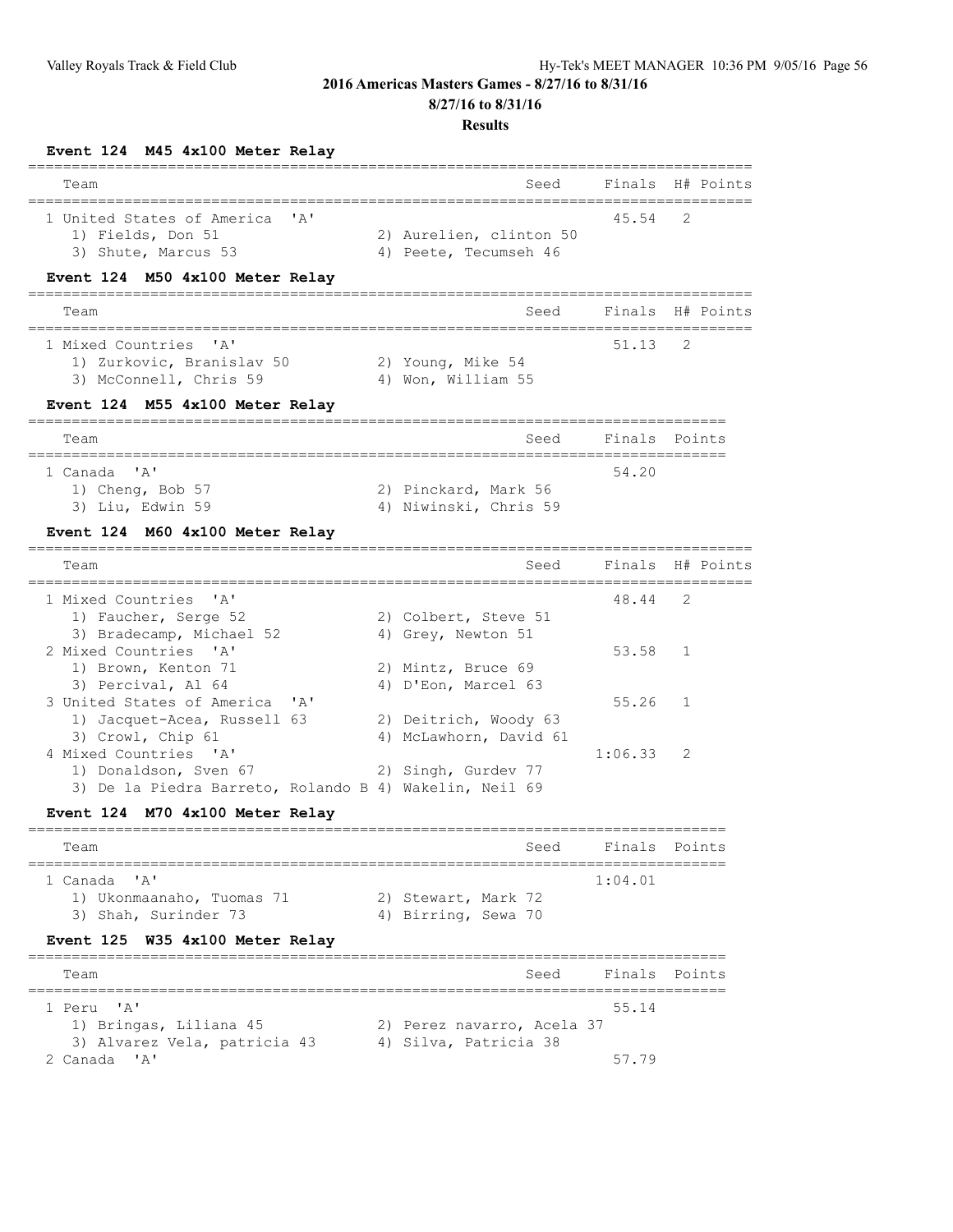**2016 Americas Masters Games - 8/27/16 to 8/31/16**

**8/27/16 to 8/31/16**

**Results**

### Event 124 M45 4x100 Meter Relay

| Team | Seed | Finals | H# | Points |
|---|---|---|---|---|
| 1 United States of America 'A' | | 45.54 | 2 | |
| 1) Fields, Don 51 | 2) Aurelien, clinton 50 | | | |
| 3) Shute, Marcus 53 | 4) Peete, Tecumseh 46 | | | |

### Event 124 M50 4x100 Meter Relay

| Team | Seed | Finals | H# | Points |
|---|---|---|---|---|
| 1 Mixed Countries 'A' | | 51.13 | 2 | |
| 1) Zurkovic, Branislav 50 | 2) Young, Mike 54 | | | |
| 3) McConnell, Chris 59 | 4) Won, William 55 | | | |

### Event 124 M55 4x100 Meter Relay

| Team | Seed | Finals | Points |
|---|---|---|---|
| 1 Canada 'A' | | 54.20 | |
| 1) Cheng, Bob 57 | 2) Pinckard, Mark 56 | | |
| 3) Liu, Edwin 59 | 4) Niwinski, Chris 59 | | |

### Event 124 M60 4x100 Meter Relay

| Team | Seed | Finals | H# | Points |
|---|---|---|---|---|
| 1 Mixed Countries 'A' | | 48.44 | 2 | |
| 1) Faucher, Serge 52 | 2) Colbert, Steve 51 | | | |
| 3) Bradecamp, Michael 52 | 4) Grey, Newton 51 | | | |
| 2 Mixed Countries 'A' | | 53.58 | 1 | |
| 1) Brown, Kenton 71 | 2) Mintz, Bruce 69 | | | |
| 3) Percival, Al 64 | 4) D'Eon, Marcel 63 | | | |
| 3 United States of America 'A' | | 55.26 | 1 | |
| 1) Jacquet-Acea, Russell 63 | 2) Deitrich, Woody 63 | | | |
| 3) Crowl, Chip 61 | 4) McLawhorn, David 61 | | | |
| 4 Mixed Countries 'A' | | 1:06.33 | 2 | |
| 1) Donaldson, Sven 67 | 2) Singh, Gurdev 77 | | | |
| 3) De la Piedra Barreto, Rolando B | 4) Wakelin, Neil 69 | | | |

### Event 124 M70 4x100 Meter Relay

| Team | Seed | Finals | Points |
|---|---|---|---|
| 1 Canada 'A' | | 1:04.01 | |
| 1) Ukonmaanaho, Tuomas 71 | 2) Stewart, Mark 72 | | |
| 3) Shah, Surinder 73 | 4) Birring, Sewa 70 | | |

### Event 125 W35 4x100 Meter Relay

| Team | Seed | Finals | Points |
|---|---|---|---|
| 1 Peru 'A' | | 55.14 | |
| 1) Bringas, Liliana 45 | 2) Perez navarro, Acela 37 | | |
| 3) Alvarez Vela, patricia 43 | 4) Silva, Patricia 38 | | |
| 2 Canada 'A' | | 57.79 | |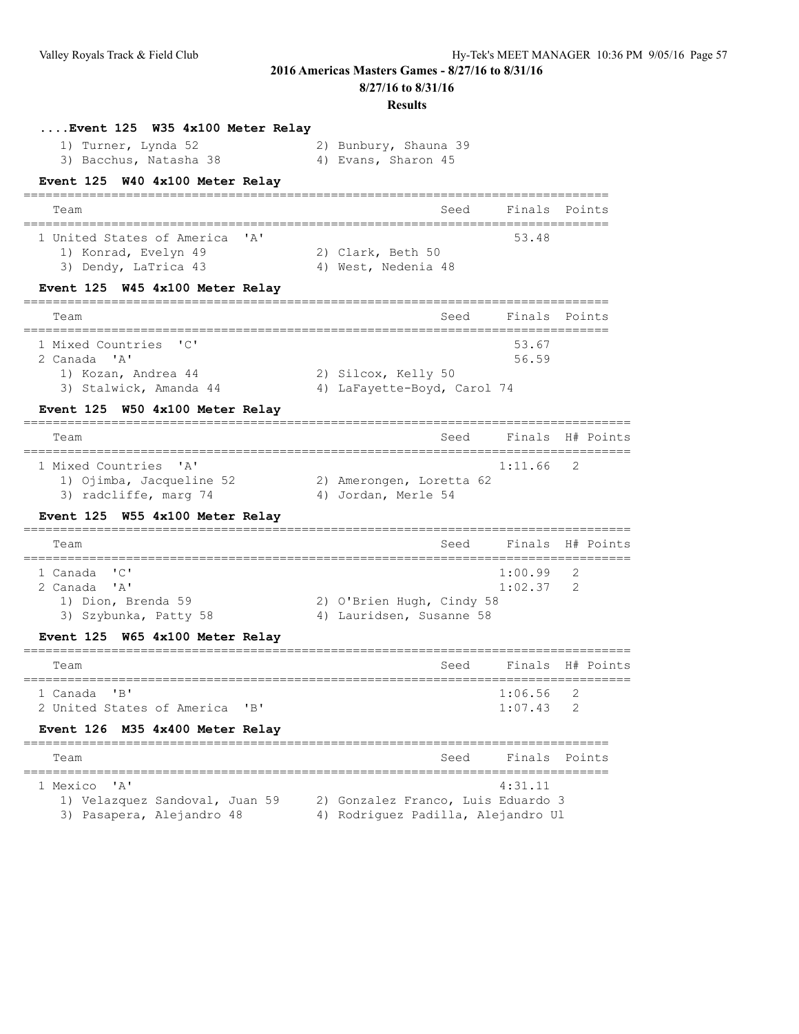## ....Event 125 W35 4x100 Meter Relay

1) Turner, Lynda 52 2) Bunbury, Shauna 39
3) Bacchus, Natasha 38 4) Evans, Sharon 45

## Event 125 W40 4x100 Meter Relay

| Team | Seed | Finals | Points |
|---|---|---|---|
| 1 United States of America 'A' | | 53.48 | |

1) Konrad, Evelyn 49 2) Clark, Beth 50
3) Dendy, LaTrica 43 4) West, Nedenia 48

## Event 125 W45 4x100 Meter Relay

| Team | Seed | Finals | Points |
|---|---|---|---|
| 1 Mixed Countries 'C' | | 53.67 | |
| 2 Canada 'A' | | 56.59 | |

1) Kozan, Andrea 44 2) Silcox, Kelly 50
3) Stalwick, Amanda 44 4) LaFayette-Boyd, Carol 74

## Event 125 W50 4x100 Meter Relay

| Team | Seed | Finals | H# | Points |
|---|---|---|---|---|
| 1 Mixed Countries 'A' | | 1:11.66 | 2 | |

1) Ojimba, Jacqueline 52 2) Amerongen, Loretta 62
3) radcliffe, marg 74 4) Jordan, Merle 54

## Event 125 W55 4x100 Meter Relay

| Team | Seed | Finals | H# | Points |
|---|---|---|---|---|
| 1 Canada 'C' | | 1:00.99 | 2 | |
| 2 Canada 'A' | | 1:02.37 | 2 | |

1) Dion, Brenda 59 2) O'Brien Hugh, Cindy 58
3) Szybunka, Patty 58 4) Lauridsen, Susanne 58

## Event 125 W65 4x100 Meter Relay

| Team | Seed | Finals | H# | Points |
|---|---|---|---|---|
| 1 Canada 'B' | | 1:06.56 | 2 | |
| 2 United States of America 'B' | | 1:07.43 | 2 | |

## Event 126 M35 4x400 Meter Relay

| Team | Seed | Finals | Points |
|---|---|---|---|
| 1 Mexico 'A' | | 4:31.11 | |

1) Velazquez Sandoval, Juan 59 2) Gonzalez Franco, Luis Eduardo 3
3) Pasapera, Alejandro 48 4) Rodriguez Padilla, Alejandro Ul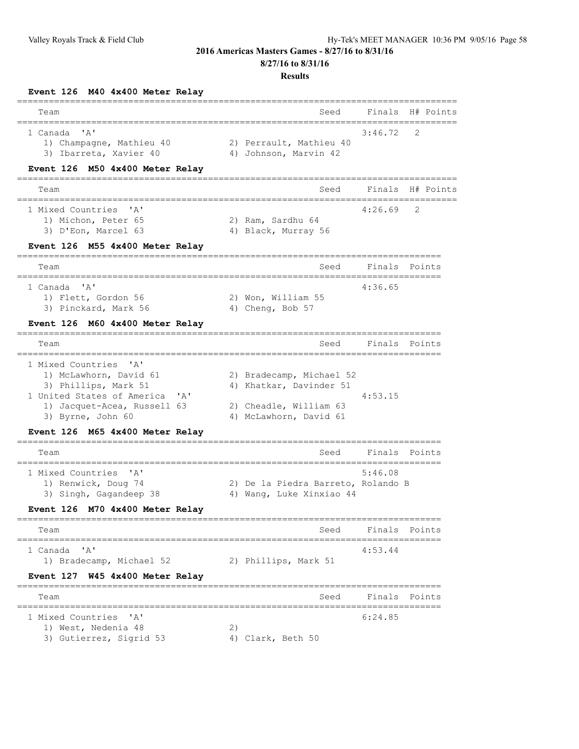# 2016 Americas Masters Games - 8/27/16 to 8/31/16

**8/27/16 to 8/31/16**

**Results**

### Event 126 M40 4x400 Meter Relay

| Team | Seed | Finals | H# | Points |
|---|---|---|---|---|
| 1 Canada 'A' | | 3:46.72 | 2 | |

1) Champagne, Mathieu 40  2) Perrault, Mathieu 40
3) Ibarreta, Xavier 40  4) Johnson, Marvin 42

### Event 126 M50 4x400 Meter Relay

| Team | Seed | Finals | H# | Points |
|---|---|---|---|---|
| 1 Mixed Countries 'A' | | 4:26.69 | 2 | |

1) Michon, Peter 65  2) Ram, Sardhu 64
3) D'Eon, Marcel 63  4) Black, Murray 56

### Event 126 M55 4x400 Meter Relay

| Team | Seed | Finals | Points |
|---|---|---|---|
| 1 Canada 'A' | | 4:36.65 | |

1) Flett, Gordon 56  2) Won, William 55
3) Pinckard, Mark 56  4) Cheng, Bob 57

### Event 126 M60 4x400 Meter Relay

| Team | Seed | Finals | Points |
|---|---|---|---|
| 1 Mixed Countries 'A' | | | |
| 1) McLawhorn, David 61 | 2) Bradecamp, Michael 52 | | |
| 3) Phillips, Mark 51 | 4) Khatkar, Davinder 51 | | |
| 1 United States of America 'A' | | 4:53.15 | |
| 1) Jacquet-Acea, Russell 63 | 2) Cheadle, William 63 | | |
| 3) Byrne, John 60 | 4) McLawhorn, David 61 | | |

### Event 126 M65 4x400 Meter Relay

| Team | Seed | Finals | Points |
|---|---|---|---|
| 1 Mixed Countries 'A' | | 5:46.08 | |

1) Renwick, Doug 74  2) De la Piedra Barreto, Rolando B
3) Singh, Gagandeep 38  4) Wang, Luke Xinxiao 44

### Event 126 M70 4x400 Meter Relay

| Team | Seed | Finals | Points |
|---|---|---|---|
| 1 Canada 'A' | | 4:53.44 | |

1) Bradecamp, Michael 52  2) Phillips, Mark 51

### Event 127 W45 4x400 Meter Relay

| Team | Seed | Finals | Points |
|---|---|---|---|
| 1 Mixed Countries 'A' | | 6:24.85 | |

1) West, Nedenia 48  2)
3) Gutierrez, Sigrid 53  4) Clark, Beth 50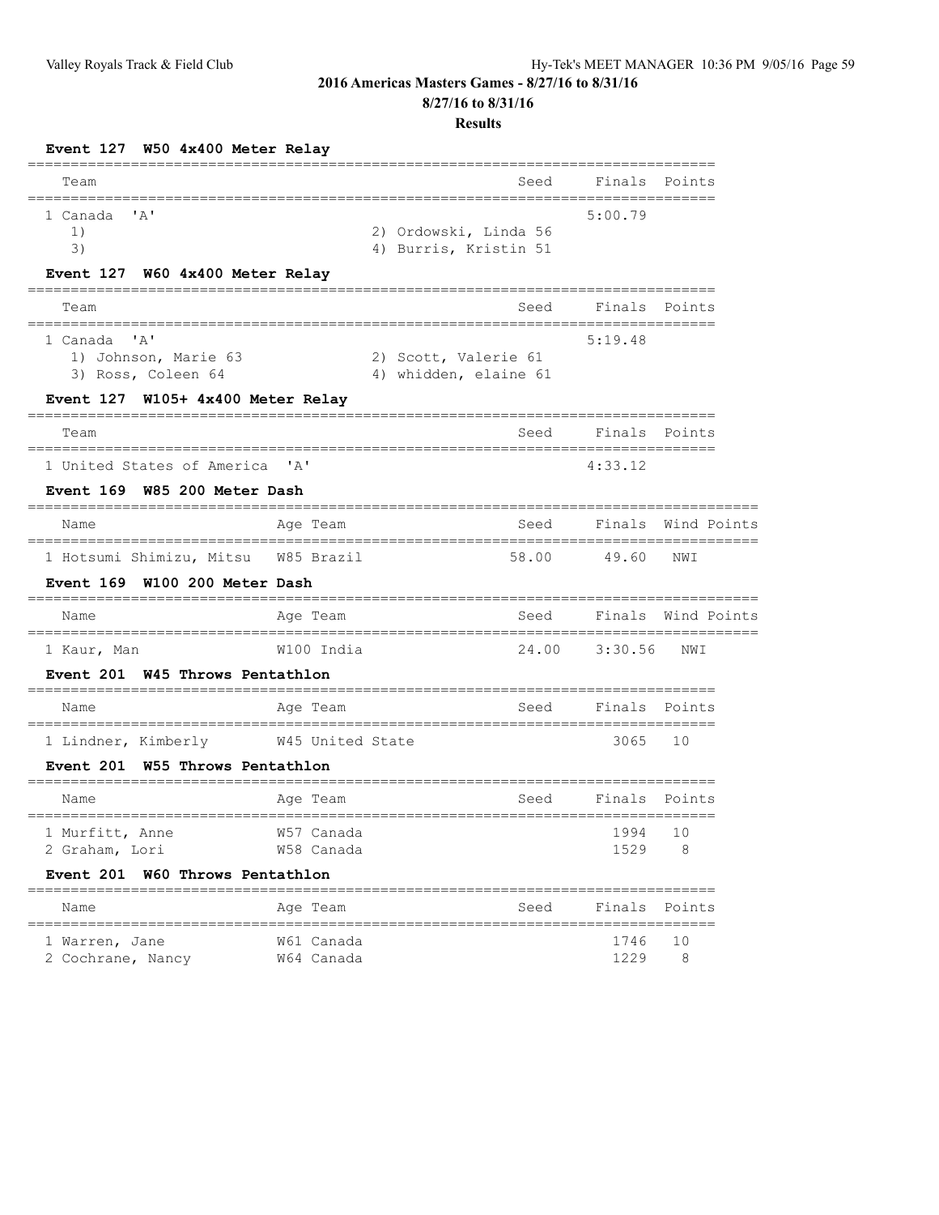## 2016 Americas Masters Games - 8/27/16 to 8/31/16

### 8/27/16 to 8/31/16

### Results

#### Event 127 W50 4x400 Meter Relay

| Team | Seed | Finals | Points |
|---|---|---|---|
| 1 Canada 'A' | | 5:00.79 | |
| 1) | 2) Ordowski, Linda 56 | | |
| 3) | 4) Burris, Kristin 51 | | |

#### Event 127 W60 4x400 Meter Relay

| Team | Seed | Finals | Points |
|---|---|---|---|
| 1 Canada 'A' | | 5:19.48 | |
| 1) Johnson, Marie 63 | 2) Scott, Valerie 61 | | |
| 3) Ross, Coleen 64 | 4) whidden, elaine 61 | | |

#### Event 127 W105+ 4x400 Meter Relay

| Team | Seed | Finals | Points |
|---|---|---|---|
| 1 United States of America 'A' | | 4:33.12 | |

#### Event 169 W85 200 Meter Dash

| Name | Age Team | Seed | Finals | Wind | Points |
|---|---|---|---|---|---|
| 1 Hotsumi Shimizu, Mitsu | W85 Brazil | 58.00 | 49.60 | NWI | |

#### Event 169 W100 200 Meter Dash

| Name | Age Team | Seed | Finals | Wind | Points |
|---|---|---|---|---|---|
| 1 Kaur, Man | W100 India | 24.00 | 3:30.56 | NWI | |

#### Event 201 W45 Throws Pentathlon

| Name | Age Team | Seed | Finals | Points |
|---|---|---|---|---|
| 1 Lindner, Kimberly | W45 United State | | 3065 | 10 |

#### Event 201 W55 Throws Pentathlon

| Name | Age Team | Seed | Finals | Points |
|---|---|---|---|---|
| 1 Murfitt, Anne | W57 Canada | | 1994 | 10 |
| 2 Graham, Lori | W58 Canada | | 1529 | 8 |

#### Event 201 W60 Throws Pentathlon

| Name | Age Team | Seed | Finals | Points |
|---|---|---|---|---|
| 1 Warren, Jane | W61 Canada | | 1746 | 10 |
| 2 Cochrane, Nancy | W64 Canada | | 1229 | 8 |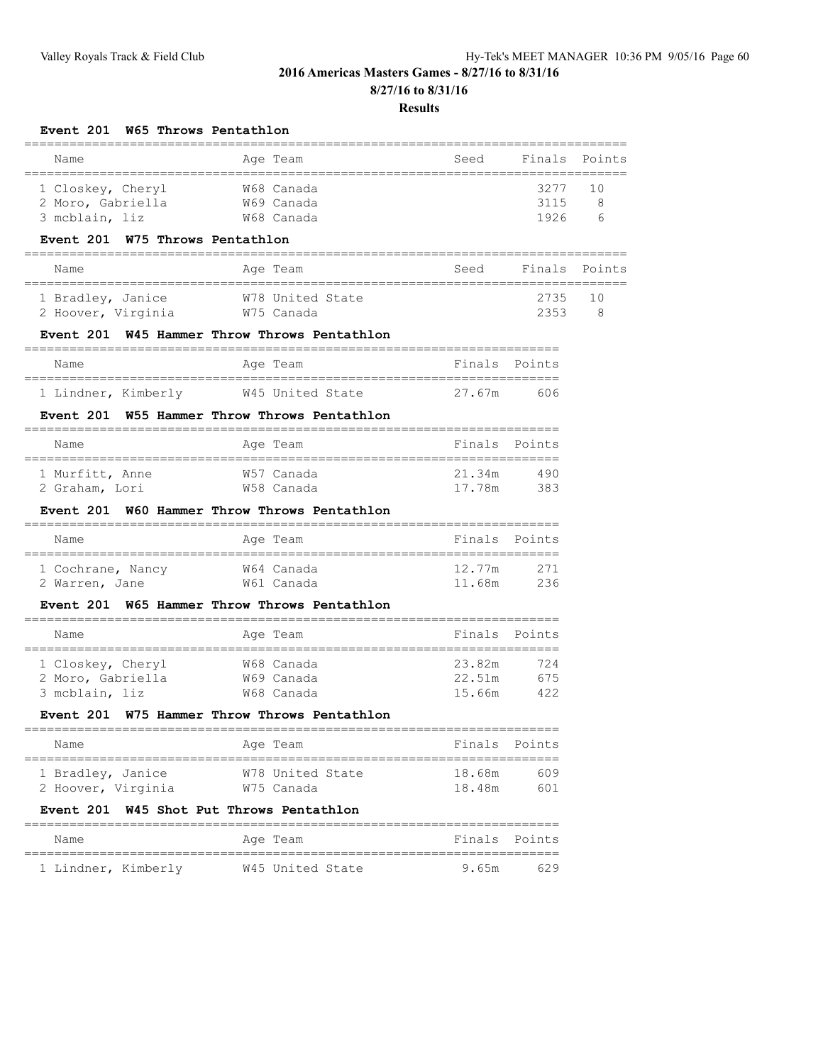## 2016 Americas Masters Games - 8/27/16 to 8/31/16

**8/27/16 to 8/31/16**

**Results**

### Event 201 W65 Throws Pentathlon

| Name | Age | Team | Seed | Finals | Points |
|---|---|---|---|---|---|
| 1 Closkey, Cheryl | W68 | Canada | | 3277 | 10 |
| 2 Moro, Gabriella | W69 | Canada | | 3115 | 8 |
| 3 mcblain, liz | W68 | Canada | | 1926 | 6 |

### Event 201 W75 Throws Pentathlon

| Name | Age | Team | Seed | Finals | Points |
|---|---|---|---|---|---|
| 1 Bradley, Janice | W78 | United State | | 2735 | 10 |
| 2 Hoover, Virginia | W75 | Canada | | 2353 | 8 |

### Event 201 W45 Hammer Throw Throws Pentathlon

| Name | Age | Team | Finals | Points |
|---|---|---|---|---|
| 1 Lindner, Kimberly | W45 | United State | 27.67m | 606 |

### Event 201 W55 Hammer Throw Throws Pentathlon

| Name | Age | Team | Finals | Points |
|---|---|---|---|---|
| 1 Murfitt, Anne | W57 | Canada | 21.34m | 490 |
| 2 Graham, Lori | W58 | Canada | 17.78m | 383 |

### Event 201 W60 Hammer Throw Throws Pentathlon

| Name | Age | Team | Finals | Points |
|---|---|---|---|---|
| 1 Cochrane, Nancy | W64 | Canada | 12.77m | 271 |
| 2 Warren, Jane | W61 | Canada | 11.68m | 236 |

### Event 201 W65 Hammer Throw Throws Pentathlon

| Name | Age | Team | Finals | Points |
|---|---|---|---|---|
| 1 Closkey, Cheryl | W68 | Canada | 23.82m | 724 |
| 2 Moro, Gabriella | W69 | Canada | 22.51m | 675 |
| 3 mcblain, liz | W68 | Canada | 15.66m | 422 |

### Event 201 W75 Hammer Throw Throws Pentathlon

| Name | Age | Team | Finals | Points |
|---|---|---|---|---|
| 1 Bradley, Janice | W78 | United State | 18.68m | 609 |
| 2 Hoover, Virginia | W75 | Canada | 18.48m | 601 |

### Event 201 W45 Shot Put Throws Pentathlon

| Name | Age | Team | Finals | Points |
|---|---|---|---|---|
| 1 Lindner, Kimberly | W45 | United State | 9.65m | 629 |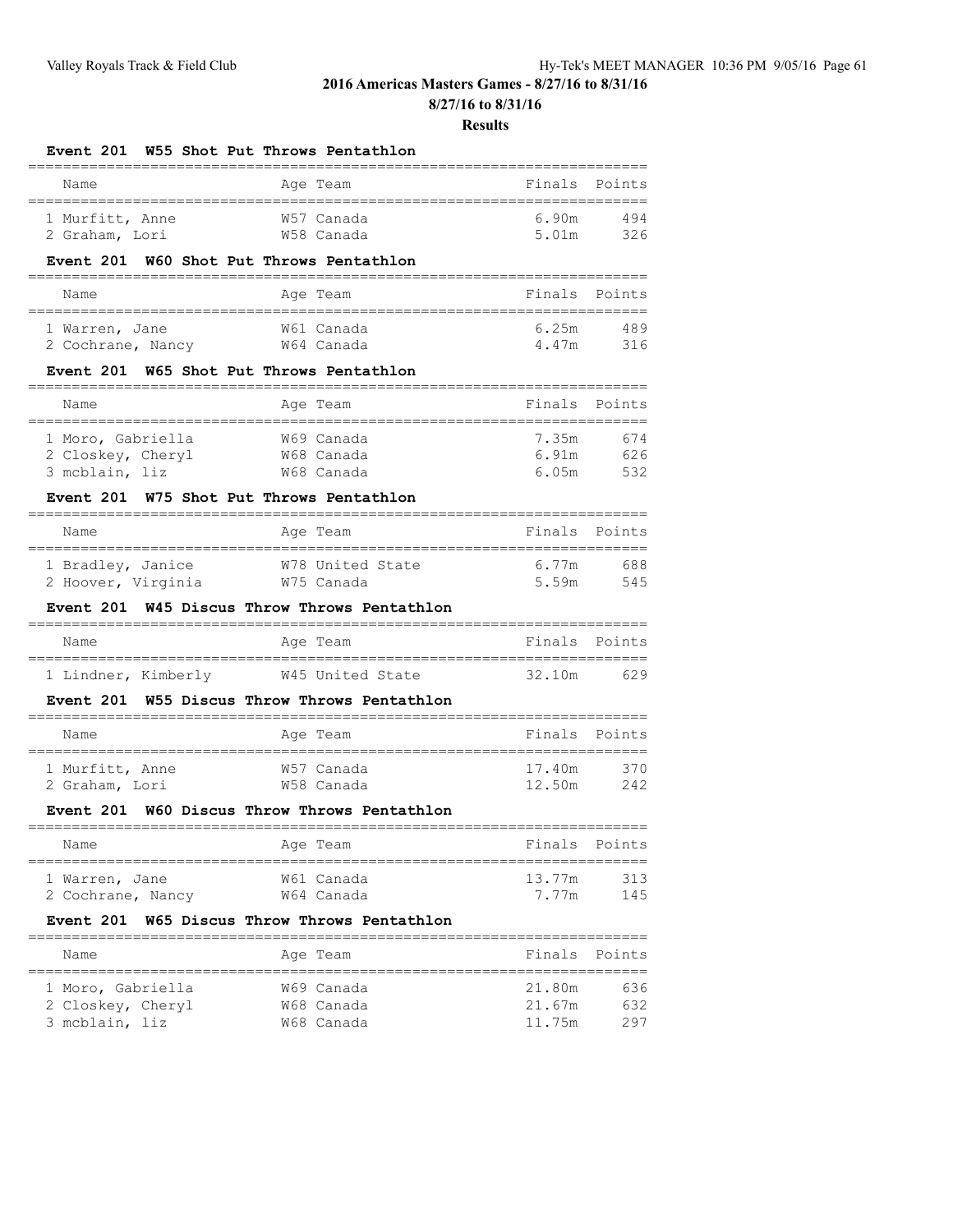## 2016 Americas Masters Games - 8/27/16 to 8/31/16

**8/27/16 to 8/31/16**

**Results**

### Event 201 W55 Shot Put Throws Pentathlon

| Name | Age | Team | Finals | Points |
|---|---|---|---|---|
| 1 Murfitt, Anne | W57 | Canada | 6.90m | 494 |
| 2 Graham, Lori | W58 | Canada | 5.01m | 326 |

### Event 201 W60 Shot Put Throws Pentathlon

| Name | Age | Team | Finals | Points |
|---|---|---|---|---|
| 1 Warren, Jane | W61 | Canada | 6.25m | 489 |
| 2 Cochrane, Nancy | W64 | Canada | 4.47m | 316 |

### Event 201 W65 Shot Put Throws Pentathlon

| Name | Age | Team | Finals | Points |
|---|---|---|---|---|
| 1 Moro, Gabriella | W69 | Canada | 7.35m | 674 |
| 2 Closkey, Cheryl | W68 | Canada | 6.91m | 626 |
| 3 mcblain, liz | W68 | Canada | 6.05m | 532 |

### Event 201 W75 Shot Put Throws Pentathlon

| Name | Age | Team | Finals | Points |
|---|---|---|---|---|
| 1 Bradley, Janice | W78 | United State | 6.77m | 688 |
| 2 Hoover, Virginia | W75 | Canada | 5.59m | 545 |

### Event 201 W45 Discus Throw Throws Pentathlon

| Name | Age | Team | Finals | Points |
|---|---|---|---|---|
| 1 Lindner, Kimberly | W45 | United State | 32.10m | 629 |

### Event 201 W55 Discus Throw Throws Pentathlon

| Name | Age | Team | Finals | Points |
|---|---|---|---|---|
| 1 Murfitt, Anne | W57 | Canada | 17.40m | 370 |
| 2 Graham, Lori | W58 | Canada | 12.50m | 242 |

### Event 201 W60 Discus Throw Throws Pentathlon

| Name | Age | Team | Finals | Points |
|---|---|---|---|---|
| 1 Warren, Jane | W61 | Canada | 13.77m | 313 |
| 2 Cochrane, Nancy | W64 | Canada | 7.77m | 145 |

### Event 201 W65 Discus Throw Throws Pentathlon

| Name | Age | Team | Finals | Points |
|---|---|---|---|---|
| 1 Moro, Gabriella | W69 | Canada | 21.80m | 636 |
| 2 Closkey, Cheryl | W68 | Canada | 21.67m | 632 |
| 3 mcblain, liz | W68 | Canada | 11.75m | 297 |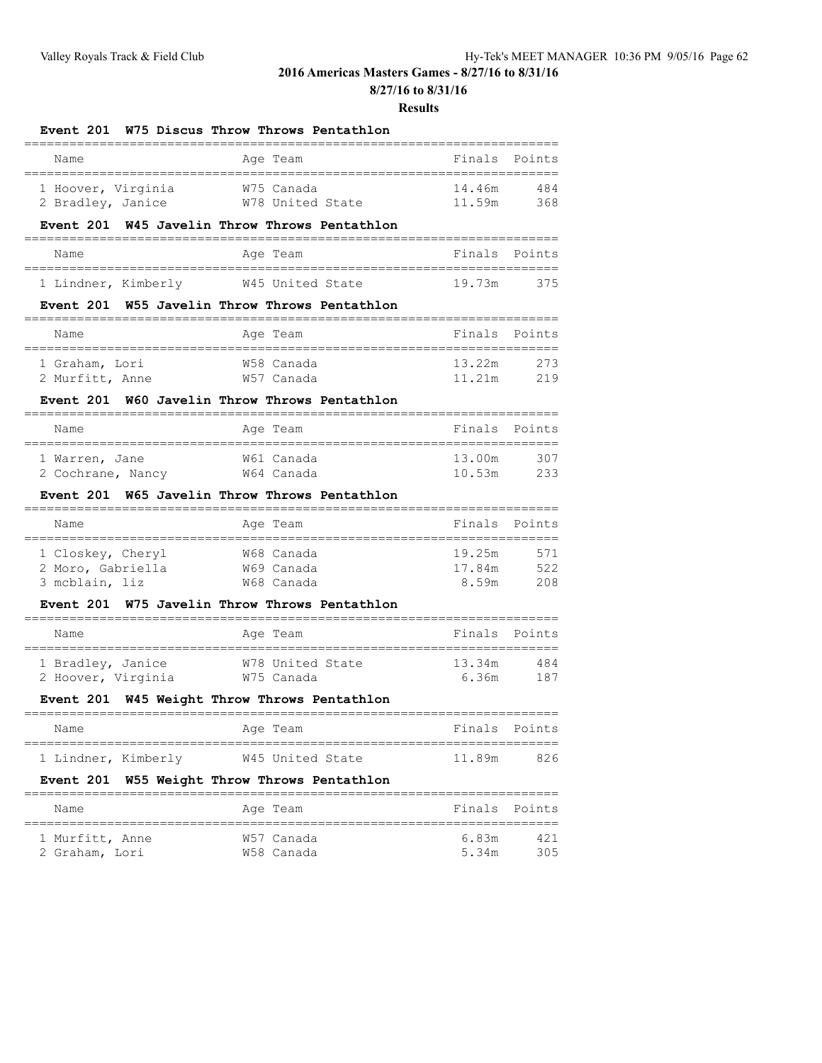## 2016 Americas Masters Games - 8/27/16 to 8/31/16

**8/27/16 to 8/31/16**

**Results**

### Event 201 W75 Discus Throw Throws Pentathlon

| Name | Age | Team | Finals | Points |
|---|---|---|---|---|
| 1 Hoover, Virginia | W75 | Canada | 14.46m | 484 |
| 2 Bradley, Janice | W78 | United State | 11.59m | 368 |

### Event 201 W45 Javelin Throw Throws Pentathlon

| Name | Age | Team | Finals | Points |
|---|---|---|---|---|
| 1 Lindner, Kimberly | W45 | United State | 19.73m | 375 |

### Event 201 W55 Javelin Throw Throws Pentathlon

| Name | Age | Team | Finals | Points |
|---|---|---|---|---|
| 1 Graham, Lori | W58 | Canada | 13.22m | 273 |
| 2 Murfitt, Anne | W57 | Canada | 11.21m | 219 |

### Event 201 W60 Javelin Throw Throws Pentathlon

| Name | Age | Team | Finals | Points |
|---|---|---|---|---|
| 1 Warren, Jane | W61 | Canada | 13.00m | 307 |
| 2 Cochrane, Nancy | W64 | Canada | 10.53m | 233 |

### Event 201 W65 Javelin Throw Throws Pentathlon

| Name | Age | Team | Finals | Points |
|---|---|---|---|---|
| 1 Closkey, Cheryl | W68 | Canada | 19.25m | 571 |
| 2 Moro, Gabriella | W69 | Canada | 17.84m | 522 |
| 3 mcblain, liz | W68 | Canada | 8.59m | 208 |

### Event 201 W75 Javelin Throw Throws Pentathlon

| Name | Age | Team | Finals | Points |
|---|---|---|---|---|
| 1 Bradley, Janice | W78 | United State | 13.34m | 484 |
| 2 Hoover, Virginia | W75 | Canada | 6.36m | 187 |

### Event 201 W45 Weight Throw Throws Pentathlon

| Name | Age | Team | Finals | Points |
|---|---|---|---|---|
| 1 Lindner, Kimberly | W45 | United State | 11.89m | 826 |

### Event 201 W55 Weight Throw Throws Pentathlon

| Name | Age | Team | Finals | Points |
|---|---|---|---|---|
| 1 Murfitt, Anne | W57 | Canada | 6.83m | 421 |
| 2 Graham, Lori | W58 | Canada | 5.34m | 305 |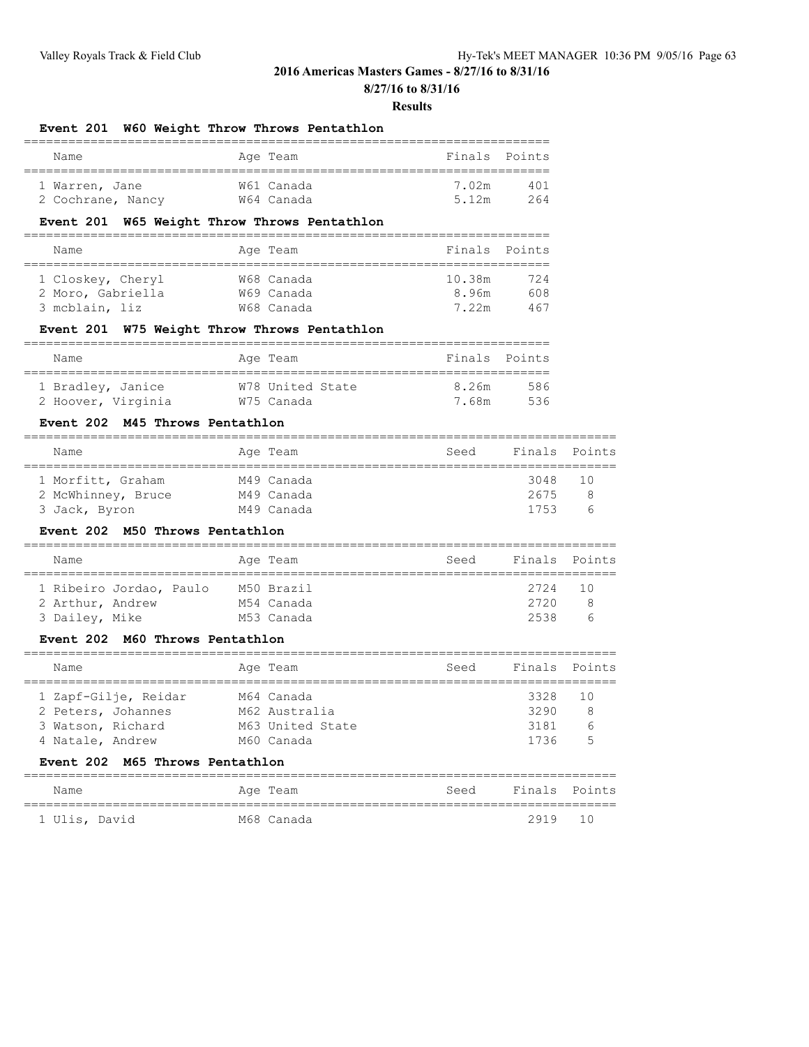**2016 Americas Masters Games - 8/27/16 to 8/31/16**

**8/27/16 to 8/31/16**

**Results**

### Event 201 W60 Weight Throw Throws Pentathlon

| Name | Age | Team | Finals | Points |
|---|---|---|---|---|
| 1 Warren, Jane | W61 | Canada | 7.02m | 401 |
| 2 Cochrane, Nancy | W64 | Canada | 5.12m | 264 |

### Event 201 W65 Weight Throw Throws Pentathlon

| Name | Age | Team | Finals | Points |
|---|---|---|---|---|
| 1 Closkey, Cheryl | W68 | Canada | 10.38m | 724 |
| 2 Moro, Gabriella | W69 | Canada | 8.96m | 608 |
| 3 mcblain, liz | W68 | Canada | 7.22m | 467 |

### Event 201 W75 Weight Throw Throws Pentathlon

| Name | Age | Team | Finals | Points |
|---|---|---|---|---|
| 1 Bradley, Janice | W78 | United State | 8.26m | 586 |
| 2 Hoover, Virginia | W75 | Canada | 7.68m | 536 |

### Event 202 M45 Throws Pentathlon

| Name | Age | Team | Seed | Finals | Points |
|---|---|---|---|---|---|
| 1 Morfitt, Graham | M49 | Canada | | 3048 | 10 |
| 2 McWhinney, Bruce | M49 | Canada | | 2675 | 8 |
| 3 Jack, Byron | M49 | Canada | | 1753 | 6 |

### Event 202 M50 Throws Pentathlon

| Name | Age | Team | Seed | Finals | Points |
|---|---|---|---|---|---|
| 1 Ribeiro Jordao, Paulo | M50 | Brazil | | 2724 | 10 |
| 2 Arthur, Andrew | M54 | Canada | | 2720 | 8 |
| 3 Dailey, Mike | M53 | Canada | | 2538 | 6 |

### Event 202 M60 Throws Pentathlon

| Name | Age | Team | Seed | Finals | Points |
|---|---|---|---|---|---|
| 1 Zapf-Gilje, Reidar | M64 | Canada | | 3328 | 10 |
| 2 Peters, Johannes | M62 | Australia | | 3290 | 8 |
| 3 Watson, Richard | M63 | United State | | 3181 | 6 |
| 4 Natale, Andrew | M60 | Canada | | 1736 | 5 |

### Event 202 M65 Throws Pentathlon

| Name | Age | Team | Seed | Finals | Points |
|---|---|---|---|---|---|
| 1 Ulis, David | M68 | Canada | | 2919 | 10 |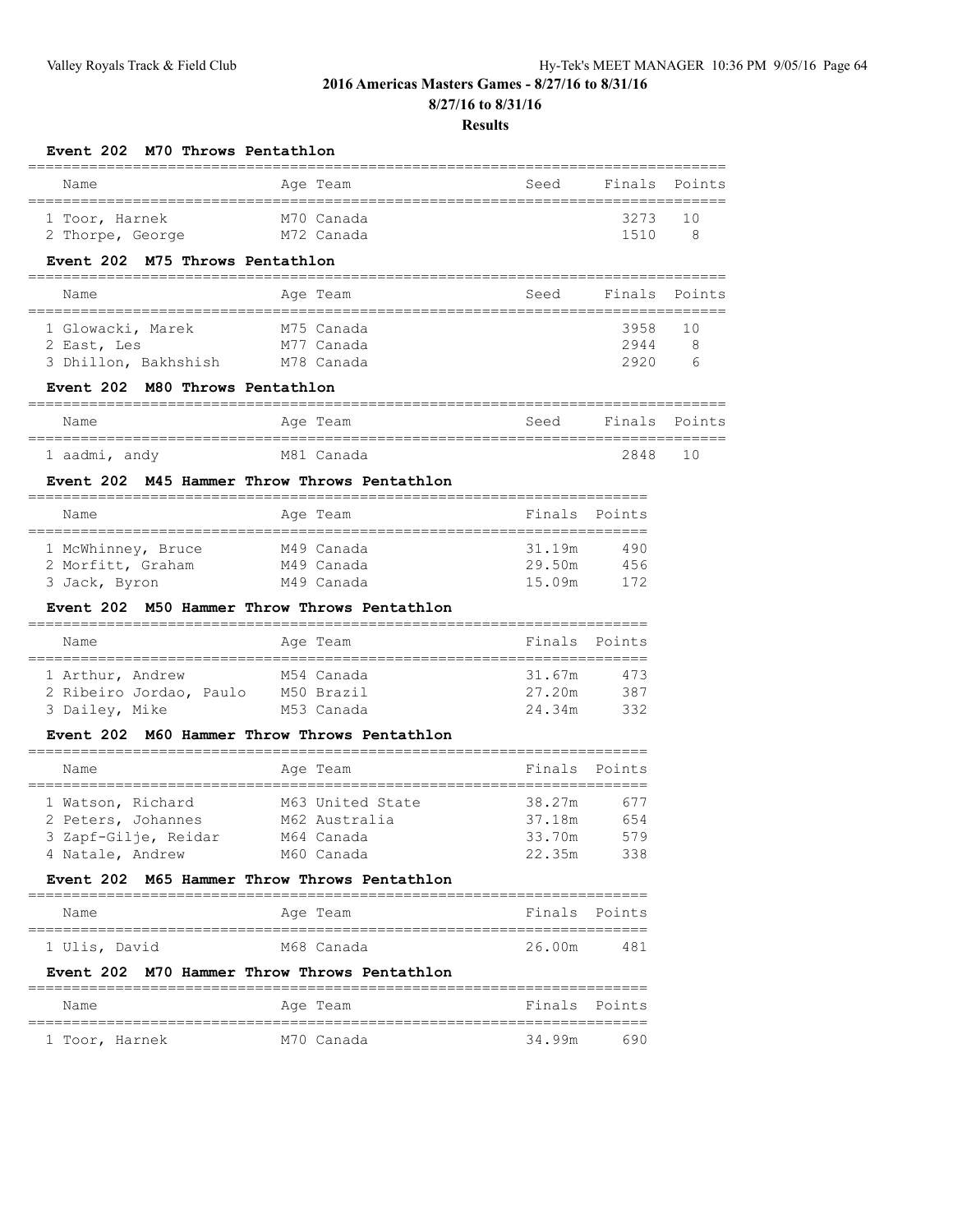**2016 Americas Masters Games - 8/27/16 to 8/31/16**

**8/27/16 to 8/31/16**

**Results**

### Event 202 M70 Throws Pentathlon

| Name | Age | Team | Seed | Finals | Points |
|---|---|---|---|---|---|
| 1 Toor, Harnek | M70 | Canada | | 3273 | 10 |
| 2 Thorpe, George | M72 | Canada | | 1510 | 8 |

### Event 202 M75 Throws Pentathlon

| Name | Age | Team | Seed | Finals | Points |
|---|---|---|---|---|---|
| 1 Glowacki, Marek | M75 | Canada | | 3958 | 10 |
| 2 East, Les | M77 | Canada | | 2944 | 8 |
| 3 Dhillon, Bakhshish | M78 | Canada | | 2920 | 6 |

### Event 202 M80 Throws Pentathlon

| Name | Age | Team | Seed | Finals | Points |
|---|---|---|---|---|---|
| 1 aadmi, andy | M81 | Canada | | 2848 | 10 |

### Event 202 M45 Hammer Throw Throws Pentathlon

| Name | Age | Team | Finals | Points |
|---|---|---|---|---|
| 1 McWhinney, Bruce | M49 | Canada | 31.19m | 490 |
| 2 Morfitt, Graham | M49 | Canada | 29.50m | 456 |
| 3 Jack, Byron | M49 | Canada | 15.09m | 172 |

### Event 202 M50 Hammer Throw Throws Pentathlon

| Name | Age | Team | Finals | Points |
|---|---|---|---|---|
| 1 Arthur, Andrew | M54 | Canada | 31.67m | 473 |
| 2 Ribeiro Jordao, Paulo | M50 | Brazil | 27.20m | 387 |
| 3 Dailey, Mike | M53 | Canada | 24.34m | 332 |

### Event 202 M60 Hammer Throw Throws Pentathlon

| Name | Age | Team | Finals | Points |
|---|---|---|---|---|
| 1 Watson, Richard | M63 | United State | 38.27m | 677 |
| 2 Peters, Johannes | M62 | Australia | 37.18m | 654 |
| 3 Zapf-Gilje, Reidar | M64 | Canada | 33.70m | 579 |
| 4 Natale, Andrew | M60 | Canada | 22.35m | 338 |

### Event 202 M65 Hammer Throw Throws Pentathlon

| Name | Age | Team | Finals | Points |
|---|---|---|---|---|
| 1 Ulis, David | M68 | Canada | 26.00m | 481 |

### Event 202 M70 Hammer Throw Throws Pentathlon

| Name | Age | Team | Finals | Points |
|---|---|---|---|---|
| 1 Toor, Harnek | M70 | Canada | 34.99m | 690 |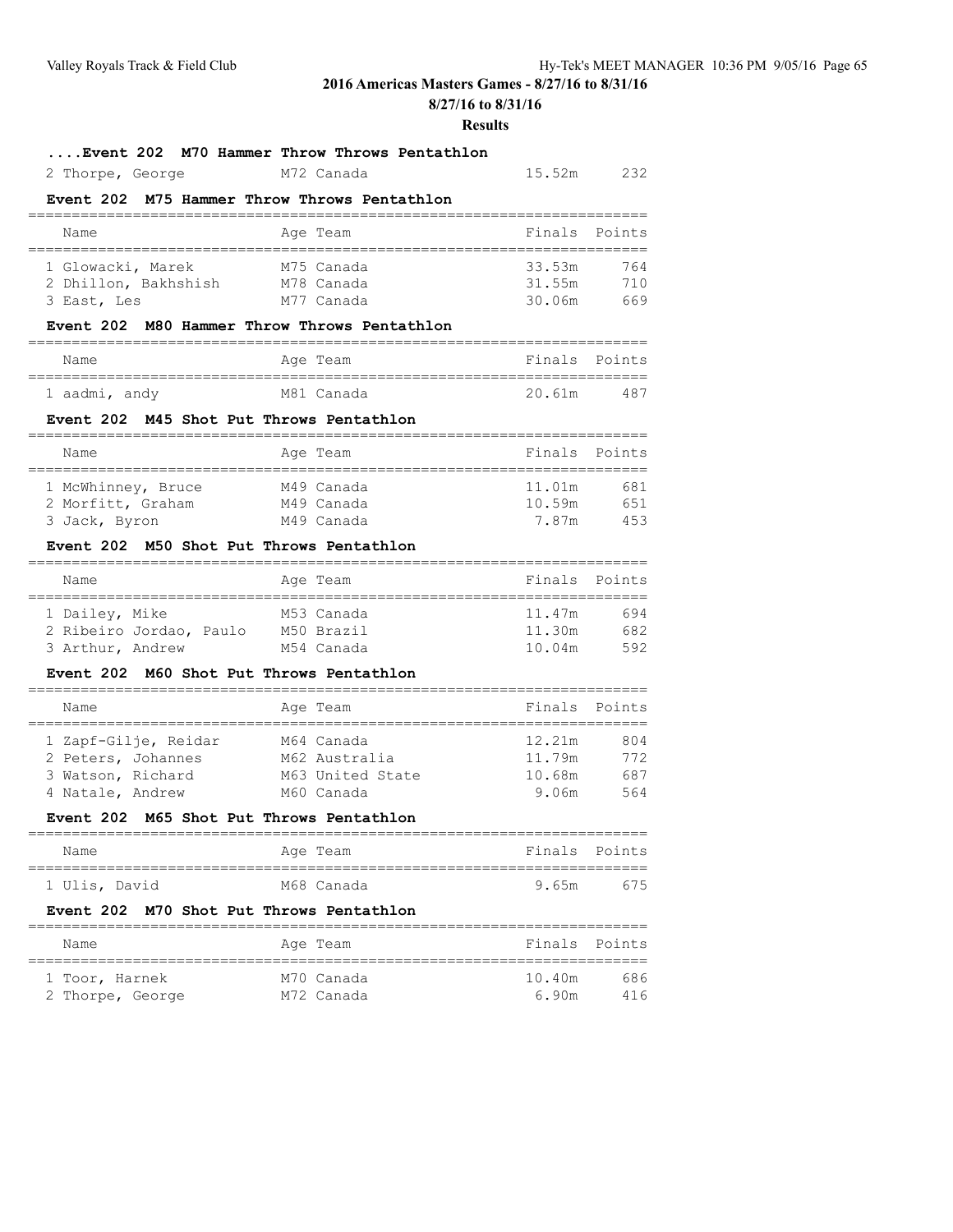## 2016 Americas Masters Games - 8/27/16 to 8/31/16

**8/27/16 to 8/31/16**

**Results**

### ....Event 202 M70 Hammer Throw Throws Pentathlon

| Name | Age | Team | Finals | Points |
|---|---|---|---|---|
| 2 Thorpe, George | M72 | Canada | 15.52m | 232 |

### Event 202 M75 Hammer Throw Throws Pentathlon

| Name | Age | Team | Finals | Points |
|---|---|---|---|---|
| 1 Glowacki, Marek | M75 | Canada | 33.53m | 764 |
| 2 Dhillon, Bakhshish | M78 | Canada | 31.55m | 710 |
| 3 East, Les | M77 | Canada | 30.06m | 669 |

### Event 202 M80 Hammer Throw Throws Pentathlon

| Name | Age | Team | Finals | Points |
|---|---|---|---|---|
| 1 aadmi, andy | M81 | Canada | 20.61m | 487 |

### Event 202 M45 Shot Put Throws Pentathlon

| Name | Age | Team | Finals | Points |
|---|---|---|---|---|
| 1 McWhinney, Bruce | M49 | Canada | 11.01m | 681 |
| 2 Morfitt, Graham | M49 | Canada | 10.59m | 651 |
| 3 Jack, Byron | M49 | Canada | 7.87m | 453 |

### Event 202 M50 Shot Put Throws Pentathlon

| Name | Age | Team | Finals | Points |
|---|---|---|---|---|
| 1 Dailey, Mike | M53 | Canada | 11.47m | 694 |
| 2 Ribeiro Jordao, Paulo | M50 | Brazil | 11.30m | 682 |
| 3 Arthur, Andrew | M54 | Canada | 10.04m | 592 |

### Event 202 M60 Shot Put Throws Pentathlon

| Name | Age | Team | Finals | Points |
|---|---|---|---|---|
| 1 Zapf-Gilje, Reidar | M64 | Canada | 12.21m | 804 |
| 2 Peters, Johannes | M62 | Australia | 11.79m | 772 |
| 3 Watson, Richard | M63 | United State | 10.68m | 687 |
| 4 Natale, Andrew | M60 | Canada | 9.06m | 564 |

### Event 202 M65 Shot Put Throws Pentathlon

| Name | Age | Team | Finals | Points |
|---|---|---|---|---|
| 1 Ulis, David | M68 | Canada | 9.65m | 675 |

### Event 202 M70 Shot Put Throws Pentathlon

| Name | Age | Team | Finals | Points |
|---|---|---|---|---|
| 1 Toor, Harnek | M70 | Canada | 10.40m | 686 |
| 2 Thorpe, George | M72 | Canada | 6.90m | 416 |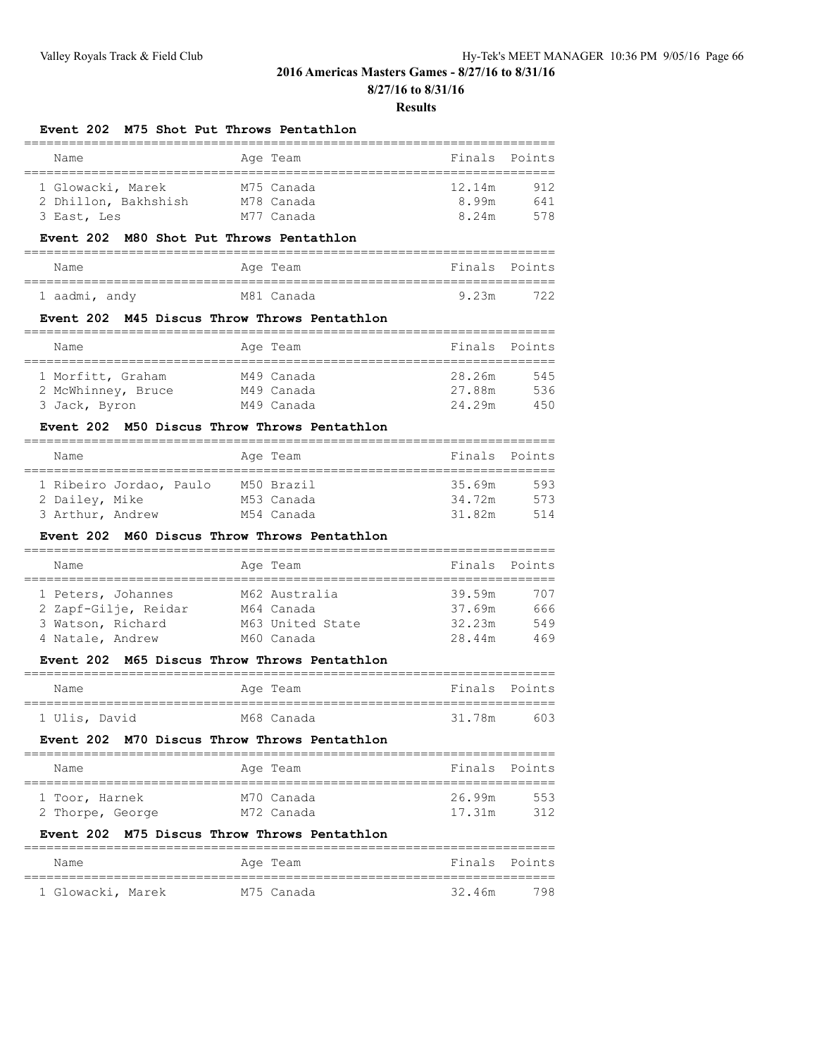**2016 Americas Masters Games - 8/27/16 to 8/31/16**

**8/27/16 to 8/31/16**

**Results**

### Event 202 M75 Shot Put Throws Pentathlon

| Name | Age | Team | Finals | Points |
|---|---|---|---|---|
| 1 Glowacki, Marek | M75 | Canada | 12.14m | 912 |
| 2 Dhillon, Bakhshish | M78 | Canada | 8.99m | 641 |
| 3 East, Les | M77 | Canada | 8.24m | 578 |

### Event 202 M80 Shot Put Throws Pentathlon

| Name | Age | Team | Finals | Points |
|---|---|---|---|---|
| 1 aadmi, andy | M81 | Canada | 9.23m | 722 |

### Event 202 M45 Discus Throw Throws Pentathlon

| Name | Age | Team | Finals | Points |
|---|---|---|---|---|
| 1 Morfitt, Graham | M49 | Canada | 28.26m | 545 |
| 2 McWhinney, Bruce | M49 | Canada | 27.88m | 536 |
| 3 Jack, Byron | M49 | Canada | 24.29m | 450 |

### Event 202 M50 Discus Throw Throws Pentathlon

| Name | Age | Team | Finals | Points |
|---|---|---|---|---|
| 1 Ribeiro Jordao, Paulo | M50 | Brazil | 35.69m | 593 |
| 2 Dailey, Mike | M53 | Canada | 34.72m | 573 |
| 3 Arthur, Andrew | M54 | Canada | 31.82m | 514 |

### Event 202 M60 Discus Throw Throws Pentathlon

| Name | Age | Team | Finals | Points |
|---|---|---|---|---|
| 1 Peters, Johannes | M62 | Australia | 39.59m | 707 |
| 2 Zapf-Gilje, Reidar | M64 | Canada | 37.69m | 666 |
| 3 Watson, Richard | M63 | United State | 32.23m | 549 |
| 4 Natale, Andrew | M60 | Canada | 28.44m | 469 |

### Event 202 M65 Discus Throw Throws Pentathlon

| Name | Age | Team | Finals | Points |
|---|---|---|---|---|
| 1 Ulis, David | M68 | Canada | 31.78m | 603 |

### Event 202 M70 Discus Throw Throws Pentathlon

| Name | Age | Team | Finals | Points |
|---|---|---|---|---|
| 1 Toor, Harnek | M70 | Canada | 26.99m | 553 |
| 2 Thorpe, George | M72 | Canada | 17.31m | 312 |

### Event 202 M75 Discus Throw Throws Pentathlon

| Name | Age | Team | Finals | Points |
|---|---|---|---|---|
| 1 Glowacki, Marek | M75 | Canada | 32.46m | 798 |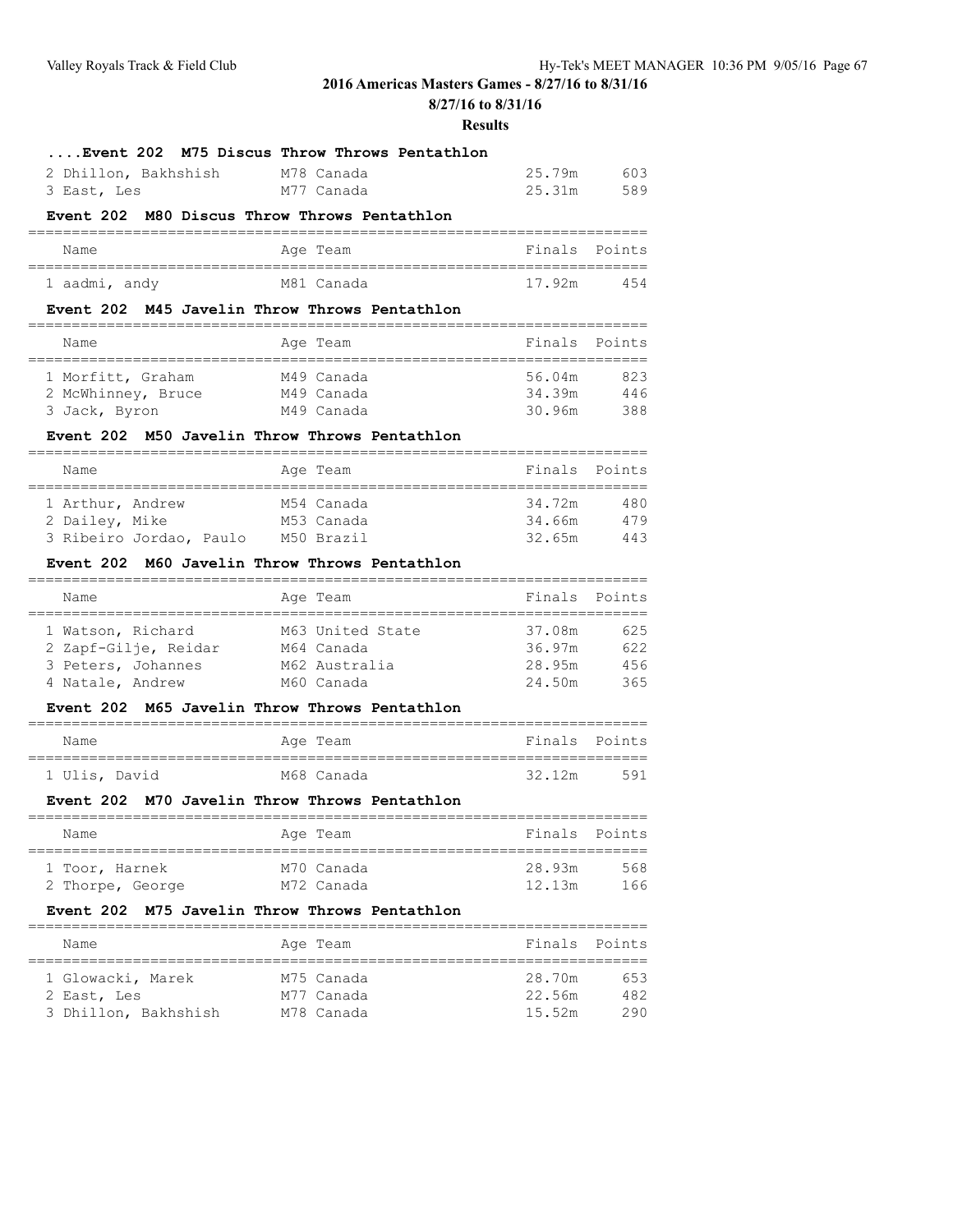## 2016 Americas Masters Games - 8/27/16 to 8/31/16

**8/27/16 to 8/31/16**

**Results**

### ....Event 202 M75 Discus Throw Throws Pentathlon

| Name | Age | Team | Finals | Points |
|---|---|---|---|---|
| 2 Dhillon, Bakhshish | M78 | Canada | 25.79m | 603 |
| 3 East, Les | M77 | Canada | 25.31m | 589 |

### Event 202 M80 Discus Throw Throws Pentathlon

| Name | Age | Team | Finals | Points |
|---|---|---|---|---|
| 1 aadmi, andy | M81 | Canada | 17.92m | 454 |

### Event 202 M45 Javelin Throw Throws Pentathlon

| Name | Age | Team | Finals | Points |
|---|---|---|---|---|
| 1 Morfitt, Graham | M49 | Canada | 56.04m | 823 |
| 2 McWhinney, Bruce | M49 | Canada | 34.39m | 446 |
| 3 Jack, Byron | M49 | Canada | 30.96m | 388 |

### Event 202 M50 Javelin Throw Throws Pentathlon

| Name | Age | Team | Finals | Points |
|---|---|---|---|---|
| 1 Arthur, Andrew | M54 | Canada | 34.72m | 480 |
| 2 Dailey, Mike | M53 | Canada | 34.66m | 479 |
| 3 Ribeiro Jordao, Paulo | M50 | Brazil | 32.65m | 443 |

### Event 202 M60 Javelin Throw Throws Pentathlon

| Name | Age | Team | Finals | Points |
|---|---|---|---|---|
| 1 Watson, Richard | M63 | United State | 37.08m | 625 |
| 2 Zapf-Gilje, Reidar | M64 | Canada | 36.97m | 622 |
| 3 Peters, Johannes | M62 | Australia | 28.95m | 456 |
| 4 Natale, Andrew | M60 | Canada | 24.50m | 365 |

### Event 202 M65 Javelin Throw Throws Pentathlon

| Name | Age | Team | Finals | Points |
|---|---|---|---|---|
| 1 Ulis, David | M68 | Canada | 32.12m | 591 |

### Event 202 M70 Javelin Throw Throws Pentathlon

| Name | Age | Team | Finals | Points |
|---|---|---|---|---|
| 1 Toor, Harnek | M70 | Canada | 28.93m | 568 |
| 2 Thorpe, George | M72 | Canada | 12.13m | 166 |

### Event 202 M75 Javelin Throw Throws Pentathlon

| Name | Age | Team | Finals | Points |
|---|---|---|---|---|
| 1 Glowacki, Marek | M75 | Canada | 28.70m | 653 |
| 2 East, Les | M77 | Canada | 22.56m | 482 |
| 3 Dhillon, Bakhshish | M78 | Canada | 15.52m | 290 |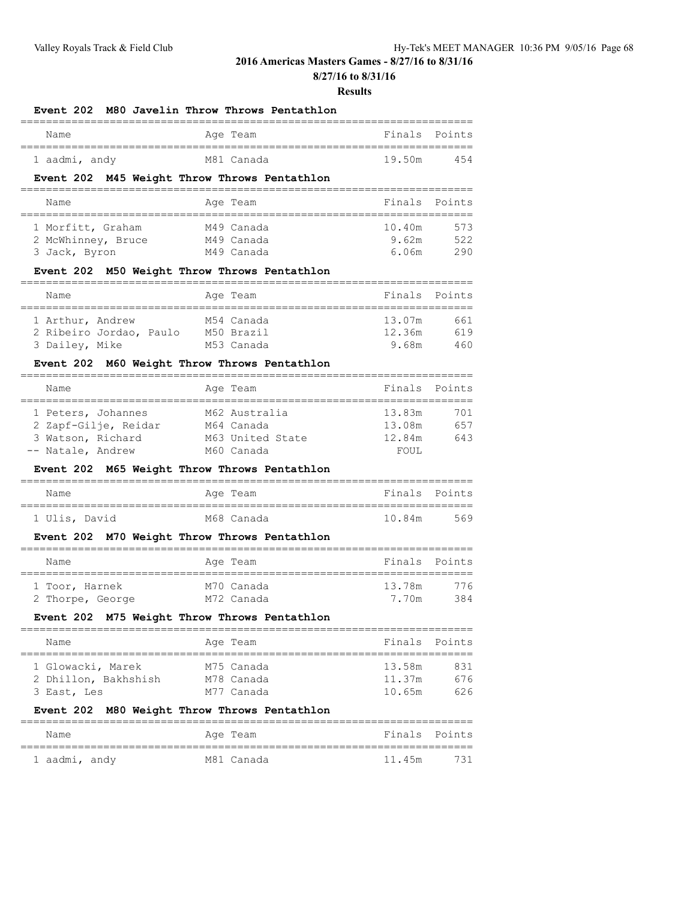## 2016 Americas Masters Games - 8/27/16 to 8/31/16

**8/27/16 to 8/31/16**

**Results**

### Event 202 M80 Javelin Throw Throws Pentathlon

| | Name | Age | Team | Finals | Points |
|---|---|---|---|---|---|
| 1 | aadmi, andy | M81 | Canada | 19.50m | 454 |

### Event 202 M45 Weight Throw Throws Pentathlon

| | Name | Age | Team | Finals | Points |
|---|---|---|---|---|---|
| 1 | Morfitt, Graham | M49 | Canada | 10.40m | 573 |
| 2 | McWhinney, Bruce | M49 | Canada | 9.62m | 522 |
| 3 | Jack, Byron | M49 | Canada | 6.06m | 290 |

### Event 202 M50 Weight Throw Throws Pentathlon

| | Name | Age | Team | Finals | Points |
|---|---|---|---|---|---|
| 1 | Arthur, Andrew | M54 | Canada | 13.07m | 661 |
| 2 | Ribeiro Jordao, Paulo | M50 | Brazil | 12.36m | 619 |
| 3 | Dailey, Mike | M53 | Canada | 9.68m | 460 |

### Event 202 M60 Weight Throw Throws Pentathlon

| | Name | Age | Team | Finals | Points |
|---|---|---|---|---|---|
| 1 | Peters, Johannes | M62 | Australia | 13.83m | 701 |
| 2 | Zapf-Gilje, Reidar | M64 | Canada | 13.08m | 657 |
| 3 | Watson, Richard | M63 | United State | 12.84m | 643 |
| -- | Natale, Andrew | M60 | Canada | FOUL | |

### Event 202 M65 Weight Throw Throws Pentathlon

| | Name | Age | Team | Finals | Points |
|---|---|---|---|---|---|
| 1 | Ulis, David | M68 | Canada | 10.84m | 569 |

### Event 202 M70 Weight Throw Throws Pentathlon

| | Name | Age | Team | Finals | Points |
|---|---|---|---|---|---|
| 1 | Toor, Harnek | M70 | Canada | 13.78m | 776 |
| 2 | Thorpe, George | M72 | Canada | 7.70m | 384 |

### Event 202 M75 Weight Throw Throws Pentathlon

| | Name | Age | Team | Finals | Points |
|---|---|---|---|---|---|
| 1 | Glowacki, Marek | M75 | Canada | 13.58m | 831 |
| 2 | Dhillon, Bakhshish | M78 | Canada | 11.37m | 676 |
| 3 | East, Les | M77 | Canada | 10.65m | 626 |

### Event 202 M80 Weight Throw Throws Pentathlon

| | Name | Age | Team | Finals | Points |
|---|---|---|---|---|---|
| 1 | aadmi, andy | M81 | Canada | 11.45m | 731 |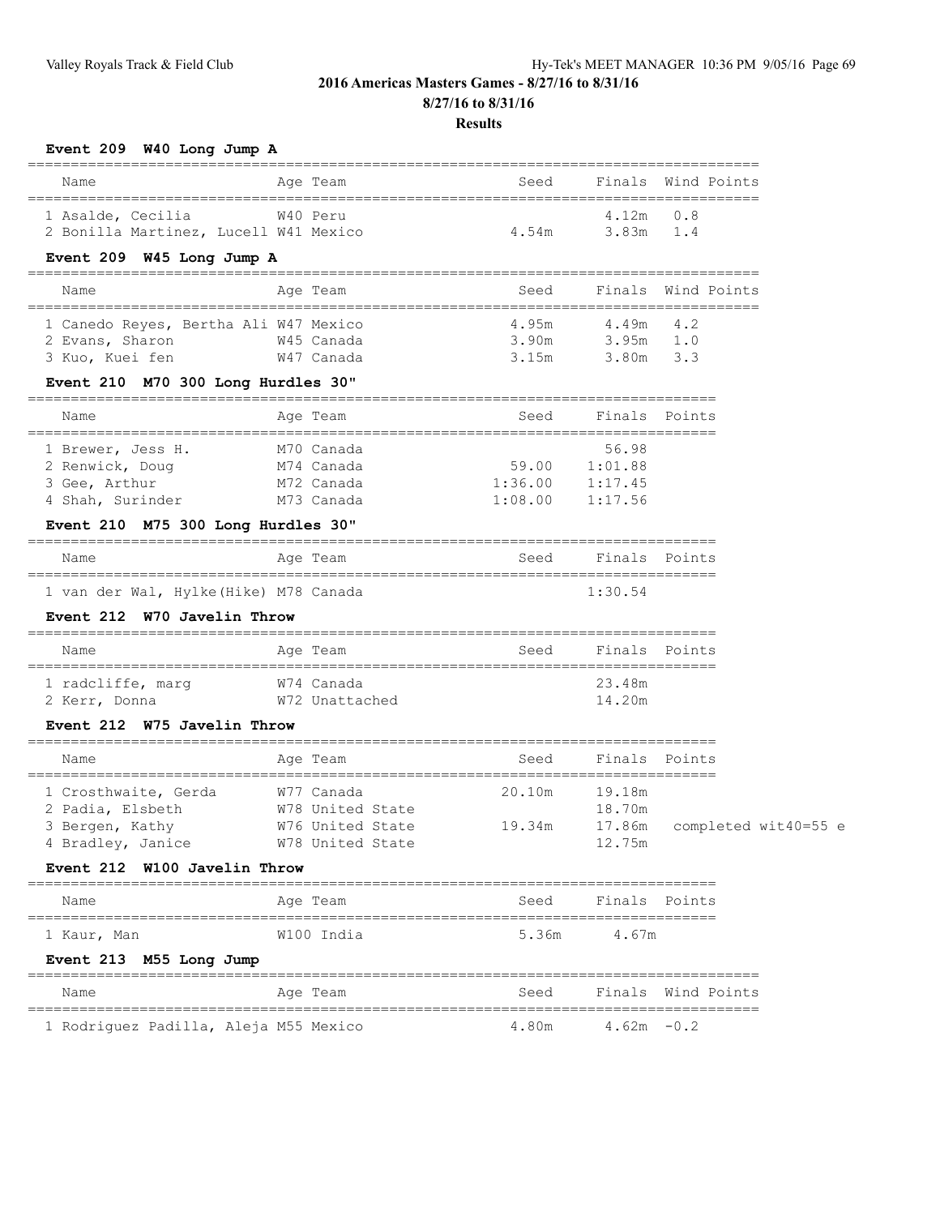## 2016 Americas Masters Games - 8/27/16 to 8/31/16

**8/27/16 to 8/31/16**

**Results**

### Event 209 W40 Long Jump A

| Name | Age | Team | Seed | Finals | Wind | Points |
|---|---|---|---|---|---|---|
| 1 Asalde, Cecilia | W40 | Peru | | 4.12m | 0.8 | |
| 2 Bonilla Martinez, Lucell | W41 | Mexico | 4.54m | 3.83m | 1.4 | |

### Event 209 W45 Long Jump A

| Name | Age | Team | Seed | Finals | Wind | Points |
|---|---|---|---|---|---|---|
| 1 Canedo Reyes, Bertha Ali | W47 | Mexico | 4.95m | 4.49m | 4.2 | |
| 2 Evans, Sharon | W45 | Canada | 3.90m | 3.95m | 1.0 | |
| 3 Kuo, Kuei fen | W47 | Canada | 3.15m | 3.80m | 3.3 | |

### Event 210 M70 300 Long Hurdles 30"

| Name | Age | Team | Seed | Finals | Points |
|---|---|---|---|---|---|
| 1 Brewer, Jess H. | M70 | Canada | | 56.98 | |
| 2 Renwick, Doug | M74 | Canada | 59.00 | 1:01.88 | |
| 3 Gee, Arthur | M72 | Canada | 1:36.00 | 1:17.45 | |
| 4 Shah, Surinder | M73 | Canada | 1:08.00 | 1:17.56 | |

### Event 210 M75 300 Long Hurdles 30"

| Name | Age | Team | Seed | Finals | Points |
|---|---|---|---|---|---|
| 1 van der Wal, Hylke(Hike) | M78 | Canada | | 1:30.54 | |

### Event 212 W70 Javelin Throw

| Name | Age | Team | Seed | Finals | Points |
|---|---|---|---|---|---|
| 1 radcliffe, marg | W74 | Canada | | 23.48m | |
| 2 Kerr, Donna | W72 | Unattached | | 14.20m | |

### Event 212 W75 Javelin Throw

| Name | Age | Team | Seed | Finals | Points |
|---|---|---|---|---|---|
| 1 Crosthwaite, Gerda | W77 | Canada | 20.10m | 19.18m | |
| 2 Padia, Elsbeth | W78 | United State | | 18.70m | |
| 3 Bergen, Kathy | W76 | United State | 19.34m | 17.86m | completed wit40=55 e |
| 4 Bradley, Janice | W78 | United State | | 12.75m | |

### Event 212 W100 Javelin Throw

| Name | Age | Team | Seed | Finals | Points |
|---|---|---|---|---|---|
| 1 Kaur, Man | W100 | India | 5.36m | 4.67m | |

### Event 213 M55 Long Jump

| Name | Age | Team | Seed | Finals | Wind | Points |
|---|---|---|---|---|---|---|
| 1 Rodriguez Padilla, Aleja | M55 | Mexico | 4.80m | 4.62m | -0.2 | |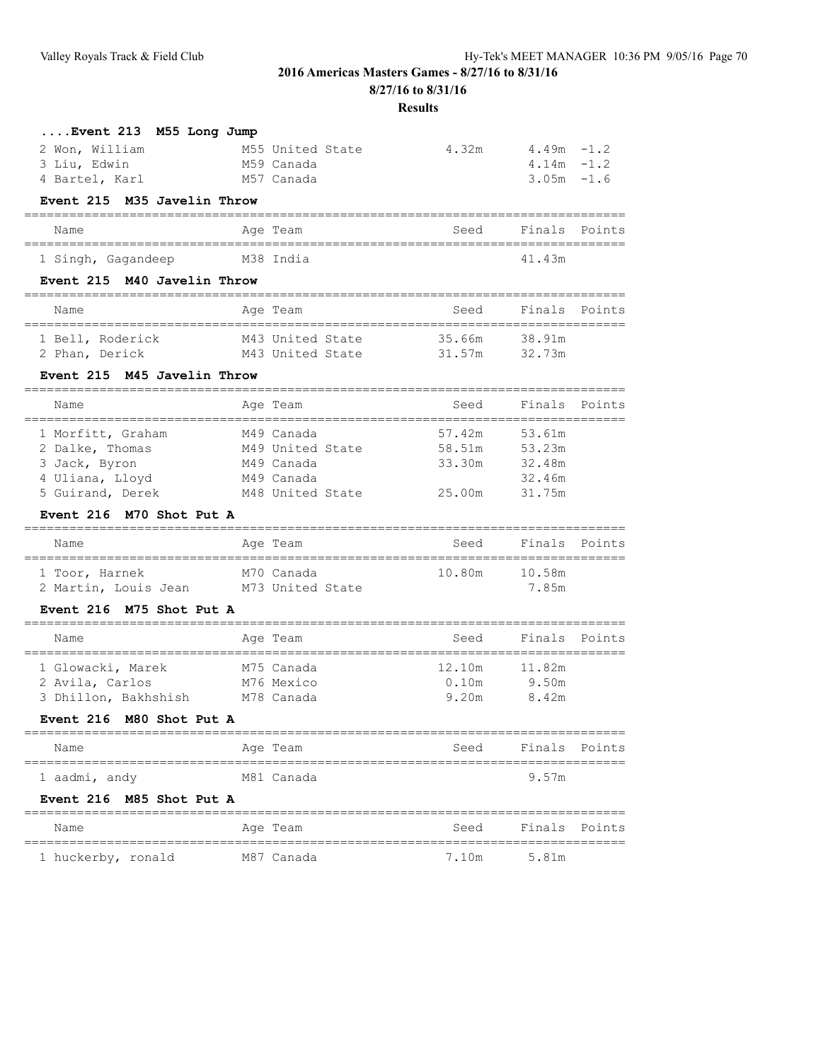## 2016 Americas Masters Games - 8/27/16 to 8/31/16

**8/27/16 to 8/31/16**

**Results**

### ....Event 213 M55 Long Jump

| Name | Age | Team | Seed | Finals | Wind |
|---|---|---|---|---|---|
| 2 Won, William | M55 | United State | 4.32m | 4.49m | -1.2 |
| 3 Liu, Edwin | M59 | Canada | | 4.14m | -1.2 |
| 4 Bartel, Karl | M57 | Canada | | 3.05m | -1.6 |

### Event 215 M35 Javelin Throw

| Name | Age | Team | Seed | Finals | Points |
|---|---|---|---|---|---|
| 1 Singh, Gagandeep | M38 | India | | 41.43m | |

### Event 215 M40 Javelin Throw

| Name | Age | Team | Seed | Finals | Points |
|---|---|---|---|---|---|
| 1 Bell, Roderick | M43 | United State | 35.66m | 38.91m | |
| 2 Phan, Derick | M43 | United State | 31.57m | 32.73m | |

### Event 215 M45 Javelin Throw

| Name | Age | Team | Seed | Finals | Points |
|---|---|---|---|---|---|
| 1 Morfitt, Graham | M49 | Canada | 57.42m | 53.61m | |
| 2 Dalke, Thomas | M49 | United State | 58.51m | 53.23m | |
| 3 Jack, Byron | M49 | Canada | 33.30m | 32.48m | |
| 4 Uliana, Lloyd | M49 | Canada | | 32.46m | |
| 5 Guirand, Derek | M48 | United State | 25.00m | 31.75m | |

### Event 216 M70 Shot Put A

| Name | Age | Team | Seed | Finals | Points |
|---|---|---|---|---|---|
| 1 Toor, Harnek | M70 | Canada | 10.80m | 10.58m | |
| 2 Martin, Louis Jean | M73 | United State | | 7.85m | |

### Event 216 M75 Shot Put A

| Name | Age | Team | Seed | Finals | Points |
|---|---|---|---|---|---|
| 1 Glowacki, Marek | M75 | Canada | 12.10m | 11.82m | |
| 2 Avila, Carlos | M76 | Mexico | 0.10m | 9.50m | |
| 3 Dhillon, Bakhshish | M78 | Canada | 9.20m | 8.42m | |

### Event 216 M80 Shot Put A

| Name | Age | Team | Seed | Finals | Points |
|---|---|---|---|---|---|
| 1 aadmi, andy | M81 | Canada | | 9.57m | |

### Event 216 M85 Shot Put A

| Name | Age | Team | Seed | Finals | Points |
|---|---|---|---|---|---|
| 1 huckerby, ronald | M87 | Canada | 7.10m | 5.81m | |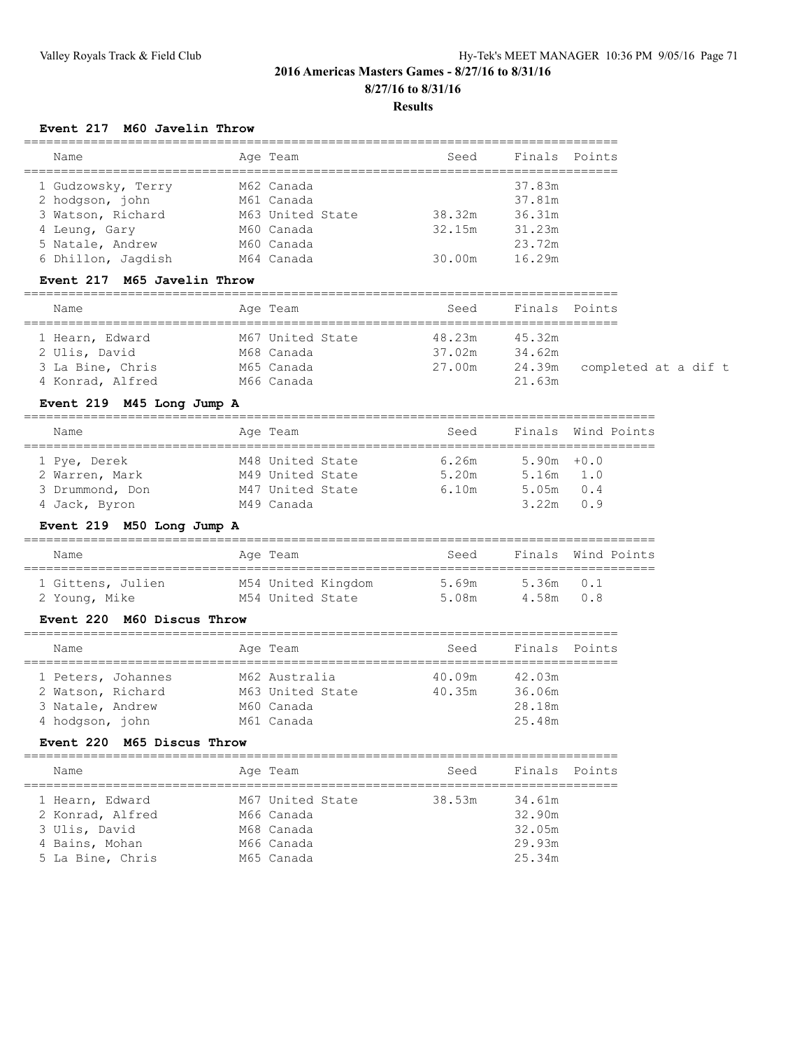## 2016 Americas Masters Games - 8/27/16 to 8/31/16

**8/27/16 to 8/31/16**

**Results**

### Event 217 M60 Javelin Throw

| Name | Age | Team | Seed | Finals | Points |
|---|---|---|---|---|---|
| 1 Gudzowsky, Terry | M62 | Canada | | 37.83m | |
| 2 hodgson, john | M61 | Canada | | 37.81m | |
| 3 Watson, Richard | M63 | United State | 38.32m | 36.31m | |
| 4 Leung, Gary | M60 | Canada | 32.15m | 31.23m | |
| 5 Natale, Andrew | M60 | Canada | | 23.72m | |
| 6 Dhillon, Jagdish | M64 | Canada | 30.00m | 16.29m | |

### Event 217 M65 Javelin Throw

| Name | Age | Team | Seed | Finals | Points |
|---|---|---|---|---|---|
| 1 Hearn, Edward | M67 | United State | 48.23m | 45.32m | |
| 2 Ulis, David | M68 | Canada | 37.02m | 34.62m | |
| 3 La Bine, Chris | M65 | Canada | 27.00m | 24.39m | completed at a dif t |
| 4 Konrad, Alfred | M66 | Canada | | 21.63m | |

### Event 219 M45 Long Jump A

| Name | Age | Team | Seed | Finals | Wind | Points |
|---|---|---|---|---|---|---|
| 1 Pye, Derek | M48 | United State | 6.26m | 5.90m | +0.0 | |
| 2 Warren, Mark | M49 | United State | 5.20m | 5.16m | 1.0 | |
| 3 Drummond, Don | M47 | United State | 6.10m | 5.05m | 0.4 | |
| 4 Jack, Byron | M49 | Canada | | 3.22m | 0.9 | |

### Event 219 M50 Long Jump A

| Name | Age | Team | Seed | Finals | Wind | Points |
|---|---|---|---|---|---|---|
| 1 Gittens, Julien | M54 | United Kingdom | 5.69m | 5.36m | 0.1 | |
| 2 Young, Mike | M54 | United State | 5.08m | 4.58m | 0.8 | |

### Event 220 M60 Discus Throw

| Name | Age | Team | Seed | Finals | Points |
|---|---|---|---|---|---|
| 1 Peters, Johannes | M62 | Australia | 40.09m | 42.03m | |
| 2 Watson, Richard | M63 | United State | 40.35m | 36.06m | |
| 3 Natale, Andrew | M60 | Canada | | 28.18m | |
| 4 hodgson, john | M61 | Canada | | 25.48m | |

### Event 220 M65 Discus Throw

| Name | Age | Team | Seed | Finals | Points |
|---|---|---|---|---|---|
| 1 Hearn, Edward | M67 | United State | 38.53m | 34.61m | |
| 2 Konrad, Alfred | M66 | Canada | | 32.90m | |
| 3 Ulis, David | M68 | Canada | | 32.05m | |
| 4 Bains, Mohan | M66 | Canada | | 29.93m | |
| 5 La Bine, Chris | M65 | Canada | | 25.34m | |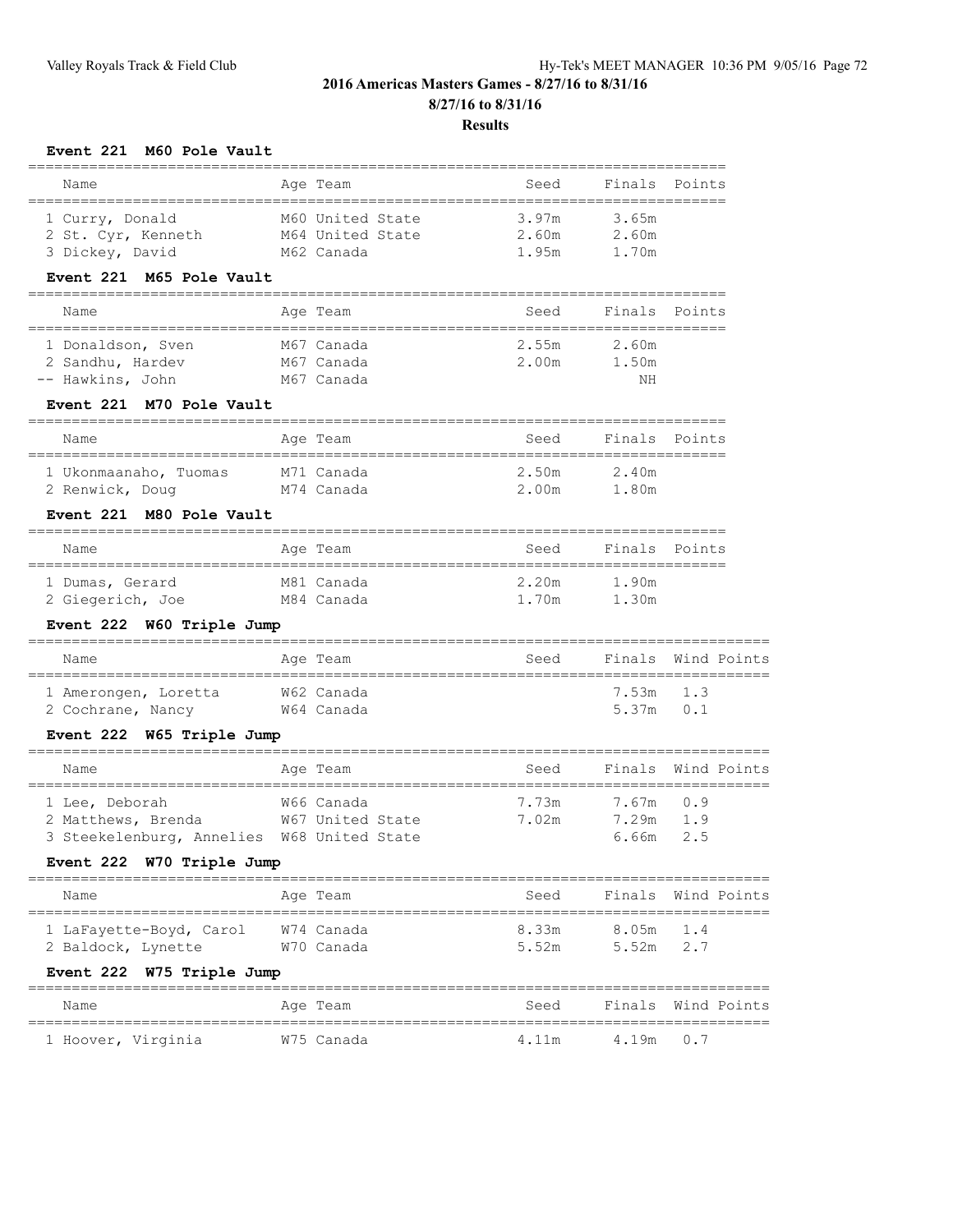## 2016 Americas Masters Games - 8/27/16 to 8/31/16

**8/27/16 to 8/31/16**

**Results**

### Event 221 M60 Pole Vault

| Name | Age | Team | Seed | Finals | Points |
|---|---|---|---|---|---|
| 1 Curry, Donald | M60 | United State | 3.97m | 3.65m | |
| 2 St. Cyr, Kenneth | M64 | United State | 2.60m | 2.60m | |
| 3 Dickey, David | M62 | Canada | 1.95m | 1.70m | |

### Event 221 M65 Pole Vault

| Name | Age | Team | Seed | Finals | Points |
|---|---|---|---|---|---|
| 1 Donaldson, Sven | M67 | Canada | 2.55m | 2.60m | |
| 2 Sandhu, Hardev | M67 | Canada | 2.00m | 1.50m | |
| -- Hawkins, John | M67 | Canada | | NH | |

### Event 221 M70 Pole Vault

| Name | Age | Team | Seed | Finals | Points |
|---|---|---|---|---|---|
| 1 Ukonmaanaho, Tuomas | M71 | Canada | 2.50m | 2.40m | |
| 2 Renwick, Doug | M74 | Canada | 2.00m | 1.80m | |

### Event 221 M80 Pole Vault

| Name | Age | Team | Seed | Finals | Points |
|---|---|---|---|---|---|
| 1 Dumas, Gerard | M81 | Canada | 2.20m | 1.90m | |
| 2 Giegerich, Joe | M84 | Canada | 1.70m | 1.30m | |

### Event 222 W60 Triple Jump

| Name | Age | Team | Seed | Finals | Wind | Points |
|---|---|---|---|---|---|---|
| 1 Amerongen, Loretta | W62 | Canada | | 7.53m | 1.3 | |
| 2 Cochrane, Nancy | W64 | Canada | | 5.37m | 0.1 | |

### Event 222 W65 Triple Jump

| Name | Age | Team | Seed | Finals | Wind | Points |
|---|---|---|---|---|---|---|
| 1 Lee, Deborah | W66 | Canada | 7.73m | 7.67m | 0.9 | |
| 2 Matthews, Brenda | W67 | United State | 7.02m | 7.29m | 1.9 | |
| 3 Steekelenburg, Annelies | W68 | United State | | 6.66m | 2.5 | |

### Event 222 W70 Triple Jump

| Name | Age | Team | Seed | Finals | Wind | Points |
|---|---|---|---|---|---|---|
| 1 LaFayette-Boyd, Carol | W74 | Canada | 8.33m | 8.05m | 1.4 | |
| 2 Baldock, Lynette | W70 | Canada | 5.52m | 5.52m | 2.7 | |

### Event 222 W75 Triple Jump

| Name | Age | Team | Seed | Finals | Wind | Points |
|---|---|---|---|---|---|---|
| 1 Hoover, Virginia | W75 | Canada | 4.11m | 4.19m | 0.7 | |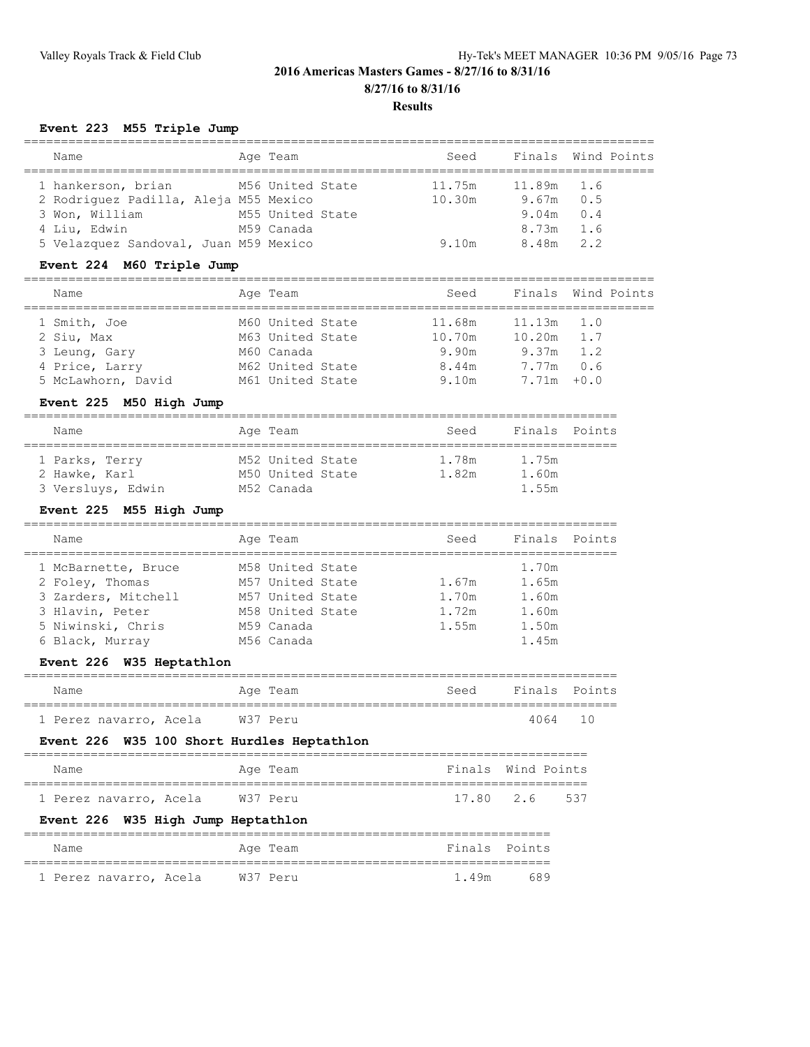## 2016 Americas Masters Games - 8/27/16 to 8/31/16

**8/27/16 to 8/31/16**

**Results**

### Event 223 M55 Triple Jump

| Name | Age | Team | Seed | Finals | Wind | Points |
|---|---|---|---|---|---|---|
| 1 hankerson, brian | M56 | United State | 11.75m | 11.89m | 1.6 | |
| 2 Rodriguez Padilla, Aleja | M55 | Mexico | 10.30m | 9.67m | 0.5 | |
| 3 Won, William | M55 | United State | | 9.04m | 0.4 | |
| 4 Liu, Edwin | M59 | Canada | | 8.73m | 1.6 | |
| 5 Velazquez Sandoval, Juan | M59 | Mexico | 9.10m | 8.48m | 2.2 | |

### Event 224 M60 Triple Jump

| Name | Age | Team | Seed | Finals | Wind | Points |
|---|---|---|---|---|---|---|
| 1 Smith, Joe | M60 | United State | 11.68m | 11.13m | 1.0 | |
| 2 Siu, Max | M63 | United State | 10.70m | 10.20m | 1.7 | |
| 3 Leung, Gary | M60 | Canada | 9.90m | 9.37m | 1.2 | |
| 4 Price, Larry | M62 | United State | 8.44m | 7.77m | 0.6 | |
| 5 McLawhorn, David | M61 | United State | 9.10m | 7.71m | +0.0 | |

### Event 225 M50 High Jump

| Name | Age | Team | Seed | Finals | Points |
|---|---|---|---|---|---|
| 1 Parks, Terry | M52 | United State | 1.78m | 1.75m | |
| 2 Hawke, Karl | M50 | United State | 1.82m | 1.60m | |
| 3 Versluys, Edwin | M52 | Canada | | 1.55m | |

### Event 225 M55 High Jump

| Name | Age | Team | Seed | Finals | Points |
|---|---|---|---|---|---|
| 1 McBarnette, Bruce | M58 | United State | | 1.70m | |
| 2 Foley, Thomas | M57 | United State | 1.67m | 1.65m | |
| 3 Zarders, Mitchell | M57 | United State | 1.70m | 1.60m | |
| 3 Hlavin, Peter | M58 | United State | 1.72m | 1.60m | |
| 5 Niwinski, Chris | M59 | Canada | 1.55m | 1.50m | |
| 6 Black, Murray | M56 | Canada | | 1.45m | |

### Event 226 W35 Heptathlon

| Name | Age | Team | Seed | Finals | Points |
|---|---|---|---|---|---|
| 1 Perez navarro, Acela | W37 | Peru | | 4064 | 10 |

### Event 226 W35 100 Short Hurdles Heptathlon

| Name | Age | Team | Finals | Wind | Points |
|---|---|---|---|---|---|
| 1 Perez navarro, Acela | W37 | Peru | 17.80 | 2.6 | 537 |

### Event 226 W35 High Jump Heptathlon

| Name | Age | Team | Finals | Points |
|---|---|---|---|---|
| 1 Perez navarro, Acela | W37 | Peru | 1.49m | 689 |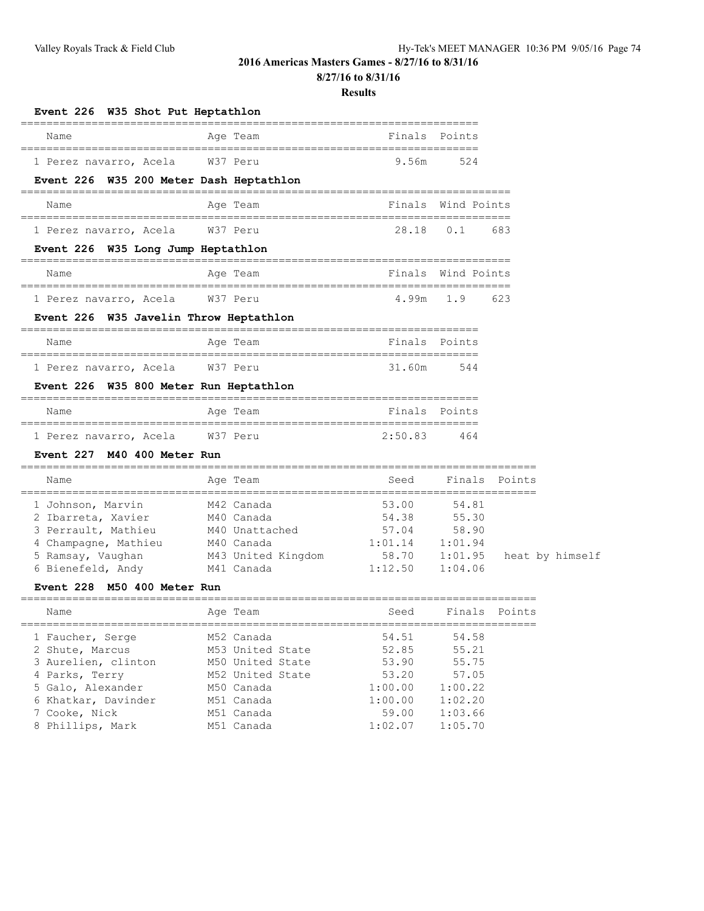## 2016 Americas Masters Games - 8/27/16 to 8/31/16

**8/27/16 to 8/31/16**

**Results**

### Event 226 W35 Shot Put Heptathlon

| Name | Age | Team | Finals | Points |
|---|---|---|---|---|
| 1 Perez navarro, Acela | W37 | Peru | 9.56m | 524 |

### Event 226 W35 200 Meter Dash Heptathlon

| Name | Age | Team | Finals | Wind | Points |
|---|---|---|---|---|---|
| 1 Perez navarro, Acela | W37 | Peru | 28.18 | 0.1 | 683 |

### Event 226 W35 Long Jump Heptathlon

| Name | Age | Team | Finals | Wind | Points |
|---|---|---|---|---|---|
| 1 Perez navarro, Acela | W37 | Peru | 4.99m | 1.9 | 623 |

### Event 226 W35 Javelin Throw Heptathlon

| Name | Age | Team | Finals | Points |
|---|---|---|---|---|
| 1 Perez navarro, Acela | W37 | Peru | 31.60m | 544 |

### Event 226 W35 800 Meter Run Heptathlon

| Name | Age | Team | Finals | Points |
|---|---|---|---|---|
| 1 Perez navarro, Acela | W37 | Peru | 2:50.83 | 464 |

### Event 227 M40 400 Meter Run

| Name | Age | Team | Seed | Finals | Points |
|---|---|---|---|---|---|
| 1 Johnson, Marvin | M42 | Canada | 53.00 | 54.81 | |
| 2 Ibarreta, Xavier | M40 | Canada | 54.38 | 55.30 | |
| 3 Perrault, Mathieu | M40 | Unattached | 57.04 | 58.90 | |
| 4 Champagne, Mathieu | M40 | Canada | 1:01.14 | 1:01.94 | |
| 5 Ramsay, Vaughan | M43 | United Kingdom | 58.70 | 1:01.95 | heat by himself |
| 6 Bienefeld, Andy | M41 | Canada | 1:12.50 | 1:04.06 | |

### Event 228 M50 400 Meter Run

| Name | Age | Team | Seed | Finals | Points |
|---|---|---|---|---|---|
| 1 Faucher, Serge | M52 | Canada | 54.51 | 54.58 | |
| 2 Shute, Marcus | M53 | United State | 52.85 | 55.21 | |
| 3 Aurelien, clinton | M50 | United State | 53.90 | 55.75 | |
| 4 Parks, Terry | M52 | United State | 53.20 | 57.05 | |
| 5 Galo, Alexander | M50 | Canada | 1:00.00 | 1:00.22 | |
| 6 Khatkar, Davinder | M51 | Canada | 1:00.00 | 1:02.20 | |
| 7 Cooke, Nick | M51 | Canada | 59.00 | 1:03.66 | |
| 8 Phillips, Mark | M51 | Canada | 1:02.07 | 1:05.70 | |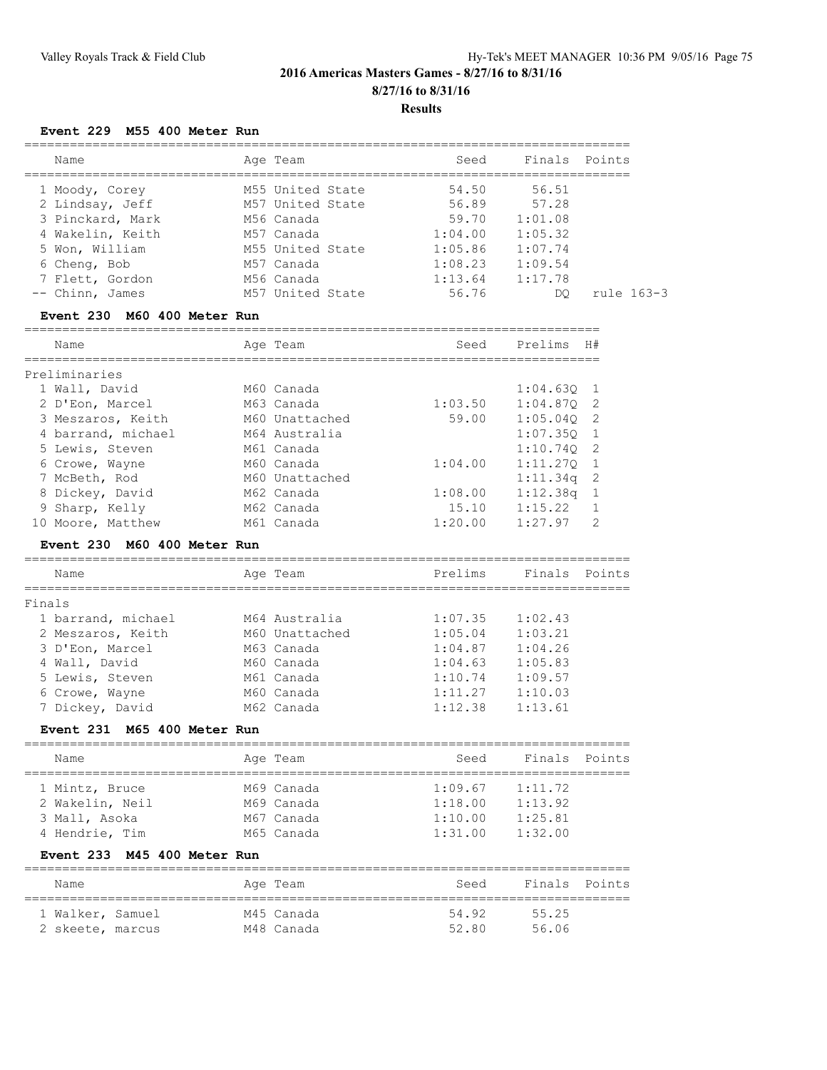## 2016 Americas Masters Games - 8/27/16 to 8/31/16

### 8/27/16 to 8/31/16

### Results

**Event 229 M55 400 Meter Run**

| Name | Age | Team | Seed | Finals | Points |
|---|---|---|---|---|---|
| 1 Moody, Corey | M55 | United State | 54.50 | 56.51 | |
| 2 Lindsay, Jeff | M57 | United State | 56.89 | 57.28 | |
| 3 Pinckard, Mark | M56 | Canada | 59.70 | 1:01.08 | |
| 4 Wakelin, Keith | M57 | Canada | 1:04.00 | 1:05.32 | |
| 5 Won, William | M55 | United State | 1:05.86 | 1:07.74 | |
| 6 Cheng, Bob | M57 | Canada | 1:08.23 | 1:09.54 | |
| 7 Flett, Gordon | M56 | Canada | 1:13.64 | 1:17.78 | |
| -- Chinn, James | M57 | United State | 56.76 | DQ | rule 163-3 |

**Event 230 M60 400 Meter Run**

Preliminaries

| Name | Age | Team | Seed | Prelims | H# |
|---|---|---|---|---|---|
| 1 Wall, David | M60 | Canada | | 1:04.63Q | 1 |
| 2 D'Eon, Marcel | M63 | Canada | 1:03.50 | 1:04.87Q | 2 |
| 3 Meszaros, Keith | M60 | Unattached | 59.00 | 1:05.04Q | 2 |
| 4 barrand, michael | M64 | Australia | | 1:07.35Q | 1 |
| 5 Lewis, Steven | M61 | Canada | | 1:10.74Q | 2 |
| 6 Crowe, Wayne | M60 | Canada | 1:04.00 | 1:11.27Q | 1 |
| 7 McBeth, Rod | M60 | Unattached | | 1:11.34q | 2 |
| 8 Dickey, David | M62 | Canada | 1:08.00 | 1:12.38q | 1 |
| 9 Sharp, Kelly | M62 | Canada | 15.10 | 1:15.22 | 1 |
| 10 Moore, Matthew | M61 | Canada | 1:20.00 | 1:27.97 | 2 |

**Event 230 M60 400 Meter Run**

Finals

| Name | Age | Team | Prelims | Finals | Points |
|---|---|---|---|---|---|
| 1 barrand, michael | M64 | Australia | 1:07.35 | 1:02.43 | |
| 2 Meszaros, Keith | M60 | Unattached | 1:05.04 | 1:03.21 | |
| 3 D'Eon, Marcel | M63 | Canada | 1:04.87 | 1:04.26 | |
| 4 Wall, David | M60 | Canada | 1:04.63 | 1:05.83 | |
| 5 Lewis, Steven | M61 | Canada | 1:10.74 | 1:09.57 | |
| 6 Crowe, Wayne | M60 | Canada | 1:11.27 | 1:10.03 | |
| 7 Dickey, David | M62 | Canada | 1:12.38 | 1:13.61 | |

**Event 231 M65 400 Meter Run**

| Name | Age | Team | Seed | Finals | Points |
|---|---|---|---|---|---|
| 1 Mintz, Bruce | M69 | Canada | 1:09.67 | 1:11.72 | |
| 2 Wakelin, Neil | M69 | Canada | 1:18.00 | 1:13.92 | |
| 3 Mall, Asoka | M67 | Canada | 1:10.00 | 1:25.81 | |
| 4 Hendrie, Tim | M65 | Canada | 1:31.00 | 1:32.00 | |

**Event 233 M45 400 Meter Run**

| Name | Age | Team | Seed | Finals | Points |
|---|---|---|---|---|---|
| 1 Walker, Samuel | M45 | Canada | 54.92 | 55.25 | |
| 2 skeete, marcus | M48 | Canada | 52.80 | 56.06 | |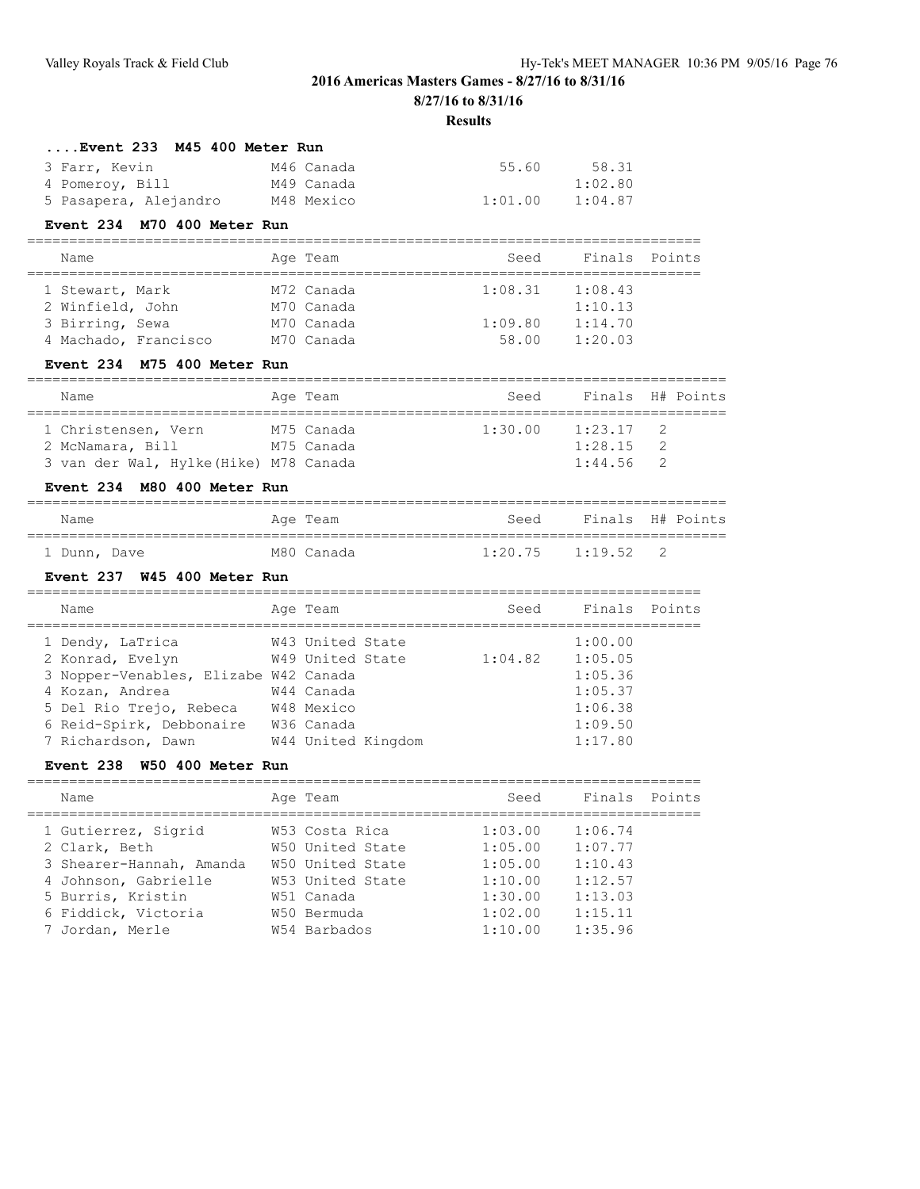## 2016 Americas Masters Games - 8/27/16 to 8/31/16

**8/27/16 to 8/31/16**

**Results**

### ....Event 233 M45 400 Meter Run

| Name | Age | Team | Seed | Finals |
|---|---|---|---|---|
| 3 Farr, Kevin | M46 | Canada | 55.60 | 58.31 |
| 4 Pomeroy, Bill | M49 | Canada | | 1:02.80 |
| 5 Pasapera, Alejandro | M48 | Mexico | 1:01.00 | 1:04.87 |

### Event 234 M70 400 Meter Run

| Name | Age | Team | Seed | Finals | Points |
|---|---|---|---|---|---|
| 1 Stewart, Mark | M72 | Canada | 1:08.31 | 1:08.43 | |
| 2 Winfield, John | M70 | Canada | | 1:10.13 | |
| 3 Birring, Sewa | M70 | Canada | 1:09.80 | 1:14.70 | |
| 4 Machado, Francisco | M70 | Canada | 58.00 | 1:20.03 | |

### Event 234 M75 400 Meter Run

| Name | Age | Team | Seed | Finals | H# | Points |
|---|---|---|---|---|---|---|
| 1 Christensen, Vern | M75 | Canada | 1:30.00 | 1:23.17 | 2 | |
| 2 McNamara, Bill | M75 | Canada | | 1:28.15 | 2 | |
| 3 van der Wal, Hylke(Hike) | M78 | Canada | | 1:44.56 | 2 | |

### Event 234 M80 400 Meter Run

| Name | Age | Team | Seed | Finals | H# | Points |
|---|---|---|---|---|---|---|
| 1 Dunn, Dave | M80 | Canada | 1:20.75 | 1:19.52 | 2 | |

### Event 237 W45 400 Meter Run

| Name | Age | Team | Seed | Finals | Points |
|---|---|---|---|---|---|
| 1 Dendy, LaTrica | W43 | United State | | 1:00.00 | |
| 2 Konrad, Evelyn | W49 | United State | 1:04.82 | 1:05.05 | |
| 3 Nopper-Venables, Elizabe | W42 | Canada | | 1:05.36 | |
| 4 Kozan, Andrea | W44 | Canada | | 1:05.37 | |
| 5 Del Rio Trejo, Rebeca | W48 | Mexico | | 1:06.38 | |
| 6 Reid-Spirk, Debbonaire | W36 | Canada | | 1:09.50 | |
| 7 Richardson, Dawn | W44 | United Kingdom | | 1:17.80 | |

### Event 238 W50 400 Meter Run

| Name | Age | Team | Seed | Finals | Points |
|---|---|---|---|---|---|
| 1 Gutierrez, Sigrid | W53 | Costa Rica | 1:03.00 | 1:06.74 | |
| 2 Clark, Beth | W50 | United State | 1:05.00 | 1:07.77 | |
| 3 Shearer-Hannah, Amanda | W50 | United State | 1:05.00 | 1:10.43 | |
| 4 Johnson, Gabrielle | W53 | United State | 1:10.00 | 1:12.57 | |
| 5 Burris, Kristin | W51 | Canada | 1:30.00 | 1:13.03 | |
| 6 Fiddick, Victoria | W50 | Bermuda | 1:02.00 | 1:15.11 | |
| 7 Jordan, Merle | W54 | Barbados | 1:10.00 | 1:35.96 | |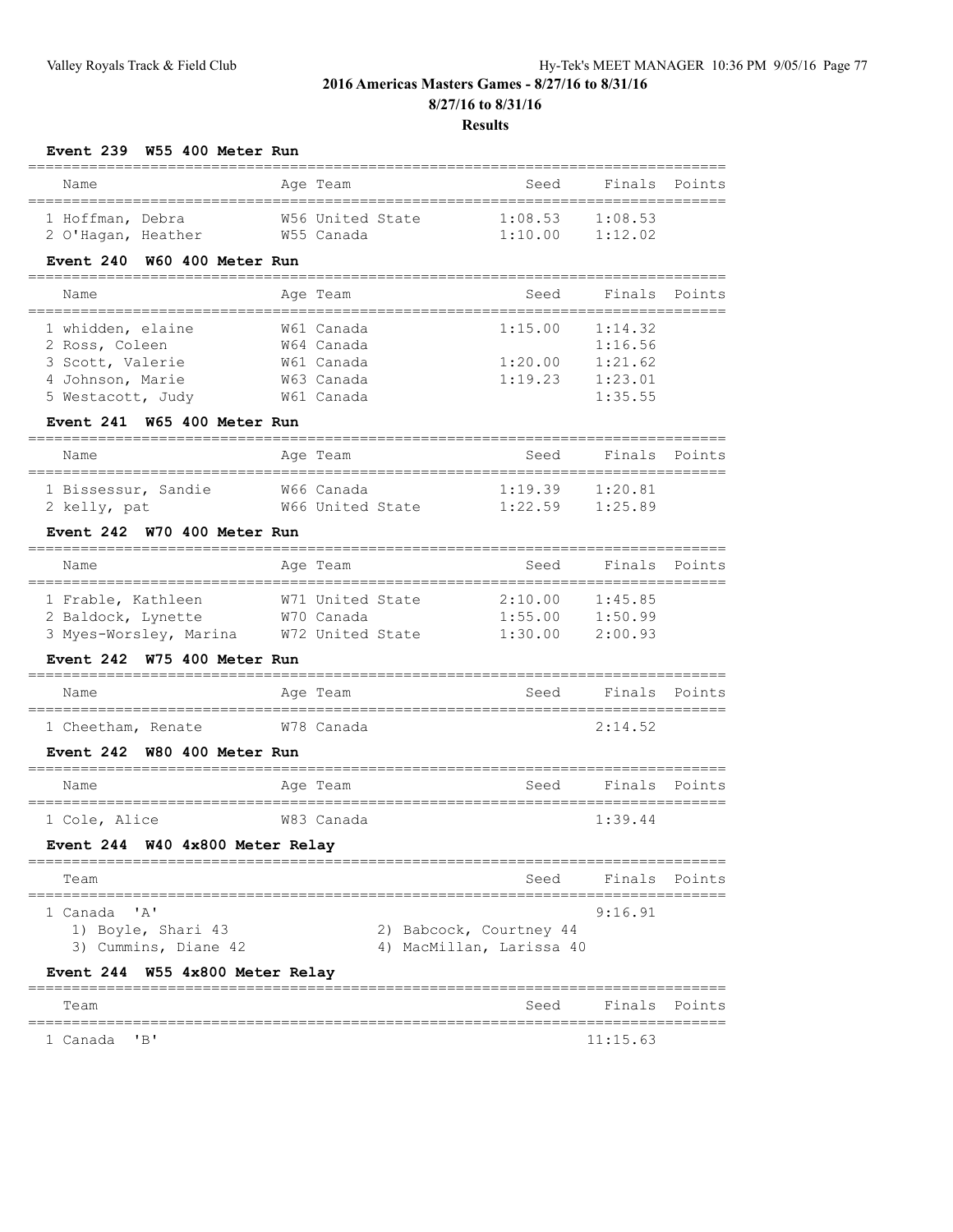## 2016 Americas Masters Games - 8/27/16 to 8/31/16

**8/27/16 to 8/31/16**

**Results**

### Event 239 W55 400 Meter Run

| Name | Age | Team | Seed | Finals | Points |
|---|---|---|---|---|---|
| 1 Hoffman, Debra | W56 | United State | 1:08.53 | 1:08.53 | |
| 2 O'Hagan, Heather | W55 | Canada | 1:10.00 | 1:12.02 | |

### Event 240 W60 400 Meter Run

| Name | Age | Team | Seed | Finals | Points |
|---|---|---|---|---|---|
| 1 whidden, elaine | W61 | Canada | 1:15.00 | 1:14.32 | |
| 2 Ross, Coleen | W64 | Canada | | 1:16.56 | |
| 3 Scott, Valerie | W61 | Canada | 1:20.00 | 1:21.62 | |
| 4 Johnson, Marie | W63 | Canada | 1:19.23 | 1:23.01 | |
| 5 Westacott, Judy | W61 | Canada | | 1:35.55 | |

### Event 241 W65 400 Meter Run

| Name | Age | Team | Seed | Finals | Points |
|---|---|---|---|---|---|
| 1 Bissessur, Sandie | W66 | Canada | 1:19.39 | 1:20.81 | |
| 2 kelly, pat | W66 | United State | 1:22.59 | 1:25.89 | |

### Event 242 W70 400 Meter Run

| Name | Age | Team | Seed | Finals | Points |
|---|---|---|---|---|---|
| 1 Frable, Kathleen | W71 | United State | 2:10.00 | 1:45.85 | |
| 2 Baldock, Lynette | W70 | Canada | 1:55.00 | 1:50.99 | |
| 3 Myes-Worsley, Marina | W72 | United State | 1:30.00 | 2:00.93 | |

### Event 242 W75 400 Meter Run

| Name | Age | Team | Seed | Finals | Points |
|---|---|---|---|---|---|
| 1 Cheetham, Renate | W78 | Canada | | 2:14.52 | |

### Event 242 W80 400 Meter Run

| Name | Age | Team | Seed | Finals | Points |
|---|---|---|---|---|---|
| 1 Cole, Alice | W83 | Canada | | 1:39.44 | |

### Event 244 W40 4x800 Meter Relay

| Team | Seed | Finals | Points |
|---|---|---|---|
| 1 Canada 'A' | | 9:16.91 | |

1) Boyle, Shari 43  
2) Babcock, Courtney 44  
3) Cummins, Diane 42  
4) MacMillan, Larissa 40

### Event 244 W55 4x800 Meter Relay

| Team | Seed | Finals | Points |
|---|---|---|---|
| 1 Canada 'B' | | 11:15.63 | |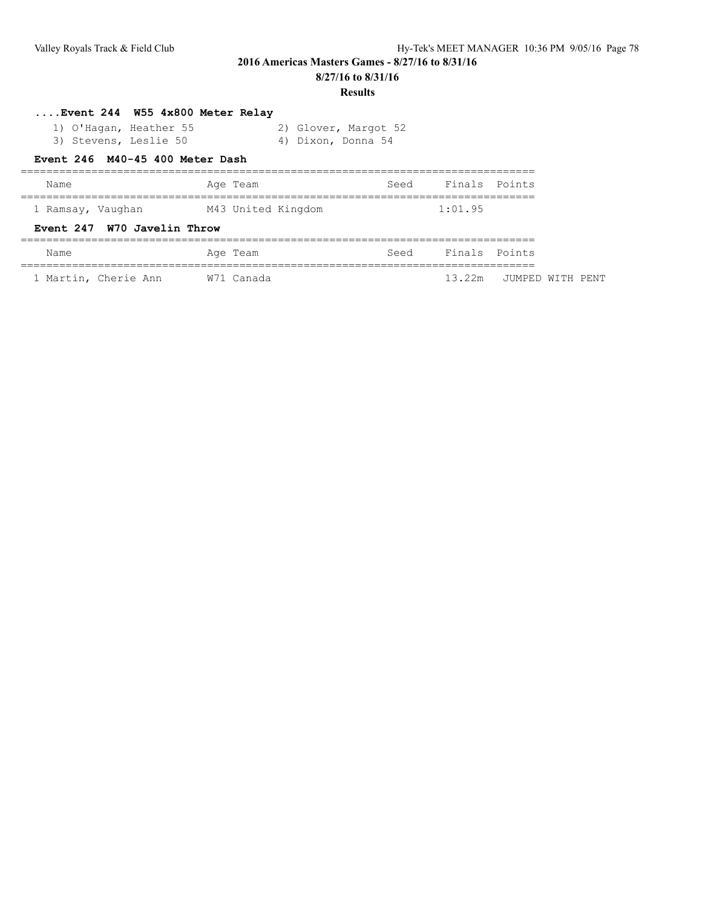### ....Event 244 W55 4x800 Meter Relay

1) O'Hagan, Heather 55　　2) Glover, Margot 52
3) Stevens, Leslie 50　　4) Dixon, Donna 54

### Event 246 M40-45 400 Meter Dash

| Name | Age | Team | Seed | Finals | Points |
|---|---|---|---|---|---|
| 1 Ramsay, Vaughan | M43 | United Kingdom | | 1:01.95 | |

### Event 247 W70 Javelin Throw

| Name | Age | Team | Seed | Finals | Points |
|---|---|---|---|---|---|
| 1 Martin, Cherie Ann | W71 | Canada | | 13.22m | JUMPED WITH PENT |